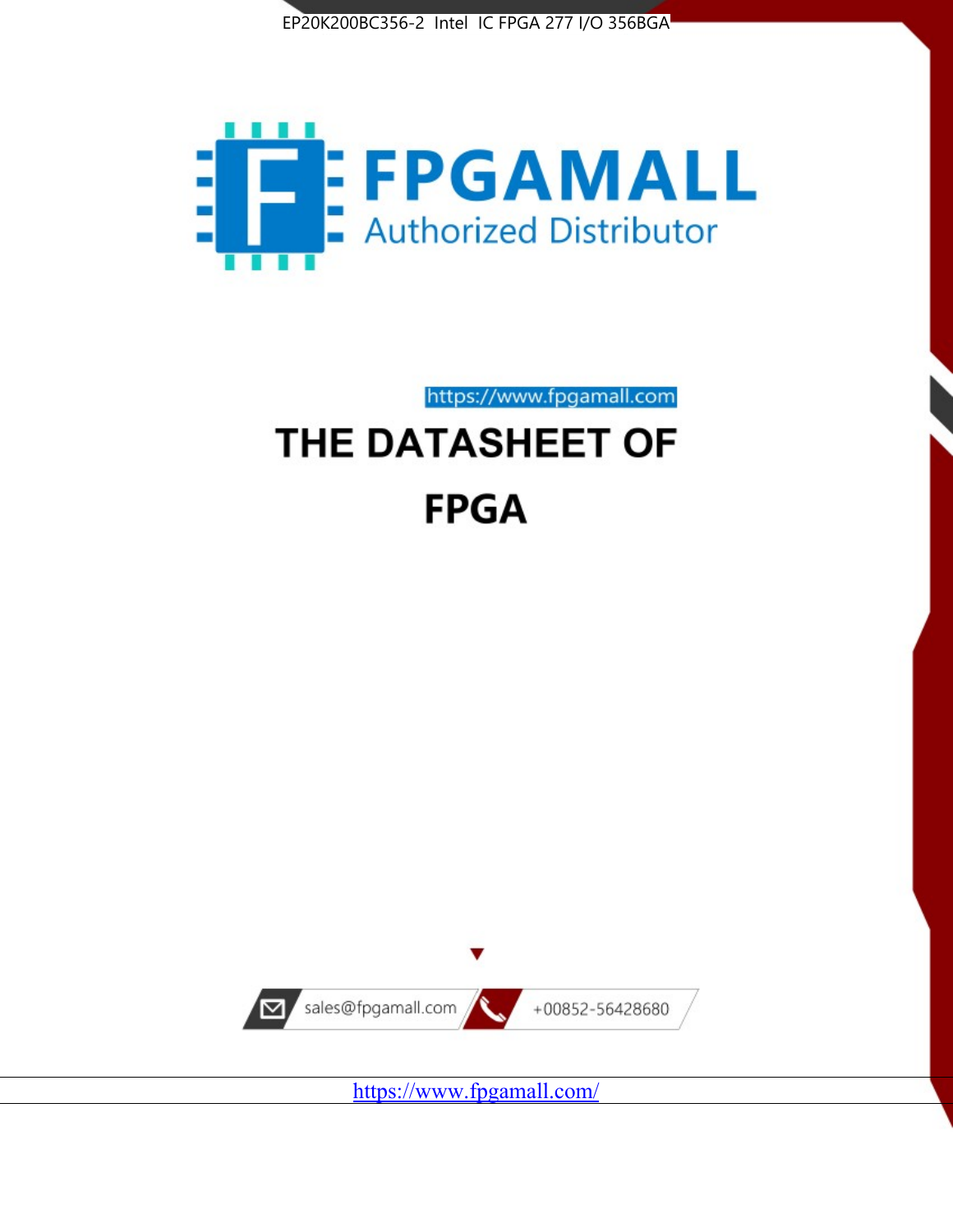EP20K200BC356-2 Intel IC FPGA 277 I/O 356BGA

FPGAMALL

Authorized Distributor

https://www.fpgamall.com

# THE DATASHEET OF

# FPGA

sales@fpgamall.com

+00852-56428680

https://www.fpgamall.com/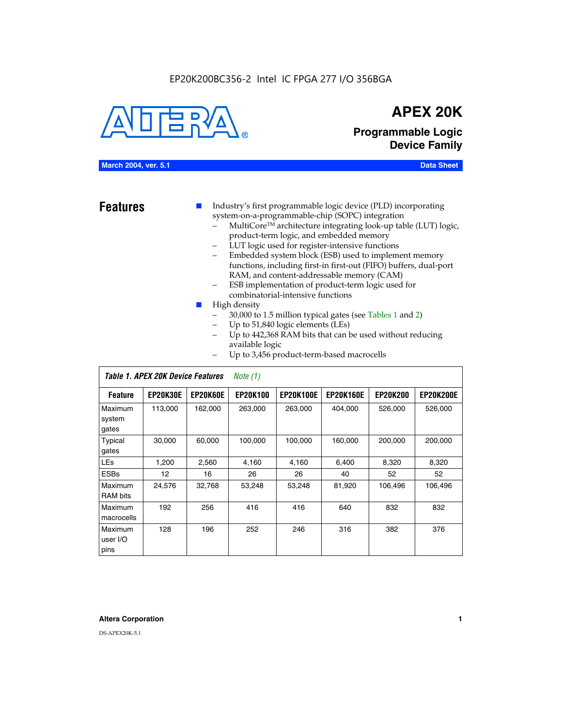EP20K200BC356-2 Intel IC FPGA 277 I/O 356BGA

# APEX 20K

## Programmable Logic Device Family

**March 2004, ver. 5.1** **Data Sheet**

## Features

- Industry's first programmable logic device (PLD) incorporating system-on-a-programmable-chip (SOPC) integration
  - MultiCore™ architecture integrating look-up table (LUT) logic, product-term logic, and embedded memory
  - LUT logic used for register-intensive functions
  - Embedded system block (ESB) used to implement memory functions, including first-in first-out (FIFO) buffers, dual-port RAM, and content-addressable memory (CAM)
  - ESB implementation of product-term logic used for combinatorial-intensive functions
- High density
  - 30,000 to 1.5 million typical gates (see Tables 1 and 2)
  - Up to 51,840 logic elements (LEs)
  - Up to 442,368 RAM bits that can be used without reducing available logic
  - Up to 3,456 product-term-based macrocells

*Table 1. APEX 20K Device Features* *Note (1)*

| Feature | EP20K30E | EP20K60E | EP20K100 | EP20K100E | EP20K160E | EP20K200 | EP20K200E |
|---|---|---|---|---|---|---|---|
| Maximum system gates | 113,000 | 162,000 | 263,000 | 263,000 | 404,000 | 526,000 | 526,000 |
| Typical gates | 30,000 | 60,000 | 100,000 | 100,000 | 160,000 | 200,000 | 200,000 |
| LEs | 1,200 | 2,560 | 4,160 | 4,160 | 6,400 | 8,320 | 8,320 |
| ESBs | 12 | 16 | 26 | 26 | 40 | 52 | 52 |
| Maximum RAM bits | 24,576 | 32,768 | 53,248 | 53,248 | 81,920 | 106,496 | 106,496 |
| Maximum macrocells | 192 | 256 | 416 | 416 | 640 | 832 | 832 |
| Maximum user I/O pins | 128 | 196 | 252 | 246 | 316 | 382 | 376 |

**Altera Corporation**

DS-APEX20K-5.1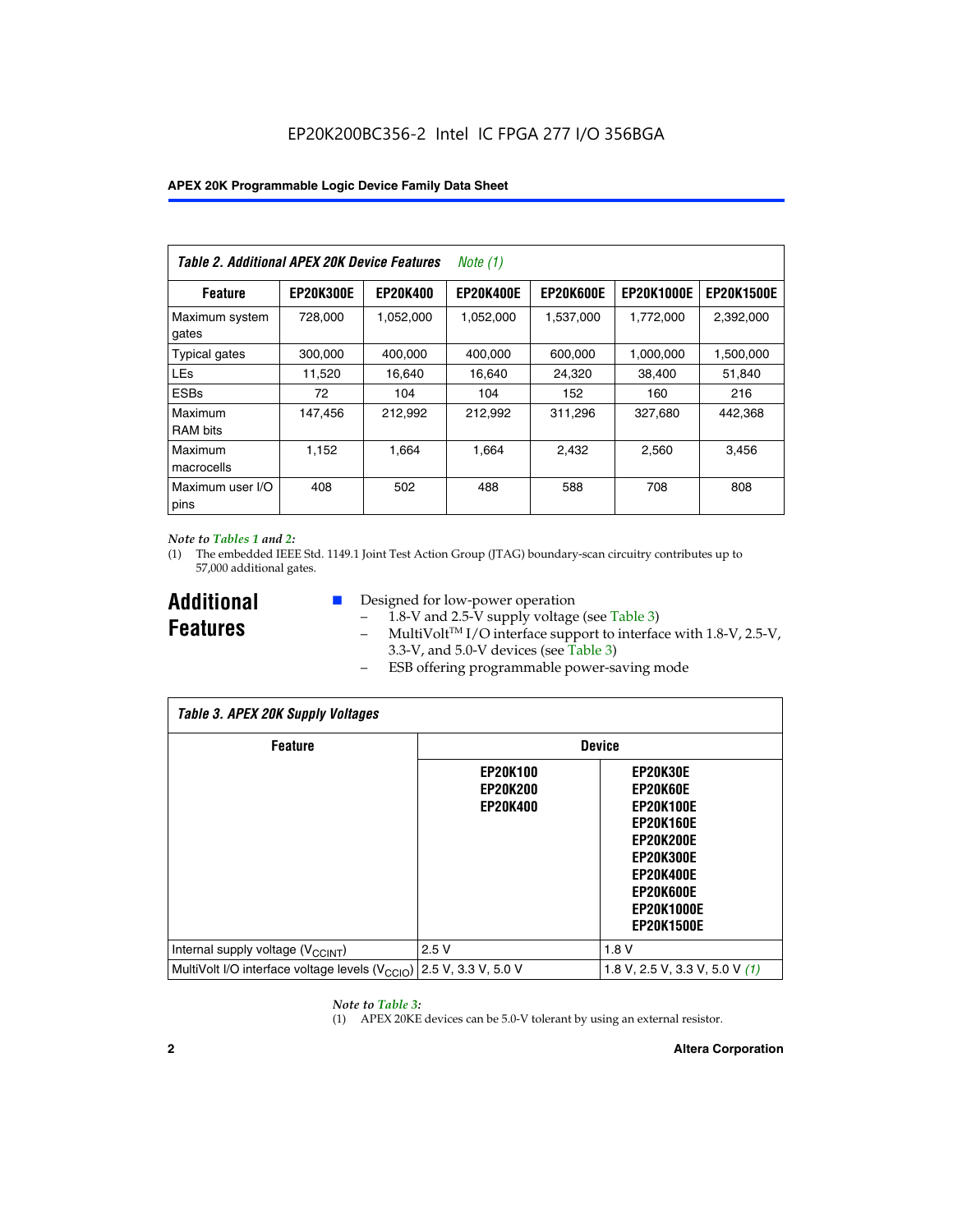**Table 2. Additional APEX 20K Device Features** *Note (1)*

| Feature | EP20K300E | EP20K400 | EP20K400E | EP20K600E | EP20K1000E | EP20K1500E |
|---|---|---|---|---|---|---|
| Maximum system gates | 728,000 | 1,052,000 | 1,052,000 | 1,537,000 | 1,772,000 | 2,392,000 |
| Typical gates | 300,000 | 400,000 | 400,000 | 600,000 | 1,000,000 | 1,500,000 |
| LEs | 11,520 | 16,640 | 16,640 | 24,320 | 38,400 | 51,840 |
| ESBs | 72 | 104 | 104 | 152 | 160 | 216 |
| Maximum RAM bits | 147,456 | 212,992 | 212,992 | 311,296 | 327,680 | 442,368 |
| Maximum macrocells | 1,152 | 1,664 | 1,664 | 2,432 | 2,560 | 3,456 |
| Maximum user I/O pins | 408 | 502 | 488 | 588 | 708 | 808 |

*Note to Tables 1 and 2:*

(1) The embedded IEEE Std. 1149.1 Joint Test Action Group (JTAG) boundary-scan circuitry contributes up to 57,000 additional gates.

## Additional Features

- Designed for low-power operation
  - 1.8-V and 2.5-V supply voltage (see Table 3)
  - MultiVolt™ I/O interface support to interface with 1.8-V, 2.5-V, 3.3-V, and 5.0-V devices (see Table 3)
  - ESB offering programmable power-saving mode

**Table 3. APEX 20K Supply Voltages**

| Feature | Device | |
|---|---|---|
| | EP20K100 EP20K200 EP20K400 | EP20K30E EP20K60E EP20K100E EP20K160E EP20K200E EP20K300E EP20K400E EP20K600E EP20K1000E EP20K1500E |
| Internal supply voltage ($V_{CCINT}$) | 2.5 V | 1.8 V |
| MultiVolt I/O interface voltage levels ($V_{CCIO}$) | 2.5 V, 3.3 V, 5.0 V | 1.8 V, 2.5 V, 3.3 V, 5.0 V *(1)* |

*Note to Table 3:*

(1) APEX 20KE devices can be 5.0-V tolerant by using an external resistor.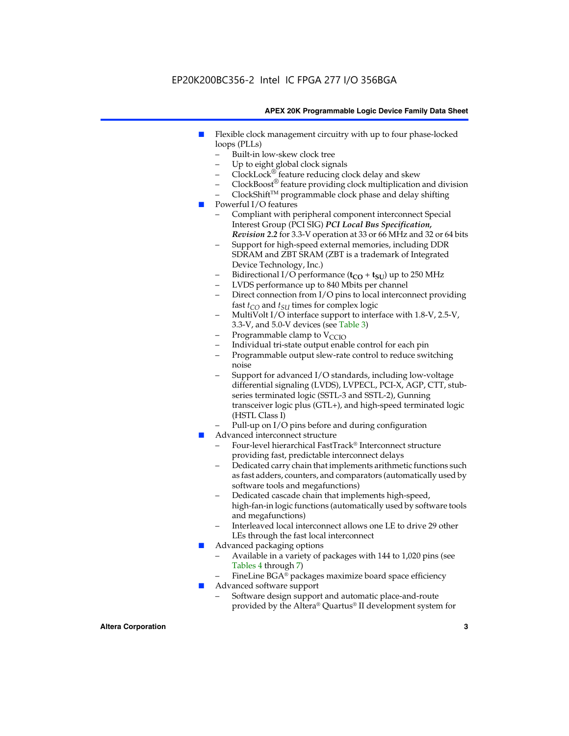- Flexible clock management circuitry with up to four phase-locked loops (PLLs)
  - Built-in low-skew clock tree
  - Up to eight global clock signals
  - ClockLock® feature reducing clock delay and skew
  - ClockBoost® feature providing clock multiplication and division
  - ClockShift™ programmable clock phase and delay shifting
- Powerful I/O features
  - Compliant with peripheral component interconnect Special Interest Group (PCI SIG) ***PCI Local Bus Specification, Revision 2.2*** for 3.3-V operation at 33 or 66 MHz and 32 or 64 bits
  - Support for high-speed external memories, including DDR SDRAM and ZBT SRAM (ZBT is a trademark of Integrated Device Technology, Inc.)
  - Bidirectional I/O performance (**$t_{CO}$ + $t_{SU}$**) up to 250 MHz
  - LVDS performance up to 840 Mbits per channel
  - Direct connection from I/O pins to local interconnect providing fast $t_{CO}$ and $t_{SU}$ times for complex logic
  - MultiVolt I/O interface support to interface with 1.8-V, 2.5-V, 3.3-V, and 5.0-V devices (see Table 3)
  - Programmable clamp to $V_{CCIO}$
  - Individual tri-state output enable control for each pin
  - Programmable output slew-rate control to reduce switching noise
  - Support for advanced I/O standards, including low-voltage differential signaling (LVDS), LVPECL, PCI-X, AGP, CTT, stub-series terminated logic (SSTL-3 and SSTL-2), Gunning transceiver logic plus (GTL+), and high-speed terminated logic (HSTL Class I)
  - Pull-up on I/O pins before and during configuration
- Advanced interconnect structure
  - Four-level hierarchical FastTrack® Interconnect structure providing fast, predictable interconnect delays
  - Dedicated carry chain that implements arithmetic functions such as fast adders, counters, and comparators (automatically used by software tools and megafunctions)
  - Dedicated cascade chain that implements high-speed, high-fan-in logic functions (automatically used by software tools and megafunctions)
  - Interleaved local interconnect allows one LE to drive 29 other LEs through the fast local interconnect
- Advanced packaging options
  - Available in a variety of packages with 144 to 1,020 pins (see Tables 4 through 7)
  - FineLine BGA® packages maximize board space efficiency
- Advanced software support
  - Software design support and automatic place-and-route provided by the Altera® Quartus® II development system for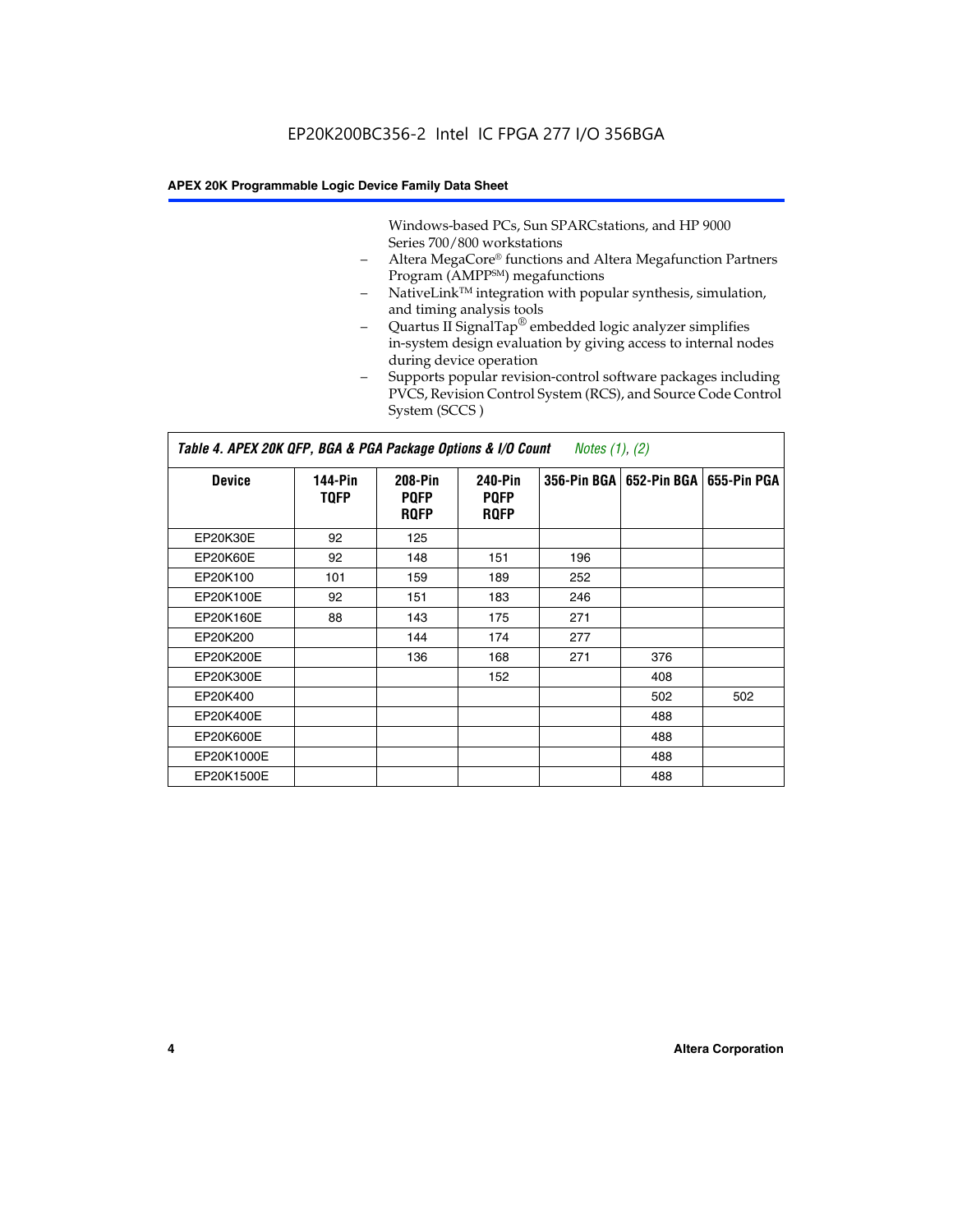Windows-based PCs, Sun SPARCstations, and HP 9000 Series 700/800 workstations

- Altera MegaCore® functions and Altera Megafunction Partners Program (AMPP℠) megafunctions
- NativeLink™ integration with popular synthesis, simulation, and timing analysis tools
- Quartus II SignalTap® embedded logic analyzer simplifies in-system design evaluation by giving access to internal nodes during device operation
- Supports popular revision-control software packages including PVCS, Revision Control System (RCS), and Source Code Control System (SCCS )

*Table 4. APEX 20K QFP, BGA & PGA Package Options & I/O Count Notes (1), (2)*

| Device | 144-Pin TQFP | 208-Pin PQFP RQFP | 240-Pin PQFP RQFP | 356-Pin BGA | 652-Pin BGA | 655-Pin PGA |
|---|---|---|---|---|---|---|
| EP20K30E | 92 | 125 | | | | |
| EP20K60E | 92 | 148 | 151 | 196 | | |
| EP20K100 | 101 | 159 | 189 | 252 | | |
| EP20K100E | 92 | 151 | 183 | 246 | | |
| EP20K160E | 88 | 143 | 175 | 271 | | |
| EP20K200 | | 144 | 174 | 277 | | |
| EP20K200E | | 136 | 168 | 271 | 376 | |
| EP20K300E | | | 152 | | 408 | |
| EP20K400 | | | | | 502 | 502 |
| EP20K400E | | | | | 488 | |
| EP20K600E | | | | | 488 | |
| EP20K1000E | | | | | 488 | |
| EP20K1500E | | | | | 488 | |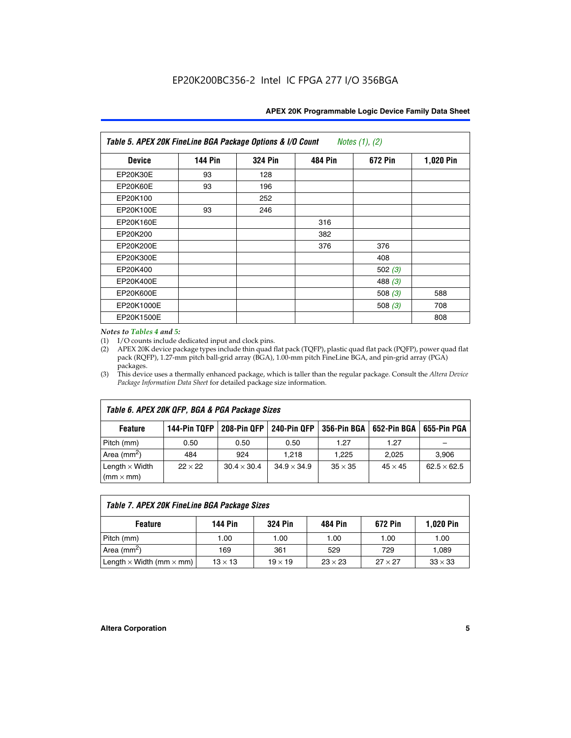**Table 5. APEX 20K FineLine BGA Package Options & I/O Count** *Notes (1), (2)*

| Device | 144 Pin | 324 Pin | 484 Pin | 672 Pin | 1,020 Pin |
|---|---|---|---|---|---|
| EP20K30E | 93 | 128 | | | |
| EP20K60E | 93 | 196 | | | |
| EP20K100 | | 252 | | | |
| EP20K100E | 93 | 246 | | | |
| EP20K160E | | | 316 | | |
| EP20K200 | | | 382 | | |
| EP20K200E | | | 376 | 376 | |
| EP20K300E | | | | 408 | |
| EP20K400 | | | | 502 *(3)* | |
| EP20K400E | | | | 488 *(3)* | |
| EP20K600E | | | | 508 *(3)* | 588 |
| EP20K1000E | | | | 508 *(3)* | 708 |
| EP20K1500E | | | | | 808 |

*Notes to Tables 4 and 5:*

(1) I/O counts include dedicated input and clock pins.

(2) APEX 20K device package types include thin quad flat pack (TQFP), plastic quad flat pack (PQFP), power quad flat pack (RQFP), 1.27-mm pitch ball-grid array (BGA), 1.00-mm pitch FineLine BGA, and pin-grid array (PGA) packages.

(3) This device uses a thermally enhanced package, which is taller than the regular package. Consult the *Altera Device Package Information Data Sheet* for detailed package size information.

**Table 6. APEX 20K QFP, BGA & PGA Package Sizes**

| Feature | 144-Pin TQFP | 208-Pin QFP | 240-Pin QFP | 356-Pin BGA | 652-Pin BGA | 655-Pin PGA |
|---|---|---|---|---|---|---|
| Pitch (mm) | 0.50 | 0.50 | 0.50 | 1.27 | 1.27 | – |
| Area ($mm^2$) | 484 | 924 | 1,218 | 1,225 | 2,025 | 3,906 |
| Length × Width (mm × mm) | 22 × 22 | 30.4 × 30.4 | 34.9 × 34.9 | 35 × 35 | 45 × 45 | 62.5 × 62.5 |

**Table 7. APEX 20K FineLine BGA Package Sizes**

| Feature | 144 Pin | 324 Pin | 484 Pin | 672 Pin | 1,020 Pin |
|---|---|---|---|---|---|
| Pitch (mm) | 1.00 | 1.00 | 1.00 | 1.00 | 1.00 |
| Area ($mm^2$) | 169 | 361 | 529 | 729 | 1,089 |
| Length × Width (mm × mm) | 13 × 13 | 19 × 19 | 23 × 23 | 27 × 27 | 33 × 33 |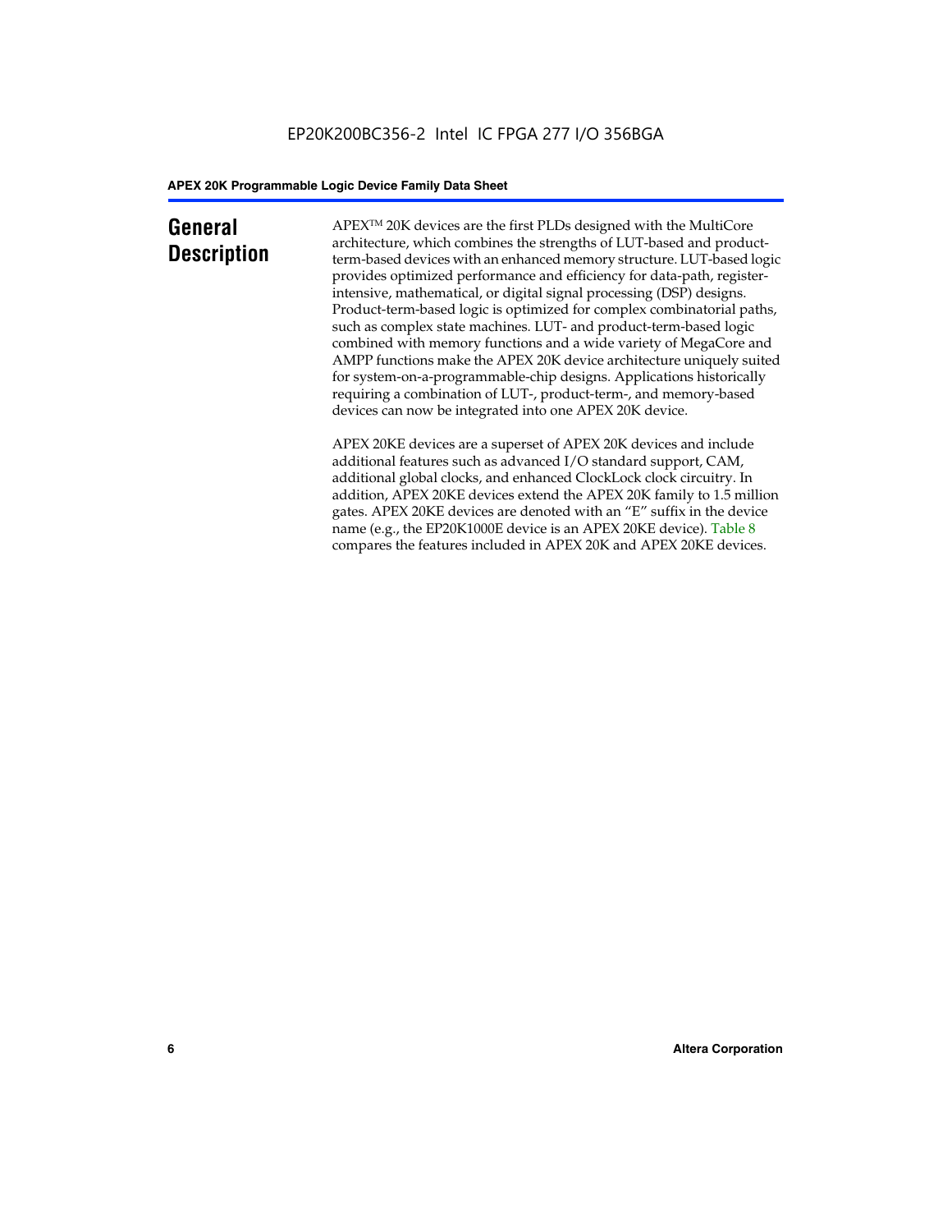# General Description

APEX™ 20K devices are the first PLDs designed with the MultiCore architecture, which combines the strengths of LUT-based and product-term-based devices with an enhanced memory structure. LUT-based logic provides optimized performance and efficiency for data-path, register-intensive, mathematical, or digital signal processing (DSP) designs. Product-term-based logic is optimized for complex combinatorial paths, such as complex state machines. LUT- and product-term-based logic combined with memory functions and a wide variety of MegaCore and AMPP functions make the APEX 20K device architecture uniquely suited for system-on-a-programmable-chip designs. Applications historically requiring a combination of LUT-, product-term-, and memory-based devices can now be integrated into one APEX 20K device.

APEX 20KE devices are a superset of APEX 20K devices and include additional features such as advanced I/O standard support, CAM, additional global clocks, and enhanced ClockLock clock circuitry. In addition, APEX 20KE devices extend the APEX 20K family to 1.5 million gates. APEX 20KE devices are denoted with an "E" suffix in the device name (e.g., the EP20K1000E device is an APEX 20KE device). Table 8 compares the features included in APEX 20K and APEX 20KE devices.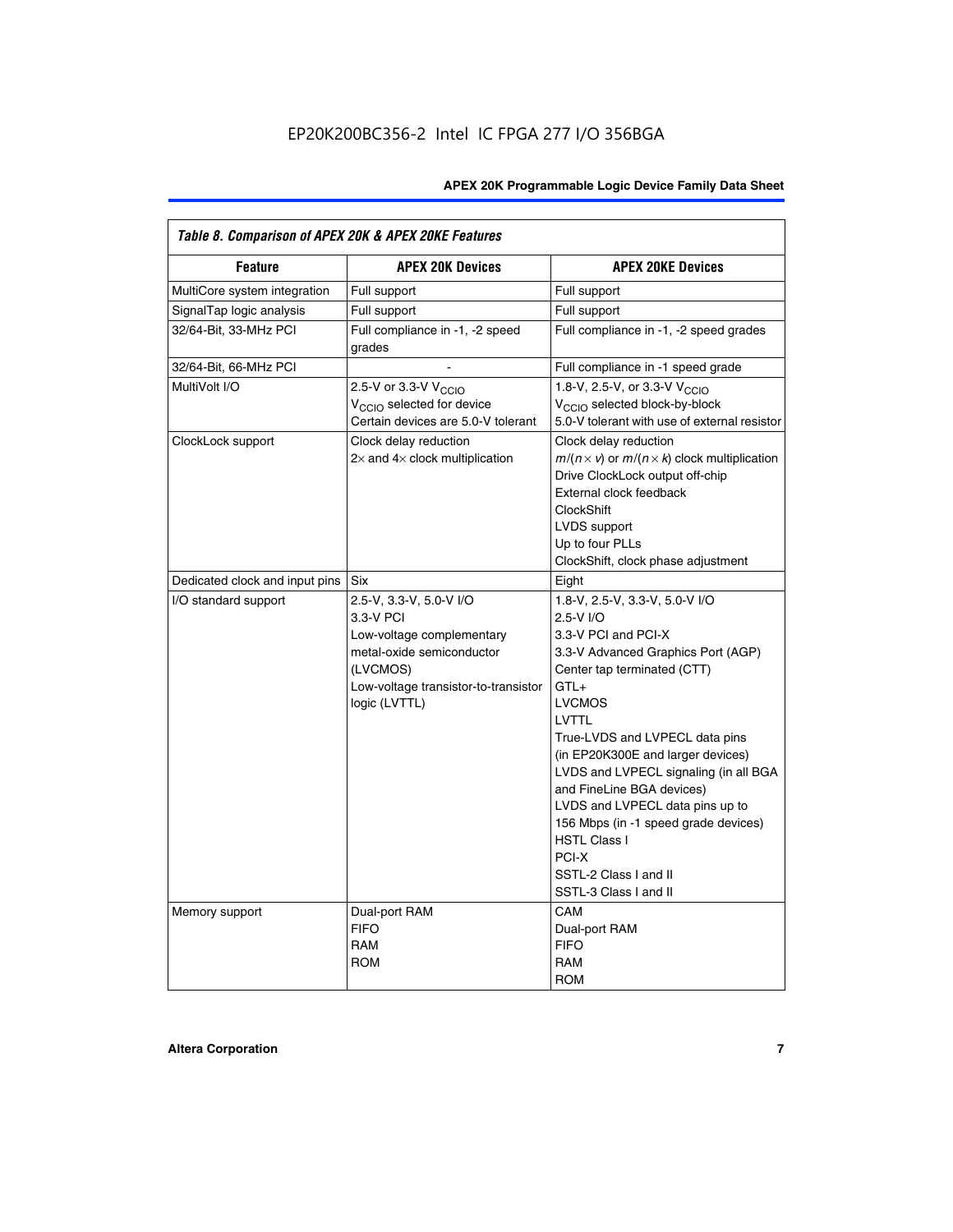*Table 8. Comparison of APEX 20K & APEX 20KE Features*

| Feature | APEX 20K Devices | APEX 20KE Devices |
|---|---|---|
| MultiCore system integration | Full support | Full support |
| SignalTap logic analysis | Full support | Full support |
| 32/64-Bit, 33-MHz PCI | Full compliance in -1, -2 speed grades | Full compliance in -1, -2 speed grades |
| 32/64-Bit, 66-MHz PCI | - | Full compliance in -1 speed grade |
| MultiVolt I/O | 2.5-V or 3.3-V $V_{CCIO}$<br>$V_{CCIO}$ selected for device<br>Certain devices are 5.0-V tolerant | 1.8-V, 2.5-V, or 3.3-V $V_{CCIO}$<br>$V_{CCIO}$ selected block-by-block<br>5.0-V tolerant with use of external resistor |
| ClockLock support | Clock delay reduction<br>2× and 4× clock multiplication | Clock delay reduction<br>$m/(n \times v)$ or $m/(n \times k)$ clock multiplication<br>Drive ClockLock output off-chip<br>External clock feedback<br>ClockShift<br>LVDS support<br>Up to four PLLs<br>ClockShift, clock phase adjustment |
| Dedicated clock and input pins | Six | Eight |
| I/O standard support | 2.5-V, 3.3-V, 5.0-V I/O<br>3.3-V PCI<br>Low-voltage complementary metal-oxide semiconductor (LVCMOS)<br>Low-voltage transistor-to-transistor logic (LVTTL) | 1.8-V, 2.5-V, 3.3-V, 5.0-V I/O<br>2.5-V I/O<br>3.3-V PCI and PCI-X<br>3.3-V Advanced Graphics Port (AGP)<br>Center tap terminated (CTT)<br>GTL+<br>LVCMOS<br>LVTTL<br>True-LVDS and LVPECL data pins (in EP20K300E and larger devices)<br>LVDS and LVPECL signaling (in all BGA and FineLine BGA devices)<br>LVDS and LVPECL data pins up to 156 Mbps (in -1 speed grade devices)<br>HSTL Class I<br>PCI-X<br>SSTL-2 Class I and II<br>SSTL-3 Class I and II |
| Memory support | Dual-port RAM<br>FIFO<br>RAM<br>ROM | CAM<br>Dual-port RAM<br>FIFO<br>RAM<br>ROM |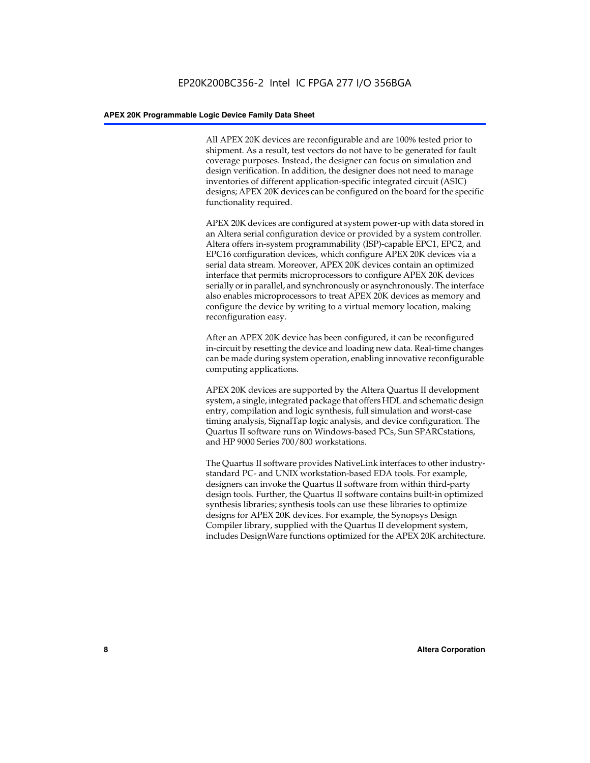All APEX 20K devices are reconfigurable and are 100% tested prior to shipment. As a result, test vectors do not have to be generated for fault coverage purposes. Instead, the designer can focus on simulation and design verification. In addition, the designer does not need to manage inventories of different application-specific integrated circuit (ASIC) designs; APEX 20K devices can be configured on the board for the specific functionality required.

APEX 20K devices are configured at system power-up with data stored in an Altera serial configuration device or provided by a system controller. Altera offers in-system programmability (ISP)-capable EPC1, EPC2, and EPC16 configuration devices, which configure APEX 20K devices via a serial data stream. Moreover, APEX 20K devices contain an optimized interface that permits microprocessors to configure APEX 20K devices serially or in parallel, and synchronously or asynchronously. The interface also enables microprocessors to treat APEX 20K devices as memory and configure the device by writing to a virtual memory location, making reconfiguration easy.

After an APEX 20K device has been configured, it can be reconfigured in-circuit by resetting the device and loading new data. Real-time changes can be made during system operation, enabling innovative reconfigurable computing applications.

APEX 20K devices are supported by the Altera Quartus II development system, a single, integrated package that offers HDL and schematic design entry, compilation and logic synthesis, full simulation and worst-case timing analysis, SignalTap logic analysis, and device configuration. The Quartus II software runs on Windows-based PCs, Sun SPARCstations, and HP 9000 Series 700/800 workstations.

The Quartus II software provides NativeLink interfaces to other industry-standard PC- and UNIX workstation-based EDA tools. For example, designers can invoke the Quartus II software from within third-party design tools. Further, the Quartus II software contains built-in optimized synthesis libraries; synthesis tools can use these libraries to optimize designs for APEX 20K devices. For example, the Synopsys Design Compiler library, supplied with the Quartus II development system, includes DesignWare functions optimized for the APEX 20K architecture.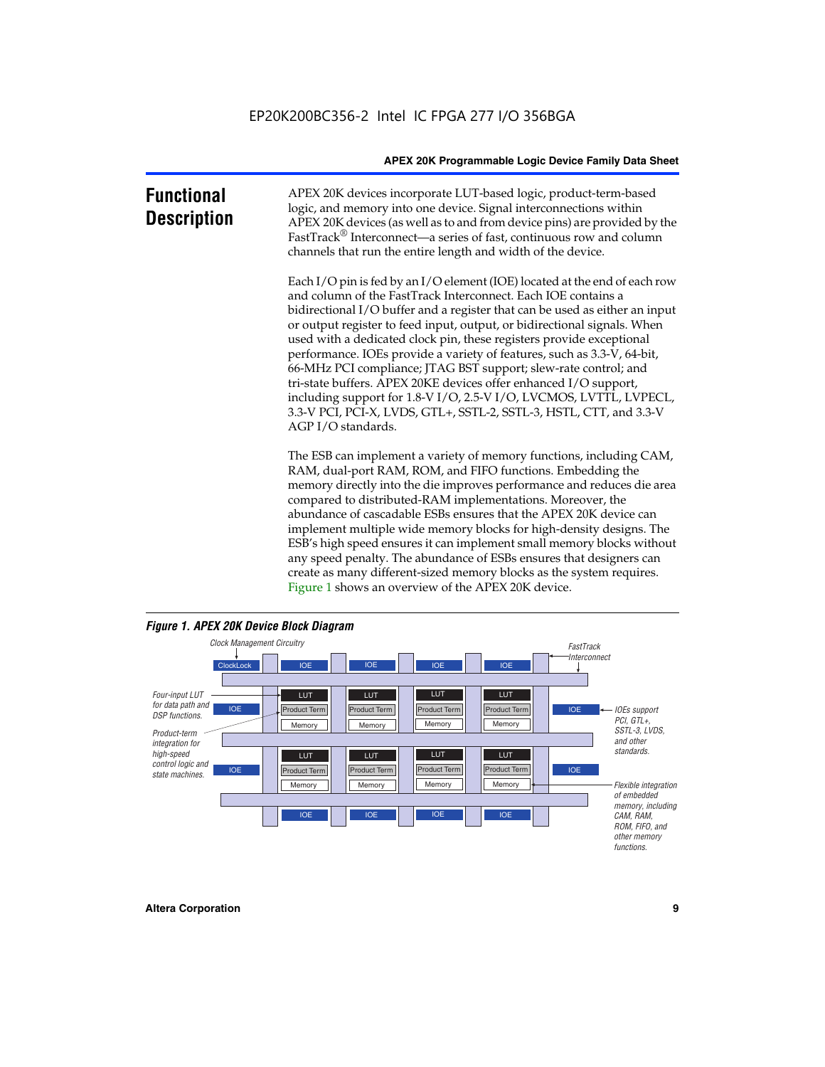## Functional Description

APEX 20K devices incorporate LUT-based logic, product-term-based logic, and memory into one device. Signal interconnections within APEX 20K devices (as well as to and from device pins) are provided by the FastTrack® Interconnect—a series of fast, continuous row and column channels that run the entire length and width of the device.

Each I/O pin is fed by an I/O element (IOE) located at the end of each row and column of the FastTrack Interconnect. Each IOE contains a bidirectional I/O buffer and a register that can be used as either an input or output register to feed input, output, or bidirectional signals. When used with a dedicated clock pin, these registers provide exceptional performance. IOEs provide a variety of features, such as 3.3-V, 64-bit, 66-MHz PCI compliance; JTAG BST support; slew-rate control; and tri-state buffers. APEX 20KE devices offer enhanced I/O support, including support for 1.8-V I/O, 2.5-V I/O, LVCMOS, LVTTL, LVPECL, 3.3-V PCI, PCI-X, LVDS, GTL+, SSTL-2, SSTL-3, HSTL, CTT, and 3.3-V AGP I/O standards.

The ESB can implement a variety of memory functions, including CAM, RAM, dual-port RAM, ROM, and FIFO functions. Embedding the memory directly into the die improves performance and reduces die area compared to distributed-RAM implementations. Moreover, the abundance of cascadable ESBs ensures that the APEX 20K device can implement multiple wide memory blocks for high-density designs. The ESB's high speed ensures it can implement small memory blocks without any speed penalty. The abundance of ESBs ensures that designers can create as many different-sized memory blocks as the system requires. Figure 1 shows an overview of the APEX 20K device.

*Figure 1. APEX 20K Device Block Diagram*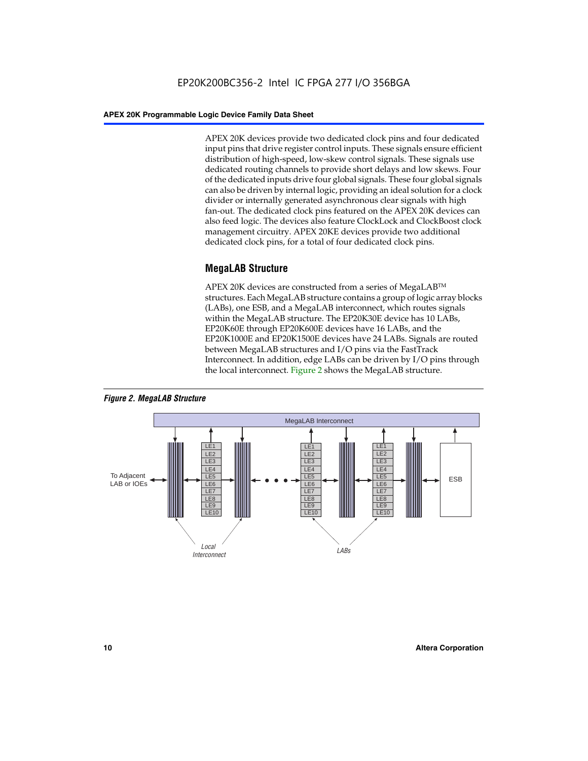APEX 20K devices provide two dedicated clock pins and four dedicated input pins that drive register control inputs. These signals ensure efficient distribution of high-speed, low-skew control signals. These signals use dedicated routing channels to provide short delays and low skews. Four of the dedicated inputs drive four global signals. These four global signals can also be driven by internal logic, providing an ideal solution for a clock divider or internally generated asynchronous clear signals with high fan-out. The dedicated clock pins featured on the APEX 20K devices can also feed logic. The devices also feature ClockLock and ClockBoost clock management circuitry. APEX 20KE devices provide two additional dedicated clock pins, for a total of four dedicated clock pins.

## MegaLAB Structure

APEX 20K devices are constructed from a series of MegaLAB™ structures. Each MegaLAB structure contains a group of logic array blocks (LABs), one ESB, and a MegaLAB interconnect, which routes signals within the MegaLAB structure. The EP20K30E device has 10 LABs, EP20K60E through EP20K600E devices have 16 LABs, and the EP20K1000E and EP20K1500E devices have 24 LABs. Signals are routed between MegaLAB structures and I/O pins via the FastTrack Interconnect. In addition, edge LABs can be driven by I/O pins through the local interconnect. Figure 2 shows the MegaLAB structure.

*Figure 2. MegaLAB Structure*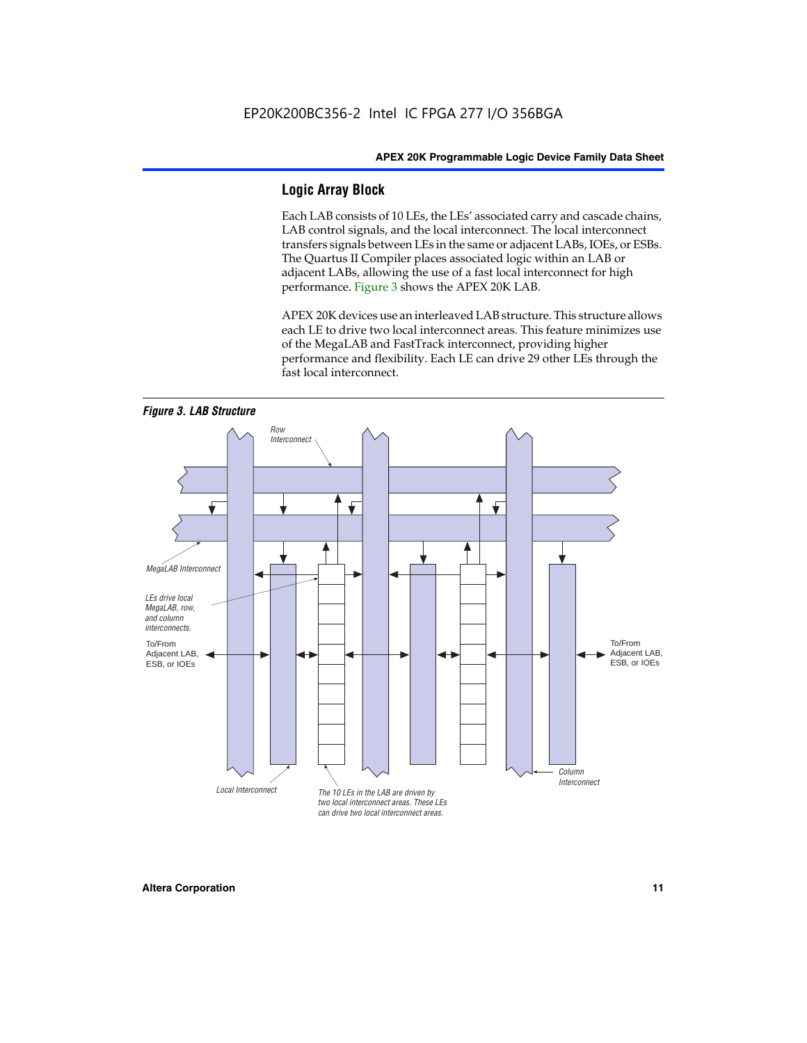## Logic Array Block

Each LAB consists of 10 LEs, the LEs' associated carry and cascade chains, LAB control signals, and the local interconnect. The local interconnect transfers signals between LEs in the same or adjacent LABs, IOEs, or ESBs. The Quartus II Compiler places associated logic within an LAB or adjacent LABs, allowing the use of a fast local interconnect for high performance. Figure 3 shows the APEX 20K LAB.

APEX 20K devices use an interleaved LAB structure. This structure allows each LE to drive two local interconnect areas. This feature minimizes use of the MegaLAB and FastTrack interconnect, providing higher performance and flexibility. Each LE can drive 29 other LEs through the fast local interconnect.

*Figure 3. LAB Structure*

Row Interconnect

MegaLAB Interconnect

LEs drive local MegaLAB, row, and column interconnects.

To/From Adjacent LAB, ESB, or IOEs

To/From Adjacent LAB, ESB, or IOEs

Column Interconnect

Local Interconnect

The 10 LEs in the LAB are driven by two local interconnect areas. These LEs can drive two local interconnect areas.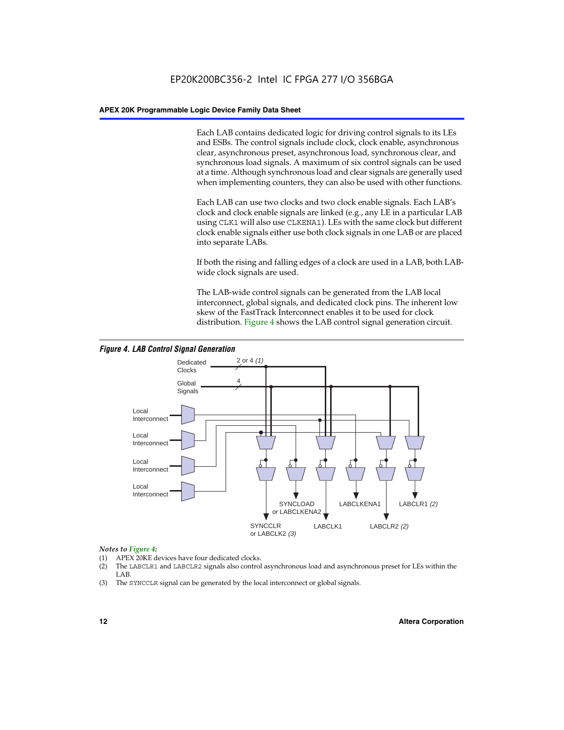Each LAB contains dedicated logic for driving control signals to its LEs and ESBs. The control signals include clock, clock enable, asynchronous clear, asynchronous preset, asynchronous load, synchronous clear, and synchronous load signals. A maximum of six control signals can be used at a time. Although synchronous load and clear signals are generally used when implementing counters, they can also be used with other functions.

Each LAB can use two clocks and two clock enable signals. Each LAB's clock and clock enable signals are linked (e.g., any LE in a particular LAB using `CLK1` will also use `CLKENA1`). LEs with the same clock but different clock enable signals either use both clock signals in one LAB or are placed into separate LABs.

If both the rising and falling edges of a clock are used in a LAB, both LAB-wide clock signals are used.

The LAB-wide control signals can be generated from the LAB local interconnect, global signals, and dedicated clock pins. The inherent low skew of the FastTrack Interconnect enables it to be used for clock distribution. Figure 4 shows the LAB control signal generation circuit.

***Figure 4. LAB Control Signal Generation***

*Notes to Figure 4:*

(1) APEX 20KE devices have four dedicated clocks.

(2) The `LABCLR1` and `LABCLR2` signals also control asynchronous load and asynchronous preset for LEs within the LAB.

(3) The `SYNCCLR` signal can be generated by the local interconnect or global signals.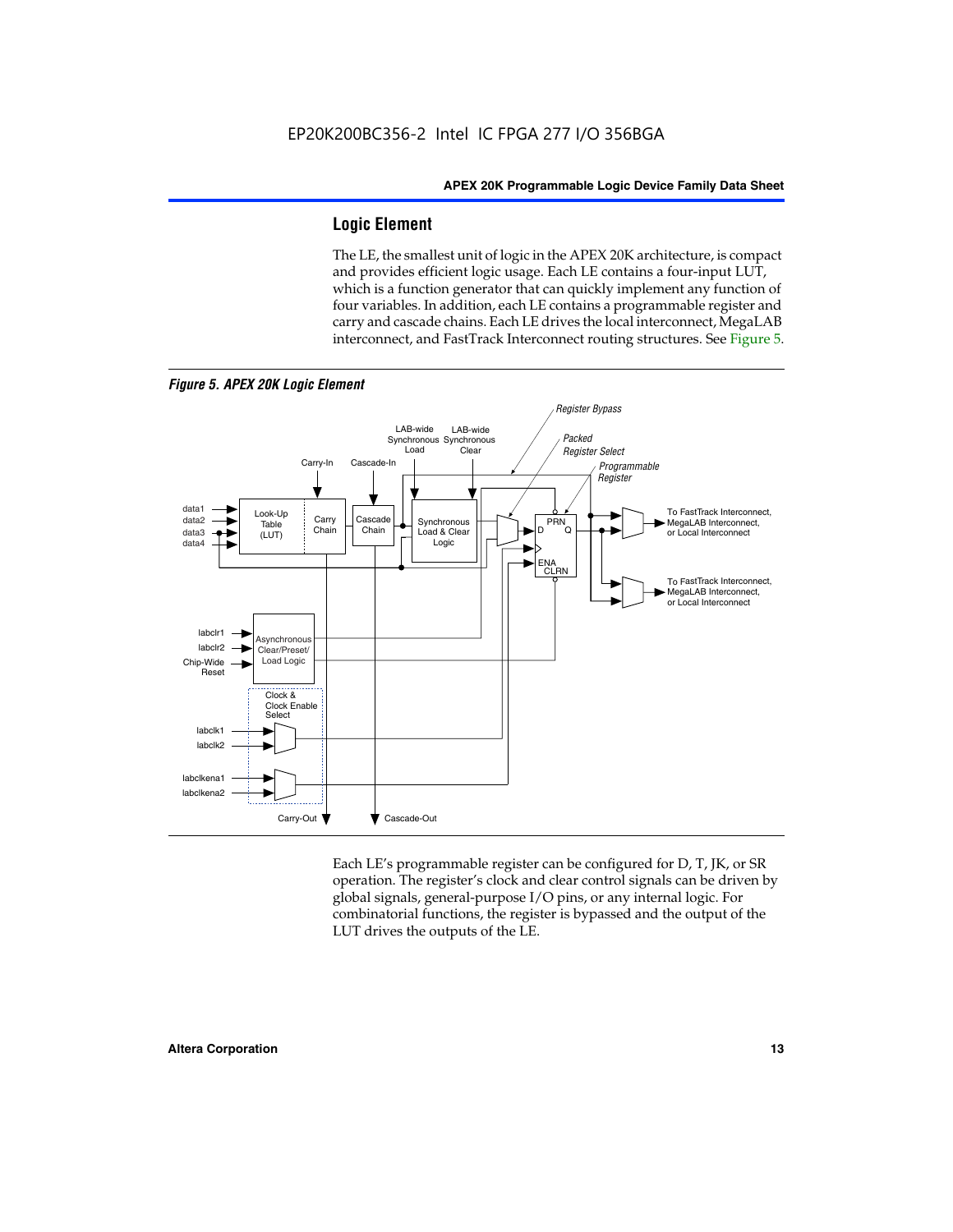## Logic Element

The LE, the smallest unit of logic in the APEX 20K architecture, is compact and provides efficient logic usage. Each LE contains a four-input LUT, which is a function generator that can quickly implement any function of four variables. In addition, each LE contains a programmable register and carry and cascade chains. Each LE drives the local interconnect, MegaLAB interconnect, and FastTrack Interconnect routing structures. See Figure 5.

*Figure 5. APEX 20K Logic Element*

Each LE's programmable register can be configured for D, T, JK, or SR operation. The register's clock and clear control signals can be driven by global signals, general-purpose I/O pins, or any internal logic. For combinatorial functions, the register is bypassed and the output of the LUT drives the outputs of the LE.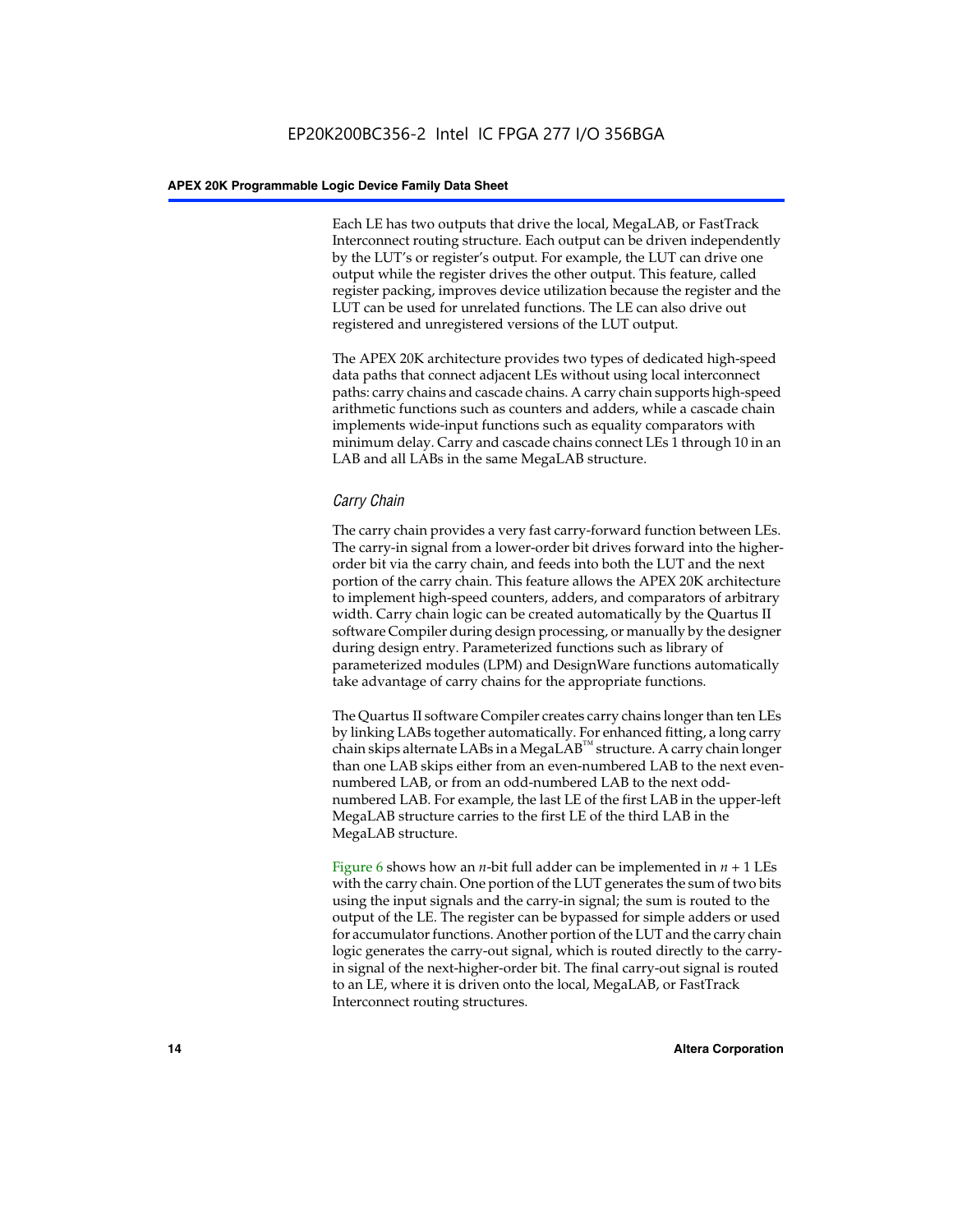Each LE has two outputs that drive the local, MegaLAB, or FastTrack Interconnect routing structure. Each output can be driven independently by the LUT's or register's output. For example, the LUT can drive one output while the register drives the other output. This feature, called register packing, improves device utilization because the register and the LUT can be used for unrelated functions. The LE can also drive out registered and unregistered versions of the LUT output.

The APEX 20K architecture provides two types of dedicated high-speed data paths that connect adjacent LEs without using local interconnect paths: carry chains and cascade chains. A carry chain supports high-speed arithmetic functions such as counters and adders, while a cascade chain implements wide-input functions such as equality comparators with minimum delay. Carry and cascade chains connect LEs 1 through 10 in an LAB and all LABs in the same MegaLAB structure.

### *Carry Chain*

The carry chain provides a very fast carry-forward function between LEs. The carry-in signal from a lower-order bit drives forward into the higher-order bit via the carry chain, and feeds into both the LUT and the next portion of the carry chain. This feature allows the APEX 20K architecture to implement high-speed counters, adders, and comparators of arbitrary width. Carry chain logic can be created automatically by the Quartus II software Compiler during design processing, or manually by the designer during design entry. Parameterized functions such as library of parameterized modules (LPM) and DesignWare functions automatically take advantage of carry chains for the appropriate functions.

The Quartus II software Compiler creates carry chains longer than ten LEs by linking LABs together automatically. For enhanced fitting, a long carry chain skips alternate LABs in a MegaLAB™ structure. A carry chain longer than one LAB skips either from an even-numbered LAB to the next even-numbered LAB, or from an odd-numbered LAB to the next odd-numbered LAB. For example, the last LE of the first LAB in the upper-left MegaLAB structure carries to the first LE of the third LAB in the MegaLAB structure.

Figure 6 shows how an $n$-bit full adder can be implemented in $n + 1$ LEs with the carry chain. One portion of the LUT generates the sum of two bits using the input signals and the carry-in signal; the sum is routed to the output of the LE. The register can be bypassed for simple adders or used for accumulator functions. Another portion of the LUT and the carry chain logic generates the carry-out signal, which is routed directly to the carry-in signal of the next-higher-order bit. The final carry-out signal is routed to an LE, where it is driven onto the local, MegaLAB, or FastTrack Interconnect routing structures.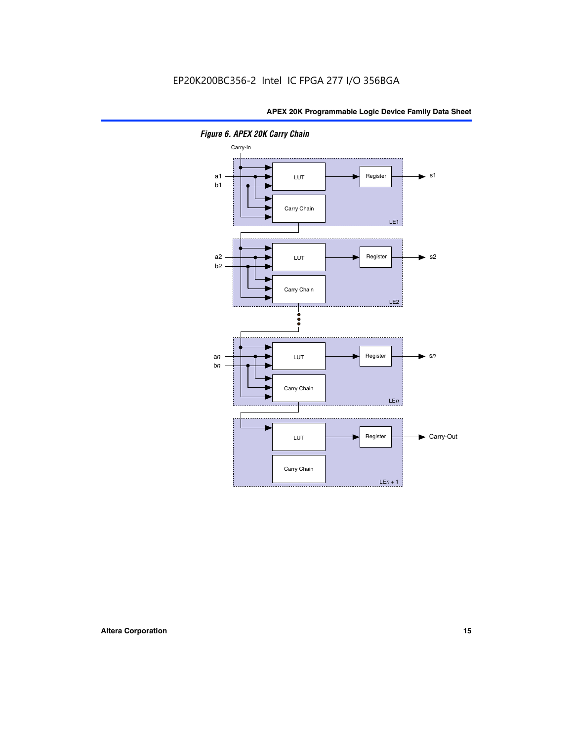*Figure 6. APEX 20K Carry Chain*

Carry-In

a1
b1

LUT

Register

s1

Carry Chain

LE1

a2
b2

LUT

Register

s2

Carry Chain

LE2

an
bn

LUT

Register

sn

Carry Chain

LEn

LUT

Register

Carry-Out

Carry Chain

LEn + 1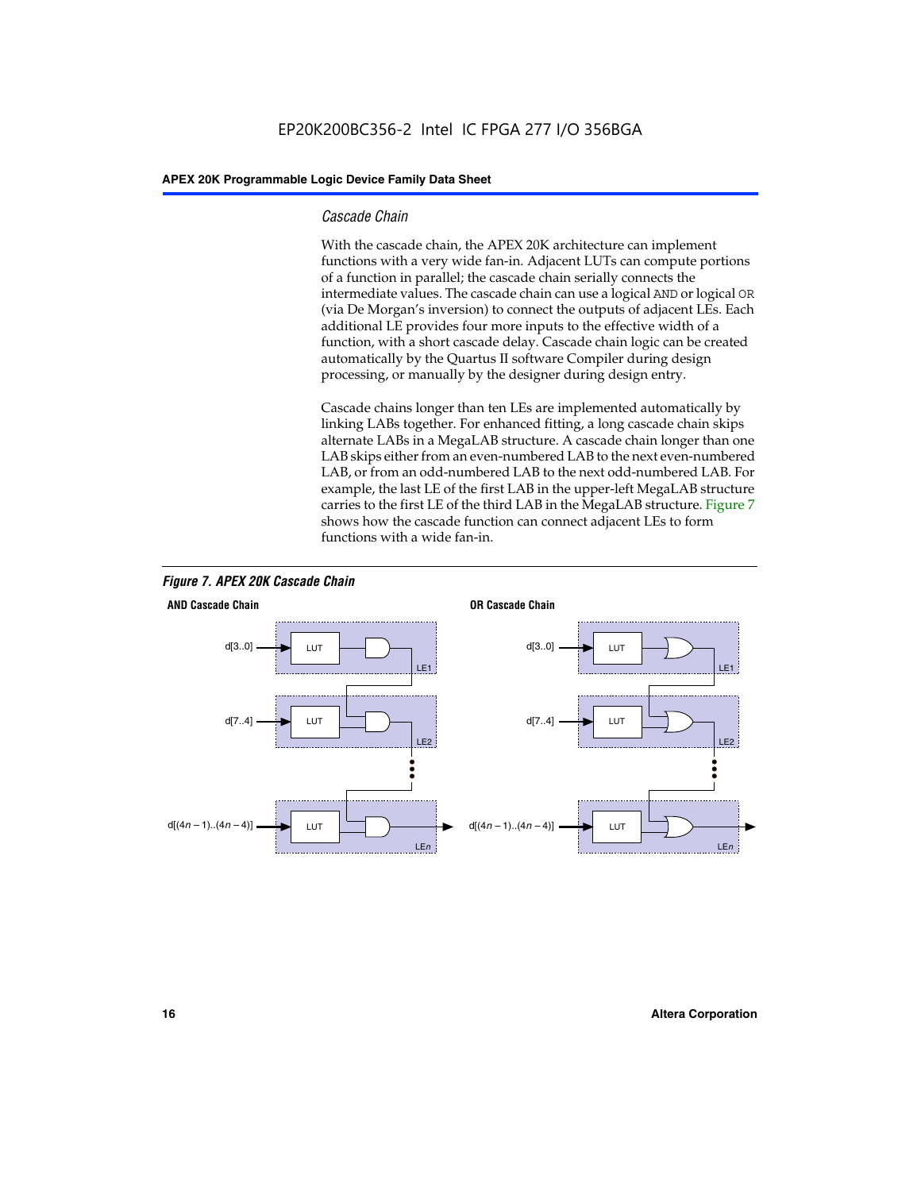### Cascade Chain

With the cascade chain, the APEX 20K architecture can implement functions with a very wide fan-in. Adjacent LUTs can compute portions of a function in parallel; the cascade chain serially connects the intermediate values. The cascade chain can use a logical `AND` or logical `OR` (via De Morgan's inversion) to connect the outputs of adjacent LEs. Each additional LE provides four more inputs to the effective width of a function, with a short cascade delay. Cascade chain logic can be created automatically by the Quartus II software Compiler during design processing, or manually by the designer during design entry.

Cascade chains longer than ten LEs are implemented automatically by linking LABs together. For enhanced fitting, a long cascade chain skips alternate LABs in a MegaLAB structure. A cascade chain longer than one LAB skips either from an even-numbered LAB to the next even-numbered LAB, or from an odd-numbered LAB to the next odd-numbered LAB. For example, the last LE of the first LAB in the upper-left MegaLAB structure carries to the first LE of the third LAB in the MegaLAB structure. Figure 7 shows how the cascade function can connect adjacent LEs to form functions with a wide fan-in.

*Figure 7. APEX 20K Cascade Chain*

**AND Cascade Chain**

d[3..0] → LUT → LE1
d[7..4] → LUT → LE2
d[(4*n* – 1)..(4*n* – 4)] → LUT → LE*n*

**OR Cascade Chain**

d[3..0] → LUT → LE1
d[7..4] → LUT → LE2
d[(4*n* – 1)..(4*n* – 4)] → LUT → LE*n*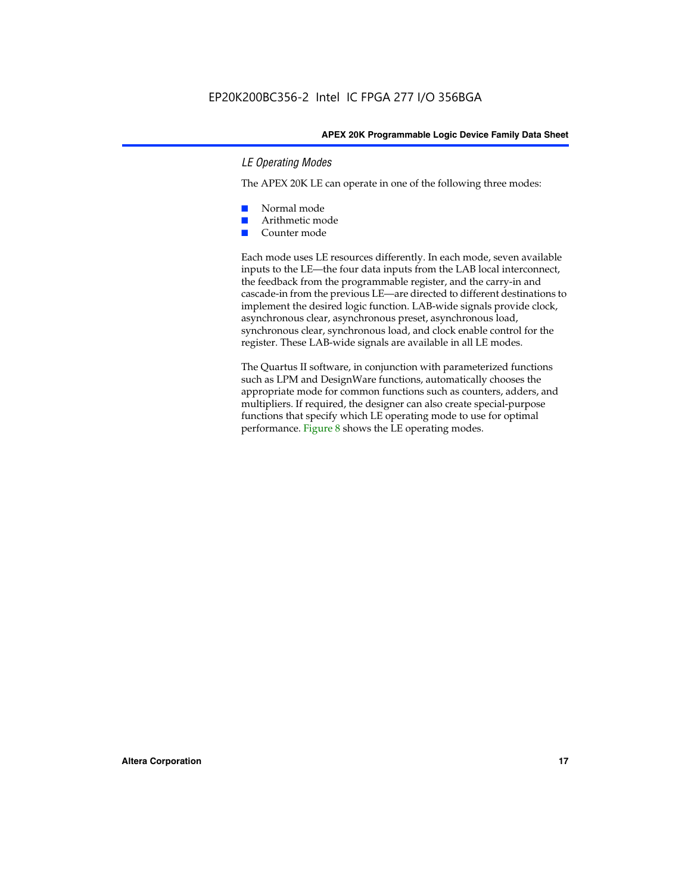### *LE Operating Modes*

The APEX 20K LE can operate in one of the following three modes:

- Normal mode
- Arithmetic mode
- Counter mode

Each mode uses LE resources differently. In each mode, seven available inputs to the LE—the four data inputs from the LAB local interconnect, the feedback from the programmable register, and the carry-in and cascade-in from the previous LE—are directed to different destinations to implement the desired logic function. LAB-wide signals provide clock, asynchronous clear, asynchronous preset, asynchronous load, synchronous clear, synchronous load, and clock enable control for the register. These LAB-wide signals are available in all LE modes.

The Quartus II software, in conjunction with parameterized functions such as LPM and DesignWare functions, automatically chooses the appropriate mode for common functions such as counters, adders, and multipliers. If required, the designer can also create special-purpose functions that specify which LE operating mode to use for optimal performance. Figure 8 shows the LE operating modes.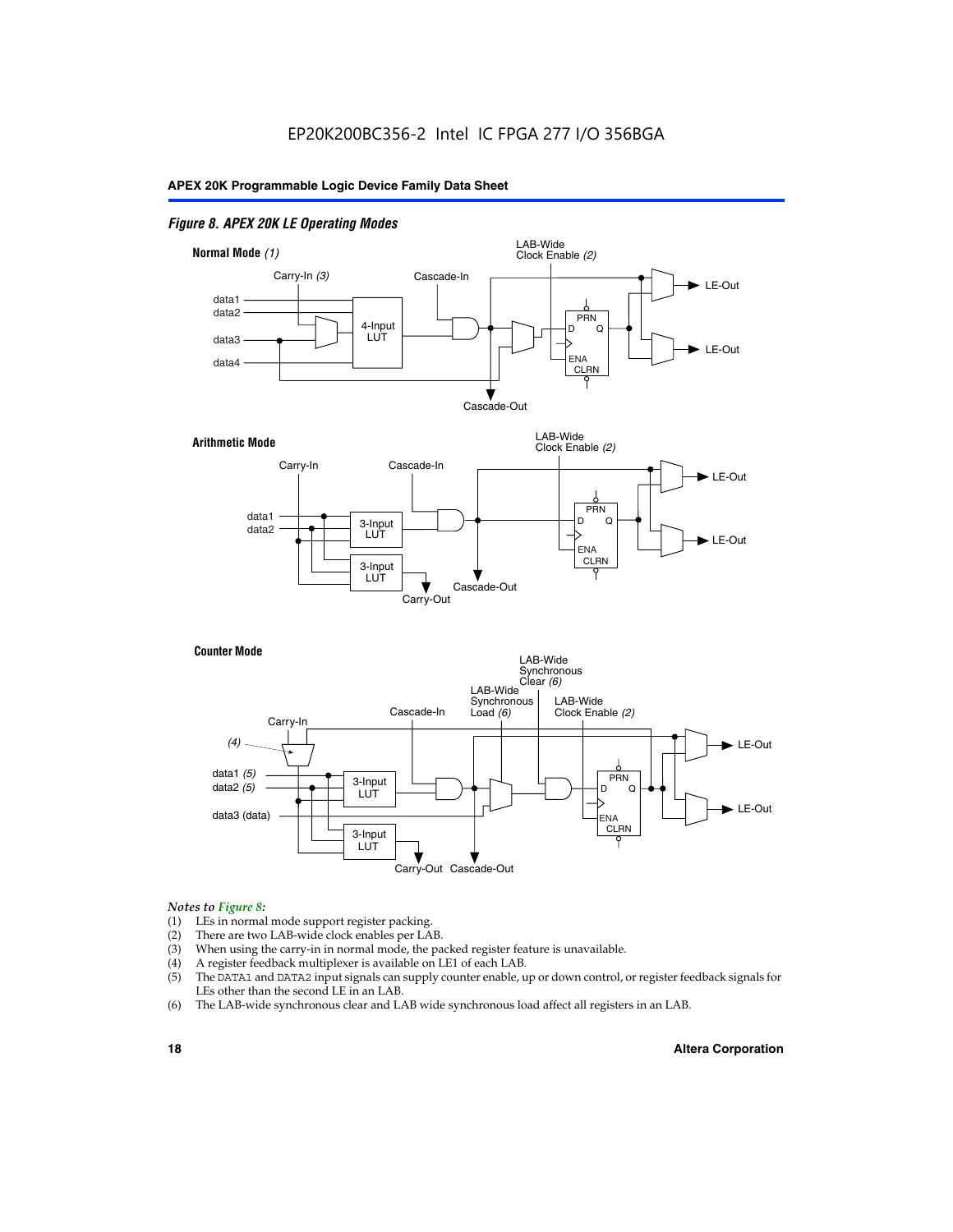*Figure 8. APEX 20K LE Operating Modes*

**Normal Mode** *(1)*

LAB-Wide Clock Enable *(2)*

Carry-In *(3)*

Cascade-In

data1
data2
data3
data4

4-Input LUT

PRN
D Q
ENA
CLRN

LE-Out
LE-Out

Cascade-Out

**Arithmetic Mode**

LAB-Wide Clock Enable *(2)*

Carry-In

Cascade-In

data1
data2

3-Input LUT
3-Input LUT

PRN
D Q
ENA
CLRN

LE-Out
LE-Out

Cascade-Out
Carry-Out

**Counter Mode**

LAB-Wide Synchronous Clear *(6)*

LAB-Wide Synchronous Load *(6)*

LAB-Wide Clock Enable *(2)*

Cascade-In

Carry-In

*(4)*

data1 *(5)*
data2 *(5)*
data3 (data)

3-Input LUT
3-Input LUT

PRN
D Q
ENA
CLRN

LE-Out
LE-Out

Carry-Out Cascade-Out

*Notes to Figure 8:*

(1) LEs in normal mode support register packing.
(2) There are two LAB-wide clock enables per LAB.
(3) When using the carry-in in normal mode, the packed register feature is unavailable.
(4) A register feedback multiplexer is available on LE1 of each LAB.
(5) The DATA1 and DATA2 input signals can supply counter enable, up or down control, or register feedback signals for LEs other than the second LE in an LAB.
(6) The LAB-wide synchronous clear and LAB wide synchronous load affect all registers in an LAB.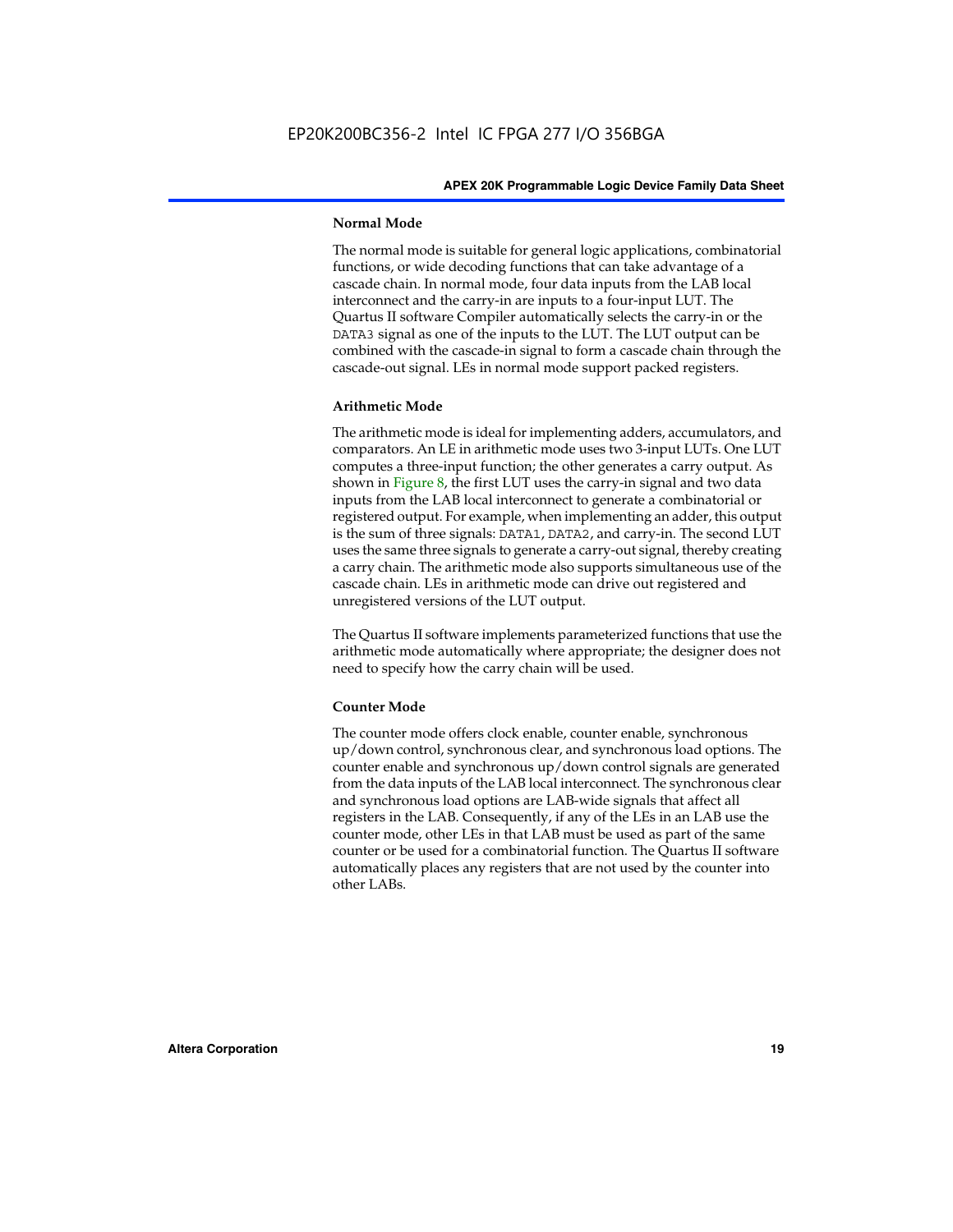### Normal Mode

The normal mode is suitable for general logic applications, combinatorial functions, or wide decoding functions that can take advantage of a cascade chain. In normal mode, four data inputs from the LAB local interconnect and the carry-in are inputs to a four-input LUT. The Quartus II software Compiler automatically selects the carry-in or the DATA3 signal as one of the inputs to the LUT. The LUT output can be combined with the cascade-in signal to form a cascade chain through the cascade-out signal. LEs in normal mode support packed registers.

### Arithmetic Mode

The arithmetic mode is ideal for implementing adders, accumulators, and comparators. An LE in arithmetic mode uses two 3-input LUTs. One LUT computes a three-input function; the other generates a carry output. As shown in Figure 8, the first LUT uses the carry-in signal and two data inputs from the LAB local interconnect to generate a combinatorial or registered output. For example, when implementing an adder, this output is the sum of three signals: DATA1, DATA2, and carry-in. The second LUT uses the same three signals to generate a carry-out signal, thereby creating a carry chain. The arithmetic mode also supports simultaneous use of the cascade chain. LEs in arithmetic mode can drive out registered and unregistered versions of the LUT output.

The Quartus II software implements parameterized functions that use the arithmetic mode automatically where appropriate; the designer does not need to specify how the carry chain will be used.

### Counter Mode

The counter mode offers clock enable, counter enable, synchronous up/down control, synchronous clear, and synchronous load options. The counter enable and synchronous up/down control signals are generated from the data inputs of the LAB local interconnect. The synchronous clear and synchronous load options are LAB-wide signals that affect all registers in the LAB. Consequently, if any of the LEs in an LAB use the counter mode, other LEs in that LAB must be used as part of the same counter or be used for a combinatorial function. The Quartus II software automatically places any registers that are not used by the counter into other LABs.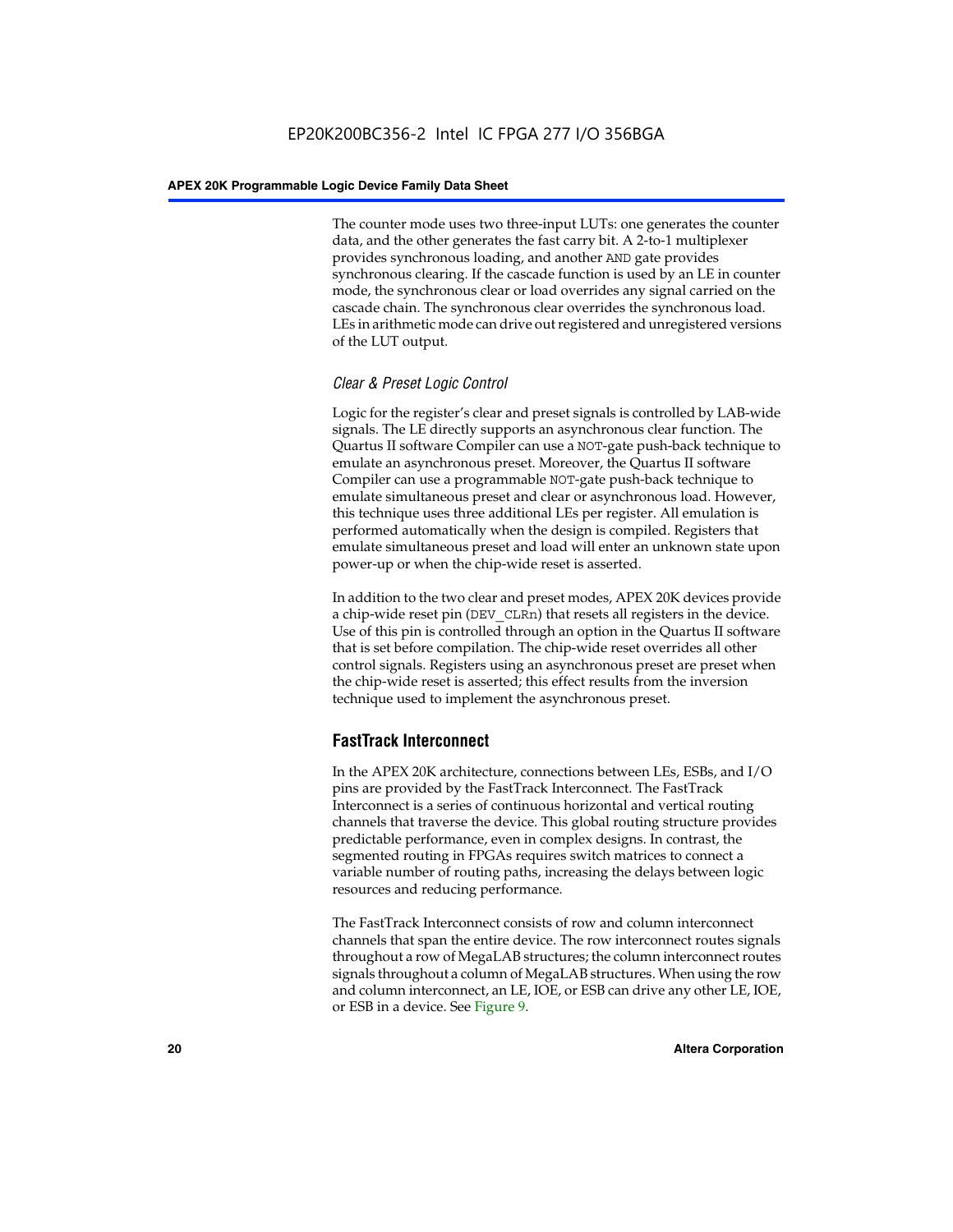The counter mode uses two three-input LUTs: one generates the counter data, and the other generates the fast carry bit. A 2-to-1 multiplexer provides synchronous loading, and another AND gate provides synchronous clearing. If the cascade function is used by an LE in counter mode, the synchronous clear or load overrides any signal carried on the cascade chain. The synchronous clear overrides the synchronous load. LEs in arithmetic mode can drive out registered and unregistered versions of the LUT output.

#### *Clear & Preset Logic Control*

Logic for the register's clear and preset signals is controlled by LAB-wide signals. The LE directly supports an asynchronous clear function. The Quartus II software Compiler can use a NOT-gate push-back technique to emulate an asynchronous preset. Moreover, the Quartus II software Compiler can use a programmable NOT-gate push-back technique to emulate simultaneous preset and clear or asynchronous load. However, this technique uses three additional LEs per register. All emulation is performed automatically when the design is compiled. Registers that emulate simultaneous preset and load will enter an unknown state upon power-up or when the chip-wide reset is asserted.

In addition to the two clear and preset modes, APEX 20K devices provide a chip-wide reset pin (DEV_CLRn) that resets all registers in the device. Use of this pin is controlled through an option in the Quartus II software that is set before compilation. The chip-wide reset overrides all other control signals. Registers using an asynchronous preset are preset when the chip-wide reset is asserted; this effect results from the inversion technique used to implement the asynchronous preset.

### FastTrack Interconnect

In the APEX 20K architecture, connections between LEs, ESBs, and I/O pins are provided by the FastTrack Interconnect. The FastTrack Interconnect is a series of continuous horizontal and vertical routing channels that traverse the device. This global routing structure provides predictable performance, even in complex designs. In contrast, the segmented routing in FPGAs requires switch matrices to connect a variable number of routing paths, increasing the delays between logic resources and reducing performance.

The FastTrack Interconnect consists of row and column interconnect channels that span the entire device. The row interconnect routes signals throughout a row of MegaLAB structures; the column interconnect routes signals throughout a column of MegaLAB structures. When using the row and column interconnect, an LE, IOE, or ESB can drive any other LE, IOE, or ESB in a device. See Figure 9.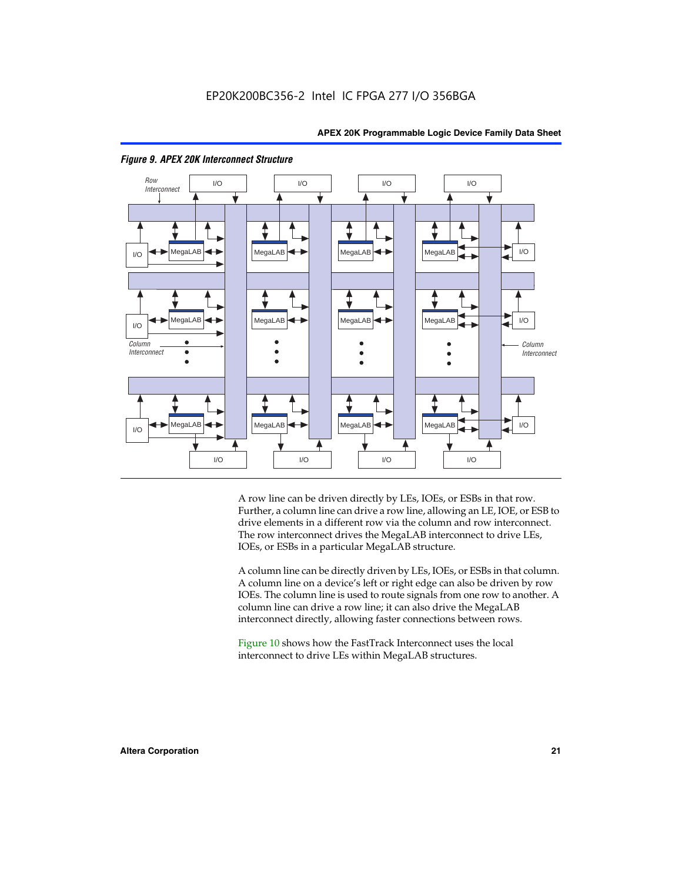*Figure 9. APEX 20K Interconnect Structure*

A row line can be driven directly by LEs, IOEs, or ESBs in that row. Further, a column line can drive a row line, allowing an LE, IOE, or ESB to drive elements in a different row via the column and row interconnect. The row interconnect drives the MegaLAB interconnect to drive LEs, IOEs, or ESBs in a particular MegaLAB structure.

A column line can be directly driven by LEs, IOEs, or ESBs in that column. A column line on a device's left or right edge can also be driven by row IOEs. The column line is used to route signals from one row to another. A column line can drive a row line; it can also drive the MegaLAB interconnect directly, allowing faster connections between rows.

Figure 10 shows how the FastTrack Interconnect uses the local interconnect to drive LEs within MegaLAB structures.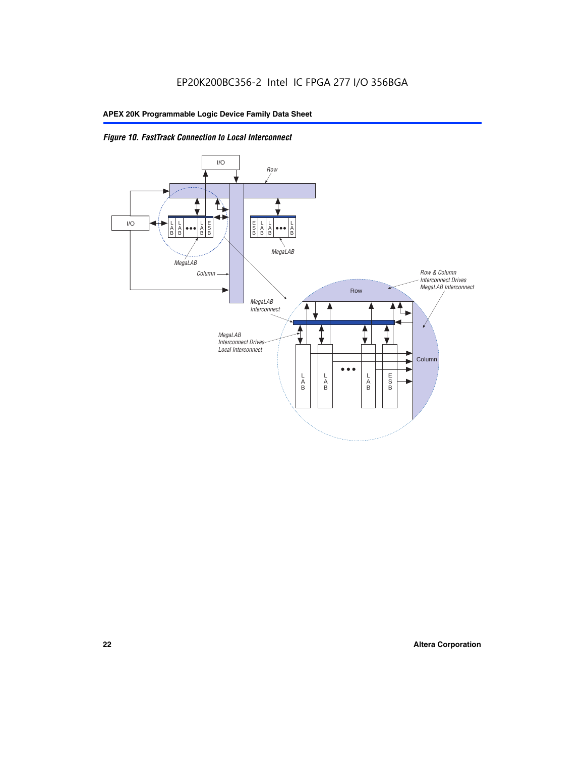*Figure 10. FastTrack Connection to Local Interconnect*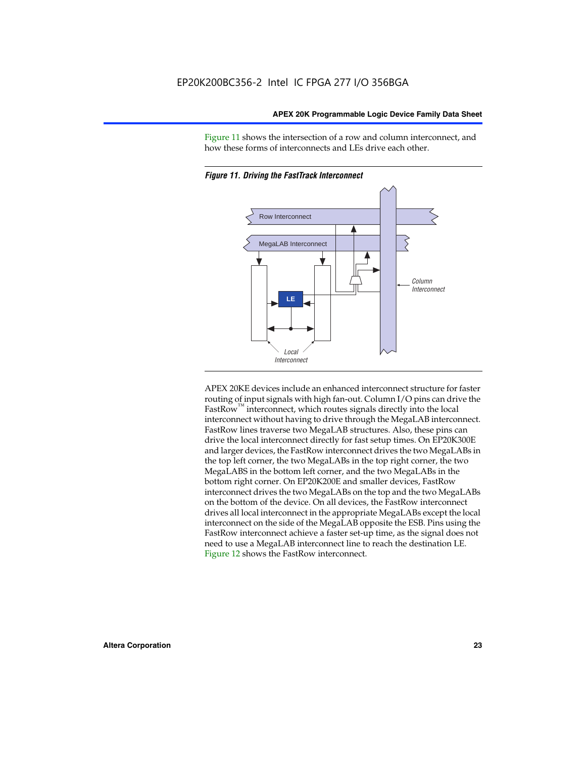Figure 11 shows the intersection of a row and column interconnect, and how these forms of interconnects and LEs drive each other.

*Figure 11. Driving the FastTrack Interconnect*

APEX 20KE devices include an enhanced interconnect structure for faster routing of input signals with high fan-out. Column I/O pins can drive the FastRow™ interconnect, which routes signals directly into the local interconnect without having to drive through the MegaLAB interconnect. FastRow lines traverse two MegaLAB structures. Also, these pins can drive the local interconnect directly for fast setup times. On EP20K300E and larger devices, the FastRow interconnect drives the two MegaLABs in the top left corner, the two MegaLABs in the top right corner, the two MegaLABS in the bottom left corner, and the two MegaLABs in the bottom right corner. On EP20K200E and smaller devices, FastRow interconnect drives the two MegaLABs on the top and the two MegaLABs on the bottom of the device. On all devices, the FastRow interconnect drives all local interconnect in the appropriate MegaLABs except the local interconnect on the side of the MegaLAB opposite the ESB. Pins using the FastRow interconnect achieve a faster set-up time, as the signal does not need to use a MegaLAB interconnect line to reach the destination LE. Figure 12 shows the FastRow interconnect.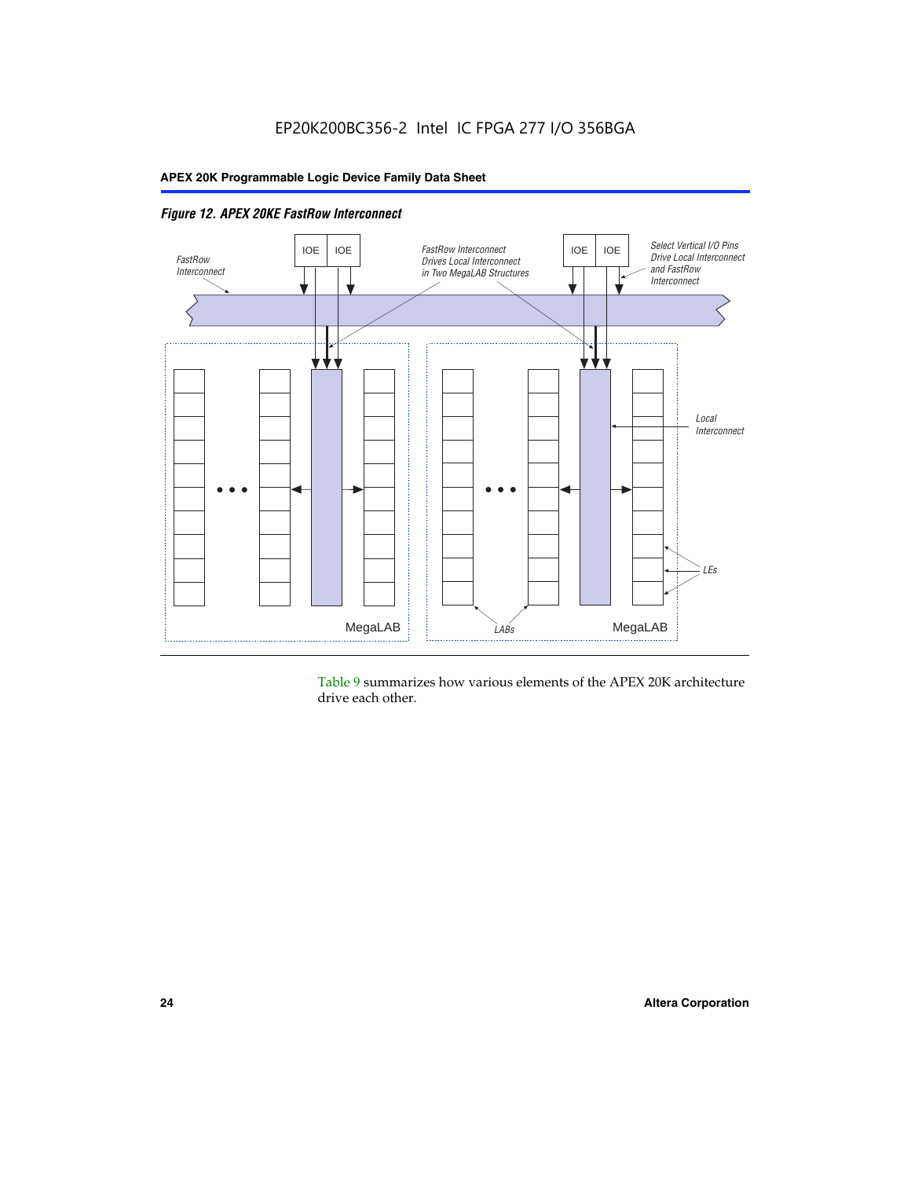*Figure 12. APEX 20KE FastRow Interconnect*

Table 9 summarizes how various elements of the APEX 20K architecture drive each other.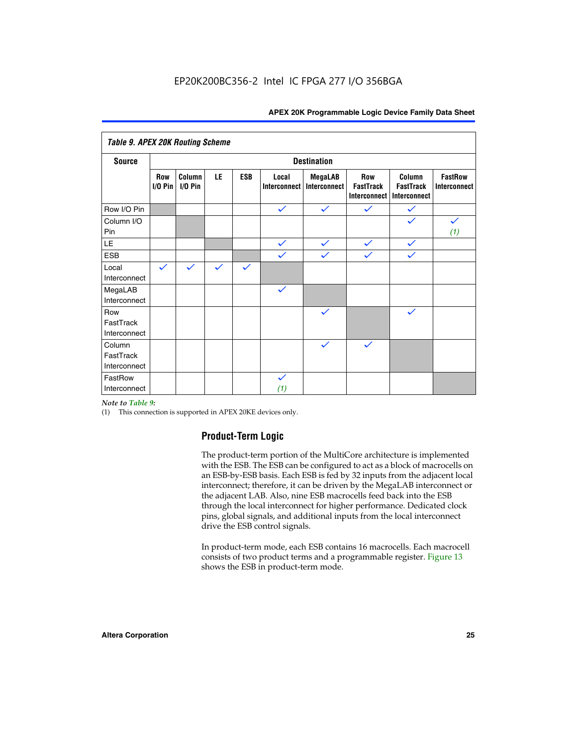Table 9. APEX 20K Routing Scheme

| Source | Destination | | | | | | | | |
|---|---|---|---|---|---|---|---|---|---|
| | Row I/O Pin | Column I/O Pin | LE | ESB | Local Interconnect | MegaLAB Interconnect | Row FastTrack Interconnect | Column FastTrack Interconnect | FastRow Interconnect |
| Row I/O Pin | | | | | ✓ | ✓ | ✓ | ✓ | |
| Column I/O Pin | | | | | | | | ✓ | ✓ (1) |
| LE | | | | | ✓ | ✓ | ✓ | ✓ | |
| ESB | | | | | ✓ | ✓ | ✓ | ✓ | |
| Local Interconnect | ✓ | ✓ | ✓ | ✓ | | | | | |
| MegaLAB Interconnect | | | | | ✓ | | | | |
| Row FastTrack Interconnect | | | | | | ✓ | | ✓ | |
| Column FastTrack Interconnect | | | | | | ✓ | ✓ | | |
| FastRow Interconnect | | | | | ✓ (1) | | | | |

*Note to Table 9:*

(1) This connection is supported in APEX 20KE devices only.

## Product-Term Logic

The product-term portion of the MultiCore architecture is implemented with the ESB. The ESB can be configured to act as a block of macrocells on an ESB-by-ESB basis. Each ESB is fed by 32 inputs from the adjacent local interconnect; therefore, it can be driven by the MegaLAB interconnect or the adjacent LAB. Also, nine ESB macrocells feed back into the ESB through the local interconnect for higher performance. Dedicated clock pins, global signals, and additional inputs from the local interconnect drive the ESB control signals.

In product-term mode, each ESB contains 16 macrocells. Each macrocell consists of two product terms and a programmable register. Figure 13 shows the ESB in product-term mode.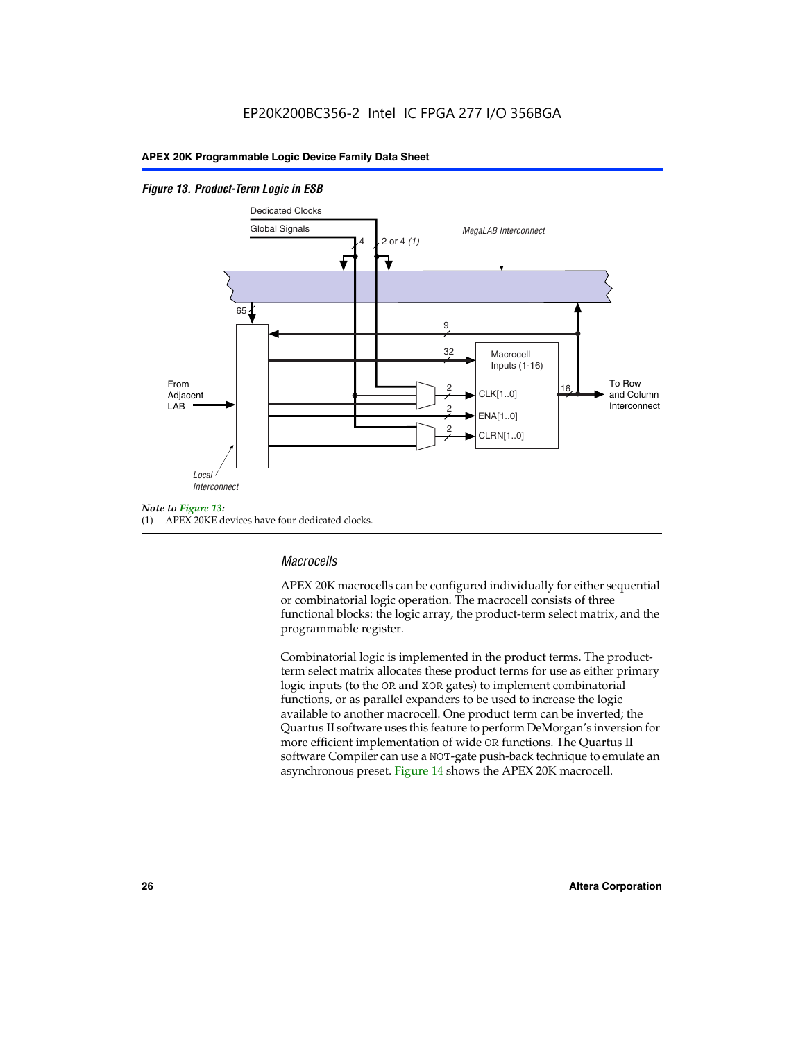EP20K200BC356-2 Intel IC FPGA 277 I/O 356BGA

*Figure 13. Product-Term Logic in ESB*

Dedicated Clocks

Global Signals

4

2 or 4 *(1)*

*MegaLAB Interconnect*

65

9

32

Macrocell Inputs (1-16)

From Adjacent LAB

2

CLK[1..0]

2

ENA[1..0]

2

CLRN[1..0]

16

To Row and Column Interconnect

*Local Interconnect*

*Note to Figure 13:*

(1) APEX 20KE devices have four dedicated clocks.

### *Macrocells*

APEX 20K macrocells can be configured individually for either sequential or combinatorial logic operation. The macrocell consists of three functional blocks: the logic array, the product-term select matrix, and the programmable register.

Combinatorial logic is implemented in the product terms. The product-term select matrix allocates these product terms for use as either primary logic inputs (to the OR and XOR gates) to implement combinatorial functions, or as parallel expanders to be used to increase the logic available to another macrocell. One product term can be inverted; the Quartus II software uses this feature to perform DeMorgan's inversion for more efficient implementation of wide OR functions. The Quartus II software Compiler can use a NOT-gate push-back technique to emulate an asynchronous preset. Figure 14 shows the APEX 20K macrocell.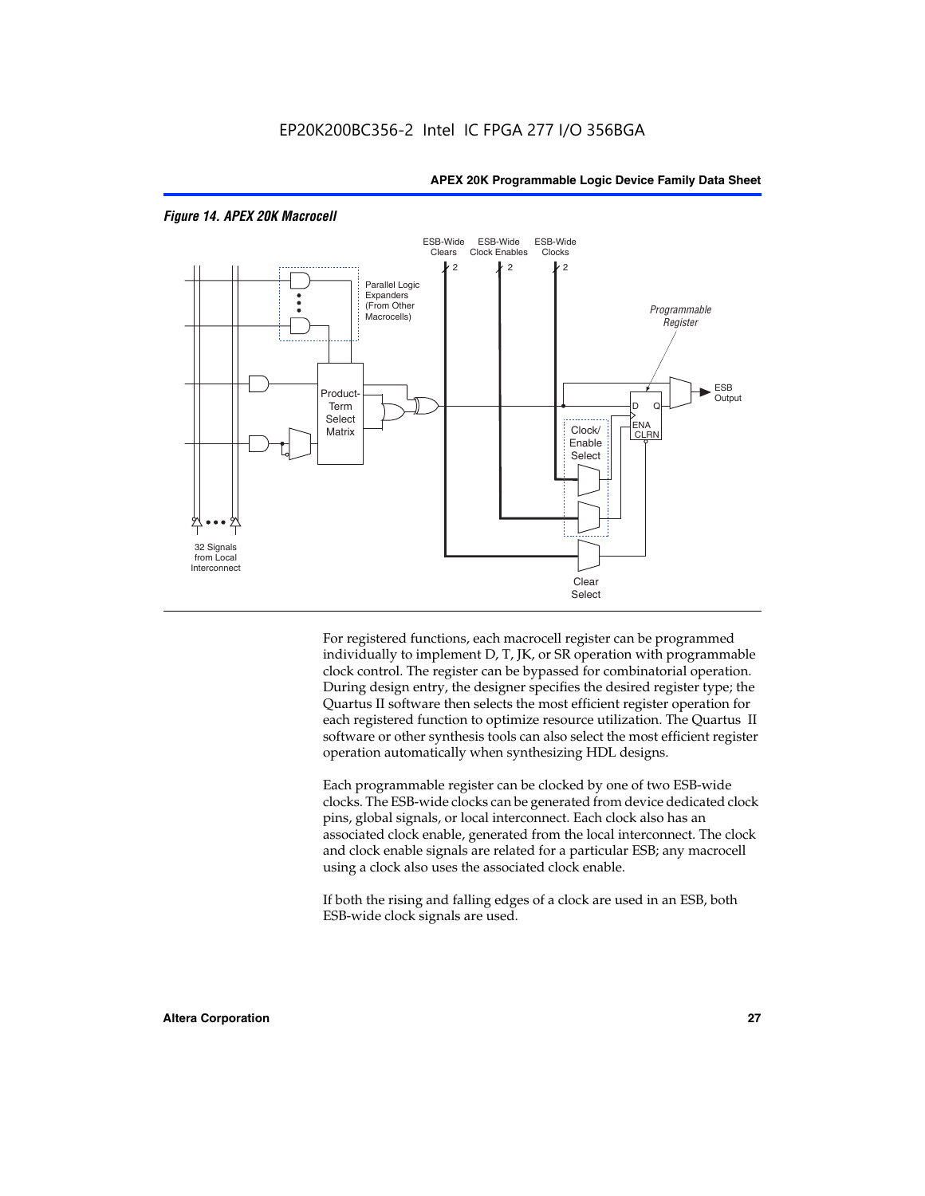*Figure 14. APEX 20K Macrocell*

For registered functions, each macrocell register can be programmed individually to implement D, T, JK, or SR operation with programmable clock control. The register can be bypassed for combinatorial operation. During design entry, the designer specifies the desired register type; the Quartus II software then selects the most efficient register operation for each registered function to optimize resource utilization. The Quartus II software or other synthesis tools can also select the most efficient register operation automatically when synthesizing HDL designs.

Each programmable register can be clocked by one of two ESB-wide clocks. The ESB-wide clocks can be generated from device dedicated clock pins, global signals, or local interconnect. Each clock also has an associated clock enable, generated from the local interconnect. The clock and clock enable signals are related for a particular ESB; any macrocell using a clock also uses the associated clock enable.

If both the rising and falling edges of a clock are used in an ESB, both ESB-wide clock signals are used.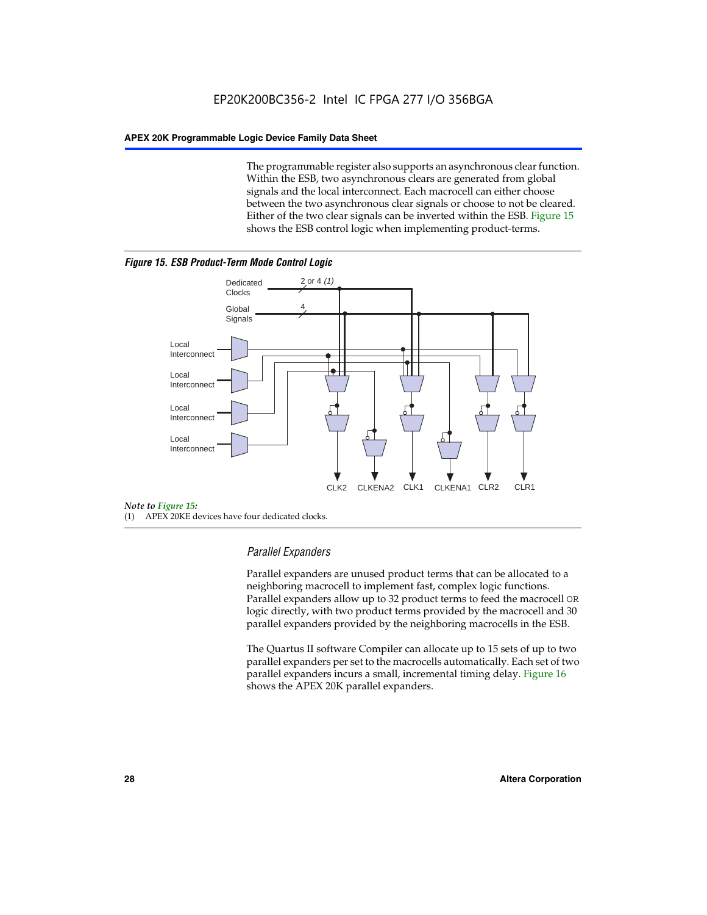The programmable register also supports an asynchronous clear function. Within the ESB, two asynchronous clears are generated from global signals and the local interconnect. Each macrocell can either choose between the two asynchronous clear signals or choose to not be cleared. Either of the two clear signals can be inverted within the ESB. Figure 15 shows the ESB control logic when implementing product-terms.

***Figure 15. ESB Product-Term Mode Control Logic***

Dedicated Clocks — 2 or 4 *(1)*
Global Signals — 4
Local Interconnect
Local Interconnect
Local Interconnect
Local Interconnect
CLK2 CLKENA2 CLK1 CLKENA1 CLR2 CLR1

*Note to Figure 15:*
(1) APEX 20KE devices have four dedicated clocks.

### *Parallel Expanders*

Parallel expanders are unused product terms that can be allocated to a neighboring macrocell to implement fast, complex logic functions. Parallel expanders allow up to 32 product terms to feed the macrocell OR logic directly, with two product terms provided by the macrocell and 30 parallel expanders provided by the neighboring macrocells in the ESB.

The Quartus II software Compiler can allocate up to 15 sets of up to two parallel expanders per set to the macrocells automatically. Each set of two parallel expanders incurs a small, incremental timing delay. Figure 16 shows the APEX 20K parallel expanders.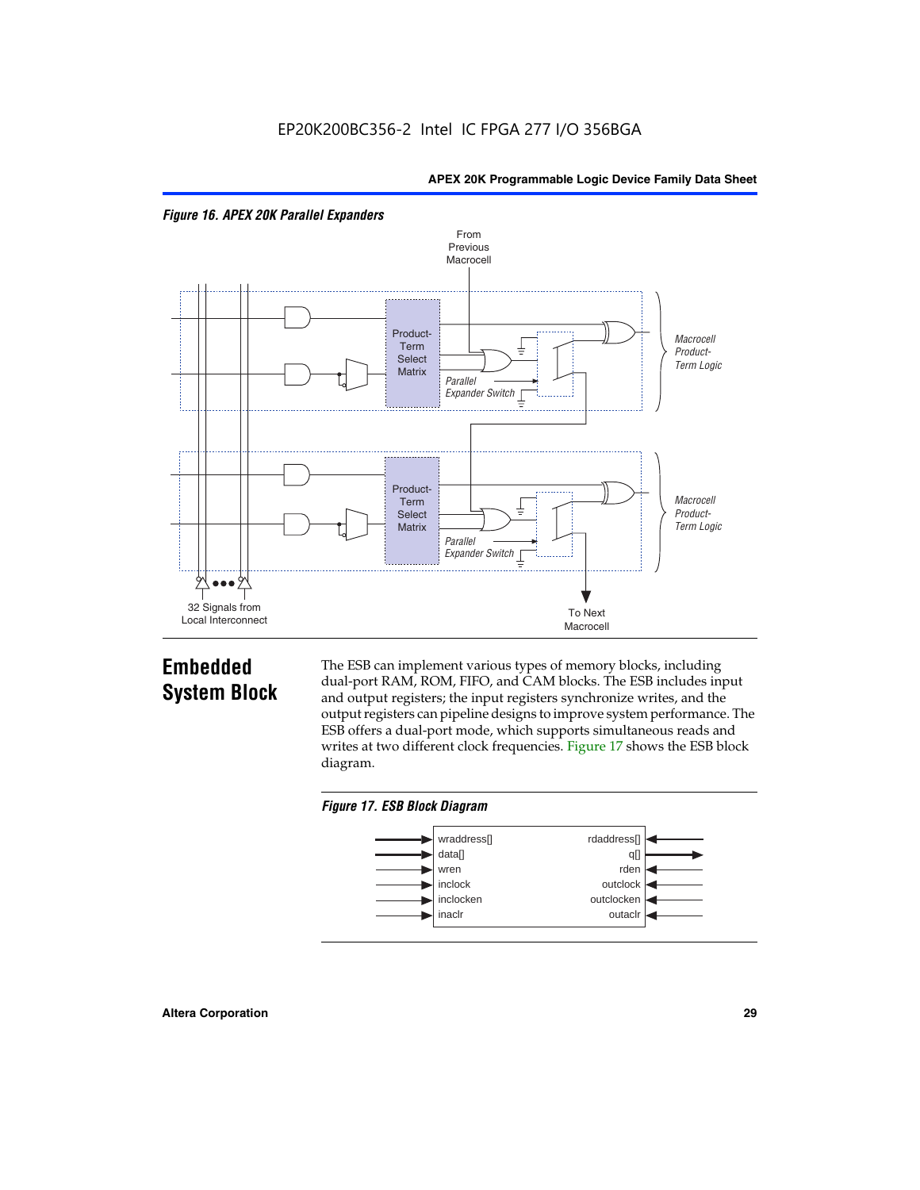*Figure 16. APEX 20K Parallel Expanders*

From Previous Macrocell

Product-Term Select Matrix

Parallel Expander Switch

Macrocell Product-Term Logic

Product-Term Select Matrix

Parallel Expander Switch

Macrocell Product-Term Logic

32 Signals from Local Interconnect

To Next Macrocell

## Embedded System Block

The ESB can implement various types of memory blocks, including dual-port RAM, ROM, FIFO, and CAM blocks. The ESB includes input and output registers; the input registers synchronize writes, and the output registers can pipeline designs to improve system performance. The ESB offers a dual-port mode, which supports simultaneous reads and writes at two different clock frequencies. Figure 17 shows the ESB block diagram.

*Figure 17. ESB Block Diagram*

| Inputs | Outputs / Read side |
|---|---|
| wraddress[] | rdaddress[] |
| data[] | q[] |
| wren | rden |
| inclock | outclock |
| inclocken | outclocken |
| inaclr | outaclr |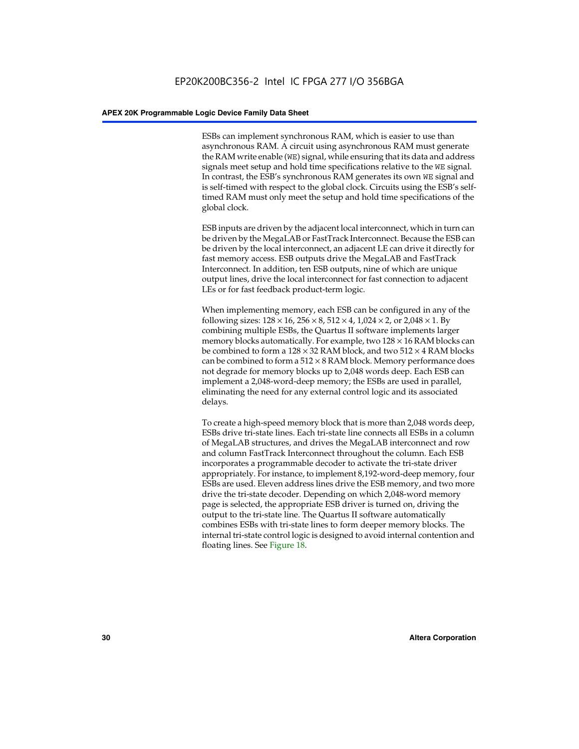ESBs can implement synchronous RAM, which is easier to use than asynchronous RAM. A circuit using asynchronous RAM must generate the RAM write enable (WE) signal, while ensuring that its data and address signals meet setup and hold time specifications relative to the WE signal. In contrast, the ESB's synchronous RAM generates its own WE signal and is self-timed with respect to the global clock. Circuits using the ESB's self-timed RAM must only meet the setup and hold time specifications of the global clock.

ESB inputs are driven by the adjacent local interconnect, which in turn can be driven by the MegaLAB or FastTrack Interconnect. Because the ESB can be driven by the local interconnect, an adjacent LE can drive it directly for fast memory access. ESB outputs drive the MegaLAB and FastTrack Interconnect. In addition, ten ESB outputs, nine of which are unique output lines, drive the local interconnect for fast connection to adjacent LEs or for fast feedback product-term logic.

When implementing memory, each ESB can be configured in any of the following sizes: $128 \times 16$, $256 \times 8$, $512 \times 4$, $1{,}024 \times 2$, or $2{,}048 \times 1$. By combining multiple ESBs, the Quartus II software implements larger memory blocks automatically. For example, two $128 \times 16$ RAM blocks can be combined to form a $128 \times 32$ RAM block, and two $512 \times 4$ RAM blocks can be combined to form a $512 \times 8$ RAM block. Memory performance does not degrade for memory blocks up to 2,048 words deep. Each ESB can implement a 2,048-word-deep memory; the ESBs are used in parallel, eliminating the need for any external control logic and its associated delays.

To create a high-speed memory block that is more than 2,048 words deep, ESBs drive tri-state lines. Each tri-state line connects all ESBs in a column of MegaLAB structures, and drives the MegaLAB interconnect and row and column FastTrack Interconnect throughout the column. Each ESB incorporates a programmable decoder to activate the tri-state driver appropriately. For instance, to implement 8,192-word-deep memory, four ESBs are used. Eleven address lines drive the ESB memory, and two more drive the tri-state decoder. Depending on which 2,048-word memory page is selected, the appropriate ESB driver is turned on, driving the output to the tri-state line. The Quartus II software automatically combines ESBs with tri-state lines to form deeper memory blocks. The internal tri-state control logic is designed to avoid internal contention and floating lines. See Figure 18.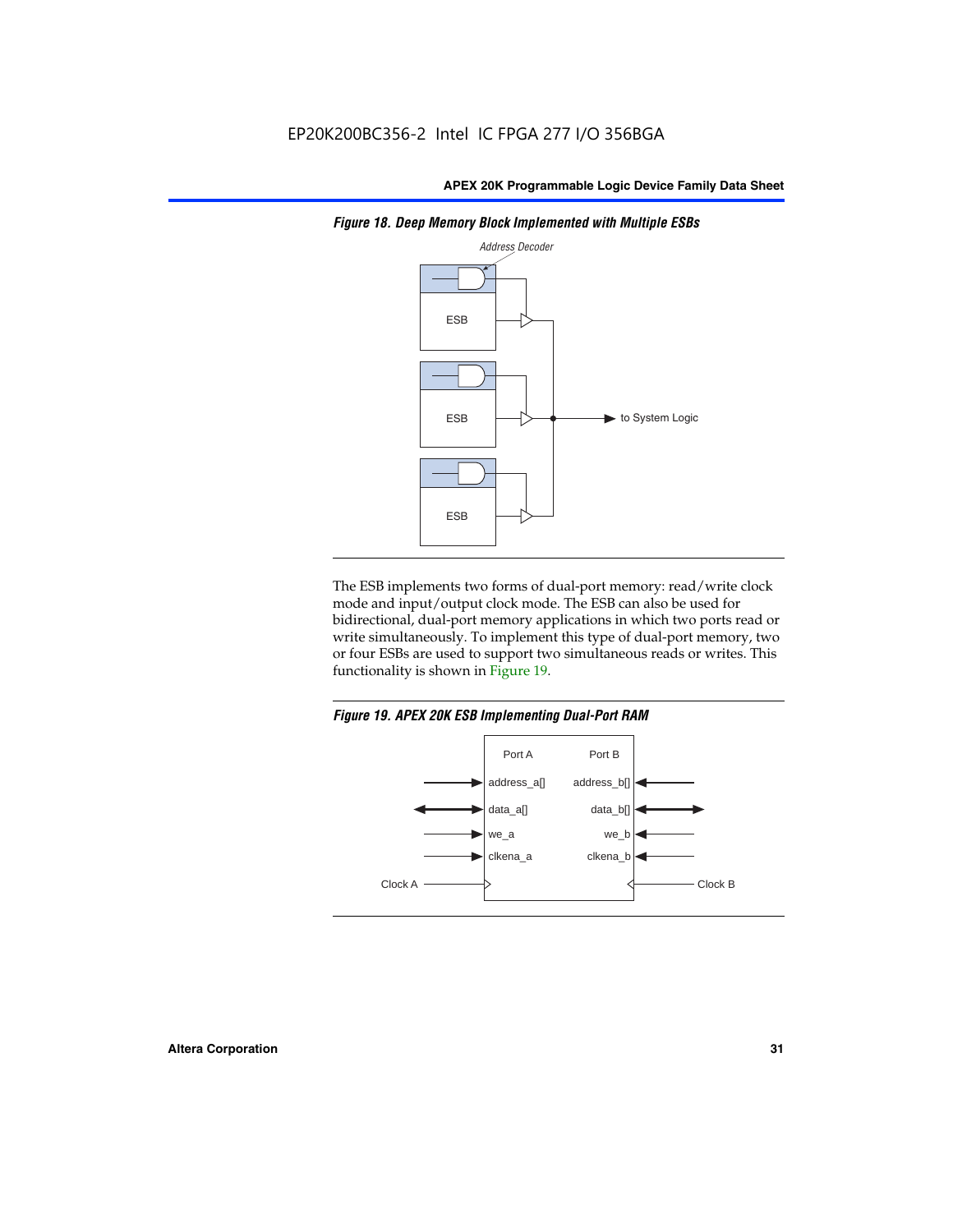*Figure 18. Deep Memory Block Implemented with Multiple ESBs*

The ESB implements two forms of dual-port memory: read/write clock mode and input/output clock mode. The ESB can also be used for bidirectional, dual-port memory applications in which two ports read or write simultaneously. To implement this type of dual-port memory, two or four ESBs are used to support two simultaneous reads or writes. This functionality is shown in Figure 19.

*Figure 19. APEX 20K ESB Implementing Dual-Port RAM*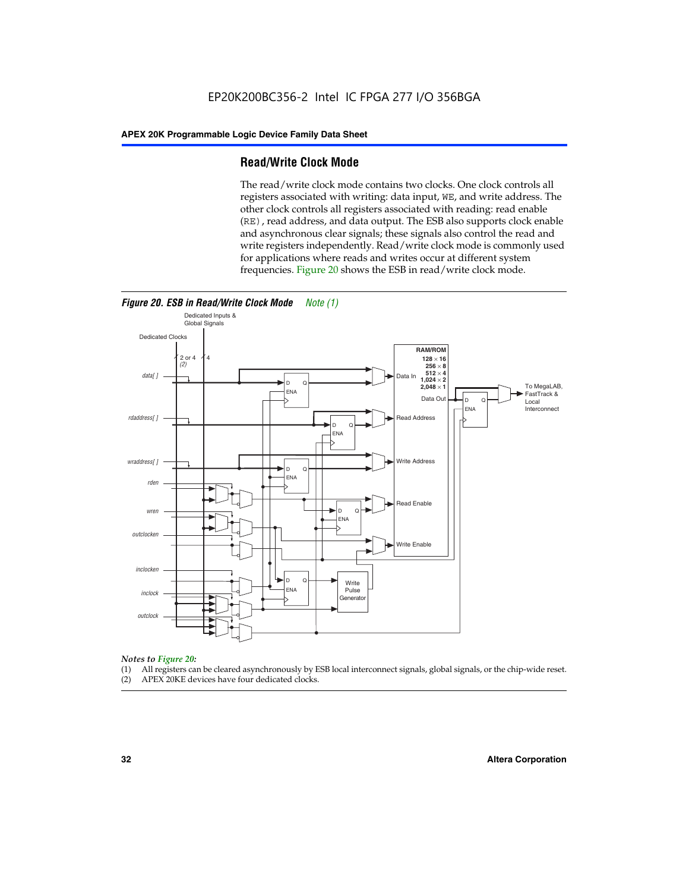## Read/Write Clock Mode

The read/write clock mode contains two clocks. One clock controls all registers associated with writing: data input, WE, and write address. The other clock controls all registers associated with reading: read enable (RE), read address, and data output. The ESB also supports clock enable and asynchronous clear signals; these signals also control the read and write registers independently. Read/write clock mode is commonly used for applications where reads and writes occur at different system frequencies. Figure 20 shows the ESB in read/write clock mode.

***Figure 20. ESB in Read/Write Clock Mode*** *Note (1)*

*Notes to Figure 20:*

(1) All registers can be cleared asynchronously by ESB local interconnect signals, global signals, or the chip-wide reset.
(2) APEX 20KE devices have four dedicated clocks.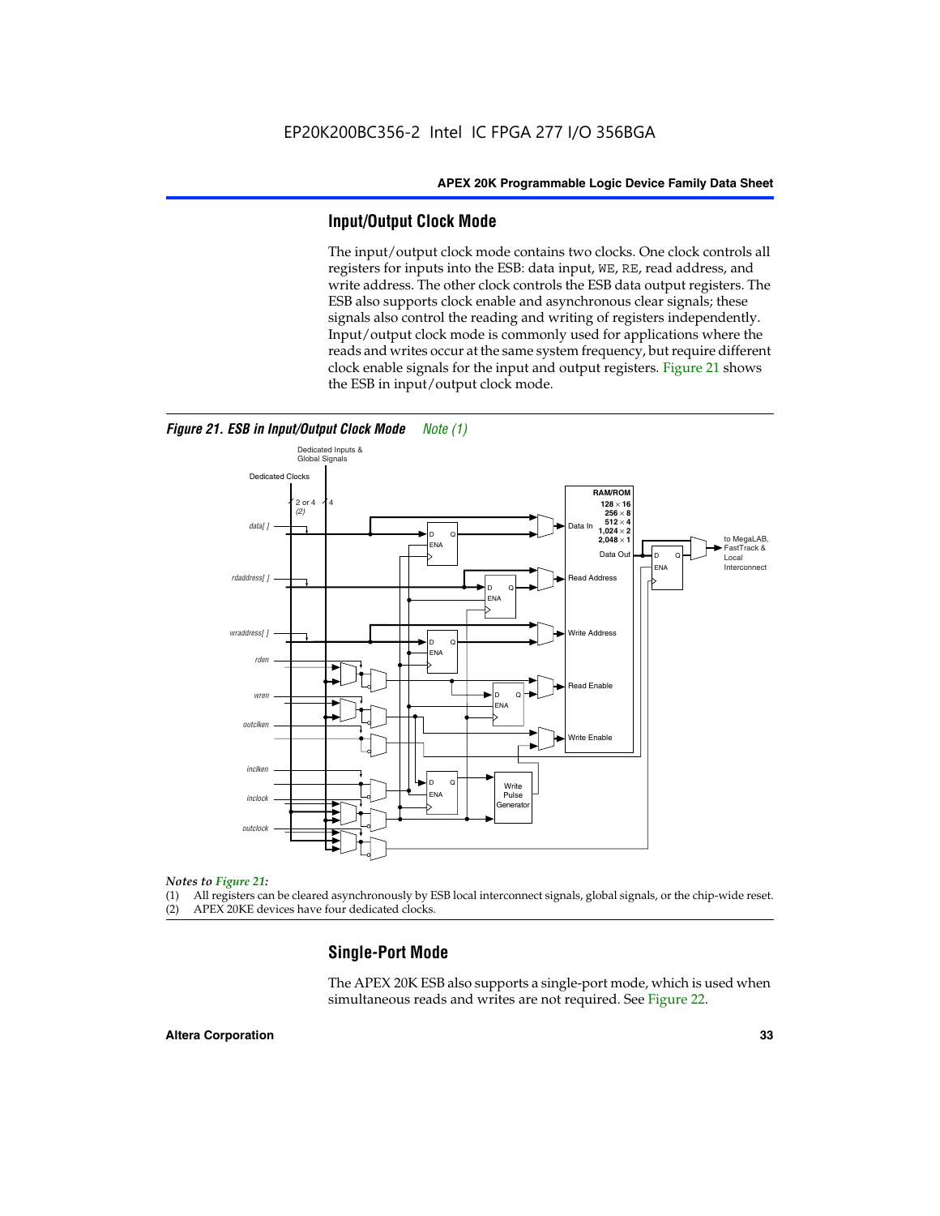## Input/Output Clock Mode

The input/output clock mode contains two clocks. One clock controls all registers for inputs into the ESB: data input, `WE`, `RE`, read address, and write address. The other clock controls the ESB data output registers. The ESB also supports clock enable and asynchronous clear signals; these signals also control the reading and writing of registers independently. Input/output clock mode is commonly used for applications where the reads and writes occur at the same system frequency, but require different clock enable signals for the input and output registers. Figure 21 shows the ESB in input/output clock mode.

***Figure 21. ESB in Input/Output Clock Mode*** *Note (1)*

*Notes to Figure 21:*

(1) All registers can be cleared asynchronously by ESB local interconnect signals, global signals, or the chip-wide reset.
(2) APEX 20KE devices have four dedicated clocks.

## Single-Port Mode

The APEX 20K ESB also supports a single-port mode, which is used when simultaneous reads and writes are not required. See Figure 22.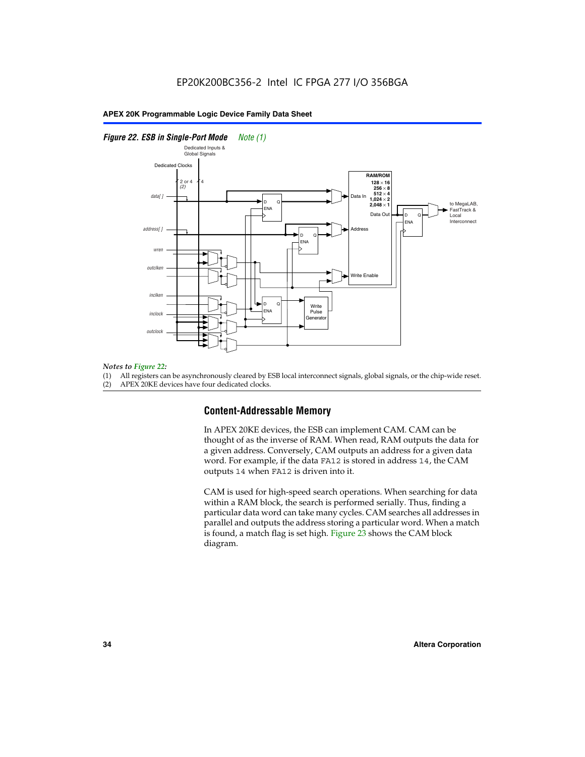*Figure 22. ESB in Single-Port Mode* *Note (1)*

*Notes to Figure 22:*

(1) All registers can be asynchronously cleared by ESB local interconnect signals, global signals, or the chip-wide reset.
(2) APEX 20KE devices have four dedicated clocks.

## Content-Addressable Memory

In APEX 20KE devices, the ESB can implement CAM. CAM can be thought of as the inverse of RAM. When read, RAM outputs the data for a given address. Conversely, CAM outputs an address for a given data word. For example, if the data FA12 is stored in address 14, the CAM outputs 14 when FA12 is driven into it.

CAM is used for high-speed search operations. When searching for data within a RAM block, the search is performed serially. Thus, finding a particular data word can take many cycles. CAM searches all addresses in parallel and outputs the address storing a particular word. When a match is found, a match flag is set high. Figure 23 shows the CAM block diagram.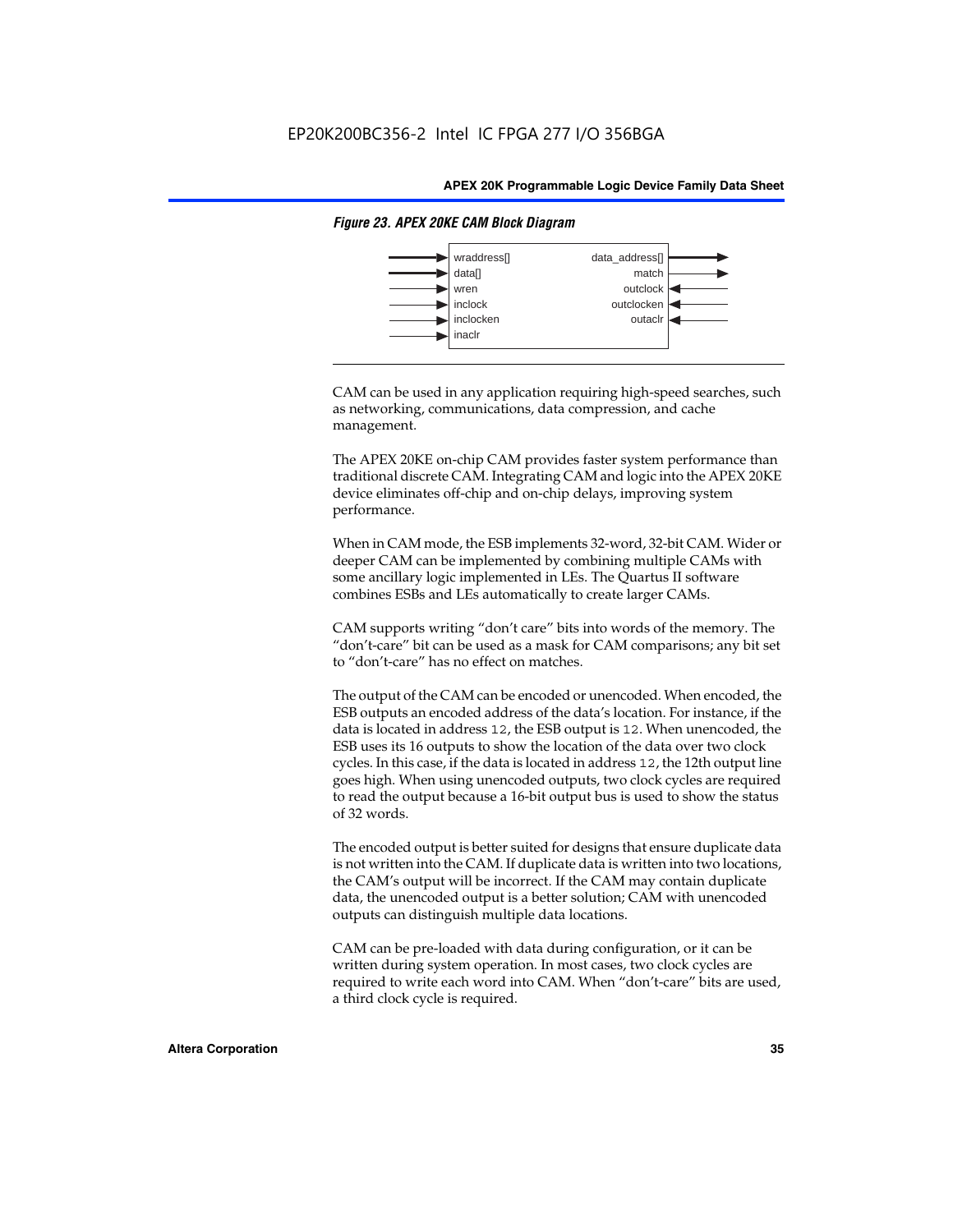*Figure 23. APEX 20KE CAM Block Diagram*

| Inputs | Outputs |
|---|---|
| wraddress[] | data_address[] |
| data[] | match |
| wren | outclock |
| inclock | outclocken |
| inclocken | outaclr |
| inaclr | |

CAM can be used in any application requiring high-speed searches, such as networking, communications, data compression, and cache management.

The APEX 20KE on-chip CAM provides faster system performance than traditional discrete CAM. Integrating CAM and logic into the APEX 20KE device eliminates off-chip and on-chip delays, improving system performance.

When in CAM mode, the ESB implements 32-word, 32-bit CAM. Wider or deeper CAM can be implemented by combining multiple CAMs with some ancillary logic implemented in LEs. The Quartus II software combines ESBs and LEs automatically to create larger CAMs.

CAM supports writing "don't care" bits into words of the memory. The "don't-care" bit can be used as a mask for CAM comparisons; any bit set to "don't-care" has no effect on matches.

The output of the CAM can be encoded or unencoded. When encoded, the ESB outputs an encoded address of the data's location. For instance, if the data is located in address `12`, the ESB output is `12`. When unencoded, the ESB uses its 16 outputs to show the location of the data over two clock cycles. In this case, if the data is located in address `12`, the 12th output line goes high. When using unencoded outputs, two clock cycles are required to read the output because a 16-bit output bus is used to show the status of 32 words.

The encoded output is better suited for designs that ensure duplicate data is not written into the CAM. If duplicate data is written into two locations, the CAM's output will be incorrect. If the CAM may contain duplicate data, the unencoded output is a better solution; CAM with unencoded outputs can distinguish multiple data locations.

CAM can be pre-loaded with data during configuration, or it can be written during system operation. In most cases, two clock cycles are required to write each word into CAM. When "don't-care" bits are used, a third clock cycle is required.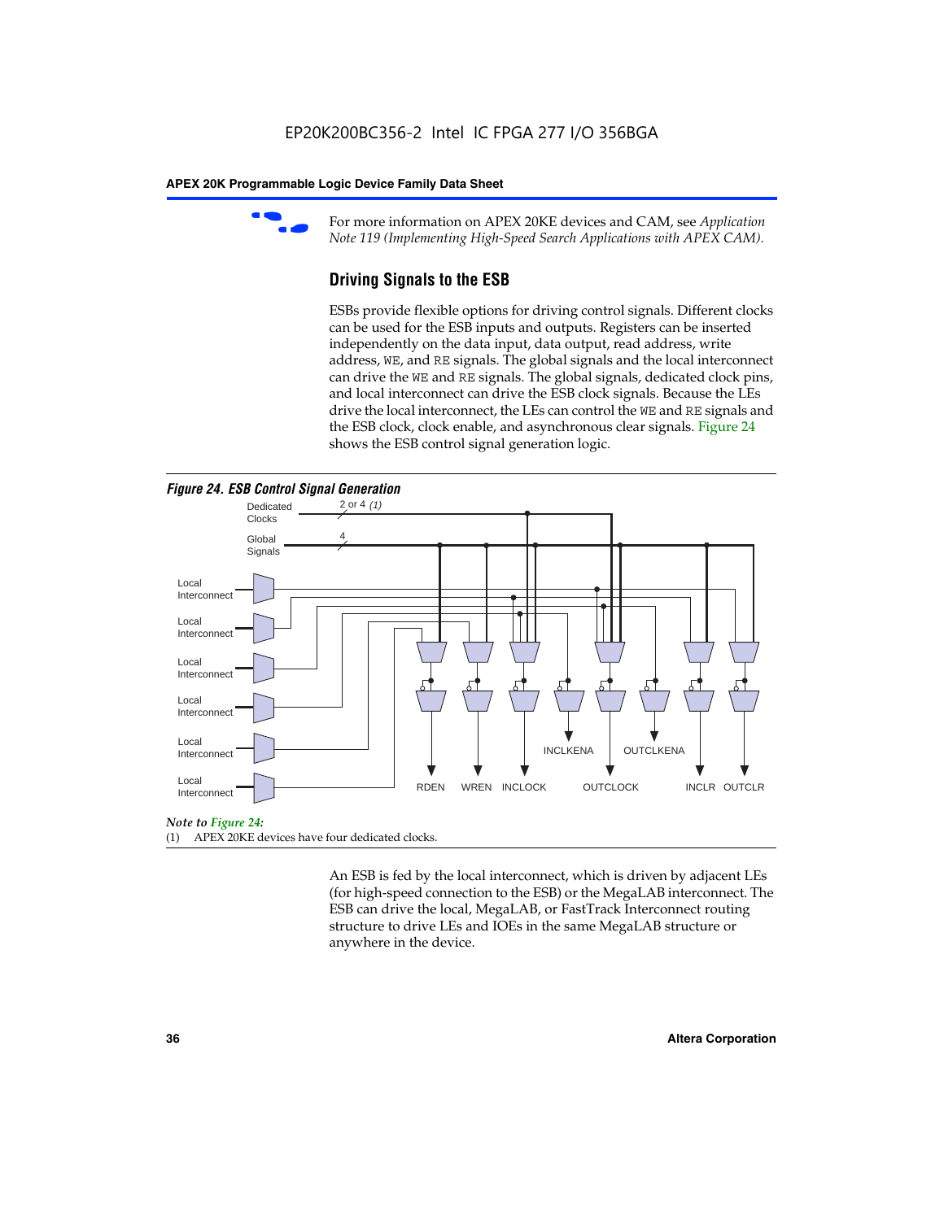For more information on APEX 20KE devices and CAM, see *Application Note 119 (Implementing High-Speed Search Applications with APEX CAM)*.

### Driving Signals to the ESB

ESBs provide flexible options for driving control signals. Different clocks can be used for the ESB inputs and outputs. Registers can be inserted independently on the data input, data output, read address, write address, WE, and RE signals. The global signals and the local interconnect can drive the WE and RE signals. The global signals, dedicated clock pins, and local interconnect can drive the ESB clock signals. Because the LEs drive the local interconnect, the LEs can control the WE and RE signals and the ESB clock, clock enable, and asynchronous clear signals. Figure 24 shows the ESB control signal generation logic.

*Figure 24. ESB Control Signal Generation*

Dedicated Clocks 2 or 4 *(1)*

Global Signals 4

Local Interconnect

Local Interconnect

Local Interconnect

Local Interconnect

Local Interconnect

Local Interconnect

INCLKENA OUTCLKENA

RDEN WREN INCLOCK OUTCLOCK INCLR OUTCLR

*Note to Figure 24:*

(1) APEX 20KE devices have four dedicated clocks.

An ESB is fed by the local interconnect, which is driven by adjacent LEs (for high-speed connection to the ESB) or the MegaLAB interconnect. The ESB can drive the local, MegaLAB, or FastTrack Interconnect routing structure to drive LEs and IOEs in the same MegaLAB structure or anywhere in the device.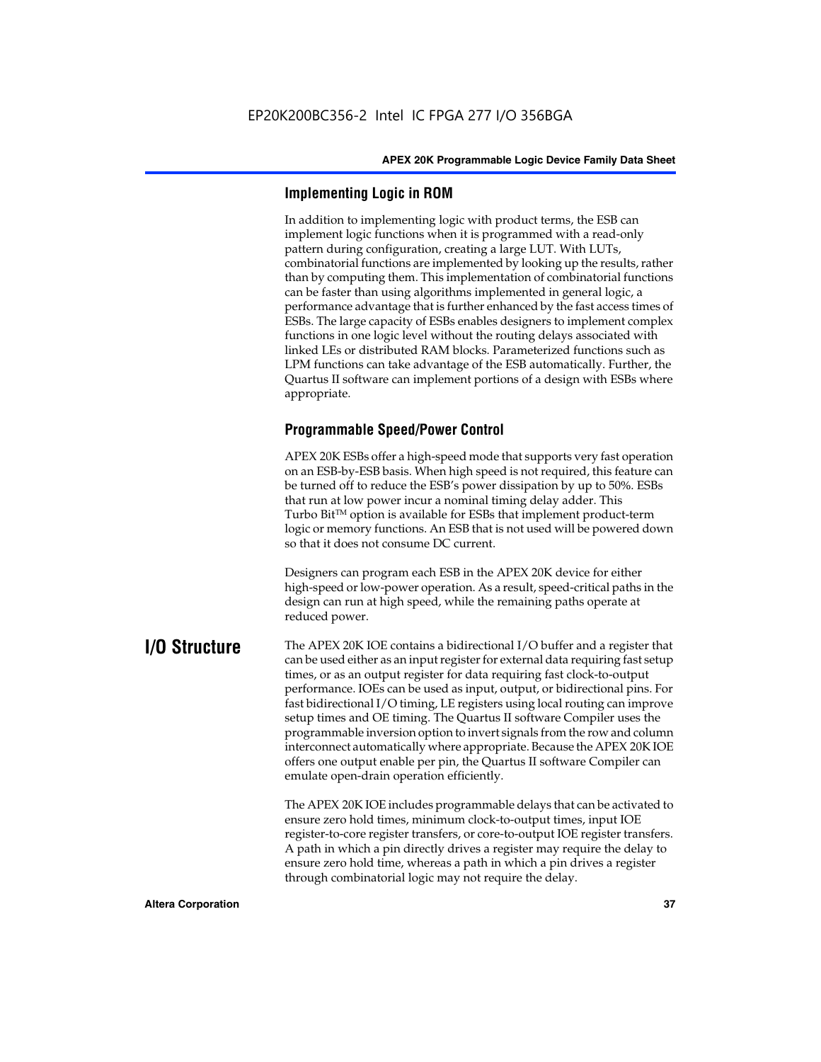### Implementing Logic in ROM

In addition to implementing logic with product terms, the ESB can implement logic functions when it is programmed with a read-only pattern during configuration, creating a large LUT. With LUTs, combinatorial functions are implemented by looking up the results, rather than by computing them. This implementation of combinatorial functions can be faster than using algorithms implemented in general logic, a performance advantage that is further enhanced by the fast access times of ESBs. The large capacity of ESBs enables designers to implement complex functions in one logic level without the routing delays associated with linked LEs or distributed RAM blocks. Parameterized functions such as LPM functions can take advantage of the ESB automatically. Further, the Quartus II software can implement portions of a design with ESBs where appropriate.

### Programmable Speed/Power Control

APEX 20K ESBs offer a high-speed mode that supports very fast operation on an ESB-by-ESB basis. When high speed is not required, this feature can be turned off to reduce the ESB's power dissipation by up to 50%. ESBs that run at low power incur a nominal timing delay adder. This Turbo Bit™ option is available for ESBs that implement product-term logic or memory functions. An ESB that is not used will be powered down so that it does not consume DC current.

Designers can program each ESB in the APEX 20K device for either high-speed or low-power operation. As a result, speed-critical paths in the design can run at high speed, while the remaining paths operate at reduced power.

## I/O Structure

The APEX 20K IOE contains a bidirectional I/O buffer and a register that can be used either as an input register for external data requiring fast setup times, or as an output register for data requiring fast clock-to-output performance. IOEs can be used as input, output, or bidirectional pins. For fast bidirectional I/O timing, LE registers using local routing can improve setup times and OE timing. The Quartus II software Compiler uses the programmable inversion option to invert signals from the row and column interconnect automatically where appropriate. Because the APEX 20K IOE offers one output enable per pin, the Quartus II software Compiler can emulate open-drain operation efficiently.

The APEX 20K IOE includes programmable delays that can be activated to ensure zero hold times, minimum clock-to-output times, input IOE register-to-core register transfers, or core-to-output IOE register transfers. A path in which a pin directly drives a register may require the delay to ensure zero hold time, whereas a path in which a pin drives a register through combinatorial logic may not require the delay.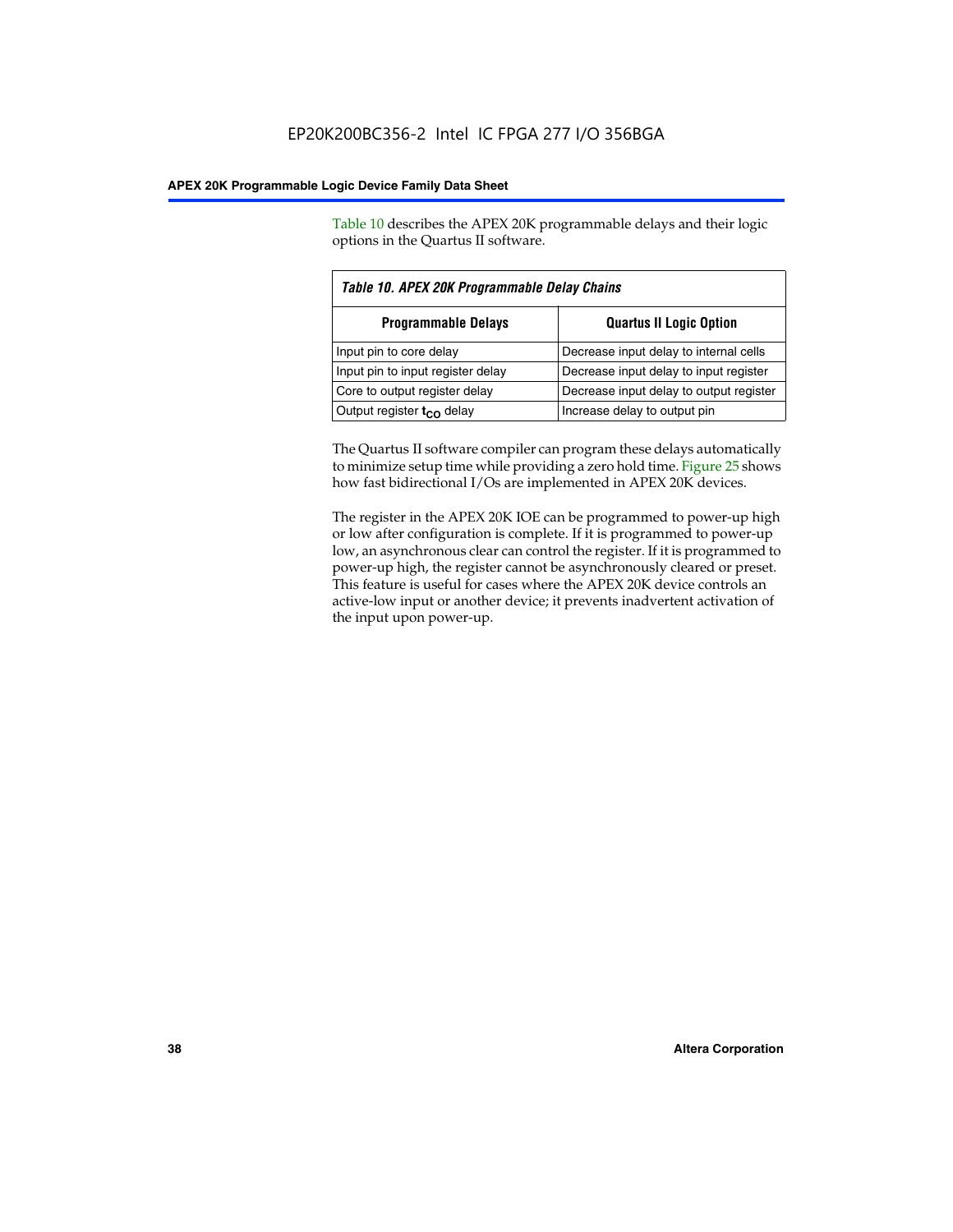Table 10 describes the APEX 20K programmable delays and their logic options in the Quartus II software.

*Table 10. APEX 20K Programmable Delay Chains*

| Programmable Delays | Quartus II Logic Option |
|---|---|
| Input pin to core delay | Decrease input delay to internal cells |
| Input pin to input register delay | Decrease input delay to input register |
| Core to output register delay | Decrease input delay to output register |
| Output register $t_{CO}$ delay | Increase delay to output pin |

The Quartus II software compiler can program these delays automatically to minimize setup time while providing a zero hold time. Figure 25 shows how fast bidirectional I/Os are implemented in APEX 20K devices.

The register in the APEX 20K IOE can be programmed to power-up high or low after configuration is complete. If it is programmed to power-up low, an asynchronous clear can control the register. If it is programmed to power-up high, the register cannot be asynchronously cleared or preset. This feature is useful for cases where the APEX 20K device controls an active-low input or another device; it prevents inadvertent activation of the input upon power-up.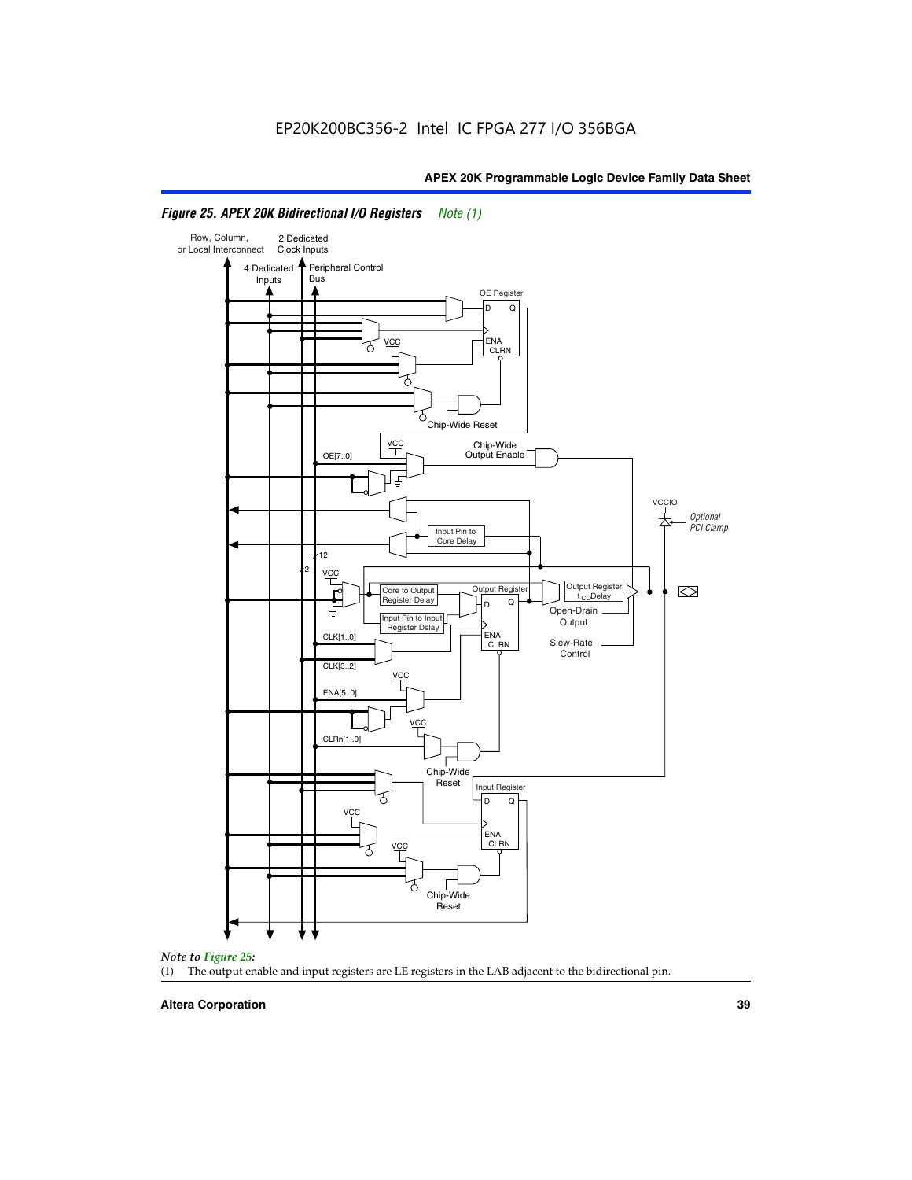EP20K200BC356-2 Intel IC FPGA 277 I/O 356BGA

*Figure 25. APEX 20K Bidirectional I/O Registers* *Note (1)*

Row, Column, or Local Interconnect

2 Dedicated Clock Inputs

4 Dedicated Inputs

Peripheral Control Bus

OE Register

D Q

ENA CLRN

VCC

Chip-Wide Reset

VCC

Chip-Wide Output Enable

OE[7..0]

VCCIO

Optional PCI Clamp

Input Pin to Core Delay

12

2

VCC

Core to Output Register Delay

Output Register

Output Register $t_{CO}$ Delay

Input Pin to Input Register Delay

Open-Drain Output

CLK[1..0]

Slew-Rate Control

CLK[3..2]

VCC

ENA[5..0]

VCC

CLRn[1..0]

Chip-Wide Reset

Input Register

VCC

VCC

Chip-Wide Reset

*Note to Figure 25:*

(1) The output enable and input registers are LE registers in the LAB adjacent to the bidirectional pin.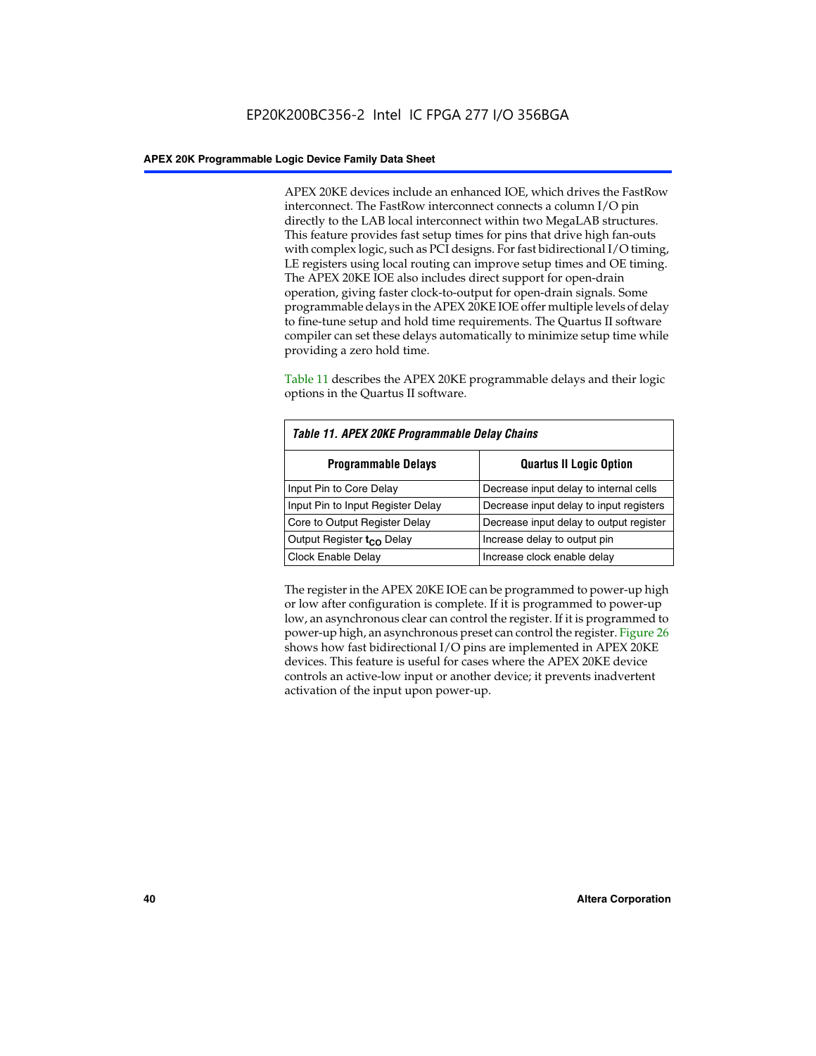APEX 20KE devices include an enhanced IOE, which drives the FastRow interconnect. The FastRow interconnect connects a column I/O pin directly to the LAB local interconnect within two MegaLAB structures. This feature provides fast setup times for pins that drive high fan-outs with complex logic, such as PCI designs. For fast bidirectional I/O timing, LE registers using local routing can improve setup times and OE timing. The APEX 20KE IOE also includes direct support for open-drain operation, giving faster clock-to-output for open-drain signals. Some programmable delays in the APEX 20KE IOE offer multiple levels of delay to fine-tune setup and hold time requirements. The Quartus II software compiler can set these delays automatically to minimize setup time while providing a zero hold time.

Table 11 describes the APEX 20KE programmable delays and their logic options in the Quartus II software.

*Table 11. APEX 20KE Programmable Delay Chains*

| Programmable Delays | Quartus II Logic Option |
|---|---|
| Input Pin to Core Delay | Decrease input delay to internal cells |
| Input Pin to Input Register Delay | Decrease input delay to input registers |
| Core to Output Register Delay | Decrease input delay to output register |
| Output Register $t_{CO}$ Delay | Increase delay to output pin |
| Clock Enable Delay | Increase clock enable delay |

The register in the APEX 20KE IOE can be programmed to power-up high or low after configuration is complete. If it is programmed to power-up low, an asynchronous clear can control the register. If it is programmed to power-up high, an asynchronous preset can control the register. Figure 26 shows how fast bidirectional I/O pins are implemented in APEX 20KE devices. This feature is useful for cases where the APEX 20KE device controls an active-low input or another device; it prevents inadvertent activation of the input upon power-up.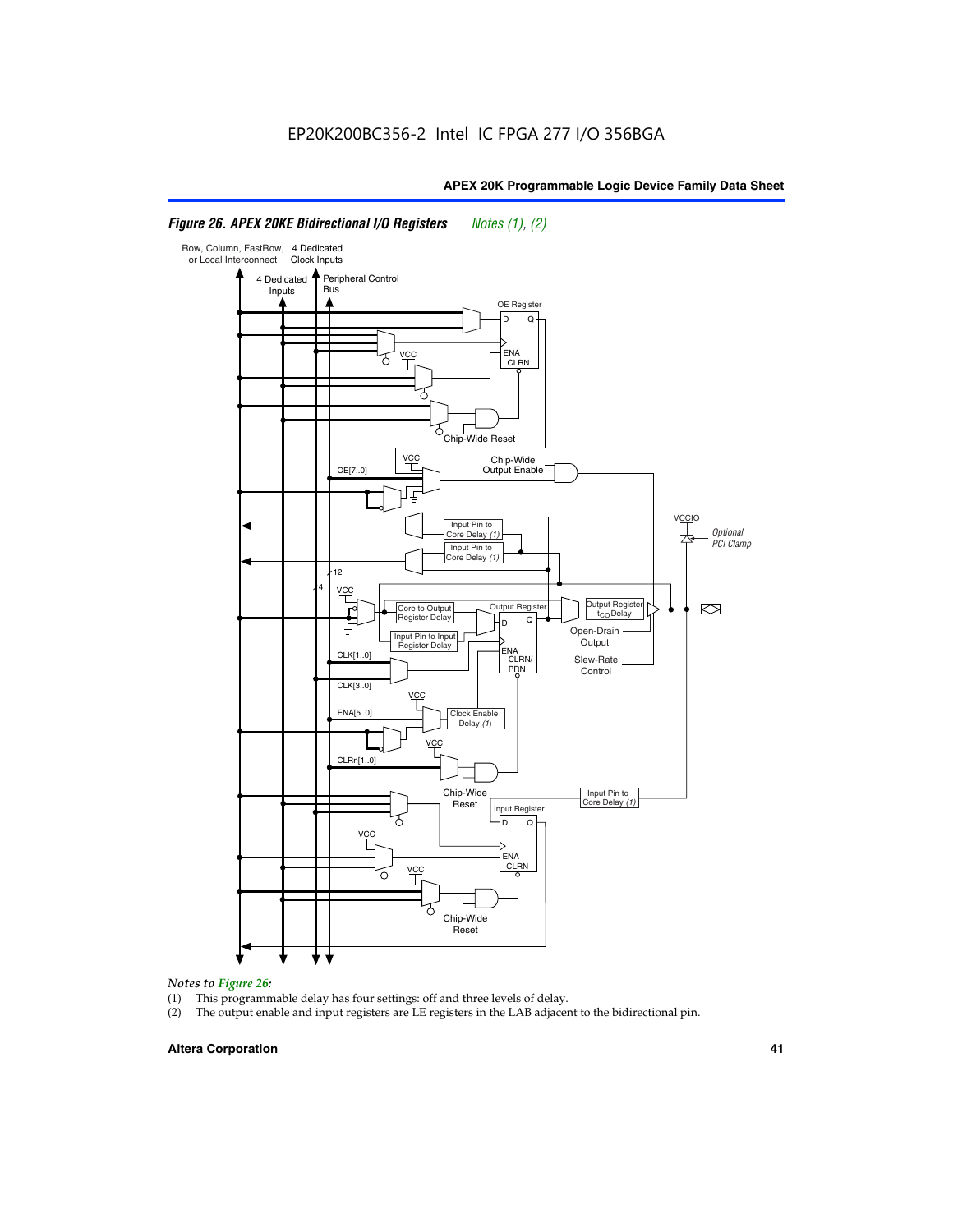*Figure 26. APEX 20KE Bidirectional I/O Registers* *Notes (1), (2)*

*Notes to Figure 26:*

(1) This programmable delay has four settings: off and three levels of delay.
(2) The output enable and input registers are LE registers in the LAB adjacent to the bidirectional pin.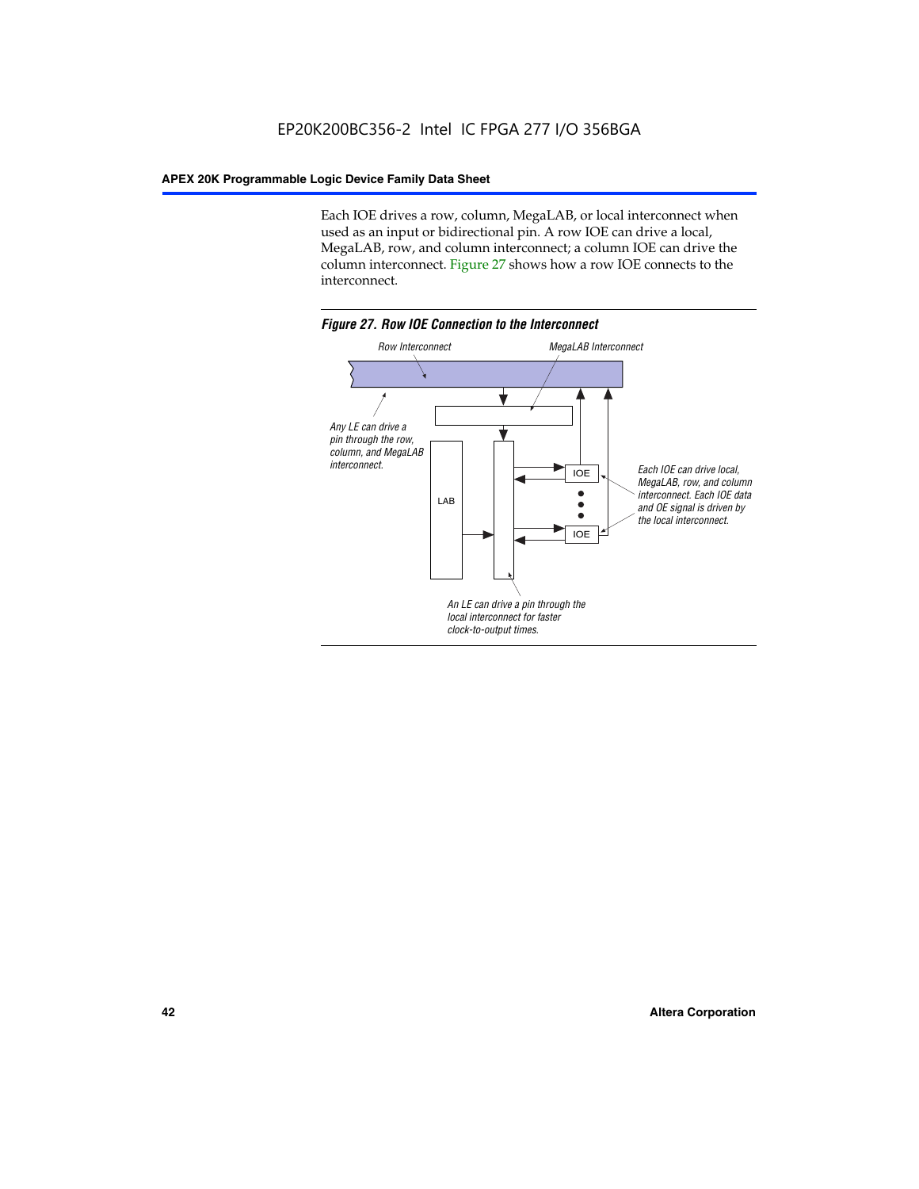Each IOE drives a row, column, MegaLAB, or local interconnect when used as an input or bidirectional pin. A row IOE can drive a local, MegaLAB, row, and column interconnect; a column IOE can drive the column interconnect. Figure 27 shows how a row IOE connects to the interconnect.

*Figure 27. Row IOE Connection to the Interconnect*

Row Interconnect

MegaLAB Interconnect

Any LE can drive a pin through the row, column, and MegaLAB interconnect.

LAB

IOE

IOE

Each IOE can drive local, MegaLAB, row, and column interconnect. Each IOE data and OE signal is driven by the local interconnect.

An LE can drive a pin through the local interconnect for faster clock-to-output times.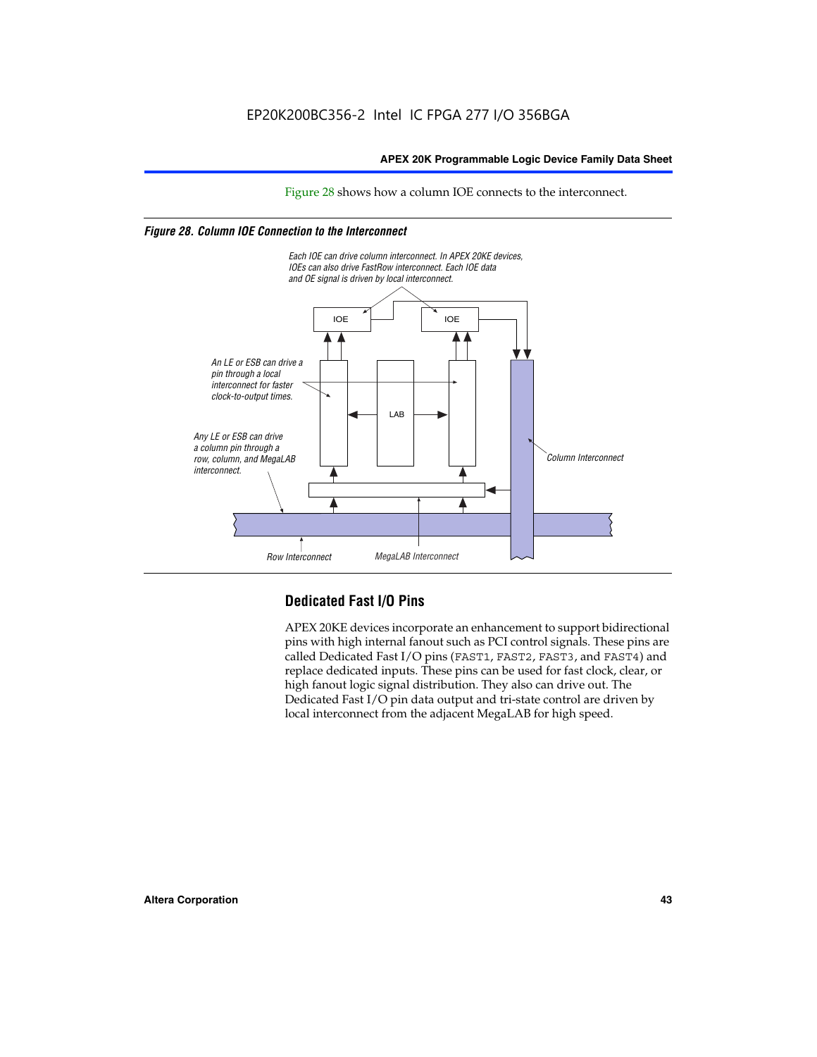Figure 28 shows how a column IOE connects to the interconnect.

*Figure 28. Column IOE Connection to the Interconnect*

Each IOE can drive column interconnect. In APEX 20KE devices, IOEs can also drive FastRow interconnect. Each IOE data and OE signal is driven by local interconnect.

IOE

IOE

An LE or ESB can drive a pin through a local interconnect for faster clock-to-output times.

LAB

Any LE or ESB can drive a column pin through a row, column, and MegaLAB interconnect.

Column Interconnect

Row Interconnect

MegaLAB Interconnect

## Dedicated Fast I/O Pins

APEX 20KE devices incorporate an enhancement to support bidirectional pins with high internal fanout such as PCI control signals. These pins are called Dedicated Fast I/O pins (FAST1, FAST2, FAST3, and FAST4) and replace dedicated inputs. These pins can be used for fast clock, clear, or high fanout logic signal distribution. They also can drive out. The Dedicated Fast I/O pin data output and tri-state control are driven by local interconnect from the adjacent MegaLAB for high speed.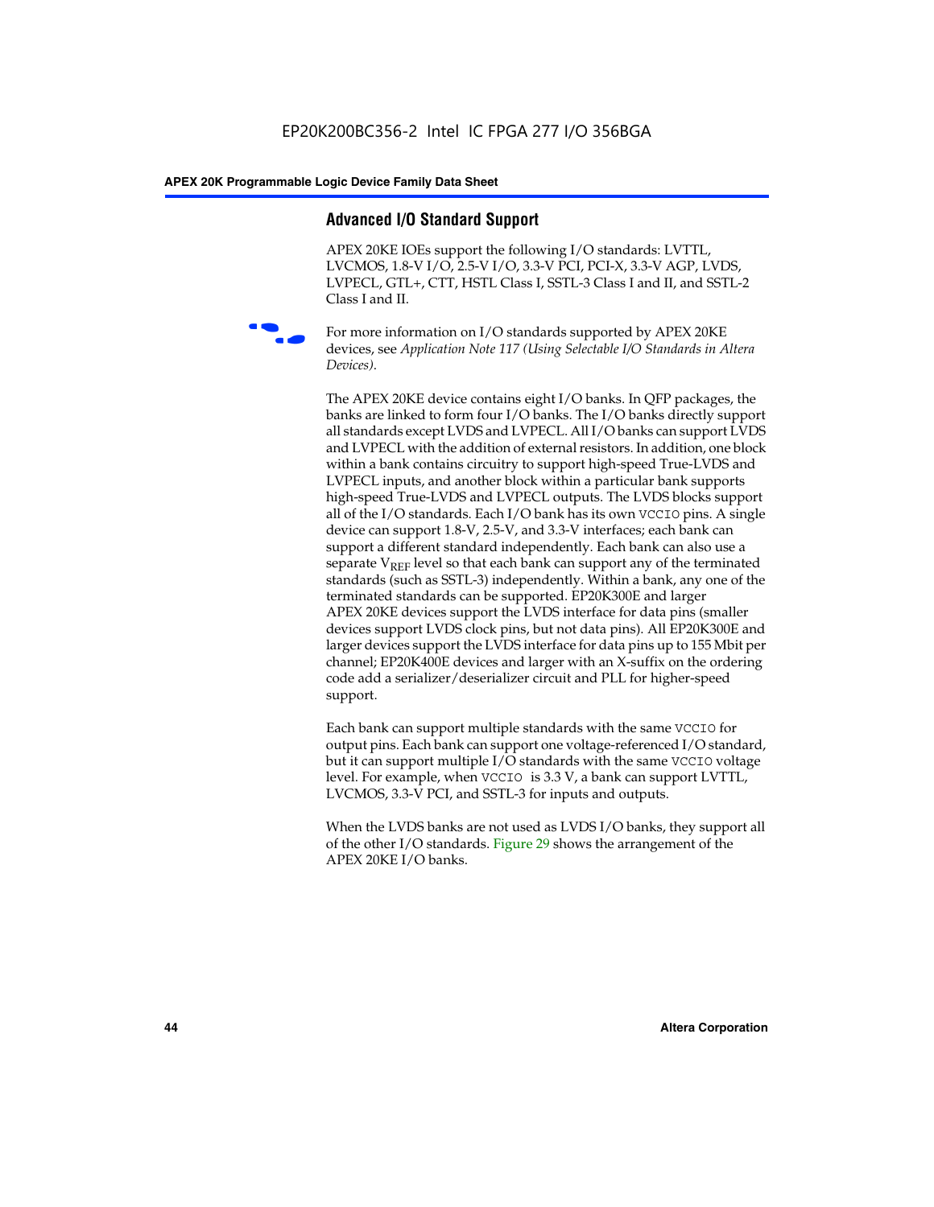## Advanced I/O Standard Support

APEX 20KE IOEs support the following I/O standards: LVTTL, LVCMOS, 1.8-V I/O, 2.5-V I/O, 3.3-V PCI, PCI-X, 3.3-V AGP, LVDS, LVPECL, GTL+, CTT, HSTL Class I, SSTL-3 Class I and II, and SSTL-2 Class I and II.

For more information on I/O standards supported by APEX 20KE devices, see *Application Note 117 (Using Selectable I/O Standards in Altera Devices)*.

The APEX 20KE device contains eight I/O banks. In QFP packages, the banks are linked to form four I/O banks. The I/O banks directly support all standards except LVDS and LVPECL. All I/O banks can support LVDS and LVPECL with the addition of external resistors. In addition, one block within a bank contains circuitry to support high-speed True-LVDS and LVPECL inputs, and another block within a particular bank supports high-speed True-LVDS and LVPECL outputs. The LVDS blocks support all of the I/O standards. Each I/O bank has its own `VCCIO` pins. A single device can support 1.8-V, 2.5-V, and 3.3-V interfaces; each bank can support a different standard independently. Each bank can also use a separate $V_{REF}$ level so that each bank can support any of the terminated standards (such as SSTL-3) independently. Within a bank, any one of the terminated standards can be supported. EP20K300E and larger APEX 20KE devices support the LVDS interface for data pins (smaller devices support LVDS clock pins, but not data pins). All EP20K300E and larger devices support the LVDS interface for data pins up to 155 Mbit per channel; EP20K400E devices and larger with an X-suffix on the ordering code add a serializer/deserializer circuit and PLL for higher-speed support.

Each bank can support multiple standards with the same `VCCIO` for output pins. Each bank can support one voltage-referenced I/O standard, but it can support multiple I/O standards with the same `VCCIO` voltage level. For example, when `VCCIO` is 3.3 V, a bank can support LVTTL, LVCMOS, 3.3-V PCI, and SSTL-3 for inputs and outputs.

When the LVDS banks are not used as LVDS I/O banks, they support all of the other I/O standards. Figure 29 shows the arrangement of the APEX 20KE I/O banks.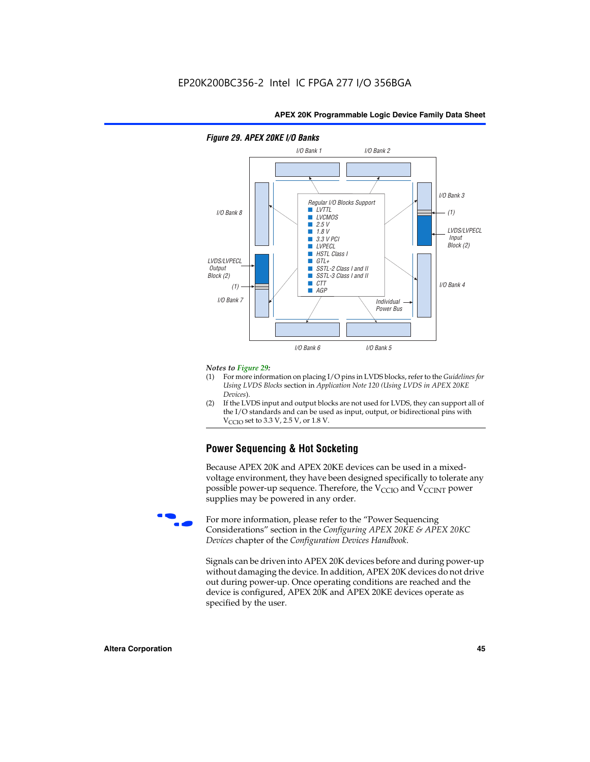Figure 29. APEX 20KE I/O Banks

I/O Bank 1, I/O Bank 2, I/O Bank 3, I/O Bank 4, I/O Bank 5, I/O Bank 6, I/O Bank 7, I/O Bank 8

Regular I/O Blocks Support
- LVTTL
- LVCMOS
- 2.5 V
- 1.8 V
- 3.3 V PCI
- LVPECL
- HSTL Class I
- GTL+
- SSTL-2 Class I and II
- SSTL-3 Class I and II
- CTT
- AGP

LVDS/LVPECL Input Block (2)

LVDS/LVPECL Output Block (2)

(1)

Individual Power Bus

*Notes to Figure 29:*

(1) For more information on placing I/O pins in LVDS blocks, refer to the *Guidelines for Using LVDS Blocks* section in *Application Note 120 (Using LVDS in APEX 20KE Devices)*.

(2) If the LVDS input and output blocks are not used for LVDS, they can support all of the I/O standards and can be used as input, output, or bidirectional pins with $V_{CCIO}$ set to 3.3 V, 2.5 V, or 1.8 V.

## Power Sequencing & Hot Socketing

Because APEX 20K and APEX 20KE devices can be used in a mixed-voltage environment, they have been designed specifically to tolerate any possible power-up sequence. Therefore, the $V_{CCIO}$ and $V_{CCINT}$ power supplies may be powered in any order.

For more information, please refer to the "Power Sequencing Considerations" section in the *Configuring APEX 20KE & APEX 20KC Devices* chapter of the *Configuration Devices Handbook*.

Signals can be driven into APEX 20K devices before and during power-up without damaging the device. In addition, APEX 20K devices do not drive out during power-up. Once operating conditions are reached and the device is configured, APEX 20K and APEX 20KE devices operate as specified by the user.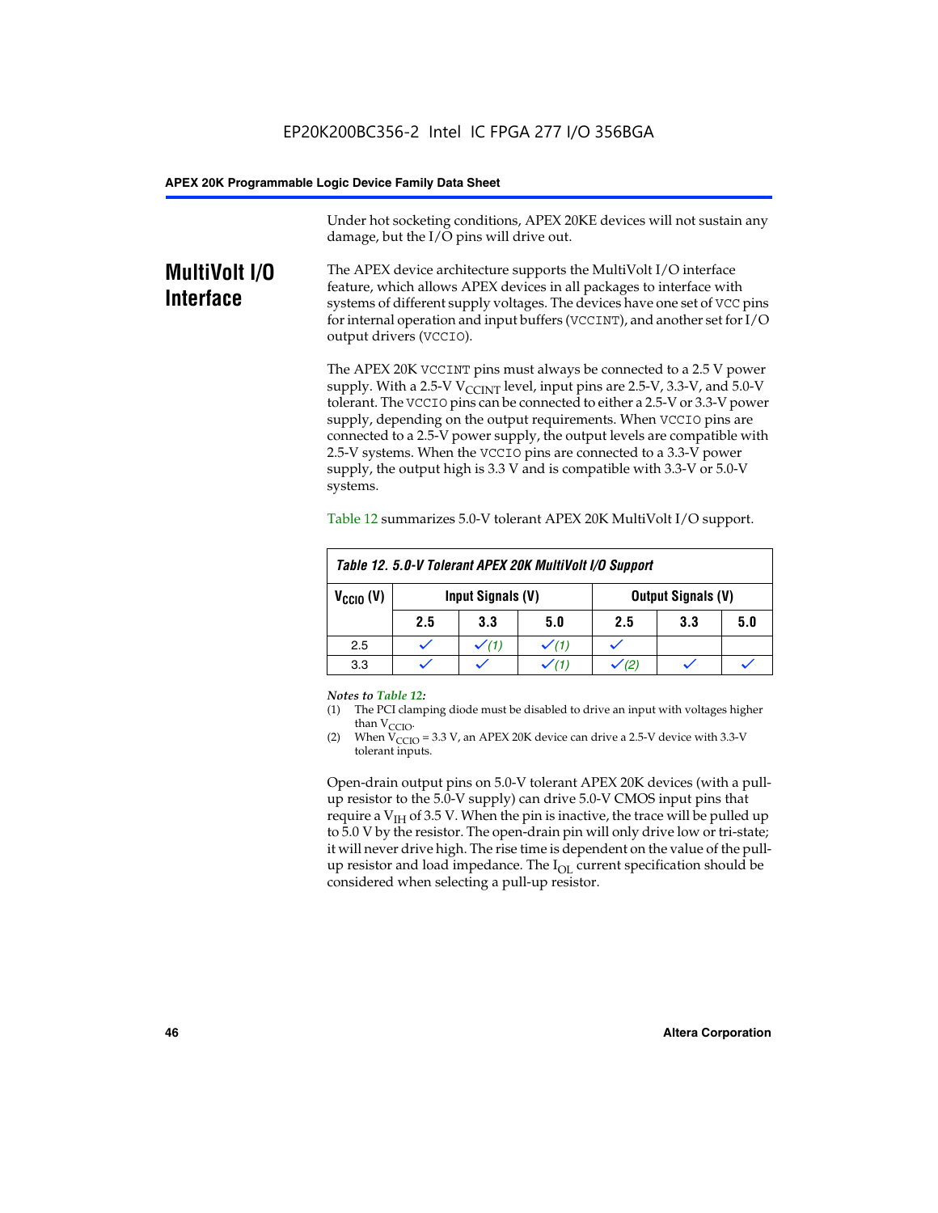Under hot socketing conditions, APEX 20KE devices will not sustain any damage, but the I/O pins will drive out.

## MultiVolt I/O Interface

The APEX device architecture supports the MultiVolt I/O interface feature, which allows APEX devices in all packages to interface with systems of different supply voltages. The devices have one set of VCC pins for internal operation and input buffers (VCCINT), and another set for I/O output drivers (VCCIO).

The APEX 20K VCCINT pins must always be connected to a 2.5 V power supply. With a 2.5-V $V_{CCINT}$ level, input pins are 2.5-V, 3.3-V, and 5.0-V tolerant. The VCCIO pins can be connected to either a 2.5-V or 3.3-V power supply, depending on the output requirements. When VCCIO pins are connected to a 2.5-V power supply, the output levels are compatible with 2.5-V systems. When the VCCIO pins are connected to a 3.3-V power supply, the output high is 3.3 V and is compatible with 3.3-V or 5.0-V systems.

Table 12 summarizes 5.0-V tolerant APEX 20K MultiVolt I/O support.

*Table 12. 5.0-V Tolerant APEX 20K MultiVolt I/O Support*

| $V_{CCIO}$ (V) | Input Signals (V) | | | Output Signals (V) | | |
|---|---|---|---|---|---|---|
| | 2.5 | 3.3 | 5.0 | 2.5 | 3.3 | 5.0 |
| 2.5 | ✓ | ✓ *(1)* | ✓ *(1)* | ✓ | | |
| 3.3 | ✓ | ✓ | ✓ *(1)* | ✓ *(2)* | ✓ | ✓ |

*Notes to Table 12:*

(1) The PCI clamping diode must be disabled to drive an input with voltages higher than $V_{CCIO}$.

(2) When $V_{CCIO}$ = 3.3 V, an APEX 20K device can drive a 2.5-V device with 3.3-V tolerant inputs.

Open-drain output pins on 5.0-V tolerant APEX 20K devices (with a pull-up resistor to the 5.0-V supply) can drive 5.0-V CMOS input pins that require a $V_{IH}$ of 3.5 V. When the pin is inactive, the trace will be pulled up to 5.0 V by the resistor. The open-drain pin will only drive low or tri-state; it will never drive high. The rise time is dependent on the value of the pull-up resistor and load impedance. The $I_{OL}$ current specification should be considered when selecting a pull-up resistor.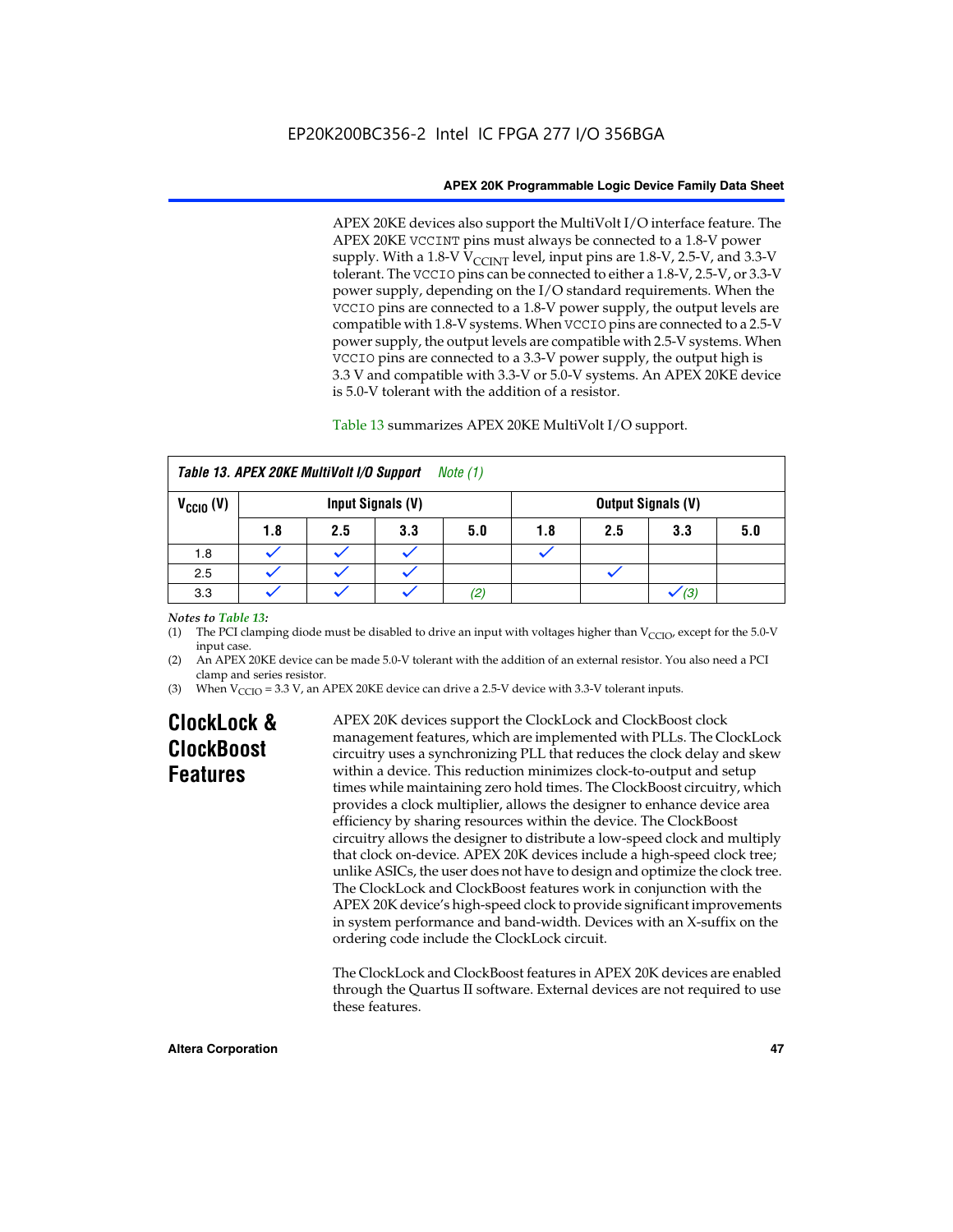APEX 20KE devices also support the MultiVolt I/O interface feature. The APEX 20KE VCCINT pins must always be connected to a 1.8-V power supply. With a 1.8-V $V_{CCINT}$ level, input pins are 1.8-V, 2.5-V, and 3.3-V tolerant. The VCCIO pins can be connected to either a 1.8-V, 2.5-V, or 3.3-V power supply, depending on the I/O standard requirements. When the VCCIO pins are connected to a 1.8-V power supply, the output levels are compatible with 1.8-V systems. When VCCIO pins are connected to a 2.5-V power supply, the output levels are compatible with 2.5-V systems. When VCCIO pins are connected to a 3.3-V power supply, the output high is 3.3 V and compatible with 3.3-V or 5.0-V systems. An APEX 20KE device is 5.0-V tolerant with the addition of a resistor.

Table 13 summarizes APEX 20KE MultiVolt I/O support.

**Table 13. APEX 20KE MultiVolt I/O Support** *Note (1)*

| $V_{CCIO}$ (V) | Input Signals (V) | | | | Output Signals (V) | | | |
|---|---|---|---|---|---|---|---|---|
| | 1.8 | 2.5 | 3.3 | 5.0 | 1.8 | 2.5 | 3.3 | 5.0 |
| 1.8 | ✓ | ✓ | ✓ | | ✓ | | | |
| 2.5 | ✓ | ✓ | ✓ | | | ✓ | | |
| 3.3 | ✓ | ✓ | ✓ | *(2)* | | | ✓ *(3)* | |

*Notes to Table 13:*

(1) The PCI clamping diode must be disabled to drive an input with voltages higher than $V_{CCIO}$, except for the 5.0-V input case.

(2) An APEX 20KE device can be made 5.0-V tolerant with the addition of an external resistor. You also need a PCI clamp and series resistor.

(3) When $V_{CCIO}$ = 3.3 V, an APEX 20KE device can drive a 2.5-V device with 3.3-V tolerant inputs.

## ClockLock & ClockBoost Features

APEX 20K devices support the ClockLock and ClockBoost clock management features, which are implemented with PLLs. The ClockLock circuitry uses a synchronizing PLL that reduces the clock delay and skew within a device. This reduction minimizes clock-to-output and setup times while maintaining zero hold times. The ClockBoost circuitry, which provides a clock multiplier, allows the designer to enhance device area efficiency by sharing resources within the device. The ClockBoost circuitry allows the designer to distribute a low-speed clock and multiply that clock on-device. APEX 20K devices include a high-speed clock tree; unlike ASICs, the user does not have to design and optimize the clock tree. The ClockLock and ClockBoost features work in conjunction with the APEX 20K device's high-speed clock to provide significant improvements in system performance and band-width. Devices with an X-suffix on the ordering code include the ClockLock circuit.

The ClockLock and ClockBoost features in APEX 20K devices are enabled through the Quartus II software. External devices are not required to use these features.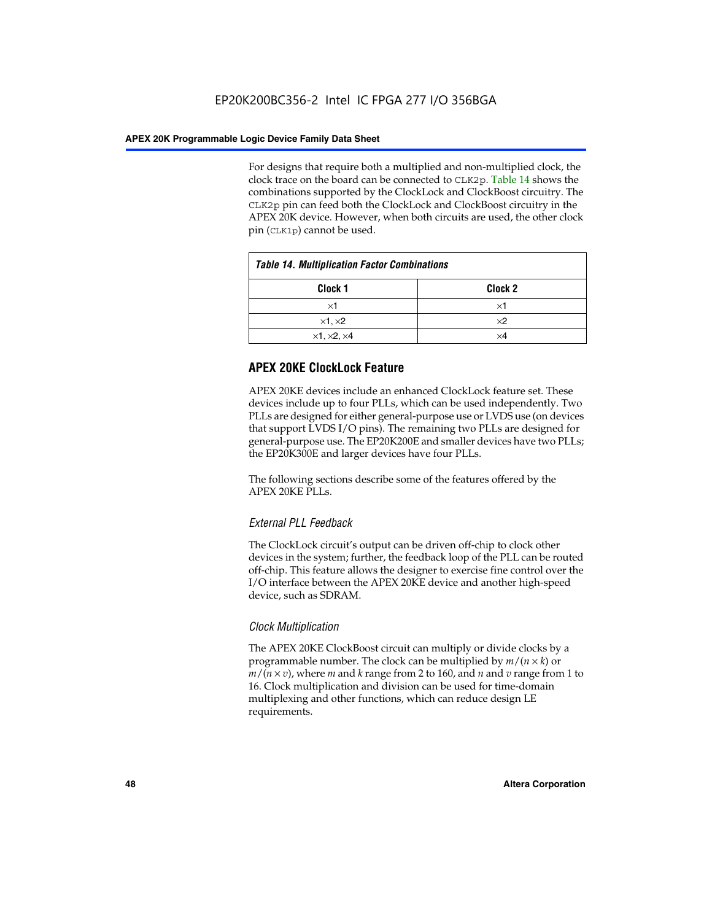For designs that require both a multiplied and non-multiplied clock, the clock trace on the board can be connected to CLK2p. Table 14 shows the combinations supported by the ClockLock and ClockBoost circuitry. The CLK2p pin can feed both the ClockLock and ClockBoost circuitry in the APEX 20K device. However, when both circuits are used, the other clock pin (CLK1p) cannot be used.

*Table 14. Multiplication Factor Combinations*

| Clock 1 | Clock 2 |
|---|---|
| ×1 | ×1 |
| ×1, ×2 | ×2 |
| ×1, ×2, ×4 | ×4 |

## APEX 20KE ClockLock Feature

APEX 20KE devices include an enhanced ClockLock feature set. These devices include up to four PLLs, which can be used independently. Two PLLs are designed for either general-purpose use or LVDS use (on devices that support LVDS I/O pins). The remaining two PLLs are designed for general-purpose use. The EP20K200E and smaller devices have two PLLs; the EP20K300E and larger devices have four PLLs.

The following sections describe some of the features offered by the APEX 20KE PLLs.

### *External PLL Feedback*

The ClockLock circuit's output can be driven off-chip to clock other devices in the system; further, the feedback loop of the PLL can be routed off-chip. This feature allows the designer to exercise fine control over the I/O interface between the APEX 20KE device and another high-speed device, such as SDRAM.

### *Clock Multiplication*

The APEX 20KE ClockBoost circuit can multiply or divide clocks by a programmable number. The clock can be multiplied by $m/(n \times k)$ or $m/(n \times v)$, where $m$ and $k$ range from 2 to 160, and $n$ and $v$ range from 1 to 16. Clock multiplication and division can be used for time-domain multiplexing and other functions, which can reduce design LE requirements.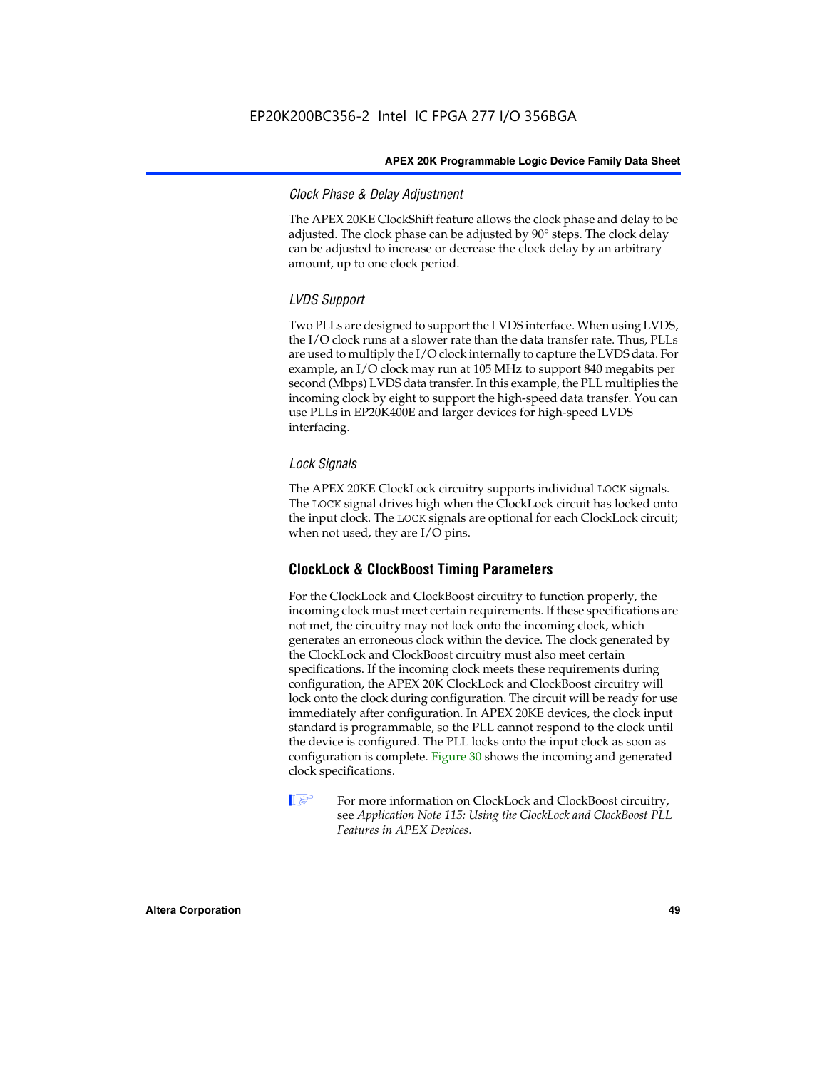### Clock Phase & Delay Adjustment

The APEX 20KE ClockShift feature allows the clock phase and delay to be adjusted. The clock phase can be adjusted by 90° steps. The clock delay can be adjusted to increase or decrease the clock delay by an arbitrary amount, up to one clock period.

### LVDS Support

Two PLLs are designed to support the LVDS interface. When using LVDS, the I/O clock runs at a slower rate than the data transfer rate. Thus, PLLs are used to multiply the I/O clock internally to capture the LVDS data. For example, an I/O clock may run at 105 MHz to support 840 megabits per second (Mbps) LVDS data transfer. In this example, the PLL multiplies the incoming clock by eight to support the high-speed data transfer. You can use PLLs in EP20K400E and larger devices for high-speed LVDS interfacing.

### Lock Signals

The APEX 20KE ClockLock circuitry supports individual `LOCK` signals. The `LOCK` signal drives high when the ClockLock circuit has locked onto the input clock. The `LOCK` signals are optional for each ClockLock circuit; when not used, they are I/O pins.

## ClockLock & ClockBoost Timing Parameters

For the ClockLock and ClockBoost circuitry to function properly, the incoming clock must meet certain requirements. If these specifications are not met, the circuitry may not lock onto the incoming clock, which generates an erroneous clock within the device. The clock generated by the ClockLock and ClockBoost circuitry must also meet certain specifications. If the incoming clock meets these requirements during configuration, the APEX 20K ClockLock and ClockBoost circuitry will lock onto the clock during configuration. The circuit will be ready for use immediately after configuration. In APEX 20KE devices, the clock input standard is programmable, so the PLL cannot respond to the clock until the device is configured. The PLL locks onto the input clock as soon as configuration is complete. Figure 30 shows the incoming and generated clock specifications.

For more information on ClockLock and ClockBoost circuitry, see *Application Note 115: Using the ClockLock and ClockBoost PLL Features in APEX Devices*.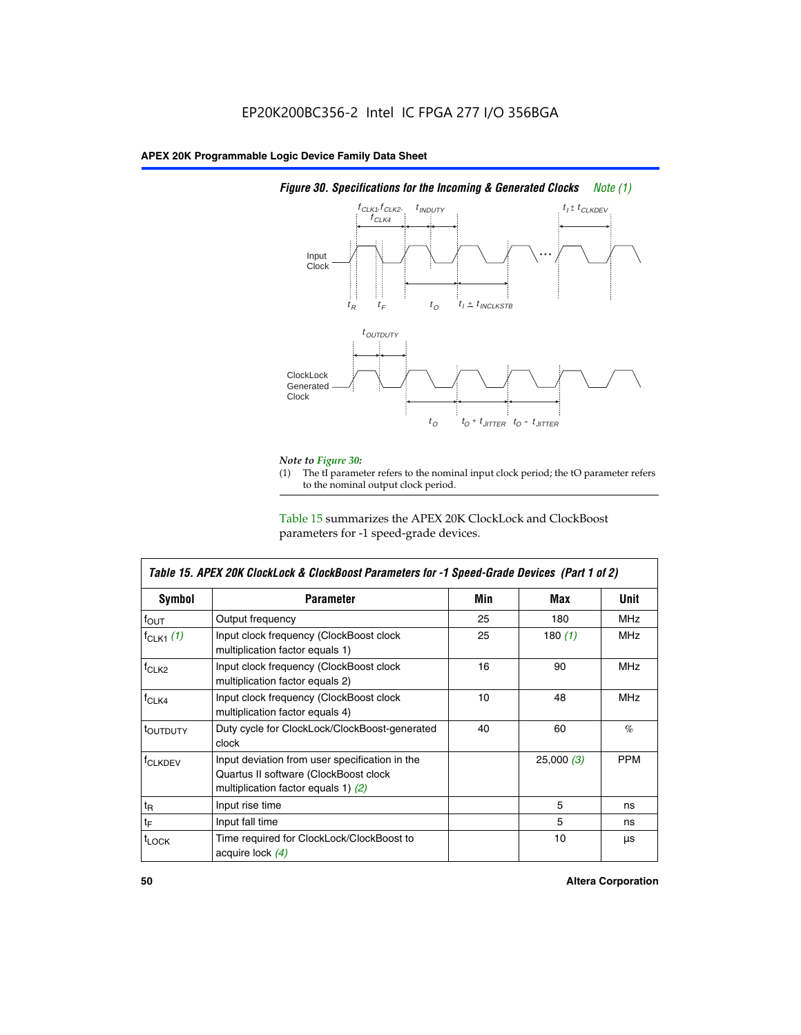**Figure 30. Specifications for the Incoming & Generated Clocks** *Note (1)*

*Note to Figure 30:*

(1) The tI parameter refers to the nominal input clock period; the tO parameter refers to the nominal output clock period.

Table 15 summarizes the APEX 20K ClockLock and ClockBoost parameters for -1 speed-grade devices.

| Table 15. APEX 20K ClockLock & ClockBoost Parameters for -1 Speed-Grade Devices (Part 1 of 2) | | | | |
|---|---|---|---|---|
| **Symbol** | **Parameter** | **Min** | **Max** | **Unit** |
| $f_{OUT}$ | Output frequency | 25 | 180 | MHz |
| $f_{CLK1}$ *(1)* | Input clock frequency (ClockBoost clock multiplication factor equals 1) | 25 | 180 *(1)* | MHz |
| $f_{CLK2}$ | Input clock frequency (ClockBoost clock multiplication factor equals 2) | 16 | 90 | MHz |
| $f_{CLK4}$ | Input clock frequency (ClockBoost clock multiplication factor equals 4) | 10 | 48 | MHz |
| $t_{OUTDUTY}$ | Duty cycle for ClockLock/ClockBoost-generated clock | 40 | 60 | % |
| $f_{CLKDEV}$ | Input deviation from user specification in the Quartus II software (ClockBoost clock multiplication factor equals 1) *(2)* | | 25,000 *(3)* | PPM |
| $t_R$ | Input rise time | | 5 | ns |
| $t_F$ | Input fall time | | 5 | ns |
| $t_{LOCK}$ | Time required for ClockLock/ClockBoost to acquire lock *(4)* | | 10 | µs |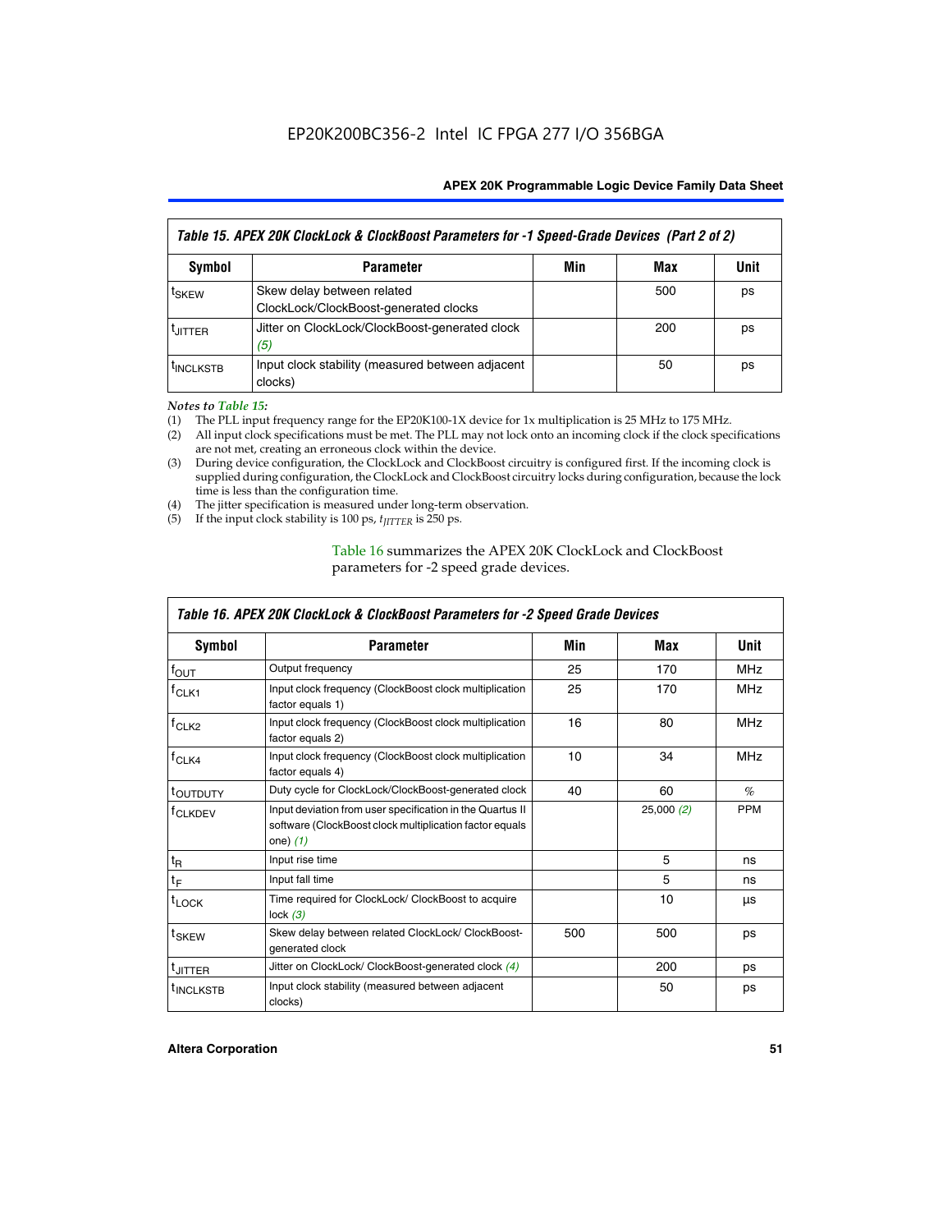EP20K200BC356-2 Intel IC FPGA 277 I/O 356BGA

| Table 15. APEX 20K ClockLock & ClockBoost Parameters for -1 Speed-Grade Devices (Part 2 of 2) | | | | |
|---|---|---|---|---|
| **Symbol** | **Parameter** | **Min** | **Max** | **Unit** |
| $t_{SKEW}$ | Skew delay between related ClockLock/ClockBoost-generated clocks | | 500 | ps |
| $t_{JITTER}$ | Jitter on ClockLock/ClockBoost-generated clock *(5)* | | 200 | ps |
| $t_{INCLKSTB}$ | Input clock stability (measured between adjacent clocks) | | 50 | ps |

*Notes to Table 15:*

(1) The PLL input frequency range for the EP20K100-1X device for 1x multiplication is 25 MHz to 175 MHz.
(2) All input clock specifications must be met. The PLL may not lock onto an incoming clock if the clock specifications are not met, creating an erroneous clock within the device.
(3) During device configuration, the ClockLock and ClockBoost circuitry is configured first. If the incoming clock is supplied during configuration, the ClockLock and ClockBoost circuitry locks during configuration, because the lock time is less than the configuration time.
(4) The jitter specification is measured under long-term observation.
(5) If the input clock stability is 100 ps, $t_{JITTER}$ is 250 ps.

Table 16 summarizes the APEX 20K ClockLock and ClockBoost parameters for -2 speed grade devices.

| Table 16. APEX 20K ClockLock & ClockBoost Parameters for -2 Speed Grade Devices | | | | |
|---|---|---|---|---|
| **Symbol** | **Parameter** | **Min** | **Max** | **Unit** |
| $f_{OUT}$ | Output frequency | 25 | 170 | MHz |
| $f_{CLK1}$ | Input clock frequency (ClockBoost clock multiplication factor equals 1) | 25 | 170 | MHz |
| $f_{CLK2}$ | Input clock frequency (ClockBoost clock multiplication factor equals 2) | 16 | 80 | MHz |
| $f_{CLK4}$ | Input clock frequency (ClockBoost clock multiplication factor equals 4) | 10 | 34 | MHz |
| $t_{OUTDUTY}$ | Duty cycle for ClockLock/ClockBoost-generated clock | 40 | 60 | % |
| $f_{CLKDEV}$ | Input deviation from user specification in the Quartus II software (ClockBoost clock multiplication factor equals one) *(1)* | | 25,000 *(2)* | PPM |
| $t_R$ | Input rise time | | 5 | ns |
| $t_F$ | Input fall time | | 5 | ns |
| $t_{LOCK}$ | Time required for ClockLock/ ClockBoost to acquire lock *(3)* | | 10 | µs |
| $t_{SKEW}$ | Skew delay between related ClockLock/ ClockBoost-generated clock | 500 | 500 | ps |
| $t_{JITTER}$ | Jitter on ClockLock/ ClockBoost-generated clock *(4)* | | 200 | ps |
| $t_{INCLKSTB}$ | Input clock stability (measured between adjacent clocks) | | 50 | ps |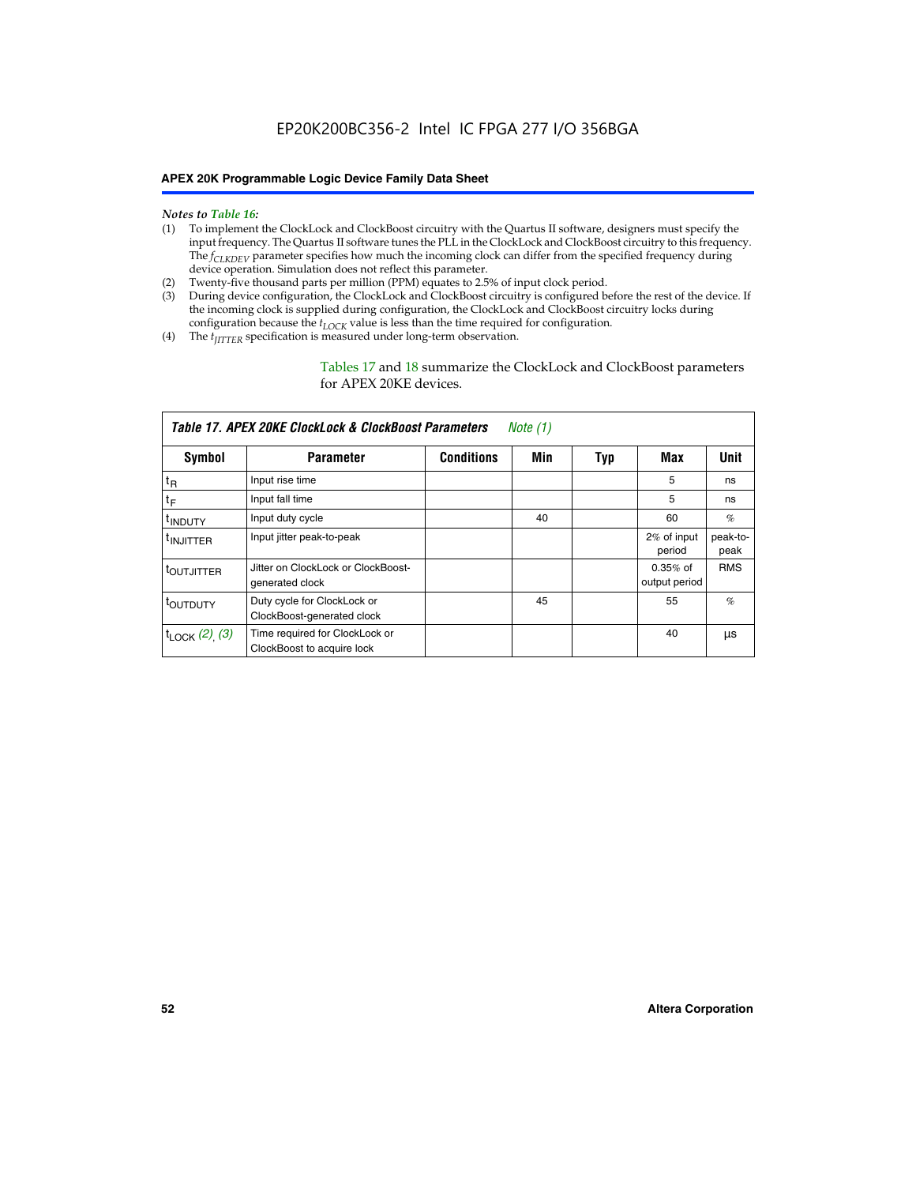*Notes to Table 16:*

(1) To implement the ClockLock and ClockBoost circuitry with the Quartus II software, designers must specify the input frequency. The Quartus II software tunes the PLL in the ClockLock and ClockBoost circuitry to this frequency. The $f_{CLKDEV}$ parameter specifies how much the incoming clock can differ from the specified frequency during device operation. Simulation does not reflect this parameter.

(2) Twenty-five thousand parts per million (PPM) equates to 2.5% of input clock period.

(3) During device configuration, the ClockLock and ClockBoost circuitry is configured before the rest of the device. If the incoming clock is supplied during configuration, the ClockLock and ClockBoost circuitry locks during configuration because the $t_{LOCK}$ value is less than the time required for configuration.

(4) The $t_{JITTER}$ specification is measured under long-term observation.

Tables 17 and 18 summarize the ClockLock and ClockBoost parameters for APEX 20KE devices.

**Table 17. APEX 20KE ClockLock & ClockBoost Parameters** *Note (1)*

| Symbol | Parameter | Conditions | Min | Typ | Max | Unit |
|---|---|---|---|---|---|---|
| $t_R$ | Input rise time | | | | 5 | ns |
| $t_F$ | Input fall time | | | | 5 | ns |
| $t_{INDUTY}$ | Input duty cycle | | 40 | | 60 | % |
| $t_{INJITTER}$ | Input jitter peak-to-peak | | | | 2% of input period | peak-to-peak |
| $t_{OUTJITTER}$ | Jitter on ClockLock or ClockBoost-generated clock | | | | 0.35% of output period | RMS |
| $t_{OUTDUTY}$ | Duty cycle for ClockLock or ClockBoost-generated clock | | 45 | | 55 | % |
| $t_{LOCK}$ *(2), (3)* | Time required for ClockLock or ClockBoost to acquire lock | | | | 40 | µs |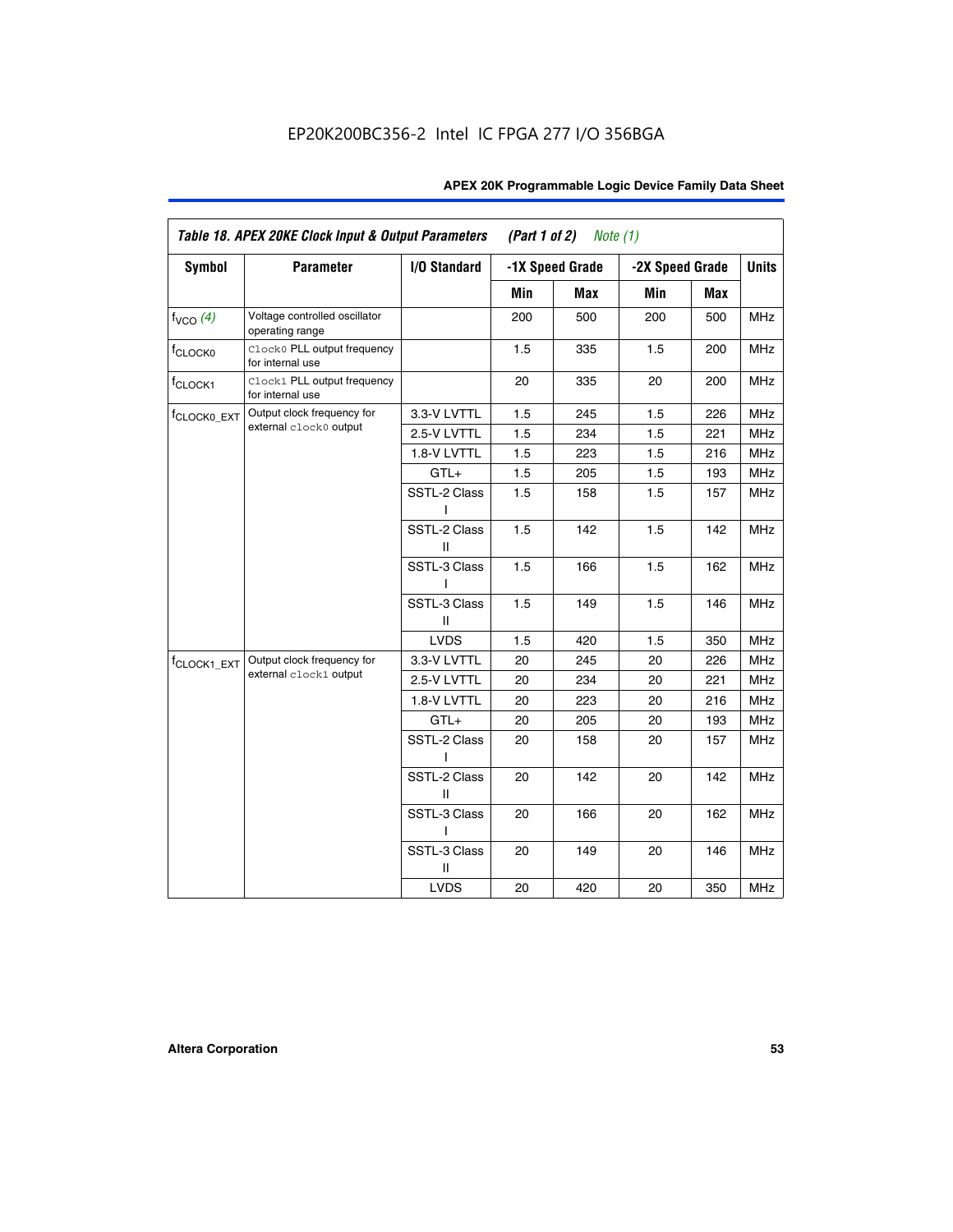EP20K200BC356-2 Intel IC FPGA 277 I/O 356BGA

| Table 18. APEX 20KE Clock Input & Output Parameters (Part 1 of 2) Note (1) | | | | | | | |
|---|---|---|---|---|---|---|---|
| Symbol | Parameter | I/O Standard | -1X Speed Grade | | -2X Speed Grade | | Units |
| | | | Min | Max | Min | Max | |
| $f_{VCO}$ (4) | Voltage controlled oscillator operating range | | 200 | 500 | 200 | 500 | MHz |
| $f_{CLOCK0}$ | `Clock0` PLL output frequency for internal use | | 1.5 | 335 | 1.5 | 200 | MHz |
| $f_{CLOCK1}$ | `Clock1` PLL output frequency for internal use | | 20 | 335 | 20 | 200 | MHz |
| $f_{CLOCK0\_EXT}$ | Output clock frequency for external `clock0` output | 3.3-V LVTTL | 1.5 | 245 | 1.5 | 226 | MHz |
| | | 2.5-V LVTTL | 1.5 | 234 | 1.5 | 221 | MHz |
| | | 1.8-V LVTTL | 1.5 | 223 | 1.5 | 216 | MHz |
| | | GTL+ | 1.5 | 205 | 1.5 | 193 | MHz |
| | | SSTL-2 Class I | 1.5 | 158 | 1.5 | 157 | MHz |
| | | SSTL-2 Class II | 1.5 | 142 | 1.5 | 142 | MHz |
| | | SSTL-3 Class I | 1.5 | 166 | 1.5 | 162 | MHz |
| | | SSTL-3 Class II | 1.5 | 149 | 1.5 | 146 | MHz |
| | | LVDS | 1.5 | 420 | 1.5 | 350 | MHz |
| $f_{CLOCK1\_EXT}$ | Output clock frequency for external `clock1` output | 3.3-V LVTTL | 20 | 245 | 20 | 226 | MHz |
| | | 2.5-V LVTTL | 20 | 234 | 20 | 221 | MHz |
| | | 1.8-V LVTTL | 20 | 223 | 20 | 216 | MHz |
| | | GTL+ | 20 | 205 | 20 | 193 | MHz |
| | | SSTL-2 Class I | 20 | 158 | 20 | 157 | MHz |
| | | SSTL-2 Class II | 20 | 142 | 20 | 142 | MHz |
| | | SSTL-3 Class I | 20 | 166 | 20 | 162 | MHz |
| | | SSTL-3 Class II | 20 | 149 | 20 | 146 | MHz |
| | | LVDS | 20 | 420 | 20 | 350 | MHz |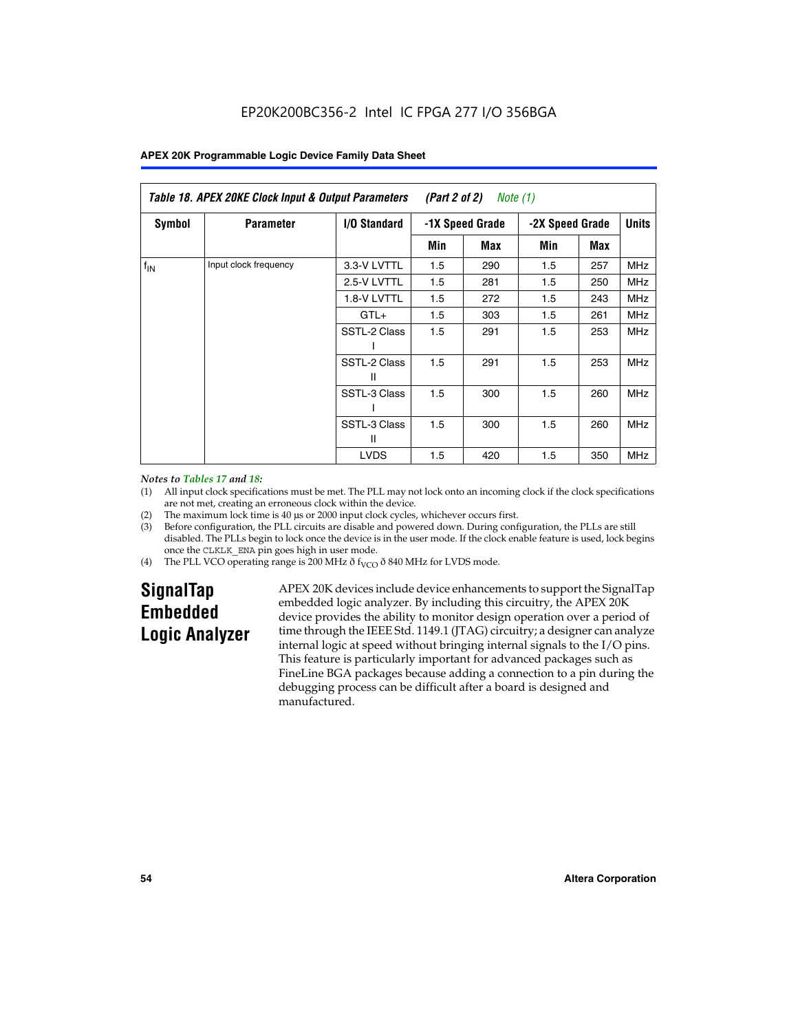EP20K200BC356-2 Intel IC FPGA 277 I/O 356BGA

**Table 18. APEX 20KE Clock Input & Output Parameters (Part 2 of 2) *Note (1)***

| Symbol | Parameter | I/O Standard | -1X Speed Grade | | -2X Speed Grade | | Units |
|---|---|---|---|---|---|---|---|
| | | | Min | Max | Min | Max | |
| $f_{IN}$ | Input clock frequency | 3.3-V LVTTL | 1.5 | 290 | 1.5 | 257 | MHz |
| | | 2.5-V LVTTL | 1.5 | 281 | 1.5 | 250 | MHz |
| | | 1.8-V LVTTL | 1.5 | 272 | 1.5 | 243 | MHz |
| | | GTL+ | 1.5 | 303 | 1.5 | 261 | MHz |
| | | SSTL-2 Class I | 1.5 | 291 | 1.5 | 253 | MHz |
| | | SSTL-2 Class II | 1.5 | 291 | 1.5 | 253 | MHz |
| | | SSTL-3 Class I | 1.5 | 300 | 1.5 | 260 | MHz |
| | | SSTL-3 Class II | 1.5 | 300 | 1.5 | 260 | MHz |
| | | LVDS | 1.5 | 420 | 1.5 | 350 | MHz |

*Notes to Tables 17 and 18:*

(1) All input clock specifications must be met. The PLL may not lock onto an incoming clock if the clock specifications are not met, creating an erroneous clock within the device.

(2) The maximum lock time is 40 µs or 2000 input clock cycles, whichever occurs first.

(3) Before configuration, the PLL circuits are disable and powered down. During configuration, the PLLs are still disabled. The PLLs begin to lock once the device is in the user mode. If the clock enable feature is used, lock begins once the CLKLK_ENA pin goes high in user mode.

(4) The PLL VCO operating range is 200 MHz ð $f_{VCO}$ ð 840 MHz for LVDS mode.

## SignalTap Embedded Logic Analyzer

APEX 20K devices include device enhancements to support the SignalTap embedded logic analyzer. By including this circuitry, the APEX 20K device provides the ability to monitor design operation over a period of time through the IEEE Std. 1149.1 (JTAG) circuitry; a designer can analyze internal logic at speed without bringing internal signals to the I/O pins. This feature is particularly important for advanced packages such as FineLine BGA packages because adding a connection to a pin during the debugging process can be difficult after a board is designed and manufactured.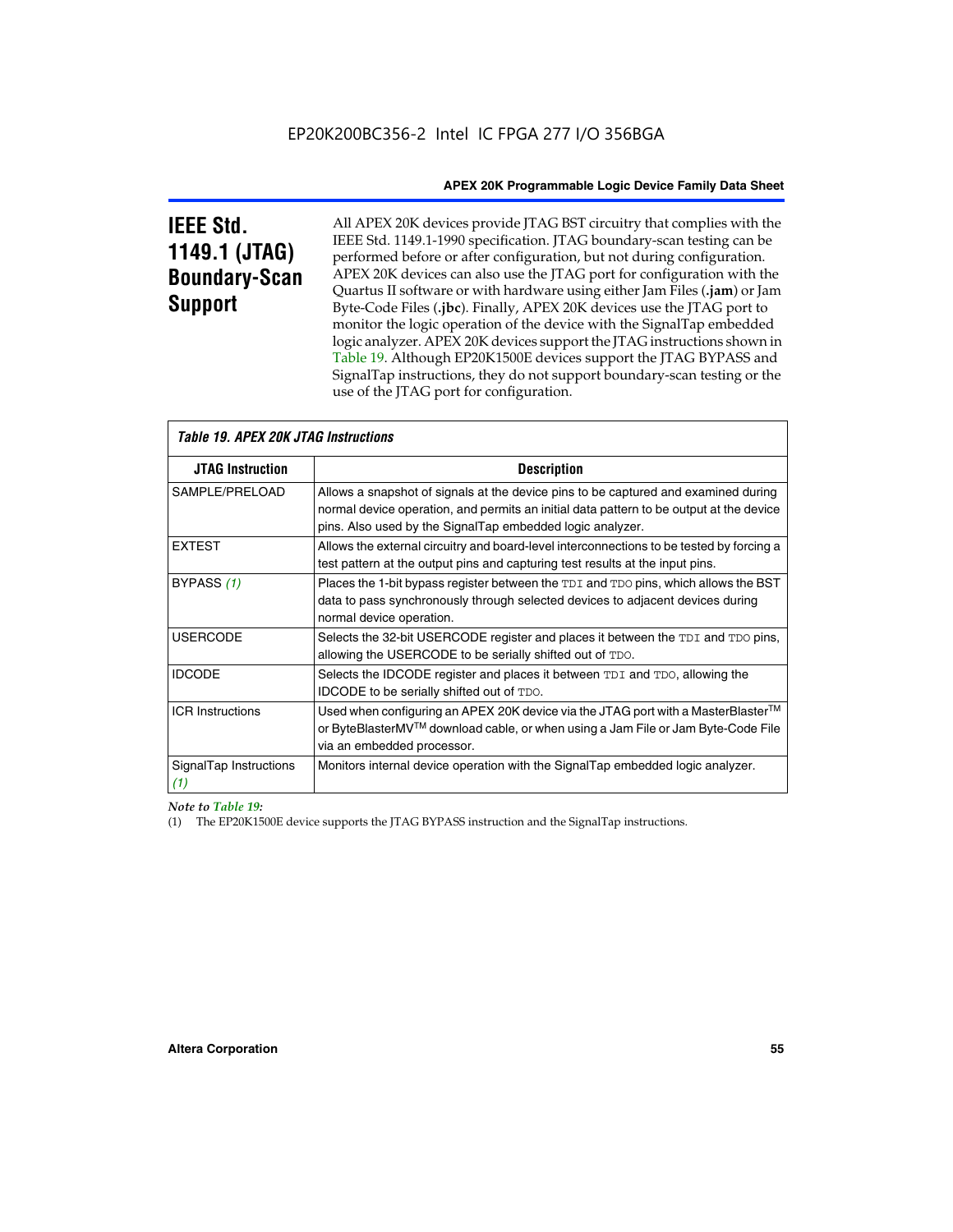## IEEE Std. 1149.1 (JTAG) Boundary-Scan Support

All APEX 20K devices provide JTAG BST circuitry that complies with the IEEE Std. 1149.1-1990 specification. JTAG boundary-scan testing can be performed before or after configuration, but not during configuration. APEX 20K devices can also use the JTAG port for configuration with the Quartus II software or with hardware using either Jam Files (**.jam**) or Jam Byte-Code Files (**.jbc**). Finally, APEX 20K devices use the JTAG port to monitor the logic operation of the device with the SignalTap embedded logic analyzer. APEX 20K devices support the JTAG instructions shown in Table 19. Although EP20K1500E devices support the JTAG BYPASS and SignalTap instructions, they do not support boundary-scan testing or the use of the JTAG port for configuration.

*Table 19. APEX 20K JTAG Instructions*

| JTAG Instruction | Description |
|---|---|
| SAMPLE/PRELOAD | Allows a snapshot of signals at the device pins to be captured and examined during normal device operation, and permits an initial data pattern to be output at the device pins. Also used by the SignalTap embedded logic analyzer. |
| EXTEST | Allows the external circuitry and board-level interconnections to be tested by forcing a test pattern at the output pins and capturing test results at the input pins. |
| BYPASS *(1)* | Places the 1-bit bypass register between the `TDI` and `TDO` pins, which allows the BST data to pass synchronously through selected devices to adjacent devices during normal device operation. |
| USERCODE | Selects the 32-bit USERCODE register and places it between the `TDI` and `TDO` pins, allowing the USERCODE to be serially shifted out of `TDO`. |
| IDCODE | Selects the IDCODE register and places it between `TDI` and `TDO`, allowing the IDCODE to be serially shifted out of `TDO`. |
| ICR Instructions | Used when configuring an APEX 20K device via the JTAG port with a MasterBlaster™ or ByteBlasterMV™ download cable, or when using a Jam File or Jam Byte-Code File via an embedded processor. |
| SignalTap Instructions *(1)* | Monitors internal device operation with the SignalTap embedded logic analyzer. |

*Note to Table 19:*

(1) The EP20K1500E device supports the JTAG BYPASS instruction and the SignalTap instructions.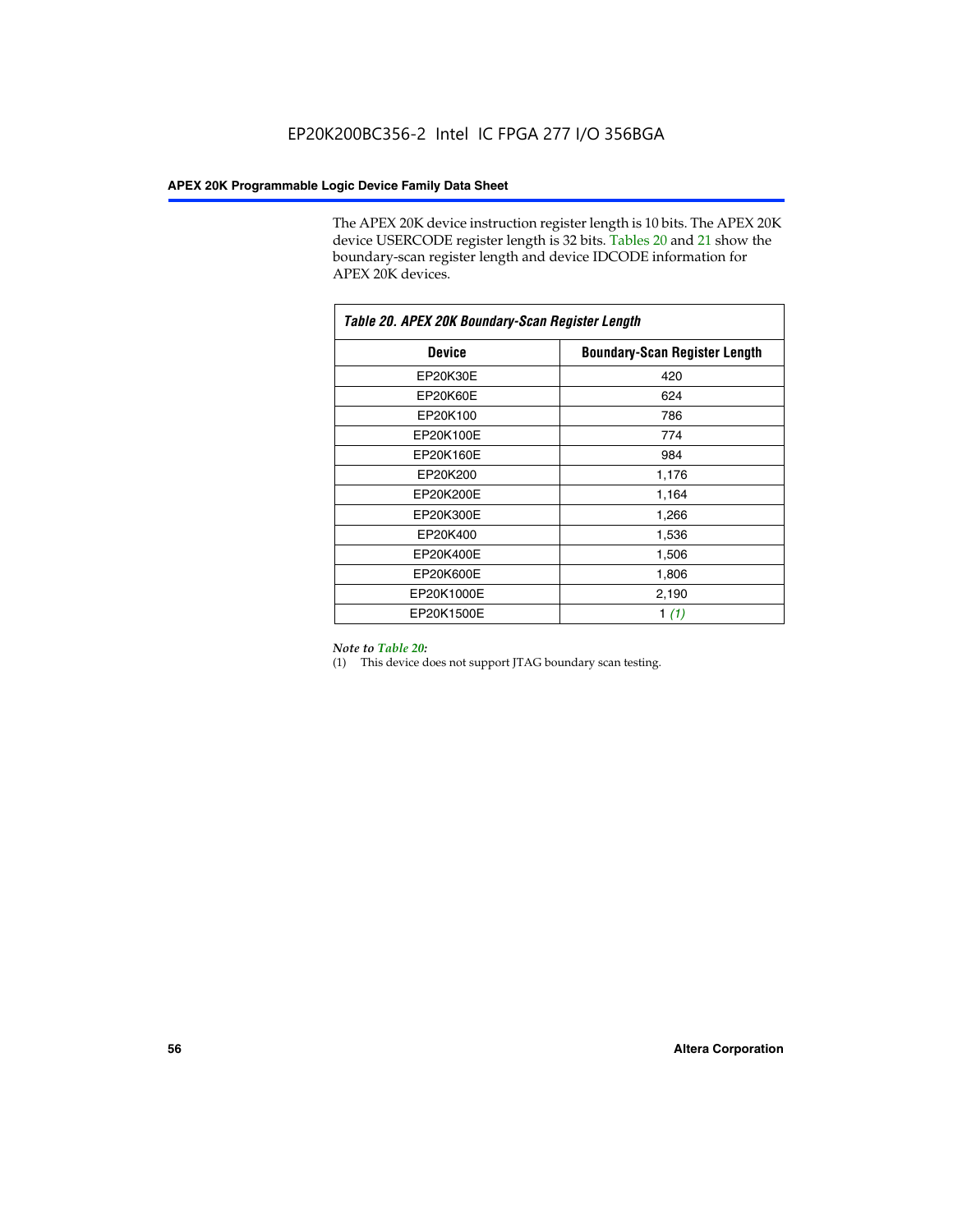The APEX 20K device instruction register length is 10 bits. The APEX 20K device USERCODE register length is 32 bits. Tables 20 and 21 show the boundary-scan register length and device IDCODE information for APEX 20K devices.

*Table 20. APEX 20K Boundary-Scan Register Length*

| Device | Boundary-Scan Register Length |
|---|---|
| EP20K30E | 420 |
| EP20K60E | 624 |
| EP20K100 | 786 |
| EP20K100E | 774 |
| EP20K160E | 984 |
| EP20K200 | 1,176 |
| EP20K200E | 1,164 |
| EP20K300E | 1,266 |
| EP20K400 | 1,536 |
| EP20K400E | 1,506 |
| EP20K600E | 1,806 |
| EP20K1000E | 2,190 |
| EP20K1500E | 1 *(1)* |

*Note to Table 20:*

(1) This device does not support JTAG boundary scan testing.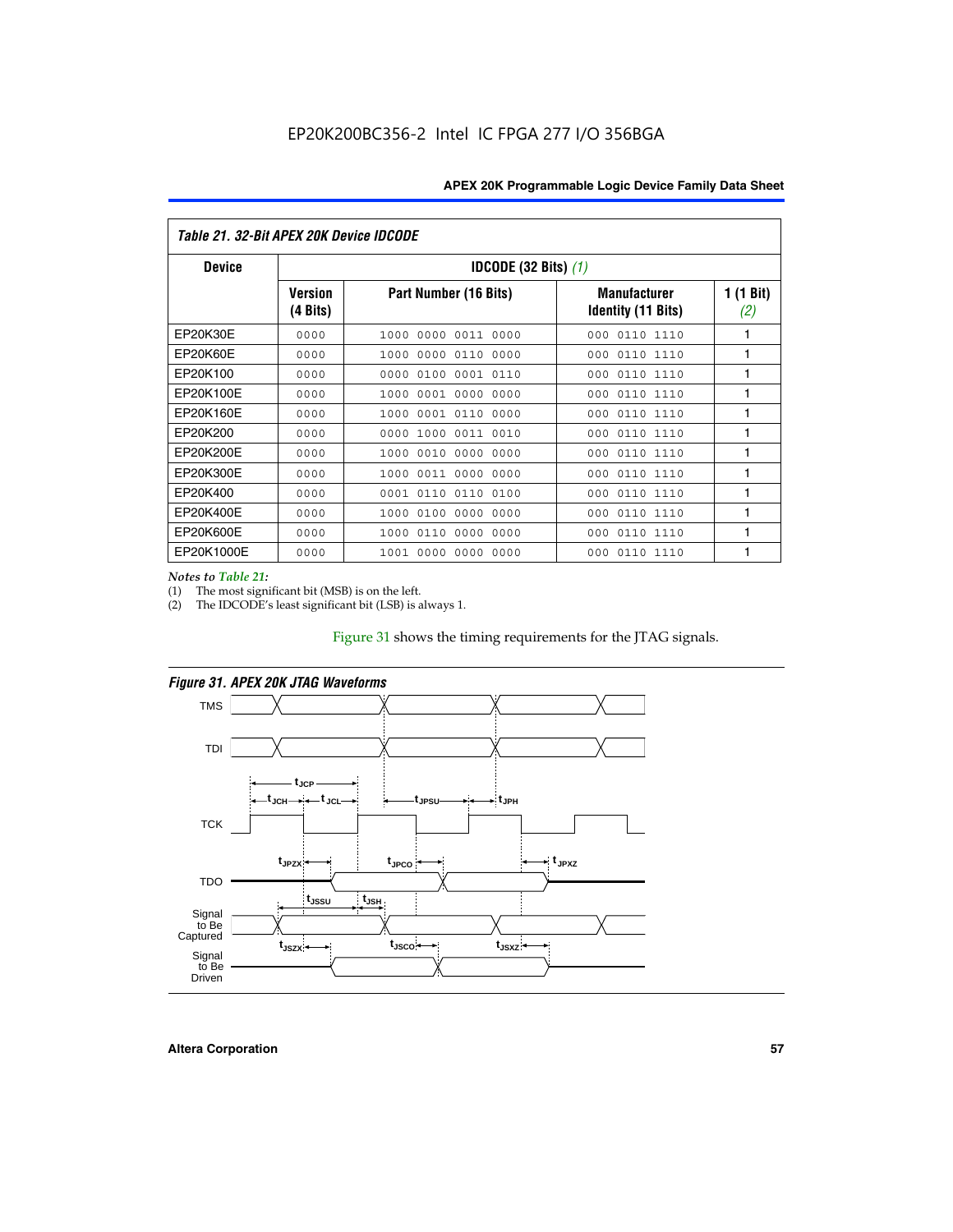**Table 21. 32-Bit APEX 20K Device IDCODE**

| Device | IDCODE (32 Bits) (1) | | | |
|---|---|---|---|---|
| | Version (4 Bits) | Part Number (16 Bits) | Manufacturer Identity (11 Bits) | 1 (1 Bit) (2) |
| EP20K30E | 0000 | 1000 0000 0011 0000 | 000 0110 1110 | 1 |
| EP20K60E | 0000 | 1000 0000 0110 0000 | 000 0110 1110 | 1 |
| EP20K100 | 0000 | 0000 0100 0001 0110 | 000 0110 1110 | 1 |
| EP20K100E | 0000 | 1000 0001 0000 0000 | 000 0110 1110 | 1 |
| EP20K160E | 0000 | 1000 0001 0110 0000 | 000 0110 1110 | 1 |
| EP20K200 | 0000 | 0000 1000 0011 0010 | 000 0110 1110 | 1 |
| EP20K200E | 0000 | 1000 0010 0000 0000 | 000 0110 1110 | 1 |
| EP20K300E | 0000 | 1000 0011 0000 0000 | 000 0110 1110 | 1 |
| EP20K400 | 0000 | 0001 0110 0110 0100 | 000 0110 1110 | 1 |
| EP20K400E | 0000 | 1000 0100 0000 0000 | 000 0110 1110 | 1 |
| EP20K600E | 0000 | 1000 0110 0000 0000 | 000 0110 1110 | 1 |
| EP20K1000E | 0000 | 1001 0000 0000 0000 | 000 0110 1110 | 1 |

*Notes to Table 21:*

(1) The most significant bit (MSB) is on the left.

(2) The IDCODE's least significant bit (LSB) is always 1.

Figure 31 shows the timing requirements for the JTAG signals.

**Figure 31. APEX 20K JTAG Waveforms**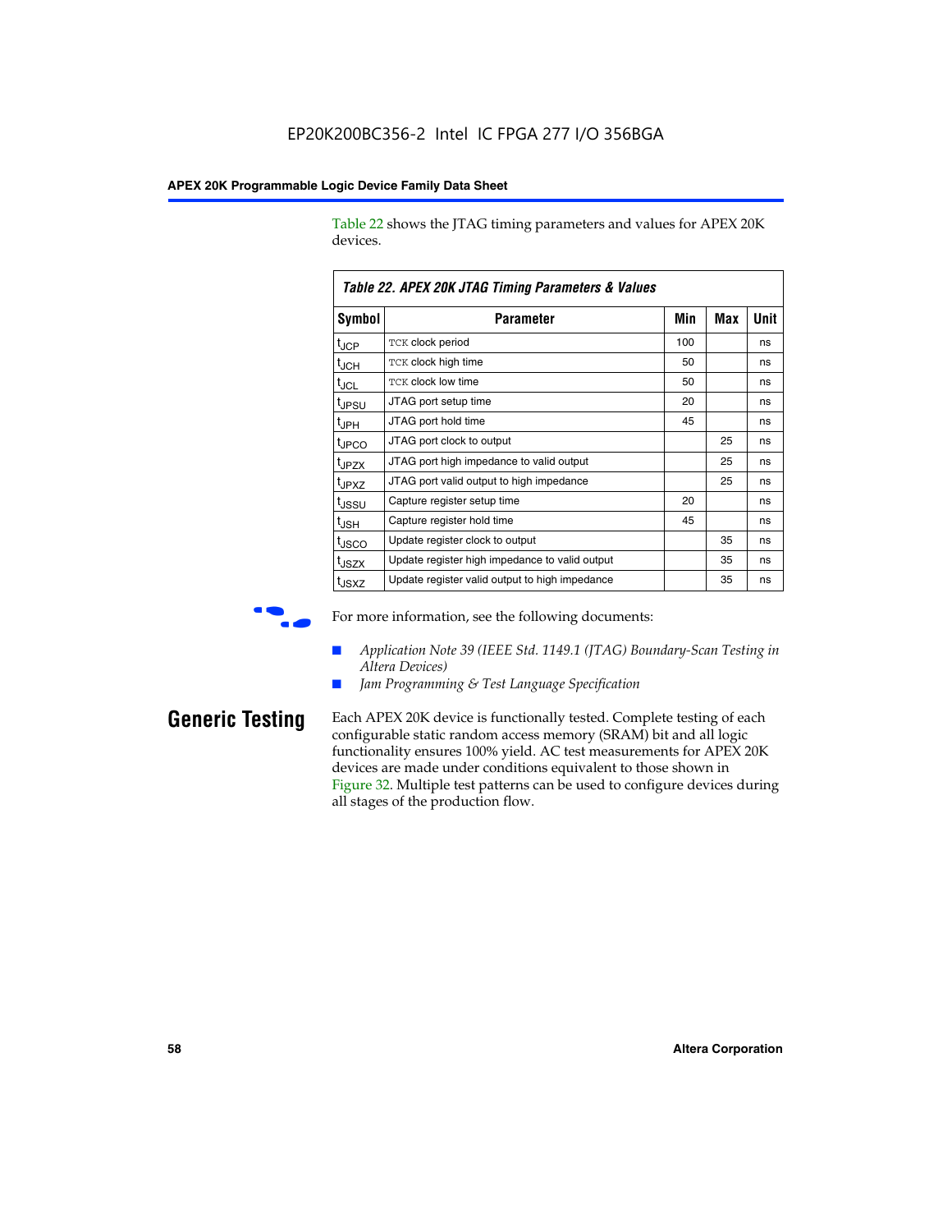Table 22 shows the JTAG timing parameters and values for APEX 20K devices.

**Table 22. APEX 20K JTAG Timing Parameters & Values**

| Symbol | Parameter | Min | Max | Unit |
|---|---|---|---|---|
| $t_{JCP}$ | TCK clock period | 100 | | ns |
| $t_{JCH}$ | TCK clock high time | 50 | | ns |
| $t_{JCL}$ | TCK clock low time | 50 | | ns |
| $t_{JPSU}$ | JTAG port setup time | 20 | | ns |
| $t_{JPH}$ | JTAG port hold time | 45 | | ns |
| $t_{JPCO}$ | JTAG port clock to output | | 25 | ns |
| $t_{JPZX}$ | JTAG port high impedance to valid output | | 25 | ns |
| $t_{JPXZ}$ | JTAG port valid output to high impedance | | 25 | ns |
| $t_{JSSU}$ | Capture register setup time | 20 | | ns |
| $t_{JSH}$ | Capture register hold time | 45 | | ns |
| $t_{JSCO}$ | Update register clock to output | | 35 | ns |
| $t_{JSZX}$ | Update register high impedance to valid output | | 35 | ns |
| $t_{JSXZ}$ | Update register valid output to high impedance | | 35 | ns |

For more information, see the following documents:

- *Application Note 39 (IEEE Std. 1149.1 (JTAG) Boundary-Scan Testing in Altera Devices)*
- *Jam Programming & Test Language Specification*

## Generic Testing

Each APEX 20K device is functionally tested. Complete testing of each configurable static random access memory (SRAM) bit and all logic functionality ensures 100% yield. AC test measurements for APEX 20K devices are made under conditions equivalent to those shown in Figure 32. Multiple test patterns can be used to configure devices during all stages of the production flow.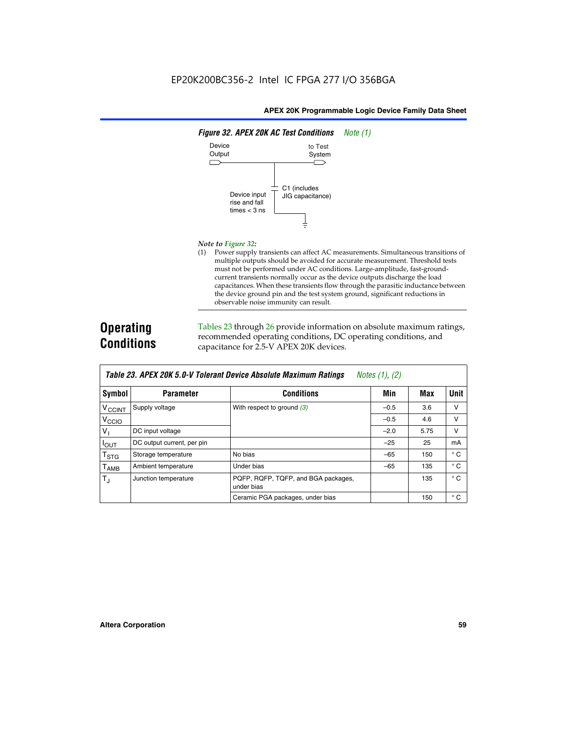**Figure 32. APEX 20K AC Test Conditions** *Note (1)*

Device Output

to Test System

C1 (includes JIG capacitance)

Device input rise and fall times < 3 ns

*Note to Figure 32:*

(1) Power supply transients can affect AC measurements. Simultaneous transitions of multiple outputs should be avoided for accurate measurement. Threshold tests must not be performed under AC conditions. Large-amplitude, fast-ground-current transients normally occur as the device outputs discharge the load capacitances. When these transients flow through the parasitic inductance between the device ground pin and the test system ground, significant reductions in observable noise immunity can result.

## Operating Conditions

Tables 23 through 26 provide information on absolute maximum ratings, recommended operating conditions, DC operating conditions, and capacitance for 2.5-V APEX 20K devices.

**Table 23. APEX 20K 5.0-V Tolerant Device Absolute Maximum Ratings** *Notes (1), (2)*

| Symbol | Parameter | Conditions | Min | Max | Unit |
|---|---|---|---|---|---|
| $V_{CCINT}$ | Supply voltage | With respect to ground *(3)* | –0.5 | 3.6 | V |
| $V_{CCIO}$ | | | –0.5 | 4.6 | V |
| $V_I$ | DC input voltage | | –2.0 | 5.75 | V |
| $I_{OUT}$ | DC output current, per pin | | –25 | 25 | mA |
| $T_{STG}$ | Storage temperature | No bias | –65 | 150 | ° C |
| $T_{AMB}$ | Ambient temperature | Under bias | –65 | 135 | ° C |
| $T_J$ | Junction temperature | PQFP, RQFP, TQFP, and BGA packages, under bias | | 135 | ° C |
| | | Ceramic PGA packages, under bias | | 150 | ° C |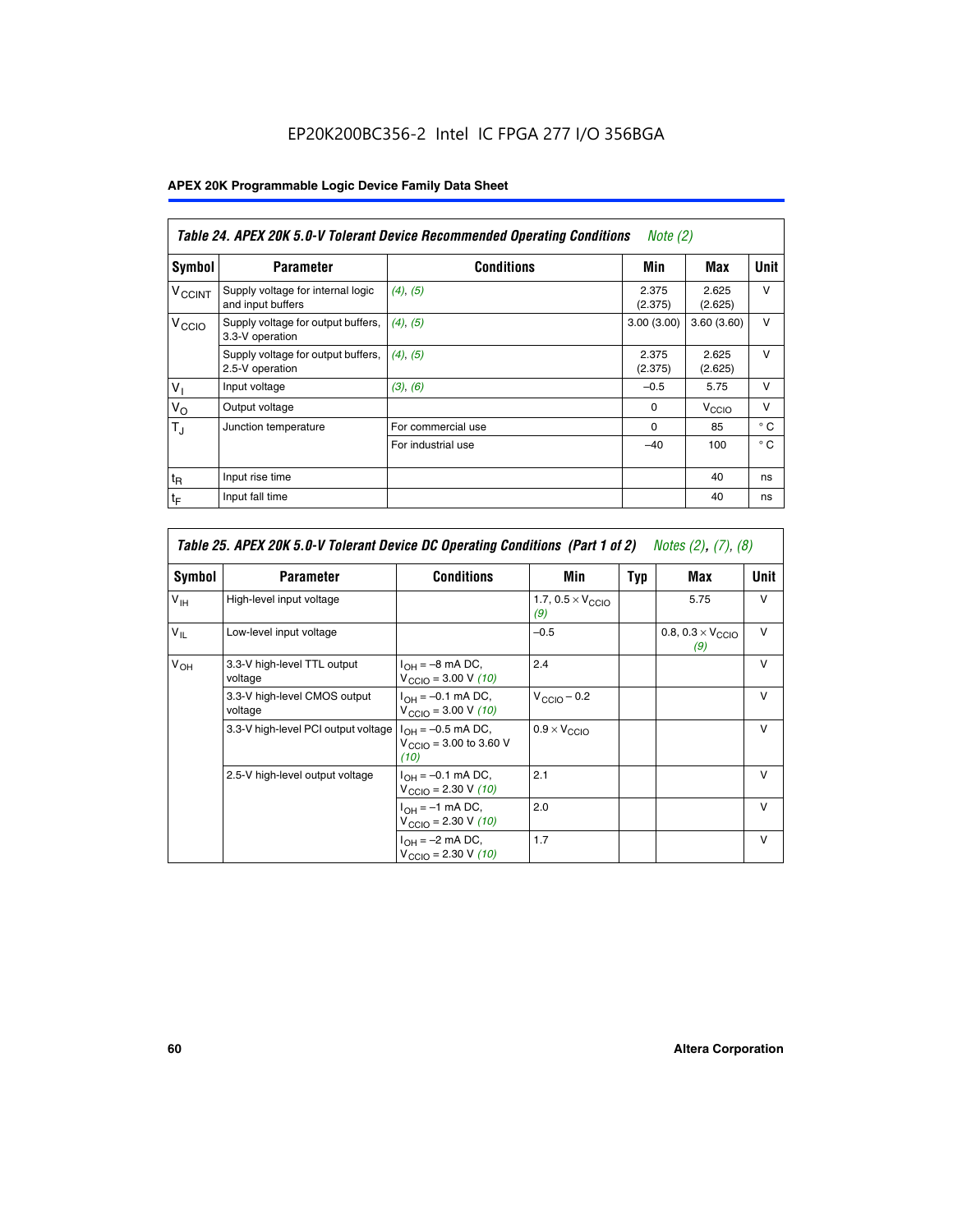EP20K200BC356-2 Intel IC FPGA 277 I/O 356BGA

**APEX 20K Programmable Logic Device Family Data Sheet**

| *Table 24. APEX 20K 5.0-V Tolerant Device Recommended Operating Conditions* *Note (2)* | | | | | |
|---|---|---|---|---|---|
| **Symbol** | **Parameter** | **Conditions** | **Min** | **Max** | **Unit** |
| $V_{CCINT}$ | Supply voltage for internal logic and input buffers | *(4)*, *(5)* | 2.375 (2.375) | 2.625 (2.625) | V |
| $V_{CCIO}$ | Supply voltage for output buffers, 3.3-V operation | *(4)*, *(5)* | 3.00 (3.00) | 3.60 (3.60) | V |
| | Supply voltage for output buffers, 2.5-V operation | *(4)*, *(5)* | 2.375 (2.375) | 2.625 (2.625) | V |
| $V_I$ | Input voltage | *(3)*, *(6)* | –0.5 | 5.75 | V |
| $V_O$ | Output voltage | | 0 | $V_{CCIO}$ | V |
| $T_J$ | Junction temperature | For commercial use | 0 | 85 | ° C |
| | | For industrial use | –40 | 100 | ° C |
| $t_R$ | Input rise time | | | 40 | ns |
| $t_F$ | Input fall time | | | 40 | ns |

| *Table 25. APEX 20K 5.0-V Tolerant Device DC Operating Conditions (Part 1 of 2)* *Notes (2), (7), (8)* | | | | | | |
|---|---|---|---|---|---|---|
| **Symbol** | **Parameter** | **Conditions** | **Min** | **Typ** | **Max** | **Unit** |
| $V_{IH}$ | High-level input voltage | | 1.7, 0.5 × $V_{CCIO}$ *(9)* | | 5.75 | V |
| $V_{IL}$ | Low-level input voltage | | –0.5 | | 0.8, 0.3 × $V_{CCIO}$ *(9)* | V |
| $V_{OH}$ | 3.3-V high-level TTL output voltage | $I_{OH}$ = –8 mA DC, $V_{CCIO}$ = 3.00 V *(10)* | 2.4 | | | V |
| | 3.3-V high-level CMOS output voltage | $I_{OH}$ = –0.1 mA DC, $V_{CCIO}$ = 3.00 V *(10)* | $V_{CCIO}$ – 0.2 | | | V |
| | 3.3-V high-level PCI output voltage | $I_{OH}$ = –0.5 mA DC, $V_{CCIO}$ = 3.00 to 3.60 V *(10)* | 0.9 × $V_{CCIO}$ | | | V |
| | 2.5-V high-level output voltage | $I_{OH}$ = –0.1 mA DC, $V_{CCIO}$ = 2.30 V *(10)* | 2.1 | | | V |
| | | $I_{OH}$ = –1 mA DC, $V_{CCIO}$ = 2.30 V *(10)* | 2.0 | | | V |
| | | $I_{OH}$ = –2 mA DC, $V_{CCIO}$ = 2.30 V *(10)* | 1.7 | | | V |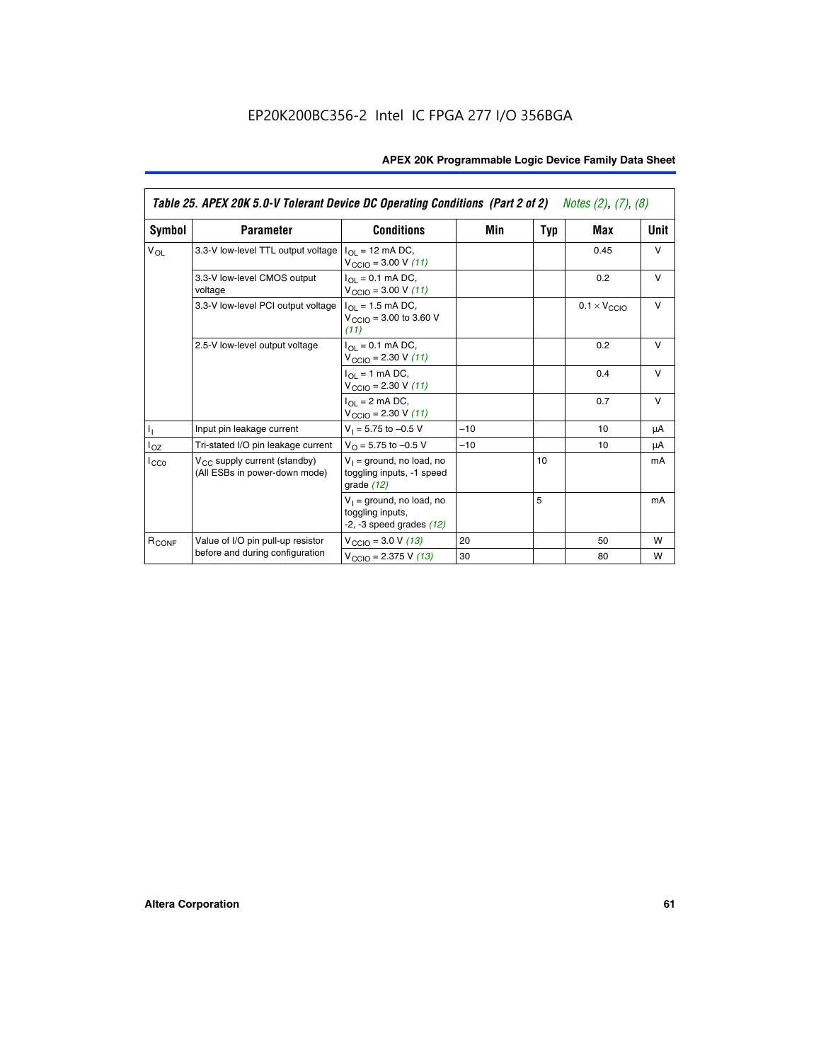EP20K200BC356-2 Intel IC FPGA 277 I/O 356BGA

| Table 25. APEX 20K 5.0-V Tolerant Device DC Operating Conditions (Part 2 of 2) *Notes (2), (7), (8)* | | | | | | |
|---|---|---|---|---|---|---|
| **Symbol** | **Parameter** | **Conditions** | **Min** | **Typ** | **Max** | **Unit** |
| $V_{OL}$ | 3.3-V low-level TTL output voltage | $I_{OL}$ = 12 mA DC, $V_{CCIO}$ = 3.00 V *(11)* | | | 0.45 | V |
| | 3.3-V low-level CMOS output voltage | $I_{OL}$ = 0.1 mA DC, $V_{CCIO}$ = 3.00 V *(11)* | | | 0.2 | V |
| | 3.3-V low-level PCI output voltage | $I_{OL}$ = 1.5 mA DC, $V_{CCIO}$ = 3.00 to 3.60 V *(11)* | | | $0.1 \times V_{CCIO}$ | V |
| | 2.5-V low-level output voltage | $I_{OL}$ = 0.1 mA DC, $V_{CCIO}$ = 2.30 V *(11)* | | | 0.2 | V |
| | | $I_{OL}$ = 1 mA DC, $V_{CCIO}$ = 2.30 V *(11)* | | | 0.4 | V |
| | | $I_{OL}$ = 2 mA DC, $V_{CCIO}$ = 2.30 V *(11)* | | | 0.7 | V |
| $I_I$ | Input pin leakage current | $V_I$ = 5.75 to –0.5 V | –10 | | 10 | µA |
| $I_{OZ}$ | Tri-stated I/O pin leakage current | $V_O$ = 5.75 to –0.5 V | –10 | | 10 | µA |
| $I_{CC0}$ | $V_{CC}$ supply current (standby) (All ESBs in power-down mode) | $V_I$ = ground, no load, no toggling inputs, -1 speed grade *(12)* | | 10 | | mA |
| | | $V_I$ = ground, no load, no toggling inputs, -2, -3 speed grades *(12)* | | 5 | | mA |
| $R_{CONF}$ | Value of I/O pin pull-up resistor before and during configuration | $V_{CCIO}$ = 3.0 V *(13)* | 20 | | 50 | W |
| | | $V_{CCIO}$ = 2.375 V *(13)* | 30 | | 80 | W |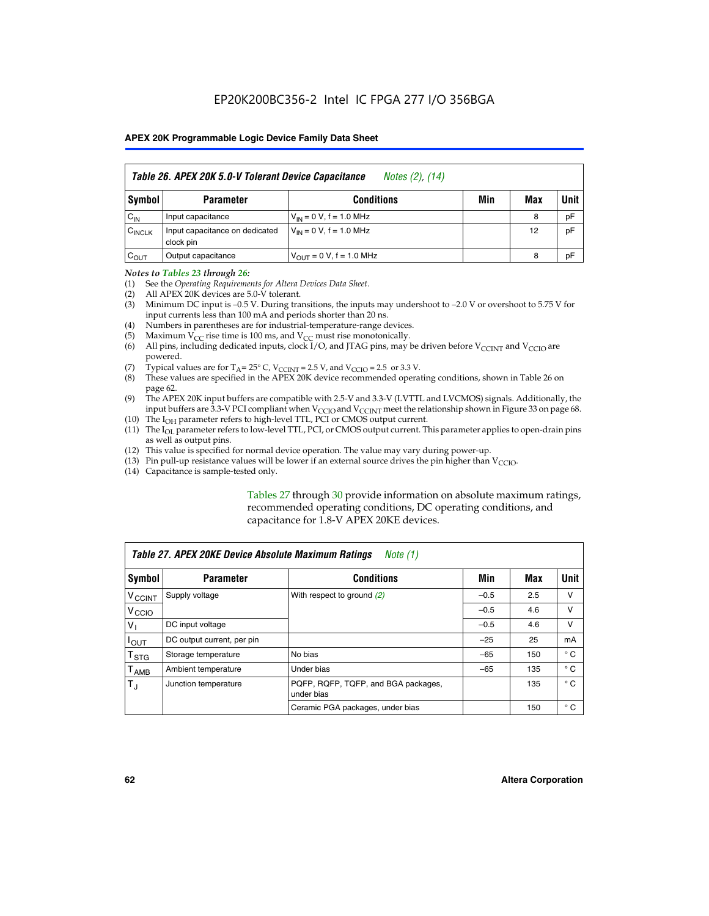EP20K200BC356-2 Intel IC FPGA 277 I/O 356BGA

| Table 26. APEX 20K 5.0-V Tolerant Device Capacitance *Notes (2), (14)* | | | | | |
|---|---|---|---|---|---|
| **Symbol** | **Parameter** | **Conditions** | **Min** | **Max** | **Unit** |
| $C_{IN}$ | Input capacitance | $V_{IN}$ = 0 V, f = 1.0 MHz | | 8 | pF |
| $C_{INCLK}$ | Input capacitance on dedicated clock pin | $V_{IN}$ = 0 V, f = 1.0 MHz | | 12 | pF |
| $C_{OUT}$ | Output capacitance | $V_{OUT}$ = 0 V, f = 1.0 MHz | | 8 | pF |

*Notes to Tables 23 through 26:*

(1) See the *Operating Requirements for Altera Devices Data Sheet*.
(2) All APEX 20K devices are 5.0-V tolerant.
(3) Minimum DC input is –0.5 V. During transitions, the inputs may undershoot to –2.0 V or overshoot to 5.75 V for input currents less than 100 mA and periods shorter than 20 ns.
(4) Numbers in parentheses are for industrial-temperature-range devices.
(5) Maximum $V_{CC}$ rise time is 100 ms, and $V_{CC}$ must rise monotonically.
(6) All pins, including dedicated inputs, clock I/O, and JTAG pins, may be driven before $V_{CCINT}$ and $V_{CCIO}$ are powered.
(7) Typical values are for $T_A$= 25° C, $V_{CCINT}$ = 2.5 V, and $V_{CCIO}$ = 2.5 or 3.3 V.
(8) These values are specified in the APEX 20K device recommended operating conditions, shown in Table 26 on page 62.
(9) The APEX 20K input buffers are compatible with 2.5-V and 3.3-V (LVTTL and LVCMOS) signals. Additionally, the input buffers are 3.3-V PCI compliant when $V_{CCIO}$ and $V_{CCINT}$ meet the relationship shown in Figure 33 on page 68.
(10) The $I_{OH}$ parameter refers to high-level TTL, PCI or CMOS output current.
(11) The $I_{OL}$ parameter refers to low-level TTL, PCI, or CMOS output current. This parameter applies to open-drain pins as well as output pins.
(12) This value is specified for normal device operation. The value may vary during power-up.
(13) Pin pull-up resistance values will be lower if an external source drives the pin higher than $V_{CCIO}$.
(14) Capacitance is sample-tested only.

Tables 27 through 30 provide information on absolute maximum ratings, recommended operating conditions, DC operating conditions, and capacitance for 1.8-V APEX 20KE devices.

| Table 27. APEX 20KE Device Absolute Maximum Ratings *Note (1)* | | | | | |
|---|---|---|---|---|---|
| **Symbol** | **Parameter** | **Conditions** | **Min** | **Max** | **Unit** |
| $V_{CCINT}$ | Supply voltage | With respect to ground *(2)* | –0.5 | 2.5 | V |
| $V_{CCIO}$ | | | –0.5 | 4.6 | V |
| $V_I$ | DC input voltage | | –0.5 | 4.6 | V |
| $I_{OUT}$ | DC output current, per pin | | –25 | 25 | mA |
| $T_{STG}$ | Storage temperature | No bias | –65 | 150 | ° C |
| $T_{AMB}$ | Ambient temperature | Under bias | –65 | 135 | ° C |
| $T_J$ | Junction temperature | PQFP, RQFP, TQFP, and BGA packages, under bias | | 135 | ° C |
| | | Ceramic PGA packages, under bias | | 150 | ° C |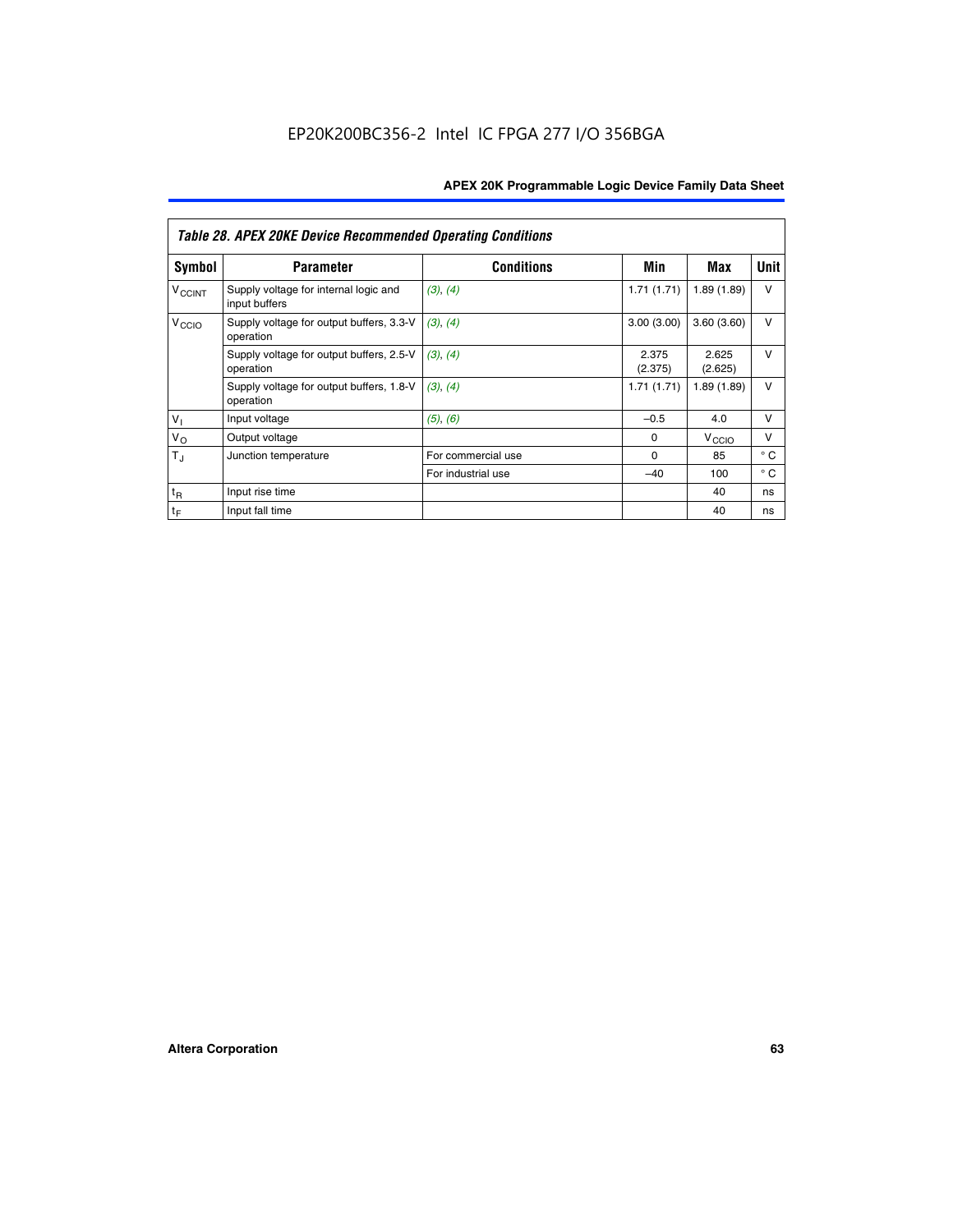### Table 28. APEX 20KE Device Recommended Operating Conditions

| Symbol | Parameter | Conditions | Min | Max | Unit |
|---|---|---|---|---|---|
| $V_{CCINT}$ | Supply voltage for internal logic and input buffers | *(3)*, *(4)* | 1.71 (1.71) | 1.89 (1.89) | V |
| $V_{CCIO}$ | Supply voltage for output buffers, 3.3-V operation | *(3)*, *(4)* | 3.00 (3.00) | 3.60 (3.60) | V |
| | Supply voltage for output buffers, 2.5-V operation | *(3)*, *(4)* | 2.375 (2.375) | 2.625 (2.625) | V |
| | Supply voltage for output buffers, 1.8-V operation | *(3)*, *(4)* | 1.71 (1.71) | 1.89 (1.89) | V |
| $V_I$ | Input voltage | *(5)*, *(6)* | –0.5 | 4.0 | V |
| $V_O$ | Output voltage | | 0 | $V_{CCIO}$ | V |
| $T_J$ | Junction temperature | For commercial use | 0 | 85 | ° C |
| | | For industrial use | –40 | 100 | ° C |
| $t_R$ | Input rise time | | | 40 | ns |
| $t_F$ | Input fall time | | | 40 | ns |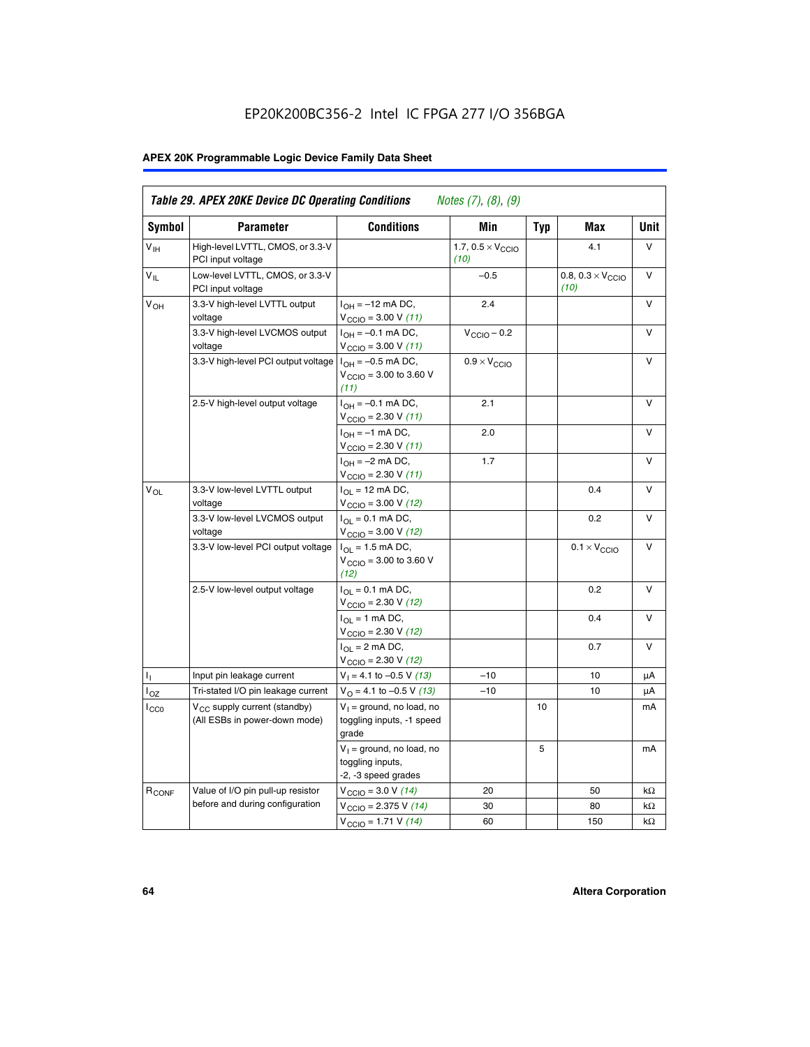**Table 29. APEX 20KE Device DC Operating Conditions** *Notes (7), (8), (9)*

| Symbol | Parameter | Conditions | Min | Typ | Max | Unit |
|---|---|---|---|---|---|---|
| $V_{IH}$ | High-level LVTTL, CMOS, or 3.3-V PCI input voltage | | 1.7, $0.5 \times V_{CCIO}$ *(10)* | | 4.1 | V |
| $V_{IL}$ | Low-level LVTTL, CMOS, or 3.3-V PCI input voltage | | –0.5 | | 0.8, $0.3 \times V_{CCIO}$ *(10)* | V |
| $V_{OH}$ | 3.3-V high-level LVTTL output voltage | $I_{OH}$ = –12 mA DC, $V_{CCIO}$ = 3.00 V *(11)* | 2.4 | | | V |
| | 3.3-V high-level LVCMOS output voltage | $I_{OH}$ = –0.1 mA DC, $V_{CCIO}$ = 3.00 V *(11)* | $V_{CCIO}$ – 0.2 | | | V |
| | 3.3-V high-level PCI output voltage | $I_{OH}$ = –0.5 mA DC, $V_{CCIO}$ = 3.00 to 3.60 V *(11)* | $0.9 \times V_{CCIO}$ | | | V |
| | 2.5-V high-level output voltage | $I_{OH}$ = –0.1 mA DC, $V_{CCIO}$ = 2.30 V *(11)* | 2.1 | | | V |
| | | $I_{OH}$ = –1 mA DC, $V_{CCIO}$ = 2.30 V *(11)* | 2.0 | | | V |
| | | $I_{OH}$ = –2 mA DC, $V_{CCIO}$ = 2.30 V *(11)* | 1.7 | | | V |
| $V_{OL}$ | 3.3-V low-level LVTTL output voltage | $I_{OL}$ = 12 mA DC, $V_{CCIO}$ = 3.00 V *(12)* | | | 0.4 | V |
| | 3.3-V low-level LVCMOS output voltage | $I_{OL}$ = 0.1 mA DC, $V_{CCIO}$ = 3.00 V *(12)* | | | 0.2 | V |
| | 3.3-V low-level PCI output voltage | $I_{OL}$ = 1.5 mA DC, $V_{CCIO}$ = 3.00 to 3.60 V *(12)* | | | $0.1 \times V_{CCIO}$ | V |
| | 2.5-V low-level output voltage | $I_{OL}$ = 0.1 mA DC, $V_{CCIO}$ = 2.30 V *(12)* | | | 0.2 | V |
| | | $I_{OL}$ = 1 mA DC, $V_{CCIO}$ = 2.30 V *(12)* | | | 0.4 | V |
| | | $I_{OL}$ = 2 mA DC, $V_{CCIO}$ = 2.30 V *(12)* | | | 0.7 | V |
| $I_I$ | Input pin leakage current | $V_I$ = 4.1 to –0.5 V *(13)* | –10 | | 10 | µA |
| $I_{OZ}$ | Tri-stated I/O pin leakage current | $V_O$ = 4.1 to –0.5 V *(13)* | –10 | | 10 | µA |
| $I_{CC0}$ | $V_{CC}$ supply current (standby) (All ESBs in power-down mode) | $V_I$ = ground, no load, no toggling inputs, -1 speed grade | | 10 | | mA |
| | | $V_I$ = ground, no load, no toggling inputs, -2, -3 speed grades | | 5 | | mA |
| $R_{CONF}$ | Value of I/O pin pull-up resistor before and during configuration | $V_{CCIO}$ = 3.0 V *(14)* | 20 | | 50 | kΩ |
| | | $V_{CCIO}$ = 2.375 V *(14)* | 30 | | 80 | kΩ |
| | | $V_{CCIO}$ = 1.71 V *(14)* | 60 | | 150 | kΩ |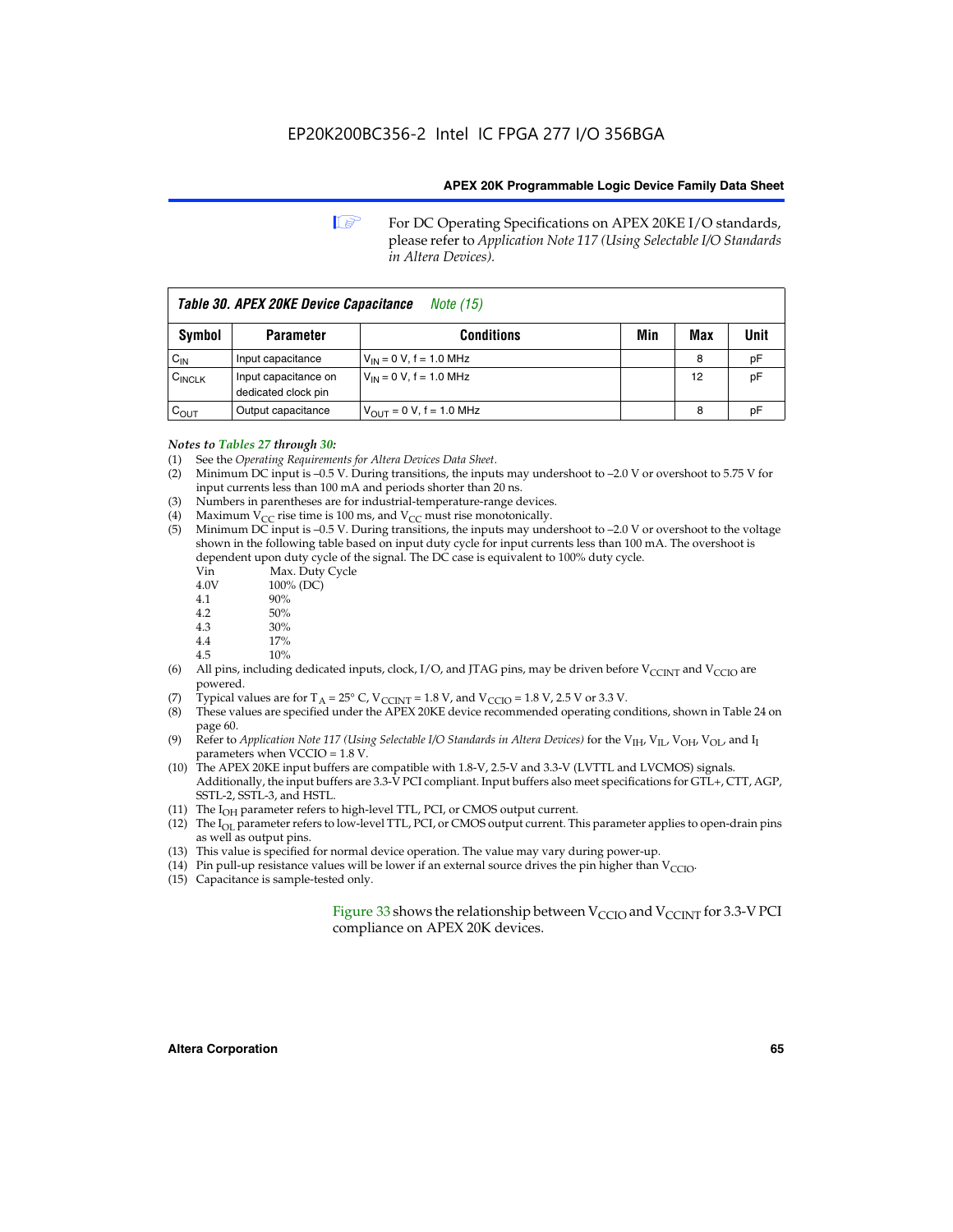For DC Operating Specifications on APEX 20KE I/O standards, please refer to *Application Note 117 (Using Selectable I/O Standards in Altera Devices).*

| *Table 30. APEX 20KE Device Capacitance* *Note (15)* | | | | | |
|---|---|---|---|---|---|
| **Symbol** | **Parameter** | **Conditions** | **Min** | **Max** | **Unit** |
| $C_{IN}$ | Input capacitance | $V_{IN}$ = 0 V, f = 1.0 MHz | | 8 | pF |
| $C_{INCLK}$ | Input capacitance on dedicated clock pin | $V_{IN}$ = 0 V, f = 1.0 MHz | | 12 | pF |
| $C_{OUT}$ | Output capacitance | $V_{OUT}$ = 0 V, f = 1.0 MHz | | 8 | pF |

*Notes to Tables 27 through 30:*

(1) See the *Operating Requirements for Altera Devices Data Sheet*.
(2) Minimum DC input is –0.5 V. During transitions, the inputs may undershoot to –2.0 V or overshoot to 5.75 V for input currents less than 100 mA and periods shorter than 20 ns.
(3) Numbers in parentheses are for industrial-temperature-range devices.
(4) Maximum $V_{CC}$ rise time is 100 ms, and $V_{CC}$ must rise monotonically.
(5) Minimum DC input is –0.5 V. During transitions, the inputs may undershoot to –2.0 V or overshoot to the voltage shown in the following table based on input duty cycle for input currents less than 100 mA. The overshoot is dependent upon duty cycle of the signal. The DC case is equivalent to 100% duty cycle.

| Vin | Max. Duty Cycle |
|---|---|
| 4.0V | 100% (DC) |
| 4.1 | 90% |
| 4.2 | 50% |
| 4.3 | 30% |
| 4.4 | 17% |
| 4.5 | 10% |

(6) All pins, including dedicated inputs, clock, I/O, and JTAG pins, may be driven before $V_{CCINT}$ and $V_{CCIO}$ are powered.
(7) Typical values are for $T_A$ = 25° C, $V_{CCINT}$ = 1.8 V, and $V_{CCIO}$ = 1.8 V, 2.5 V or 3.3 V.
(8) These values are specified under the APEX 20KE device recommended operating conditions, shown in Table 24 on page 60.
(9) Refer to *Application Note 117 (Using Selectable I/O Standards in Altera Devices)* for the $V_{IH}$, $V_{IL}$, $V_{OH}$, $V_{OL}$, and $I_I$ parameters when VCCIO = 1.8 V.
(10) The APEX 20KE input buffers are compatible with 1.8-V, 2.5-V and 3.3-V (LVTTL and LVCMOS) signals. Additionally, the input buffers are 3.3-V PCI compliant. Input buffers also meet specifications for GTL+, CTT, AGP, SSTL-2, SSTL-3, and HSTL.
(11) The $I_{OH}$ parameter refers to high-level TTL, PCI, or CMOS output current.
(12) The $I_{OL}$ parameter refers to low-level TTL, PCI, or CMOS output current. This parameter applies to open-drain pins as well as output pins.
(13) This value is specified for normal device operation. The value may vary during power-up.
(14) Pin pull-up resistance values will be lower if an external source drives the pin higher than $V_{CCIO}$.
(15) Capacitance is sample-tested only.

Figure 33 shows the relationship between $V_{CCIO}$ and $V_{CCINT}$ for 3.3-V PCI compliance on APEX 20K devices.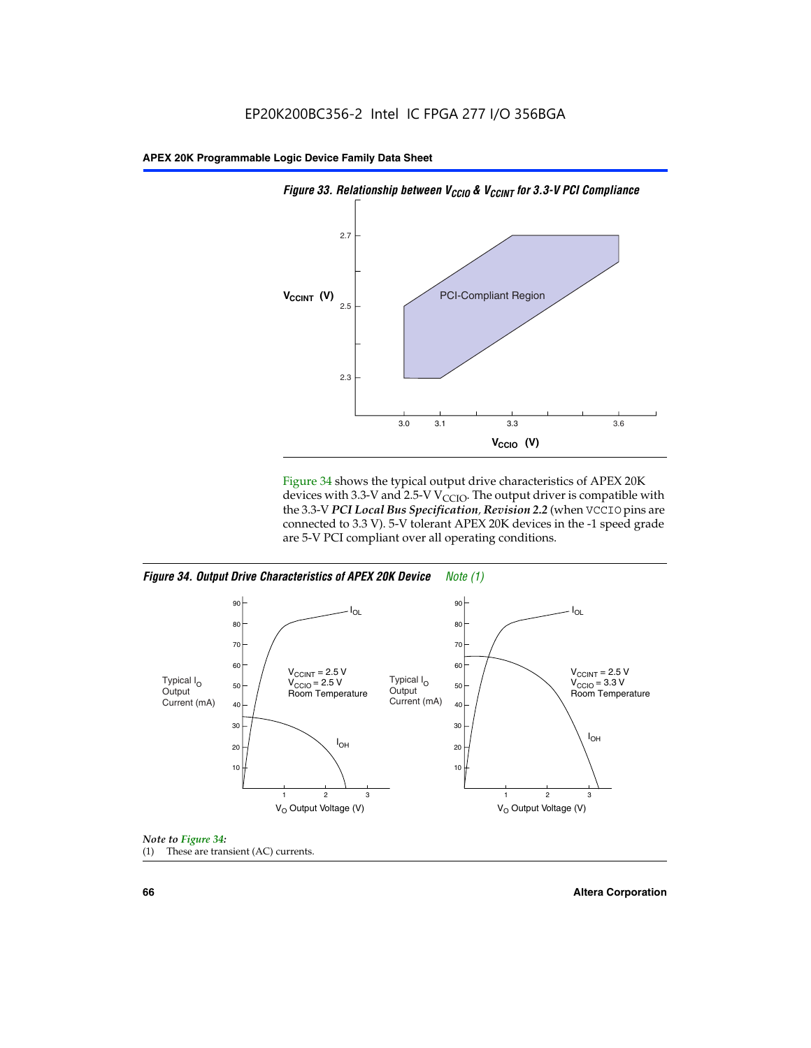*Figure 33. Relationship between $V_{CCIO}$ & $V_{CCINT}$ for 3.3-V PCI Compliance*

Figure 34 shows the typical output drive characteristics of APEX 20K devices with 3.3-V and 2.5-V $V_{CCIO}$. The output driver is compatible with the 3.3-V ***PCI Local Bus Specification, Revision 2.2*** (when VCCIO pins are connected to 3.3 V). 5-V tolerant APEX 20K devices in the -1 speed grade are 5-V PCI compliant over all operating conditions.

*Figure 34. Output Drive Characteristics of APEX 20K Device* *Note (1)*

*Note to Figure 34:*

(1) These are transient (AC) currents.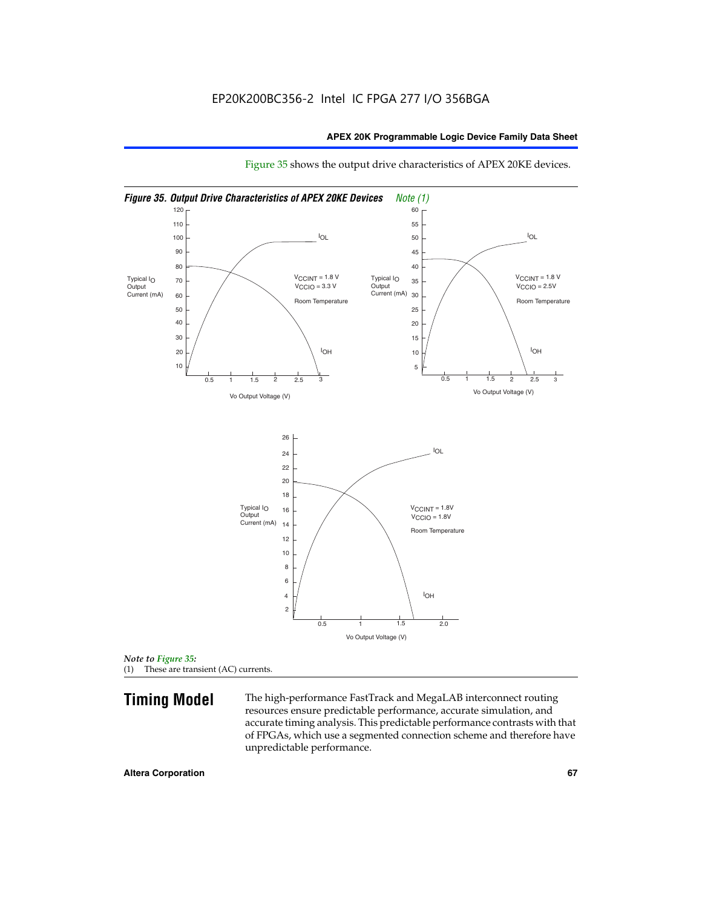Figure 35 shows the output drive characteristics of APEX 20KE devices.

*Figure 35. Output Drive Characteristics of APEX 20KE Devices* *Note (1)*

Typical $I_O$ Output Current (mA)

$I_{OL}$

$V_{CCINT}$ = 1.8 V
$V_{CCIO}$ = 3.3 V

Room Temperature

$I_{OH}$

Vo Output Voltage (V)

Typical $I_O$ Output Current (mA)

$I_{OL}$

$V_{CCINT}$ = 1.8 V
$V_{CCIO}$ = 2.5V

Room Temperature

$I_{OH}$

Vo Output Voltage (V)

Typical $I_O$ Output Current (mA)

$I_{OL}$

$V_{CCINT}$ = 1.8V
$V_{CCIO}$ = 1.8V

Room Temperature

$I_{OH}$

Vo Output Voltage (V)

*Note to Figure 35:*

(1) These are transient (AC) currents.

## Timing Model

The high-performance FastTrack and MegaLAB interconnect routing resources ensure predictable performance, accurate simulation, and accurate timing analysis. This predictable performance contrasts with that of FPGAs, which use a segmented connection scheme and therefore have unpredictable performance.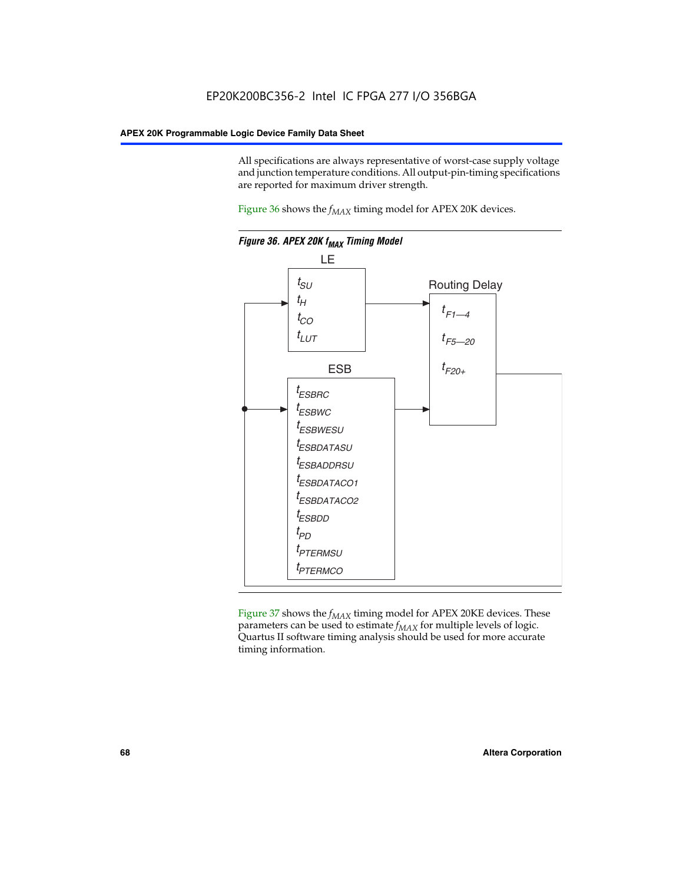All specifications are always representative of worst-case supply voltage and junction temperature conditions. All output-pin-timing specifications are reported for maximum driver strength.

Figure 36 shows the $f_{MAX}$ timing model for APEX 20K devices.

***Figure 36. APEX 20K $f_{MAX}$ Timing Model***

LE

$t_{SU}$
$t_{H}$
$t_{CO}$
$t_{LUT}$

Routing Delay

$t_{F1-4}$
$t_{F5-20}$
$t_{F20+}$

ESB

$t_{ESBRC}$
$t_{ESBWC}$
$t_{ESBWESU}$
$t_{ESBDATASU}$
$t_{ESBADDRSU}$
$t_{ESBDATACO1}$
$t_{ESBDATACO2}$
$t_{ESBDD}$
$t_{PD}$
$t_{PTERMSU}$
$t_{PTERMCO}$

Figure 37 shows the $f_{MAX}$ timing model for APEX 20KE devices. These parameters can be used to estimate $f_{MAX}$ for multiple levels of logic. Quartus II software timing analysis should be used for more accurate timing information.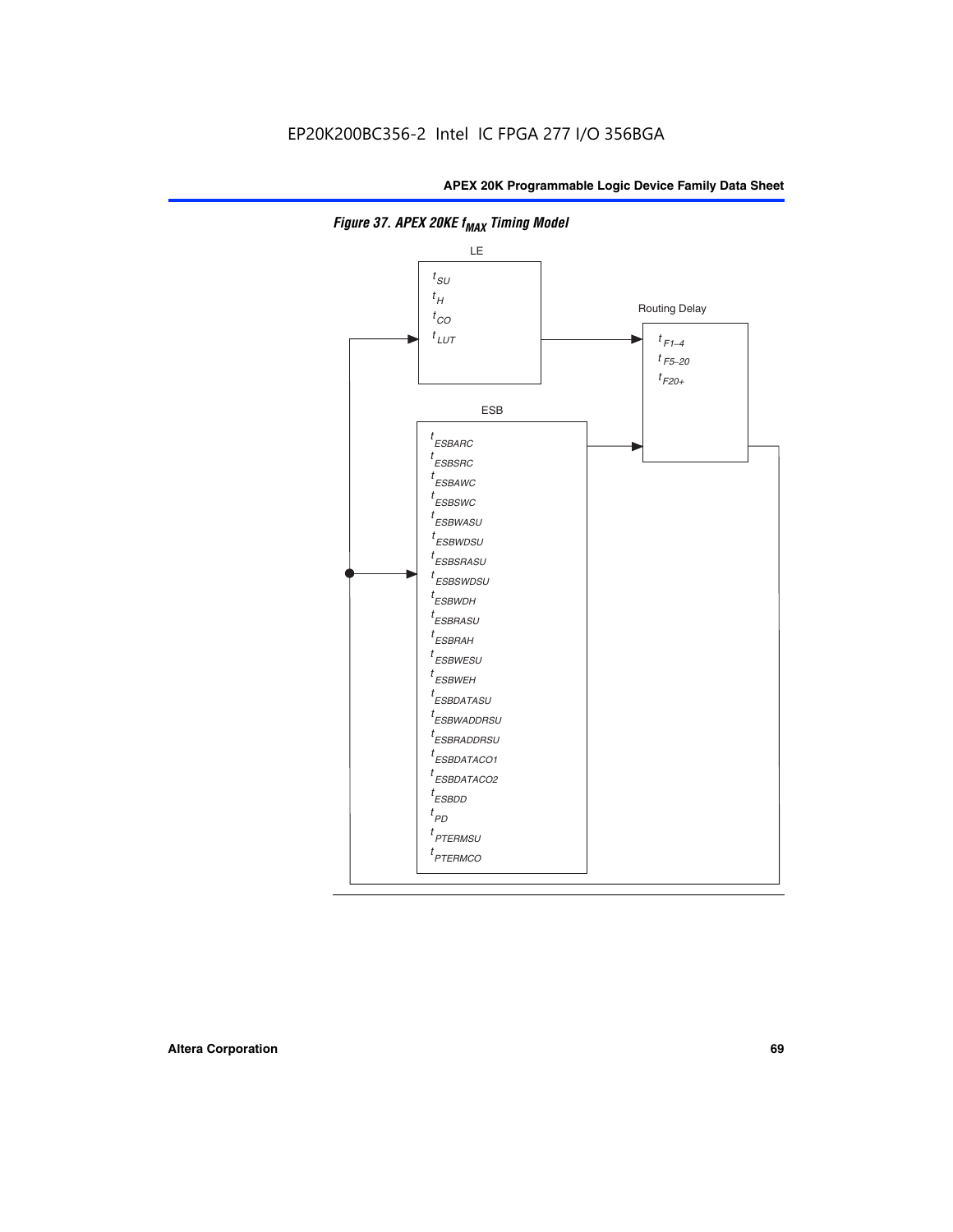EP20K200BC356-2 Intel IC FPGA 277 I/O 356BGA

***Figure 37. APEX 20KE $f_{MAX}$ Timing Model***

LE

$t_{SU}$
$t_{H}$
$t_{CO}$
$t_{LUT}$

Routing Delay

$t_{F1-4}$
$t_{F5-20}$
$t_{F20+}$

ESB

$t_{ESBARC}$
$t_{ESBSRC}$
$t_{ESBAWC}$
$t_{ESBSWC}$
$t_{ESBWASU}$
$t_{ESBWDSU}$
$t_{ESBSRASU}$
$t_{ESBSWDSU}$
$t_{ESBWDH}$
$t_{ESBRASU}$
$t_{ESBRAH}$
$t_{ESBWESU}$
$t_{ESBWEH}$
$t_{ESBDATASU}$
$t_{ESBWADDRSU}$
$t_{ESBRADDRSU}$
$t_{ESBDATACO1}$
$t_{ESBDATACO2}$
$t_{ESBDD}$
$t_{PD}$
$t_{PTERMSU}$
$t_{PTERMCO}$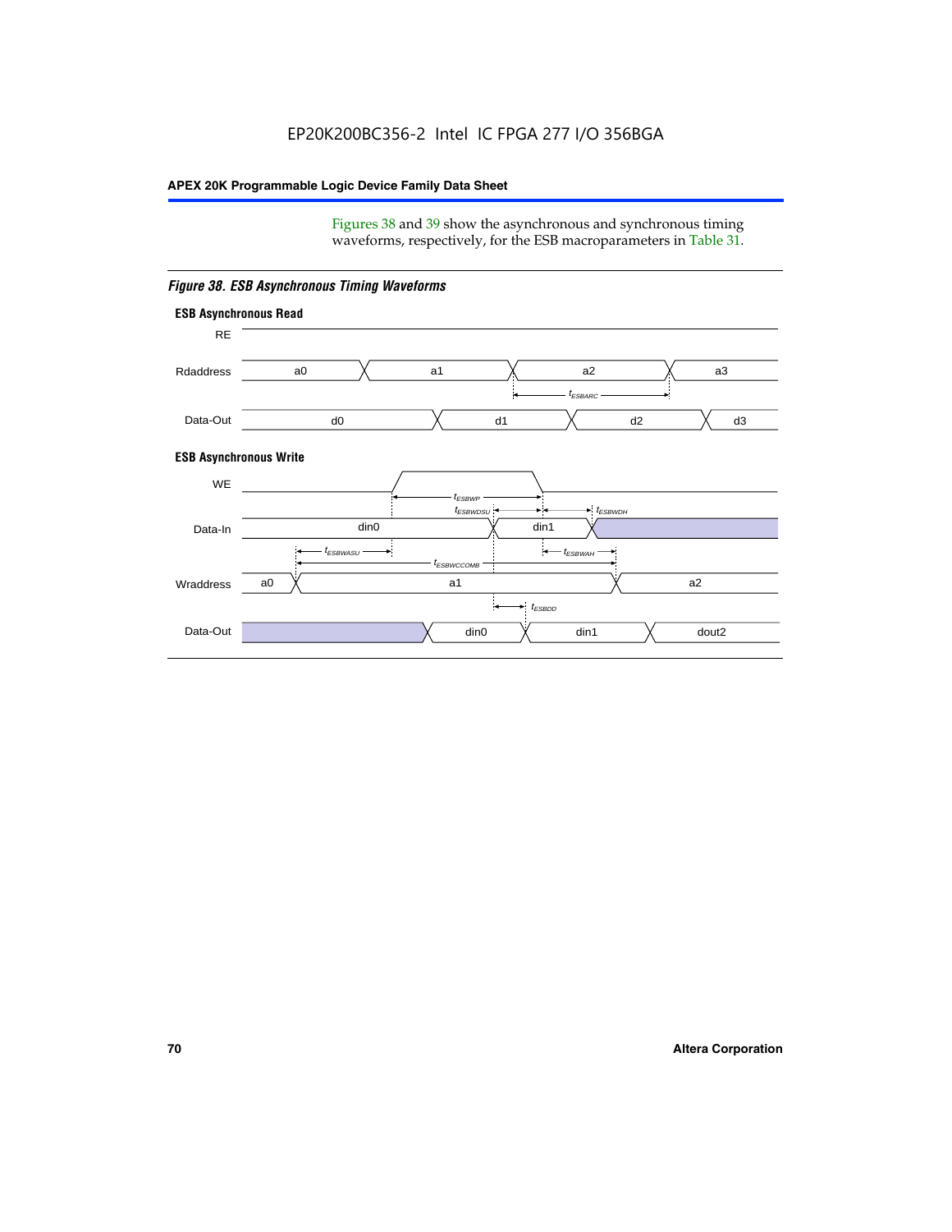Figures 38 and 39 show the asynchronous and synchronous timing waveforms, respectively, for the ESB macroparameters in Table 31.

*Figure 38. ESB Asynchronous Timing Waveforms*

**ESB Asynchronous Read**

RE

Rdaddress: a0, a1, a2, a3

$t_{ESBARC}$

Data-Out: d0, d1, d2, d3

**ESB Asynchronous Write**

WE

$t_{ESBWP}$

$t_{ESBWDSU}$ $t_{ESBWDH}$

Data-In: din0, din1

$t_{ESBWASU}$ $t_{ESBWAH}$

$t_{ESBWCCOMB}$

Wraddress: a0, a1, a2

$t_{ESBDD}$

Data-Out: din0, din1, dout2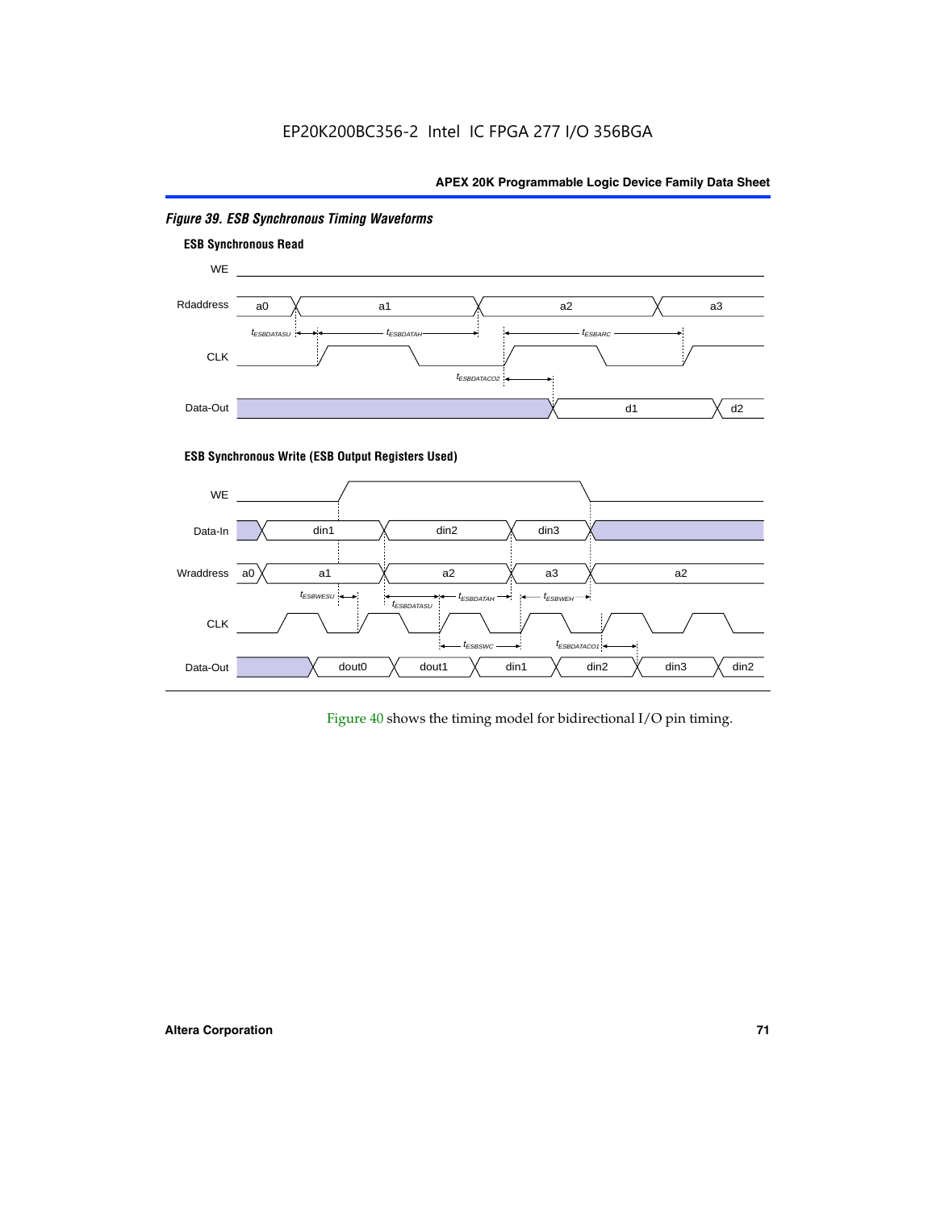*Figure 39. ESB Synchronous Timing Waveforms*

**ESB Synchronous Read**

WE

Rdaddress a0 a1 a2 a3

$t_{ESBDATASU}$ $t_{ESBDATAH}$ $t_{ESBARC}$

CLK

$t_{ESBDATACO2}$

Data-Out d1 d2

**ESB Synchronous Write (ESB Output Registers Used)**

WE

Data-In din1 din2 din3

Wraddress a0 a1 a2 a3 a2

$t_{ESBWESU}$ $t_{ESBDATASU}$ $t_{ESBDATAH}$ $t_{ESBWEH}$

CLK

$t_{ESBSWC}$ $t_{ESBDATACO1}$

Data-Out dout0 dout1 din1 din2 din3 din2

Figure 40 shows the timing model for bidirectional I/O pin timing.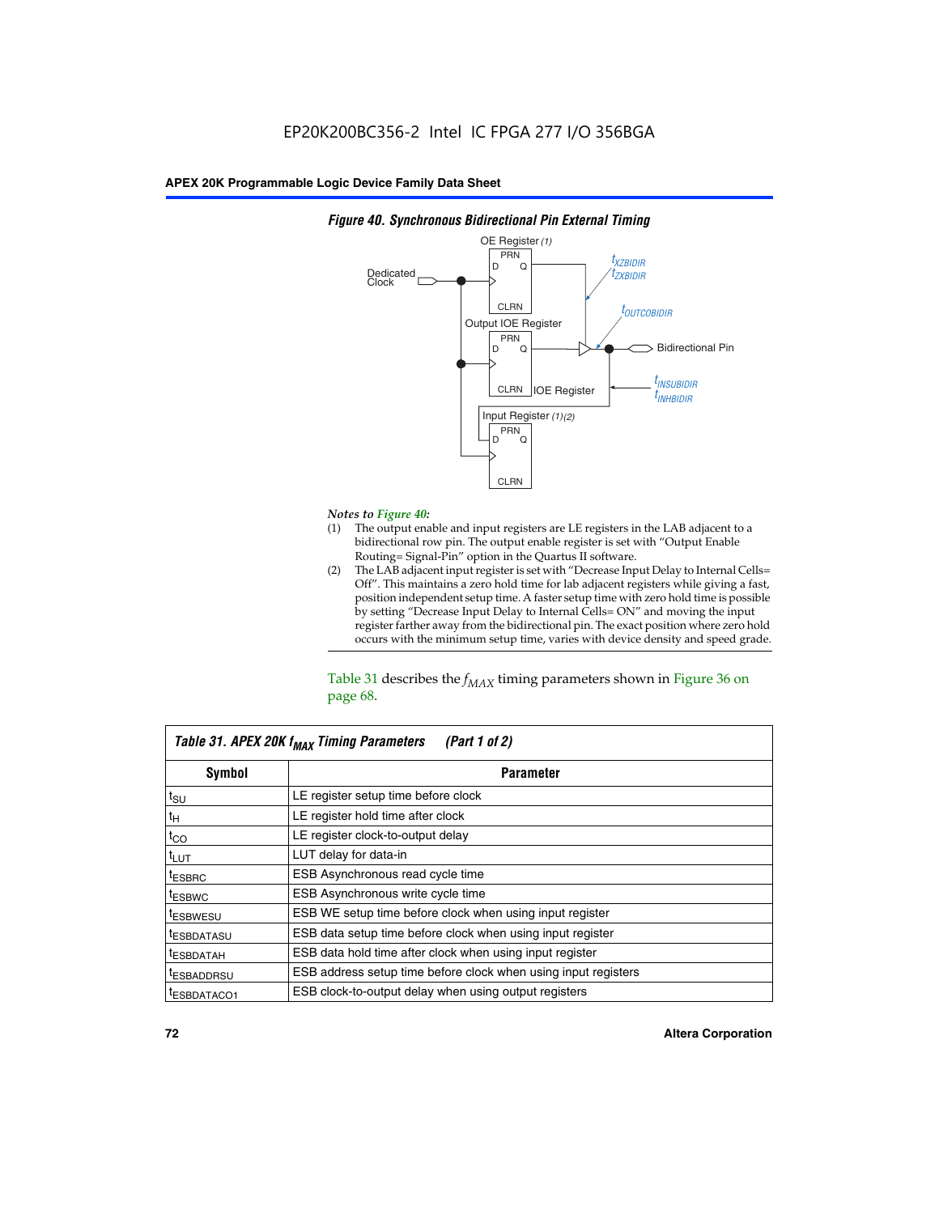**Figure 40. Synchronous Bidirectional Pin External Timing**

OE Register (1)

Dedicated Clock

PRN D Q CLRN

$t_{XZBIDIR}$
$t_{ZXBIDIR}$

$t_{OUTCOBIDIR}$

Output IOE Register

Bidirectional Pin

IOE Register

$t_{INSUBIDIR}$
$t_{INHBIDIR}$

Input Register (1)(2)

*Notes to Figure 40:*

(1) The output enable and input registers are LE registers in the LAB adjacent to a bidirectional row pin. The output enable register is set with "Output Enable Routing= Signal-Pin" option in the Quartus II software.

(2) The LAB adjacent input register is set with "Decrease Input Delay to Internal Cells= Off". This maintains a zero hold time for lab adjacent registers while giving a fast, position independent setup time. A faster setup time with zero hold time is possible by setting "Decrease Input Delay to Internal Cells= ON" and moving the input register farther away from the bidirectional pin. The exact position where zero hold occurs with the minimum setup time, varies with device density and speed grade.

Table 31 describes the $f_{MAX}$ timing parameters shown in Figure 36 on page 68.

**Table 31. APEX 20K $f_{MAX}$ Timing Parameters (Part 1 of 2)**

| Symbol | Parameter |
|---|---|
| $t_{SU}$ | LE register setup time before clock |
| $t_{H}$ | LE register hold time after clock |
| $t_{CO}$ | LE register clock-to-output delay |
| $t_{LUT}$ | LUT delay for data-in |
| $t_{ESBRC}$ | ESB Asynchronous read cycle time |
| $t_{ESBWC}$ | ESB Asynchronous write cycle time |
| $t_{ESBWESU}$ | ESB WE setup time before clock when using input register |
| $t_{ESBDATASU}$ | ESB data setup time before clock when using input register |
| $t_{ESBDATAH}$ | ESB data hold time after clock when using input register |
| $t_{ESBADDRSU}$ | ESB address setup time before clock when using input registers |
| $t_{ESBDATACO1}$ | ESB clock-to-output delay when using output registers |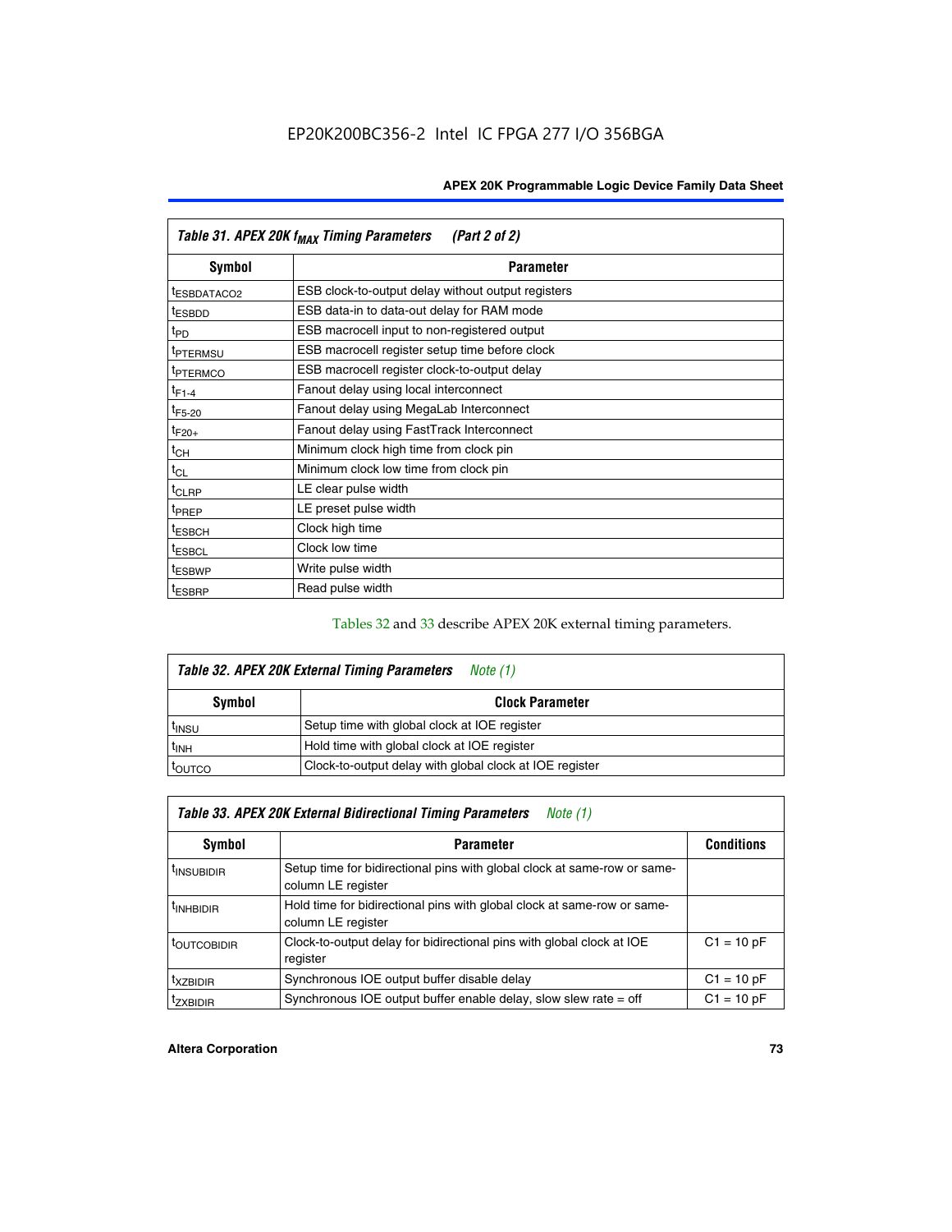**Table 31. APEX 20K $f_{MAX}$ Timing Parameters (Part 2 of 2)**

| Symbol | Parameter |
|---|---|
| $t_{ESBDATACO2}$ | ESB clock-to-output delay without output registers |
| $t_{ESBDD}$ | ESB data-in to data-out delay for RAM mode |
| $t_{PD}$ | ESB macrocell input to non-registered output |
| $t_{PTERMSU}$ | ESB macrocell register setup time before clock |
| $t_{PTERMCO}$ | ESB macrocell register clock-to-output delay |
| $t_{F1-4}$ | Fanout delay using local interconnect |
| $t_{F5-20}$ | Fanout delay using MegaLab Interconnect |
| $t_{F20+}$ | Fanout delay using FastTrack Interconnect |
| $t_{CH}$ | Minimum clock high time from clock pin |
| $t_{CL}$ | Minimum clock low time from clock pin |
| $t_{CLRP}$ | LE clear pulse width |
| $t_{PREP}$ | LE preset pulse width |
| $t_{ESBCH}$ | Clock high time |
| $t_{ESBCL}$ | Clock low time |
| $t_{ESBWP}$ | Write pulse width |
| $t_{ESBRP}$ | Read pulse width |

Tables 32 and 33 describe APEX 20K external timing parameters.

**Table 32. APEX 20K External Timing Parameters** *Note (1)*

| Symbol | Clock Parameter |
|---|---|
| $t_{INSU}$ | Setup time with global clock at IOE register |
| $t_{INH}$ | Hold time with global clock at IOE register |
| $t_{OUTCO}$ | Clock-to-output delay with global clock at IOE register |

**Table 33. APEX 20K External Bidirectional Timing Parameters** *Note (1)*

| Symbol | Parameter | Conditions |
|---|---|---|
| $t_{INSUBIDIR}$ | Setup time for bidirectional pins with global clock at same-row or same-column LE register | |
| $t_{INHBIDIR}$ | Hold time for bidirectional pins with global clock at same-row or same-column LE register | |
| $t_{OUTCOBIDIR}$ | Clock-to-output delay for bidirectional pins with global clock at IOE register | C1 = 10 pF |
| $t_{XZBIDIR}$ | Synchronous IOE output buffer disable delay | C1 = 10 pF |
| $t_{ZXBIDIR}$ | Synchronous IOE output buffer enable delay, slow slew rate = off | C1 = 10 pF |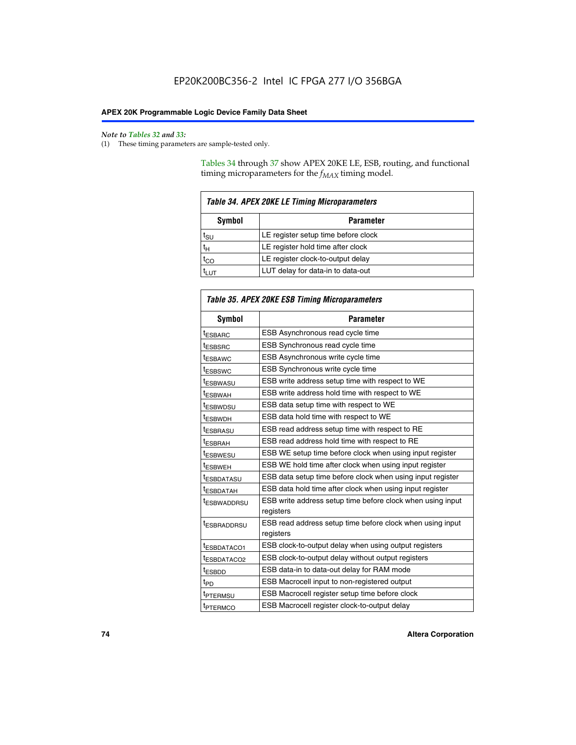*Note to Tables 32 and 33:*

(1) These timing parameters are sample-tested only.

Tables 34 through 37 show APEX 20KE LE, ESB, routing, and functional timing microparameters for the $f_{MAX}$ timing model.

**Table 34. APEX 20KE LE Timing Microparameters**

| Symbol | Parameter |
|---|---|
| $t_{SU}$ | LE register setup time before clock |
| $t_H$ | LE register hold time after clock |
| $t_{CO}$ | LE register clock-to-output delay |
| $t_{LUT}$ | LUT delay for data-in to data-out |

**Table 35. APEX 20KE ESB Timing Microparameters**

| Symbol | Parameter |
|---|---|
| $t_{ESBARC}$ | ESB Asynchronous read cycle time |
| $t_{ESBSRC}$ | ESB Synchronous read cycle time |
| $t_{ESBAWC}$ | ESB Asynchronous write cycle time |
| $t_{ESBSWC}$ | ESB Synchronous write cycle time |
| $t_{ESBWASU}$ | ESB write address setup time with respect to WE |
| $t_{ESBWAH}$ | ESB write address hold time with respect to WE |
| $t_{ESBWDSU}$ | ESB data setup time with respect to WE |
| $t_{ESBWDH}$ | ESB data hold time with respect to WE |
| $t_{ESBRASU}$ | ESB read address setup time with respect to RE |
| $t_{ESBRAH}$ | ESB read address hold time with respect to RE |
| $t_{ESBWESU}$ | ESB WE setup time before clock when using input register |
| $t_{ESBWEH}$ | ESB WE hold time after clock when using input register |
| $t_{ESBDATASU}$ | ESB data setup time before clock when using input register |
| $t_{ESBDATAH}$ | ESB data hold time after clock when using input register |
| $t_{ESBWADDRSU}$ | ESB write address setup time before clock when using input registers |
| $t_{ESBRADDRSU}$ | ESB read address setup time before clock when using input registers |
| $t_{ESBDATACO1}$ | ESB clock-to-output delay when using output registers |
| $t_{ESBDATACO2}$ | ESB clock-to-output delay without output registers |
| $t_{ESBDD}$ | ESB data-in to data-out delay for RAM mode |
| $t_{PD}$ | ESB Macrocell input to non-registered output |
| $t_{PTERMSU}$ | ESB Macrocell register setup time before clock |
| $t_{PTERMCO}$ | ESB Macrocell register clock-to-output delay |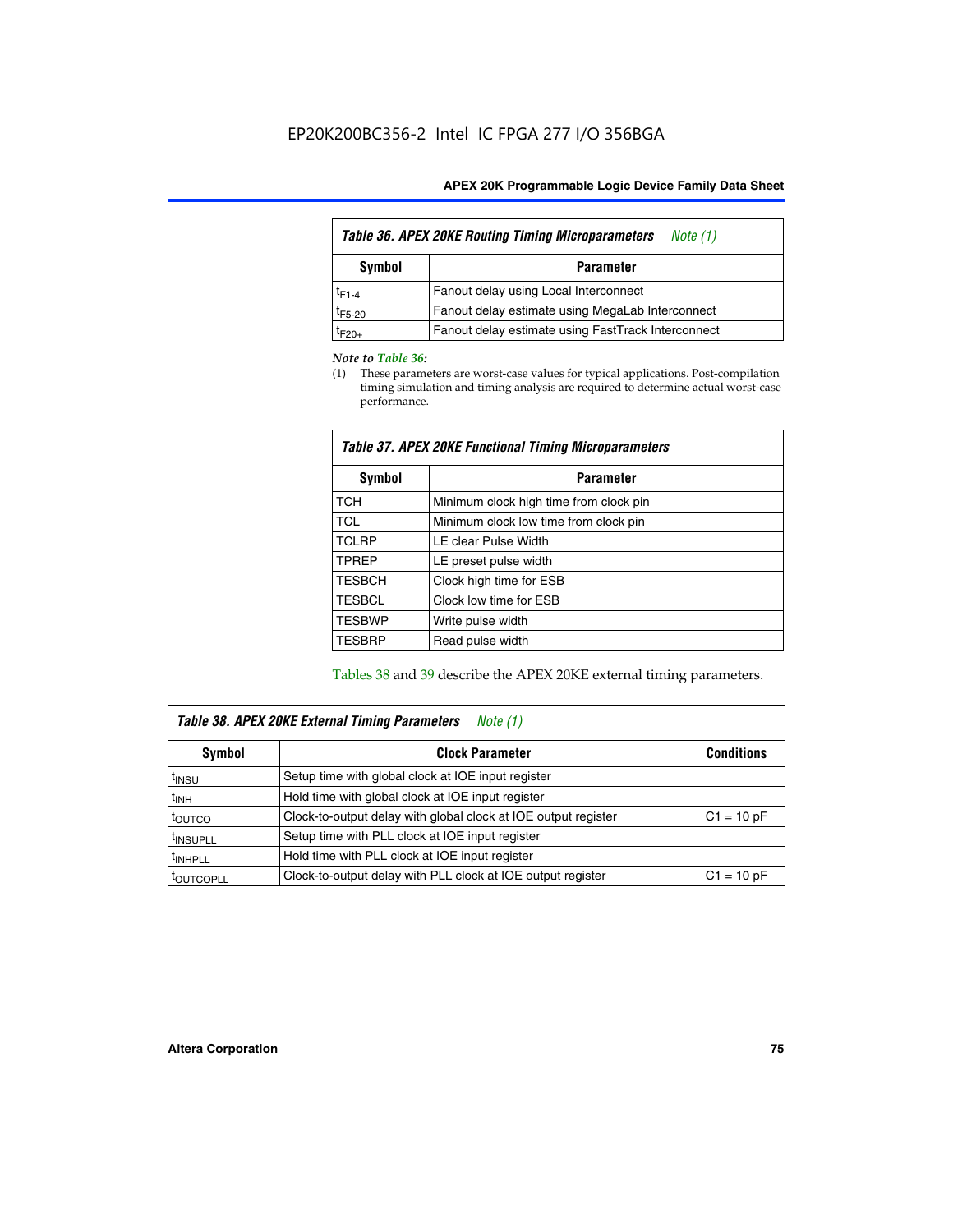| Table 36. APEX 20KE Routing Timing Microparameters *Note (1)* | |
|---|---|
| **Symbol** | **Parameter** |
| $t_{F1-4}$ | Fanout delay using Local Interconnect |
| $t_{F5-20}$ | Fanout delay estimate using MegaLab Interconnect |
| $t_{F20+}$ | Fanout delay estimate using FastTrack Interconnect |

*Note to Table 36:*

(1) These parameters are worst-case values for typical applications. Post-compilation timing simulation and timing analysis are required to determine actual worst-case performance.

| Table 37. APEX 20KE Functional Timing Microparameters | |
|---|---|
| **Symbol** | **Parameter** |
| TCH | Minimum clock high time from clock pin |
| TCL | Minimum clock low time from clock pin |
| TCLRP | LE clear Pulse Width |
| TPREP | LE preset pulse width |
| TESBCH | Clock high time for ESB |
| TESBCL | Clock low time for ESB |
| TESBWP | Write pulse width |
| TESBRP | Read pulse width |

Tables 38 and 39 describe the APEX 20KE external timing parameters.

| Table 38. APEX 20KE External Timing Parameters *Note (1)* | | |
|---|---|---|
| **Symbol** | **Clock Parameter** | **Conditions** |
| $t_{INSU}$ | Setup time with global clock at IOE input register | |
| $t_{INH}$ | Hold time with global clock at IOE input register | |
| $t_{OUTCO}$ | Clock-to-output delay with global clock at IOE output register | C1 = 10 pF |
| $t_{INSUPLL}$ | Setup time with PLL clock at IOE input register | |
| $t_{INHPLL}$ | Hold time with PLL clock at IOE input register | |
| $t_{OUTCOPLL}$ | Clock-to-output delay with PLL clock at IOE output register | C1 = 10 pF |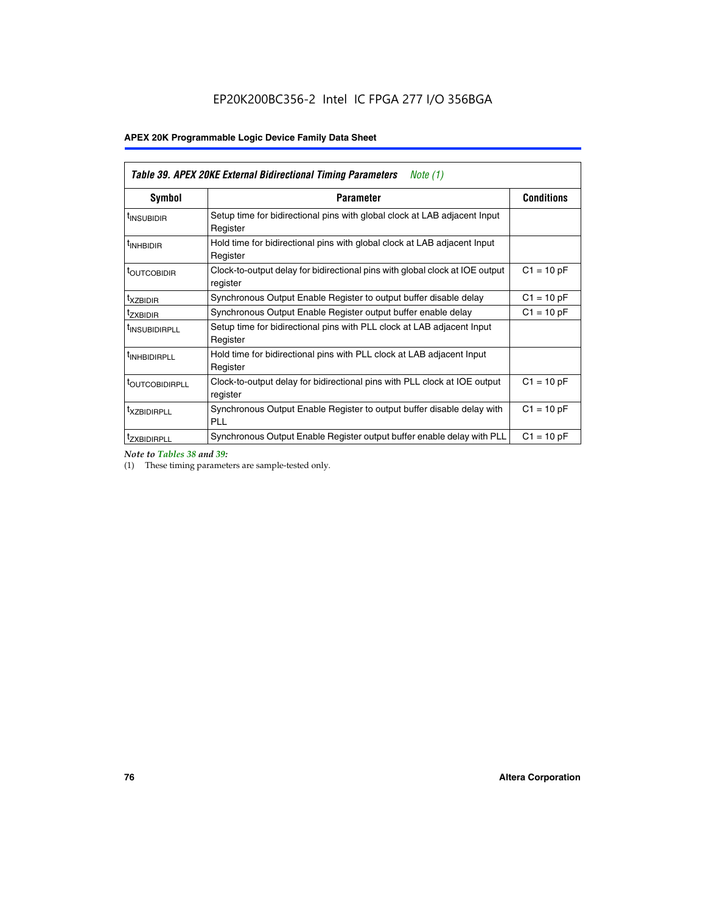Table 39. APEX 20KE External Bidirectional Timing Parameters *Note (1)*

| Symbol | Parameter | Conditions |
|---|---|---|
| $t_{INSUBIDIR}$ | Setup time for bidirectional pins with global clock at LAB adjacent Input Register | |
| $t_{INHBIDIR}$ | Hold time for bidirectional pins with global clock at LAB adjacent Input Register | |
| $t_{OUTCOBIDIR}$ | Clock-to-output delay for bidirectional pins with global clock at IOE output register | C1 = 10 pF |
| $t_{XZBIDIR}$ | Synchronous Output Enable Register to output buffer disable delay | C1 = 10 pF |
| $t_{ZXBIDIR}$ | Synchronous Output Enable Register output buffer enable delay | C1 = 10 pF |
| $t_{INSUBIDIRPLL}$ | Setup time for bidirectional pins with PLL clock at LAB adjacent Input Register | |
| $t_{INHBIDIRPLL}$ | Hold time for bidirectional pins with PLL clock at LAB adjacent Input Register | |
| $t_{OUTCOBIDIRPLL}$ | Clock-to-output delay for bidirectional pins with PLL clock at IOE output register | C1 = 10 pF |
| $t_{XZBIDIRPLL}$ | Synchronous Output Enable Register to output buffer disable delay with PLL | C1 = 10 pF |
| $t_{ZXBIDIRPLL}$ | Synchronous Output Enable Register output buffer enable delay with PLL | C1 = 10 pF |

*Note to Tables 38 and 39:*

(1) These timing parameters are sample-tested only.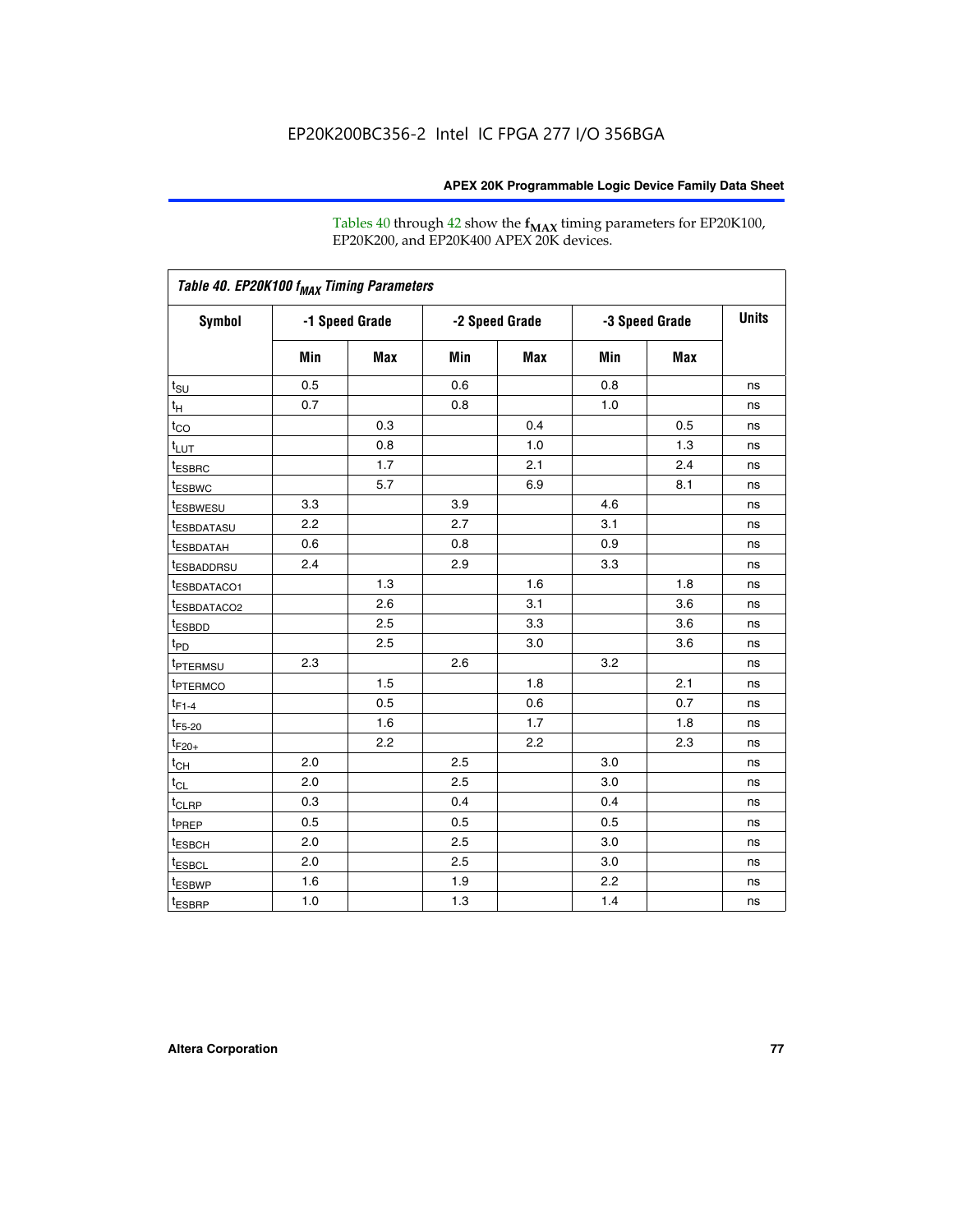Tables 40 through 42 show the $f_{MAX}$ timing parameters for EP20K100, EP20K200, and EP20K400 APEX 20K devices.

| Table 40. EP20K100 $f_{MAX}$ Timing Parameters | | | | | | | |
|---|---|---|---|---|---|---|---|
| Symbol | -1 Speed Grade | | -2 Speed Grade | | -3 Speed Grade | | Units |
| | Min | Max | Min | Max | Min | Max | |
| $t_{SU}$ | 0.5 | | 0.6 | | 0.8 | | ns |
| $t_{H}$ | 0.7 | | 0.8 | | 1.0 | | ns |
| $t_{CO}$ | | 0.3 | | 0.4 | | 0.5 | ns |
| $t_{LUT}$ | | 0.8 | | 1.0 | | 1.3 | ns |
| $t_{ESBRC}$ | | 1.7 | | 2.1 | | 2.4 | ns |
| $t_{ESBWC}$ | | 5.7 | | 6.9 | | 8.1 | ns |
| $t_{ESBWESU}$ | 3.3 | | 3.9 | | 4.6 | | ns |
| $t_{ESBDATASU}$ | 2.2 | | 2.7 | | 3.1 | | ns |
| $t_{ESBDATAH}$ | 0.6 | | 0.8 | | 0.9 | | ns |
| $t_{ESBADDRSU}$ | 2.4 | | 2.9 | | 3.3 | | ns |
| $t_{ESBDATACO1}$ | | 1.3 | | 1.6 | | 1.8 | ns |
| $t_{ESBDATACO2}$ | | 2.6 | | 3.1 | | 3.6 | ns |
| $t_{ESBDD}$ | | 2.5 | | 3.3 | | 3.6 | ns |
| $t_{PD}$ | | 2.5 | | 3.0 | | 3.6 | ns |
| $t_{PTERMSU}$ | 2.3 | | 2.6 | | 3.2 | | ns |
| $t_{PTERMCO}$ | | 1.5 | | 1.8 | | 2.1 | ns |
| $t_{F1-4}$ | | 0.5 | | 0.6 | | 0.7 | ns |
| $t_{F5-20}$ | | 1.6 | | 1.7 | | 1.8 | ns |
| $t_{F20+}$ | | 2.2 | | 2.2 | | 2.3 | ns |
| $t_{CH}$ | 2.0 | | 2.5 | | 3.0 | | ns |
| $t_{CL}$ | 2.0 | | 2.5 | | 3.0 | | ns |
| $t_{CLRP}$ | 0.3 | | 0.4 | | 0.4 | | ns |
| $t_{PREP}$ | 0.5 | | 0.5 | | 0.5 | | ns |
| $t_{ESBCH}$ | 2.0 | | 2.5 | | 3.0 | | ns |
| $t_{ESBCL}$ | 2.0 | | 2.5 | | 3.0 | | ns |
| $t_{ESBWP}$ | 1.6 | | 1.9 | | 2.2 | | ns |
| $t_{ESBRP}$ | 1.0 | | 1.3 | | 1.4 | | ns |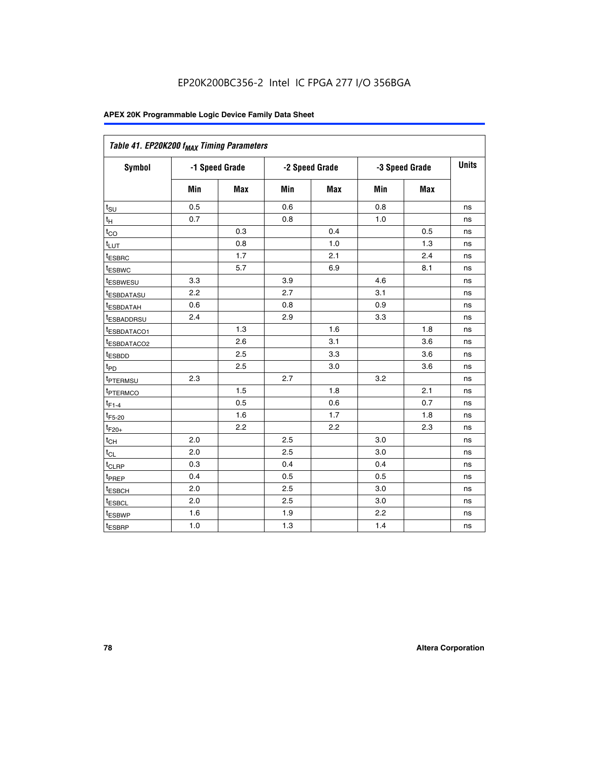EP20K200BC356-2 Intel IC FPGA 277 I/O 356BGA

**APEX 20K Programmable Logic Device Family Data Sheet**

| Table 41. EP20K200 $f_{MAX}$ Timing Parameters | | | | | | | |
|---|---|---|---|---|---|---|---|
| **Symbol** | **-1 Speed Grade** | | **-2 Speed Grade** | | **-3 Speed Grade** | | **Units** |
| | **Min** | **Max** | **Min** | **Max** | **Min** | **Max** | |
| $t_{SU}$ | 0.5 | | 0.6 | | 0.8 | | ns |
| $t_H$ | 0.7 | | 0.8 | | 1.0 | | ns |
| $t_{CO}$ | | 0.3 | | 0.4 | | 0.5 | ns |
| $t_{LUT}$ | | 0.8 | | 1.0 | | 1.3 | ns |
| $t_{ESBRC}$ | | 1.7 | | 2.1 | | 2.4 | ns |
| $t_{ESBWC}$ | | 5.7 | | 6.9 | | 8.1 | ns |
| $t_{ESBWESU}$ | 3.3 | | 3.9 | | 4.6 | | ns |
| $t_{ESBDATASU}$ | 2.2 | | 2.7 | | 3.1 | | ns |
| $t_{ESBDATAH}$ | 0.6 | | 0.8 | | 0.9 | | ns |
| $t_{ESBADDRSU}$ | 2.4 | | 2.9 | | 3.3 | | ns |
| $t_{ESBDATACO1}$ | | 1.3 | | 1.6 | | 1.8 | ns |
| $t_{ESBDATACO2}$ | | 2.6 | | 3.1 | | 3.6 | ns |
| $t_{ESBDD}$ | | 2.5 | | 3.3 | | 3.6 | ns |
| $t_{PD}$ | | 2.5 | | 3.0 | | 3.6 | ns |
| $t_{PTERMSU}$ | 2.3 | | 2.7 | | 3.2 | | ns |
| $t_{PTERMCO}$ | | 1.5 | | 1.8 | | 2.1 | ns |
| $t_{F1-4}$ | | 0.5 | | 0.6 | | 0.7 | ns |
| $t_{F5-20}$ | | 1.6 | | 1.7 | | 1.8 | ns |
| $t_{F20+}$ | | 2.2 | | 2.2 | | 2.3 | ns |
| $t_{CH}$ | 2.0 | | 2.5 | | 3.0 | | ns |
| $t_{CL}$ | 2.0 | | 2.5 | | 3.0 | | ns |
| $t_{CLRP}$ | 0.3 | | 0.4 | | 0.4 | | ns |
| $t_{PREP}$ | 0.4 | | 0.5 | | 0.5 | | ns |
| $t_{ESBCH}$ | 2.0 | | 2.5 | | 3.0 | | ns |
| $t_{ESBCL}$ | 2.0 | | 2.5 | | 3.0 | | ns |
| $t_{ESBWP}$ | 1.6 | | 1.9 | | 2.2 | | ns |
| $t_{ESBRP}$ | 1.0 | | 1.3 | | 1.4 | | ns |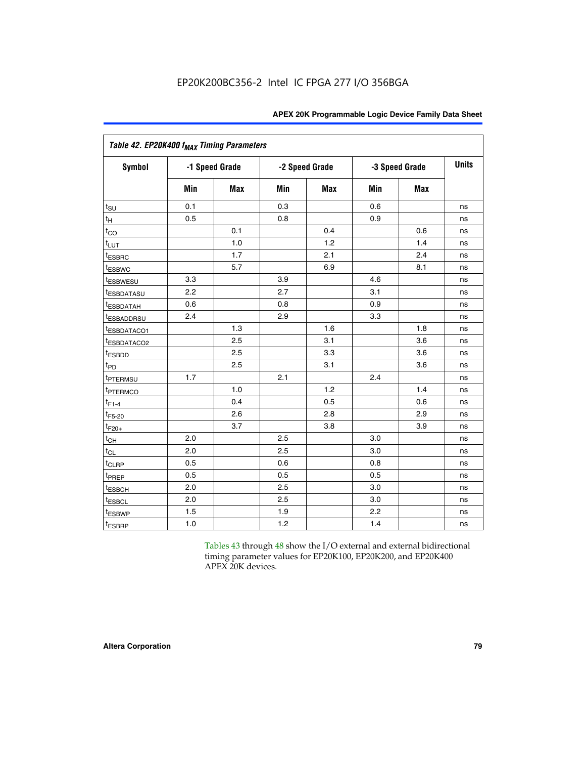Table 42. EP20K400 $f_{MAX}$ Timing Parameters

| Symbol | -1 Speed Grade | | -2 Speed Grade | | -3 Speed Grade | | Units |
|---|---|---|---|---|---|---|---|
| | Min | Max | Min | Max | Min | Max | |
| $t_{SU}$ | 0.1 | | 0.3 | | 0.6 | | ns |
| $t_H$ | 0.5 | | 0.8 | | 0.9 | | ns |
| $t_{CO}$ | | 0.1 | | 0.4 | | 0.6 | ns |
| $t_{LUT}$ | | 1.0 | | 1.2 | | 1.4 | ns |
| $t_{ESBRC}$ | | 1.7 | | 2.1 | | 2.4 | ns |
| $t_{ESBWC}$ | | 5.7 | | 6.9 | | 8.1 | ns |
| $t_{ESBWESU}$ | 3.3 | | 3.9 | | 4.6 | | ns |
| $t_{ESBDATASU}$ | 2.2 | | 2.7 | | 3.1 | | ns |
| $t_{ESBDATAH}$ | 0.6 | | 0.8 | | 0.9 | | ns |
| $t_{ESBADDRSU}$ | 2.4 | | 2.9 | | 3.3 | | ns |
| $t_{ESBDATACO1}$ | | 1.3 | | 1.6 | | 1.8 | ns |
| $t_{ESBDATACO2}$ | | 2.5 | | 3.1 | | 3.6 | ns |
| $t_{ESBDD}$ | | 2.5 | | 3.3 | | 3.6 | ns |
| $t_{PD}$ | | 2.5 | | 3.1 | | 3.6 | ns |
| $t_{PTERMSU}$ | 1.7 | | 2.1 | | 2.4 | | ns |
| $t_{PTERMCO}$ | | 1.0 | | 1.2 | | 1.4 | ns |
| $t_{F1-4}$ | | 0.4 | | 0.5 | | 0.6 | ns |
| $t_{F5-20}$ | | 2.6 | | 2.8 | | 2.9 | ns |
| $t_{F20+}$ | | 3.7 | | 3.8 | | 3.9 | ns |
| $t_{CH}$ | 2.0 | | 2.5 | | 3.0 | | ns |
| $t_{CL}$ | 2.0 | | 2.5 | | 3.0 | | ns |
| $t_{CLRP}$ | 0.5 | | 0.6 | | 0.8 | | ns |
| $t_{PREP}$ | 0.5 | | 0.5 | | 0.5 | | ns |
| $t_{ESBCH}$ | 2.0 | | 2.5 | | 3.0 | | ns |
| $t_{ESBCL}$ | 2.0 | | 2.5 | | 3.0 | | ns |
| $t_{ESBWP}$ | 1.5 | | 1.9 | | 2.2 | | ns |
| $t_{ESBRP}$ | 1.0 | | 1.2 | | 1.4 | | ns |

Tables 43 through 48 show the I/O external and external bidirectional timing parameter values for EP20K100, EP20K200, and EP20K400 APEX 20K devices.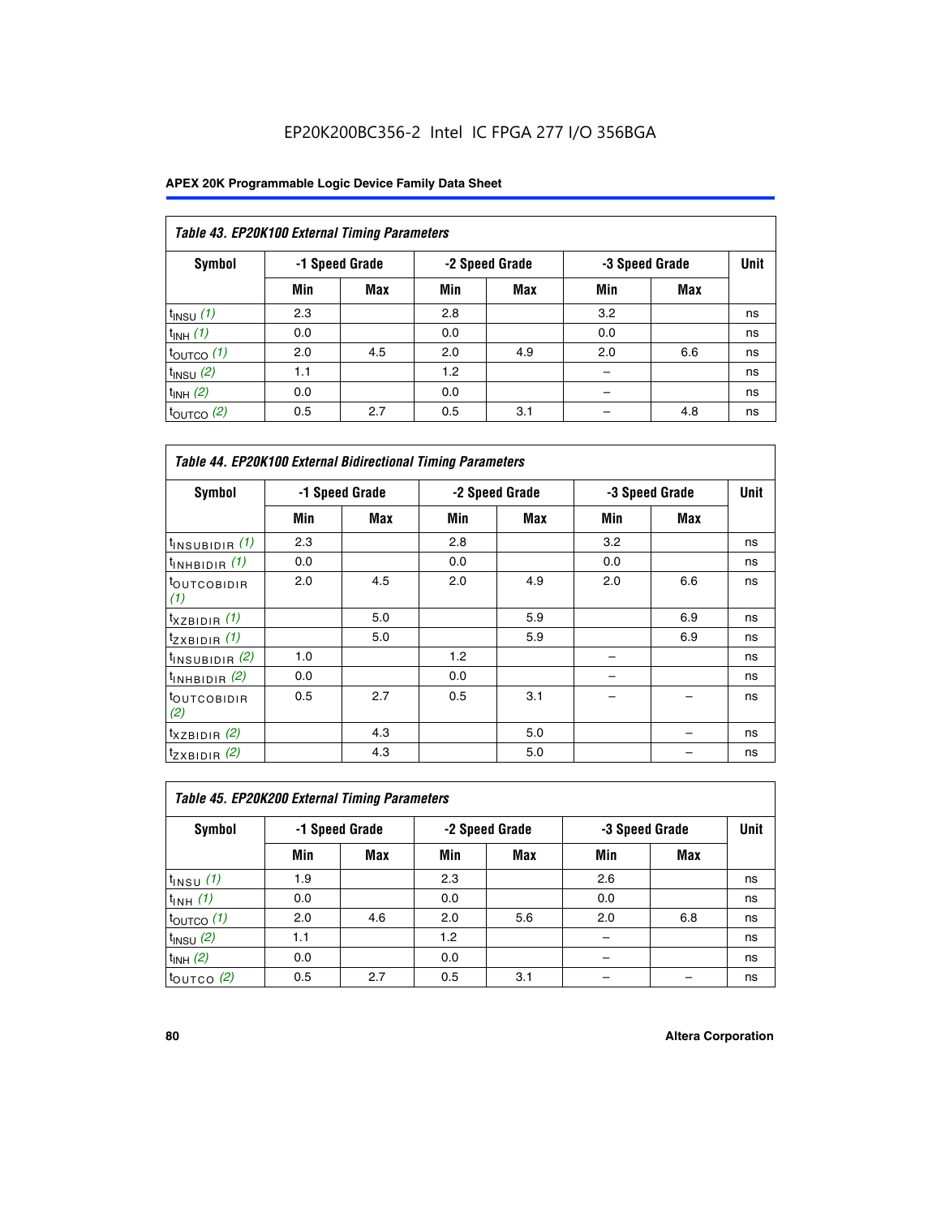EP20K200BC356-2 Intel IC FPGA 277 I/O 356BGA

**APEX 20K Programmable Logic Device Family Data Sheet**

*Table 43. EP20K100 External Timing Parameters*

| Symbol | -1 Speed Grade | | -2 Speed Grade | | -3 Speed Grade | | Unit |
|---|---|---|---|---|---|---|---|
| | Min | Max | Min | Max | Min | Max | |
| $t_{INSU}$ *(1)* | 2.3 | | 2.8 | | 3.2 | | ns |
| $t_{INH}$ *(1)* | 0.0 | | 0.0 | | 0.0 | | ns |
| $t_{OUTCO}$ *(1)* | 2.0 | 4.5 | 2.0 | 4.9 | 2.0 | 6.6 | ns |
| $t_{INSU}$ *(2)* | 1.1 | | 1.2 | | – | | ns |
| $t_{INH}$ *(2)* | 0.0 | | 0.0 | | – | | ns |
| $t_{OUTCO}$ *(2)* | 0.5 | 2.7 | 0.5 | 3.1 | – | 4.8 | ns |

*Table 44. EP20K100 External Bidirectional Timing Parameters*

| Symbol | -1 Speed Grade | | -2 Speed Grade | | -3 Speed Grade | | Unit |
|---|---|---|---|---|---|---|---|
| | Min | Max | Min | Max | Min | Max | |
| $t_{INSUBIDIR}$ *(1)* | 2.3 | | 2.8 | | 3.2 | | ns |
| $t_{INHBIDIR}$ *(1)* | 0.0 | | 0.0 | | 0.0 | | ns |
| $t_{OUTCOBIDIR}$ *(1)* | 2.0 | 4.5 | 2.0 | 4.9 | 2.0 | 6.6 | ns |
| $t_{XZBIDIR}$ *(1)* | | 5.0 | | 5.9 | | 6.9 | ns |
| $t_{ZXBIDIR}$ *(1)* | | 5.0 | | 5.9 | | 6.9 | ns |
| $t_{INSUBIDIR}$ *(2)* | 1.0 | | 1.2 | | – | | ns |
| $t_{INHBIDIR}$ *(2)* | 0.0 | | 0.0 | | – | | ns |
| $t_{OUTCOBIDIR}$ *(2)* | 0.5 | 2.7 | 0.5 | 3.1 | – | – | ns |
| $t_{XZBIDIR}$ *(2)* | | 4.3 | | 5.0 | | – | ns |
| $t_{ZXBIDIR}$ *(2)* | | 4.3 | | 5.0 | | – | ns |

*Table 45. EP20K200 External Timing Parameters*

| Symbol | -1 Speed Grade | | -2 Speed Grade | | -3 Speed Grade | | Unit |
|---|---|---|---|---|---|---|---|
| | Min | Max | Min | Max | Min | Max | |
| $t_{INSU}$ *(1)* | 1.9 | | 2.3 | | 2.6 | | ns |
| $t_{INH}$ *(1)* | 0.0 | | 0.0 | | 0.0 | | ns |
| $t_{OUTCO}$ *(1)* | 2.0 | 4.6 | 2.0 | 5.6 | 2.0 | 6.8 | ns |
| $t_{INSU}$ *(2)* | 1.1 | | 1.2 | | – | | ns |
| $t_{INH}$ *(2)* | 0.0 | | 0.0 | | – | | ns |
| $t_{OUTCO}$ *(2)* | 0.5 | 2.7 | 0.5 | 3.1 | – | – | ns |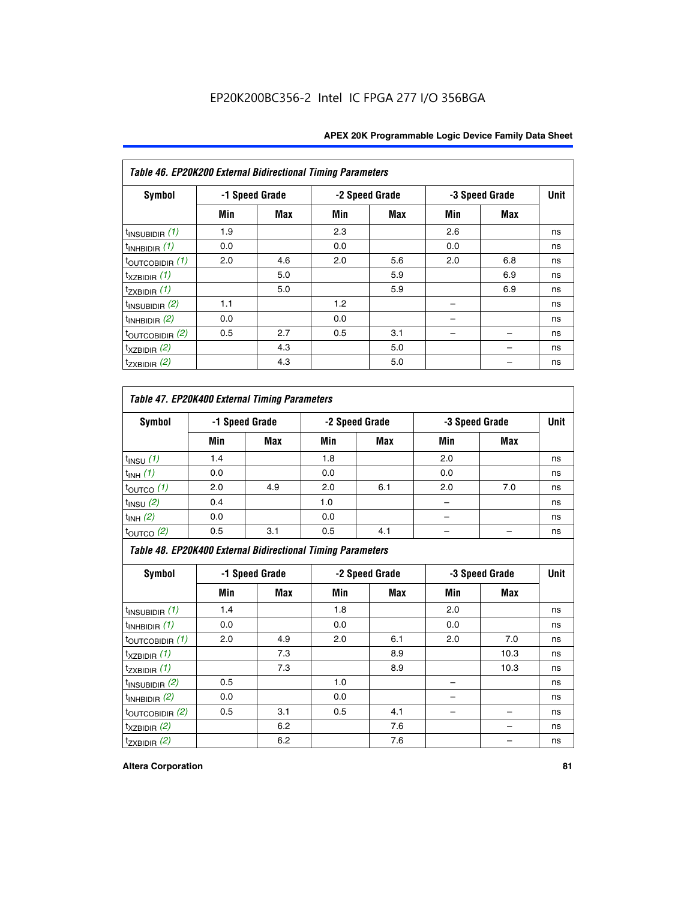# EP20K200BC356-2 Intel IC FPGA 277 I/O 356BGA

**Table 46. EP20K200 External Bidirectional Timing Parameters**

| Symbol | -1 Speed Grade | | -2 Speed Grade | | -3 Speed Grade | | Unit |
|---|---|---|---|---|---|---|---|
| | Min | Max | Min | Max | Min | Max | |
| $t_{INSUBIDIR}$ *(1)* | 1.9 | | 2.3 | | 2.6 | | ns |
| $t_{INHBIDIR}$ *(1)* | 0.0 | | 0.0 | | 0.0 | | ns |
| $t_{OUTCOBIDIR}$ *(1)* | 2.0 | 4.6 | 2.0 | 5.6 | 2.0 | 6.8 | ns |
| $t_{XZBIDIR}$ *(1)* | | 5.0 | | 5.9 | | 6.9 | ns |
| $t_{ZXBIDIR}$ *(1)* | | 5.0 | | 5.9 | | 6.9 | ns |
| $t_{INSUBIDIR}$ *(2)* | 1.1 | | 1.2 | | – | | ns |
| $t_{INHBIDIR}$ *(2)* | 0.0 | | 0.0 | | – | | ns |
| $t_{OUTCOBIDIR}$ *(2)* | 0.5 | 2.7 | 0.5 | 3.1 | – | – | ns |
| $t_{XZBIDIR}$ *(2)* | | 4.3 | | 5.0 | | – | ns |
| $t_{ZXBIDIR}$ *(2)* | | 4.3 | | 5.0 | | – | ns |

**Table 47. EP20K400 External Timing Parameters**

| Symbol | -1 Speed Grade | | -2 Speed Grade | | -3 Speed Grade | | Unit |
|---|---|---|---|---|---|---|---|
| | Min | Max | Min | Max | Min | Max | |
| $t_{INSU}$ *(1)* | 1.4 | | 1.8 | | 2.0 | | ns |
| $t_{INH}$ *(1)* | 0.0 | | 0.0 | | 0.0 | | ns |
| $t_{OUTCO}$ *(1)* | 2.0 | 4.9 | 2.0 | 6.1 | 2.0 | 7.0 | ns |
| $t_{INSU}$ *(2)* | 0.4 | | 1.0 | | – | | ns |
| $t_{INH}$ *(2)* | 0.0 | | 0.0 | | – | | ns |
| $t_{OUTCO}$ *(2)* | 0.5 | 3.1 | 0.5 | 4.1 | – | – | ns |

**Table 48. EP20K400 External Bidirectional Timing Parameters**

| Symbol | -1 Speed Grade | | -2 Speed Grade | | -3 Speed Grade | | Unit |
|---|---|---|---|---|---|---|---|
| | Min | Max | Min | Max | Min | Max | |
| $t_{INSUBIDIR}$ *(1)* | 1.4 | | 1.8 | | 2.0 | | ns |
| $t_{INHBIDIR}$ *(1)* | 0.0 | | 0.0 | | 0.0 | | ns |
| $t_{OUTCOBIDIR}$ *(1)* | 2.0 | 4.9 | 2.0 | 6.1 | 2.0 | 7.0 | ns |
| $t_{XZBIDIR}$ *(1)* | | 7.3 | | 8.9 | | 10.3 | ns |
| $t_{ZXBIDIR}$ *(1)* | | 7.3 | | 8.9 | | 10.3 | ns |
| $t_{INSUBIDIR}$ *(2)* | 0.5 | | 1.0 | | – | | ns |
| $t_{INHBIDIR}$ *(2)* | 0.0 | | 0.0 | | – | | ns |
| $t_{OUTCOBIDIR}$ *(2)* | 0.5 | 3.1 | 0.5 | 4.1 | – | – | ns |
| $t_{XZBIDIR}$ *(2)* | | 6.2 | | 7.6 | | – | ns |
| $t_{ZXBIDIR}$ *(2)* | | 6.2 | | 7.6 | | – | ns |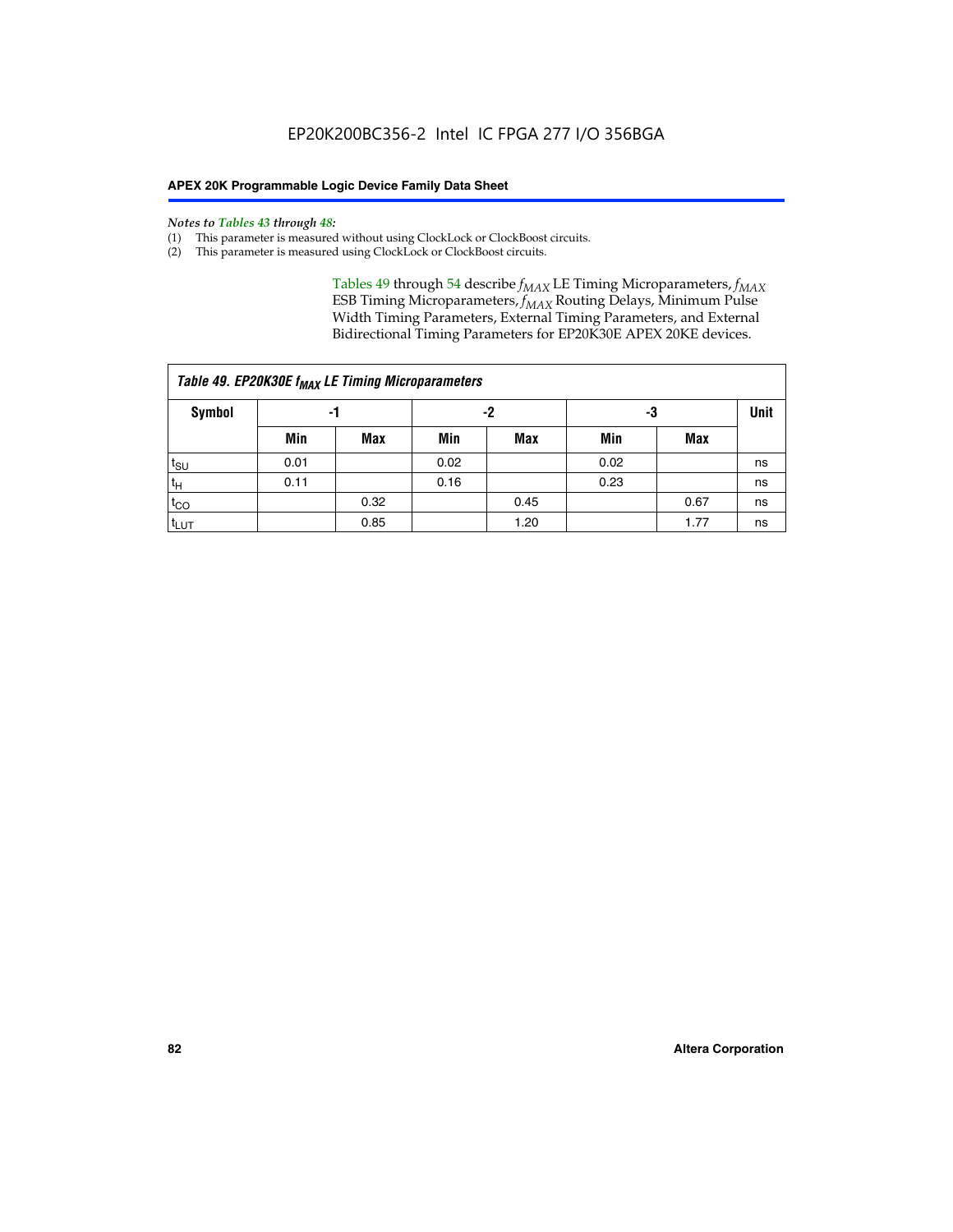*Notes to Tables 43 through 48:*

(1) This parameter is measured without using ClockLock or ClockBoost circuits.
(2) This parameter is measured using ClockLock or ClockBoost circuits.

Tables 49 through 54 describe $f_{MAX}$ LE Timing Microparameters, $f_{MAX}$ ESB Timing Microparameters, $f_{MAX}$ Routing Delays, Minimum Pulse Width Timing Parameters, External Timing Parameters, and External Bidirectional Timing Parameters for EP20K30E APEX 20KE devices.

| *Table 49. EP20K30E $f_{MAX}$ LE Timing Microparameters* | | | | | | | |
|---|---|---|---|---|---|---|---|
| **Symbol** | **-1** | | **-2** | | **-3** | | **Unit** |
| | **Min** | **Max** | **Min** | **Max** | **Min** | **Max** | |
| $t_{SU}$ | 0.01 | | 0.02 | | 0.02 | | ns |
| $t_{H}$ | 0.11 | | 0.16 | | 0.23 | | ns |
| $t_{CO}$ | | 0.32 | | 0.45 | | 0.67 | ns |
| $t_{LUT}$ | | 0.85 | | 1.20 | | 1.77 | ns |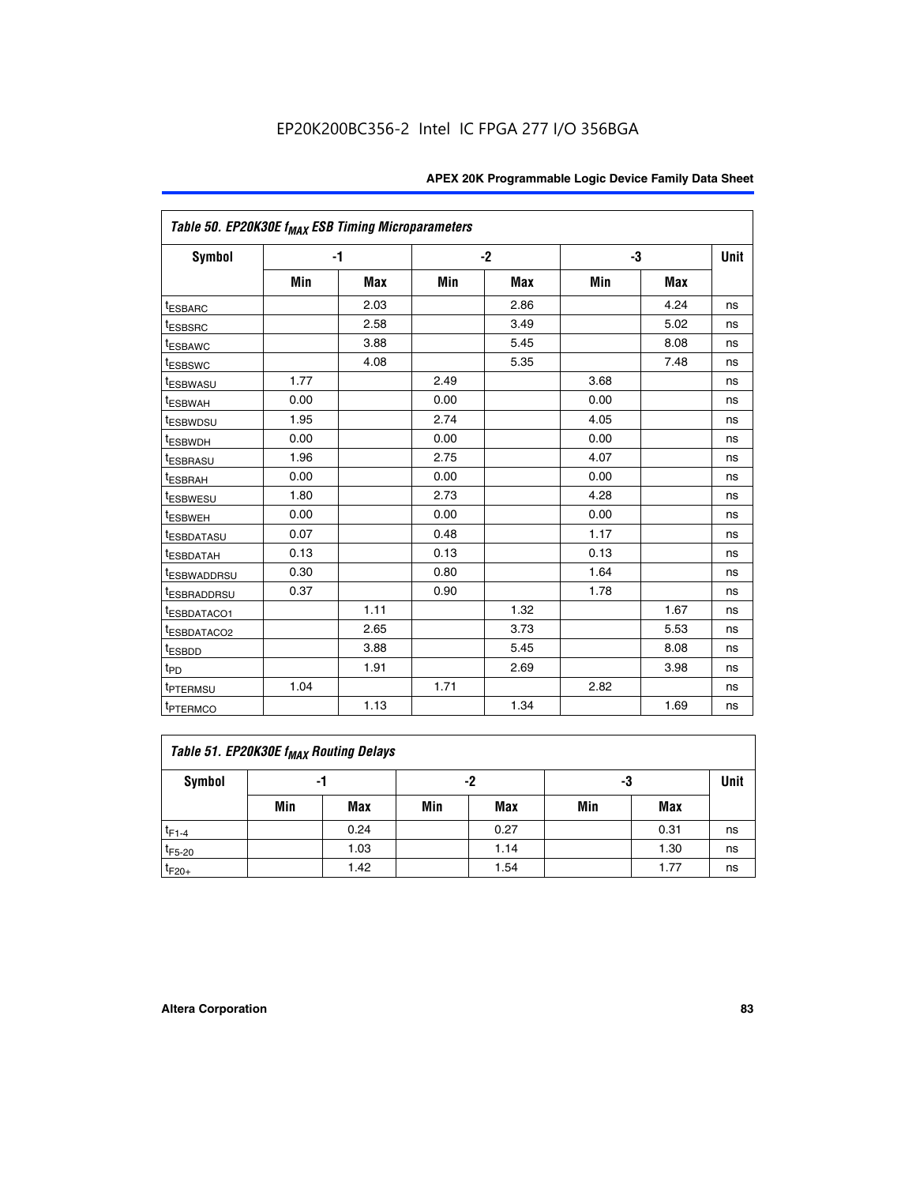Table 50. EP20K30E $f_{MAX}$ ESB Timing Microparameters

| Symbol | -1 | | -2 | | -3 | | Unit |
|---|---|---|---|---|---|---|---|
| | Min | Max | Min | Max | Min | Max | |
| $t_{ESBARC}$ | | 2.03 | | 2.86 | | 4.24 | ns |
| $t_{ESBSRC}$ | | 2.58 | | 3.49 | | 5.02 | ns |
| $t_{ESBAWC}$ | | 3.88 | | 5.45 | | 8.08 | ns |
| $t_{ESBSWC}$ | | 4.08 | | 5.35 | | 7.48 | ns |
| $t_{ESBWASU}$ | 1.77 | | 2.49 | | 3.68 | | ns |
| $t_{ESBWAH}$ | 0.00 | | 0.00 | | 0.00 | | ns |
| $t_{ESBWDSU}$ | 1.95 | | 2.74 | | 4.05 | | ns |
| $t_{ESBWDH}$ | 0.00 | | 0.00 | | 0.00 | | ns |
| $t_{ESBRASU}$ | 1.96 | | 2.75 | | 4.07 | | ns |
| $t_{ESBRAH}$ | 0.00 | | 0.00 | | 0.00 | | ns |
| $t_{ESBWESU}$ | 1.80 | | 2.73 | | 4.28 | | ns |
| $t_{ESBWEH}$ | 0.00 | | 0.00 | | 0.00 | | ns |
| $t_{ESBDATASU}$ | 0.07 | | 0.48 | | 1.17 | | ns |
| $t_{ESBDATAH}$ | 0.13 | | 0.13 | | 0.13 | | ns |
| $t_{ESBWADDRSU}$ | 0.30 | | 0.80 | | 1.64 | | ns |
| $t_{ESBRADDRSU}$ | 0.37 | | 0.90 | | 1.78 | | ns |
| $t_{ESBDATACO1}$ | | 1.11 | | 1.32 | | 1.67 | ns |
| $t_{ESBDATACO2}$ | | 2.65 | | 3.73 | | 5.53 | ns |
| $t_{ESBDD}$ | | 3.88 | | 5.45 | | 8.08 | ns |
| $t_{PD}$ | | 1.91 | | 2.69 | | 3.98 | ns |
| $t_{PTERMSU}$ | 1.04 | | 1.71 | | 2.82 | | ns |
| $t_{PTERMCO}$ | | 1.13 | | 1.34 | | 1.69 | ns |

Table 51. EP20K30E $f_{MAX}$ Routing Delays

| Symbol | -1 | | -2 | | -3 | | Unit |
|---|---|---|---|---|---|---|---|
| | Min | Max | Min | Max | Min | Max | |
| $t_{F1-4}$ | | 0.24 | | 0.27 | | 0.31 | ns |
| $t_{F5-20}$ | | 1.03 | | 1.14 | | 1.30 | ns |
| $t_{F20+}$ | | 1.42 | | 1.54 | | 1.77 | ns |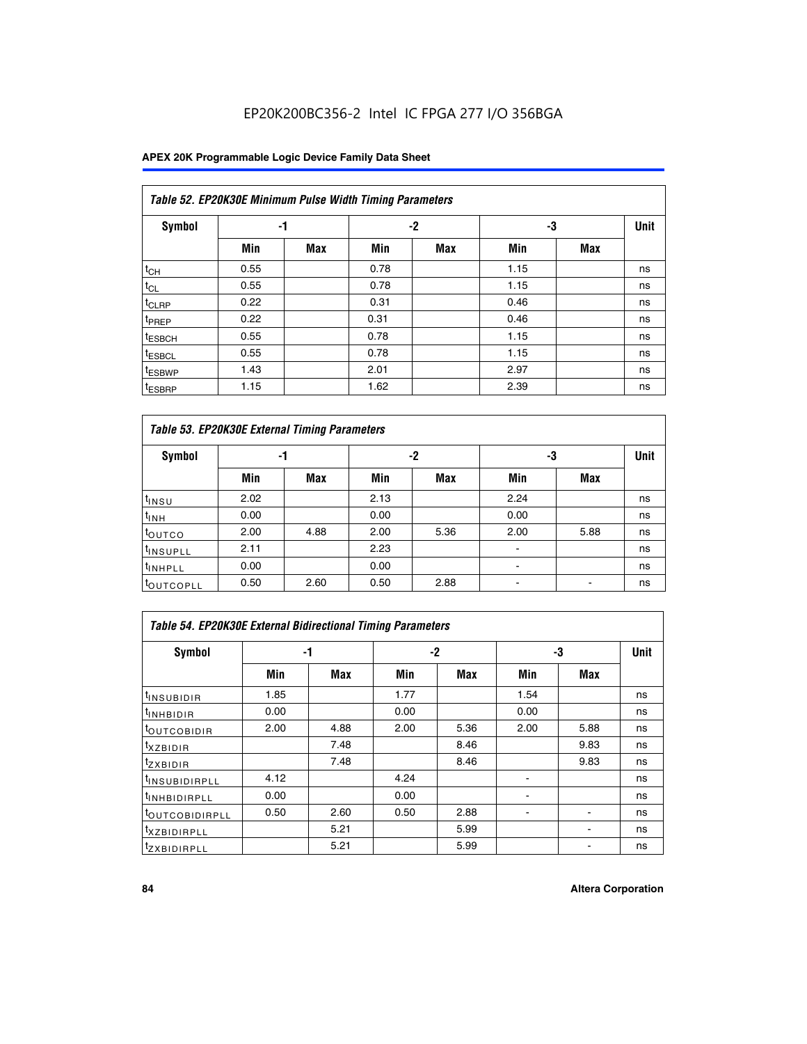EP20K200BC356-2 Intel IC FPGA 277 I/O 356BGA

| Table 52. EP20K30E Minimum Pulse Width Timing Parameters | | | | | | | |
|---|---|---|---|---|---|---|---|
| Symbol | -1 | | -2 | | -3 | | Unit |
| | Min | Max | Min | Max | Min | Max | |
| $t_{CH}$ | 0.55 | | 0.78 | | 1.15 | | ns |
| $t_{CL}$ | 0.55 | | 0.78 | | 1.15 | | ns |
| $t_{CLRP}$ | 0.22 | | 0.31 | | 0.46 | | ns |
| $t_{PREP}$ | 0.22 | | 0.31 | | 0.46 | | ns |
| $t_{ESBCH}$ | 0.55 | | 0.78 | | 1.15 | | ns |
| $t_{ESBCL}$ | 0.55 | | 0.78 | | 1.15 | | ns |
| $t_{ESBWP}$ | 1.43 | | 2.01 | | 2.97 | | ns |
| $t_{ESBRP}$ | 1.15 | | 1.62 | | 2.39 | | ns |

| Table 53. EP20K30E External Timing Parameters | | | | | | | |
|---|---|---|---|---|---|---|---|
| Symbol | -1 | | -2 | | -3 | | Unit |
| | Min | Max | Min | Max | Min | Max | |
| $t_{INSU}$ | 2.02 | | 2.13 | | 2.24 | | ns |
| $t_{INH}$ | 0.00 | | 0.00 | | 0.00 | | ns |
| $t_{OUTCO}$ | 2.00 | 4.88 | 2.00 | 5.36 | 2.00 | 5.88 | ns |
| $t_{INSUPLL}$ | 2.11 | | 2.23 | | - | | ns |
| $t_{INHPLL}$ | 0.00 | | 0.00 | | - | | ns |
| $t_{OUTCOPLL}$ | 0.50 | 2.60 | 0.50 | 2.88 | - | - | ns |

| Table 54. EP20K30E External Bidirectional Timing Parameters | | | | | | | |
|---|---|---|---|---|---|---|---|
| Symbol | -1 | | -2 | | -3 | | Unit |
| | Min | Max | Min | Max | Min | Max | |
| $t_{INSUBIDIR}$ | 1.85 | | 1.77 | | 1.54 | | ns |
| $t_{INHBIDIR}$ | 0.00 | | 0.00 | | 0.00 | | ns |
| $t_{OUTCOBIDIR}$ | 2.00 | 4.88 | 2.00 | 5.36 | 2.00 | 5.88 | ns |
| $t_{XZBIDIR}$ | | 7.48 | | 8.46 | | 9.83 | ns |
| $t_{ZXBIDIR}$ | | 7.48 | | 8.46 | | 9.83 | ns |
| $t_{INSUBIDIRPLL}$ | 4.12 | | 4.24 | | - | | ns |
| $t_{INHBIDIRPLL}$ | 0.00 | | 0.00 | | - | | ns |
| $t_{OUTCOBIDIRPLL}$ | 0.50 | 2.60 | 0.50 | 2.88 | - | - | ns |
| $t_{XZBIDIRPLL}$ | | 5.21 | | 5.99 | | - | ns |
| $t_{ZXBIDIRPLL}$ | | 5.21 | | 5.99 | | - | ns |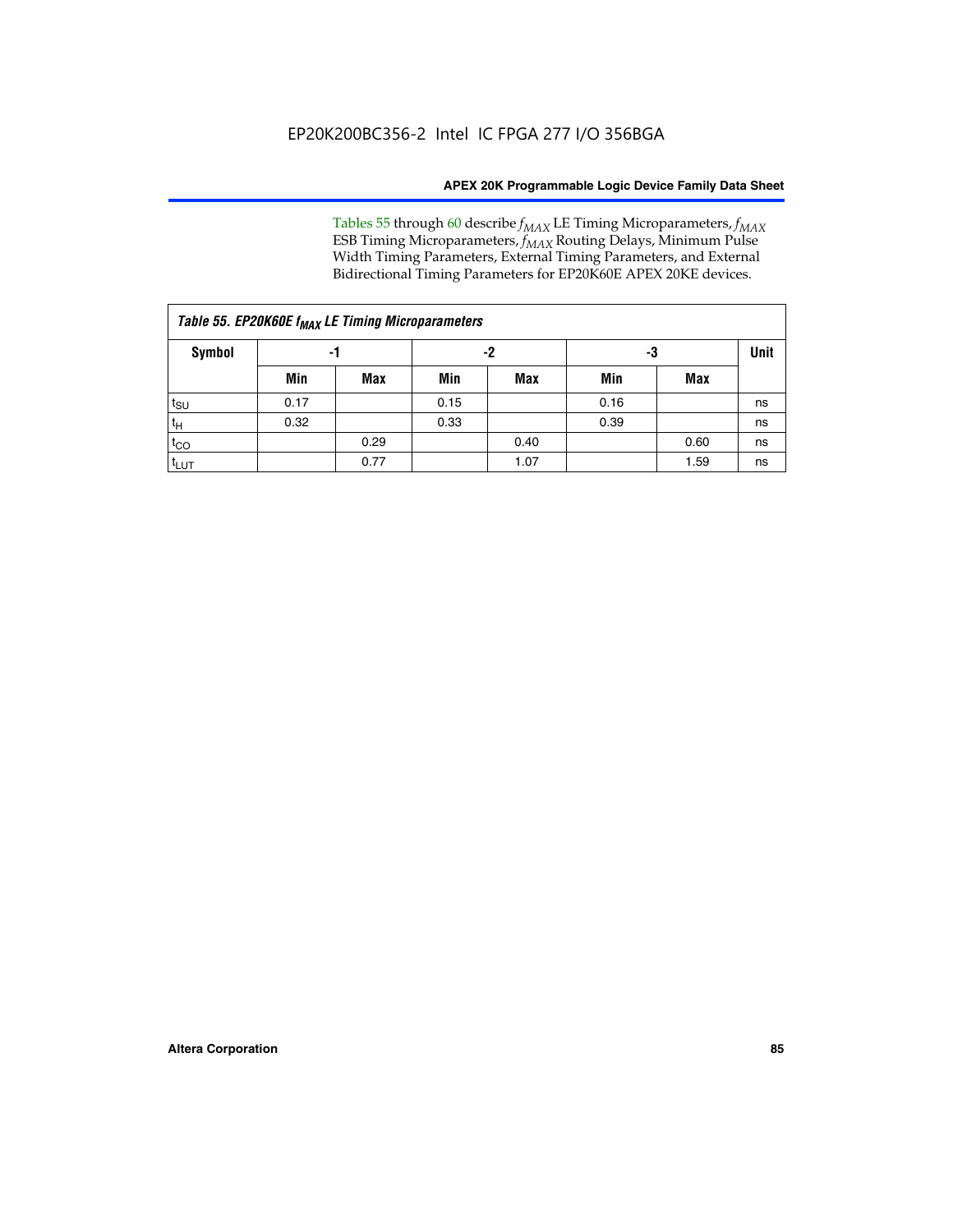Tables 55 through 60 describe $f_{MAX}$ LE Timing Microparameters, $f_{MAX}$ ESB Timing Microparameters, $f_{MAX}$ Routing Delays, Minimum Pulse Width Timing Parameters, External Timing Parameters, and External Bidirectional Timing Parameters for EP20K60E APEX 20KE devices.

| *Table 55. EP20K60E $f_{MAX}$ LE Timing Microparameters* | | | | | | | |
|---|---|---|---|---|---|---|---|
| **Symbol** | **-1** | | **-2** | | **-3** | | **Unit** |
| | **Min** | **Max** | **Min** | **Max** | **Min** | **Max** | |
| $t_{SU}$ | 0.17 | | 0.15 | | 0.16 | | ns |
| $t_H$ | 0.32 | | 0.33 | | 0.39 | | ns |
| $t_{CO}$ | | 0.29 | | 0.40 | | 0.60 | ns |
| $t_{LUT}$ | | 0.77 | | 1.07 | | 1.59 | ns |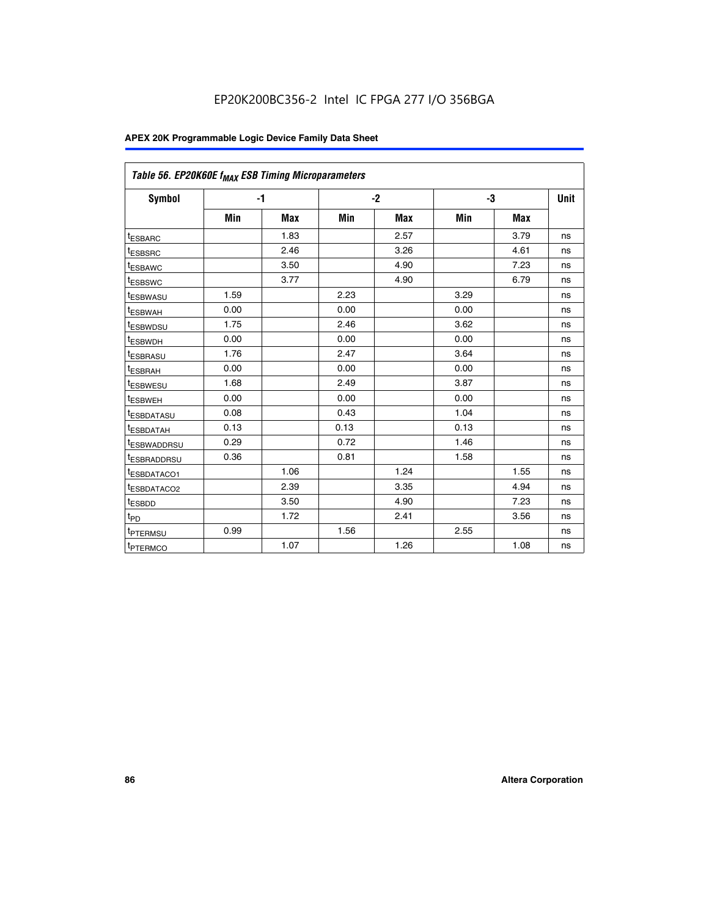**Table 56. EP20K60E $f_{MAX}$ ESB Timing Microparameters**

| Symbol | -1 | | -2 | | -3 | | Unit |
|---|---|---|---|---|---|---|---|
| | Min | Max | Min | Max | Min | Max | |
| $t_{ESBARC}$ | | 1.83 | | 2.57 | | 3.79 | ns |
| $t_{ESBSRC}$ | | 2.46 | | 3.26 | | 4.61 | ns |
| $t_{ESBAWC}$ | | 3.50 | | 4.90 | | 7.23 | ns |
| $t_{ESBSWC}$ | | 3.77 | | 4.90 | | 6.79 | ns |
| $t_{ESBWASU}$ | 1.59 | | 2.23 | | 3.29 | | ns |
| $t_{ESBWAH}$ | 0.00 | | 0.00 | | 0.00 | | ns |
| $t_{ESBWDSU}$ | 1.75 | | 2.46 | | 3.62 | | ns |
| $t_{ESBWDH}$ | 0.00 | | 0.00 | | 0.00 | | ns |
| $t_{ESBRASU}$ | 1.76 | | 2.47 | | 3.64 | | ns |
| $t_{ESBRAH}$ | 0.00 | | 0.00 | | 0.00 | | ns |
| $t_{ESBWESU}$ | 1.68 | | 2.49 | | 3.87 | | ns |
| $t_{ESBWEH}$ | 0.00 | | 0.00 | | 0.00 | | ns |
| $t_{ESBDATASU}$ | 0.08 | | 0.43 | | 1.04 | | ns |
| $t_{ESBDATAH}$ | 0.13 | | 0.13 | | 0.13 | | ns |
| $t_{ESBWADDRSU}$ | 0.29 | | 0.72 | | 1.46 | | ns |
| $t_{ESBRADDRSU}$ | 0.36 | | 0.81 | | 1.58 | | ns |
| $t_{ESBDATACO1}$ | | 1.06 | | 1.24 | | 1.55 | ns |
| $t_{ESBDATACO2}$ | | 2.39 | | 3.35 | | 4.94 | ns |
| $t_{ESBDD}$ | | 3.50 | | 4.90 | | 7.23 | ns |
| $t_{PD}$ | | 1.72 | | 2.41 | | 3.56 | ns |
| $t_{PTERMSU}$ | 0.99 | | 1.56 | | 2.55 | | ns |
| $t_{PTERMCO}$ | | 1.07 | | 1.26 | | 1.08 | ns |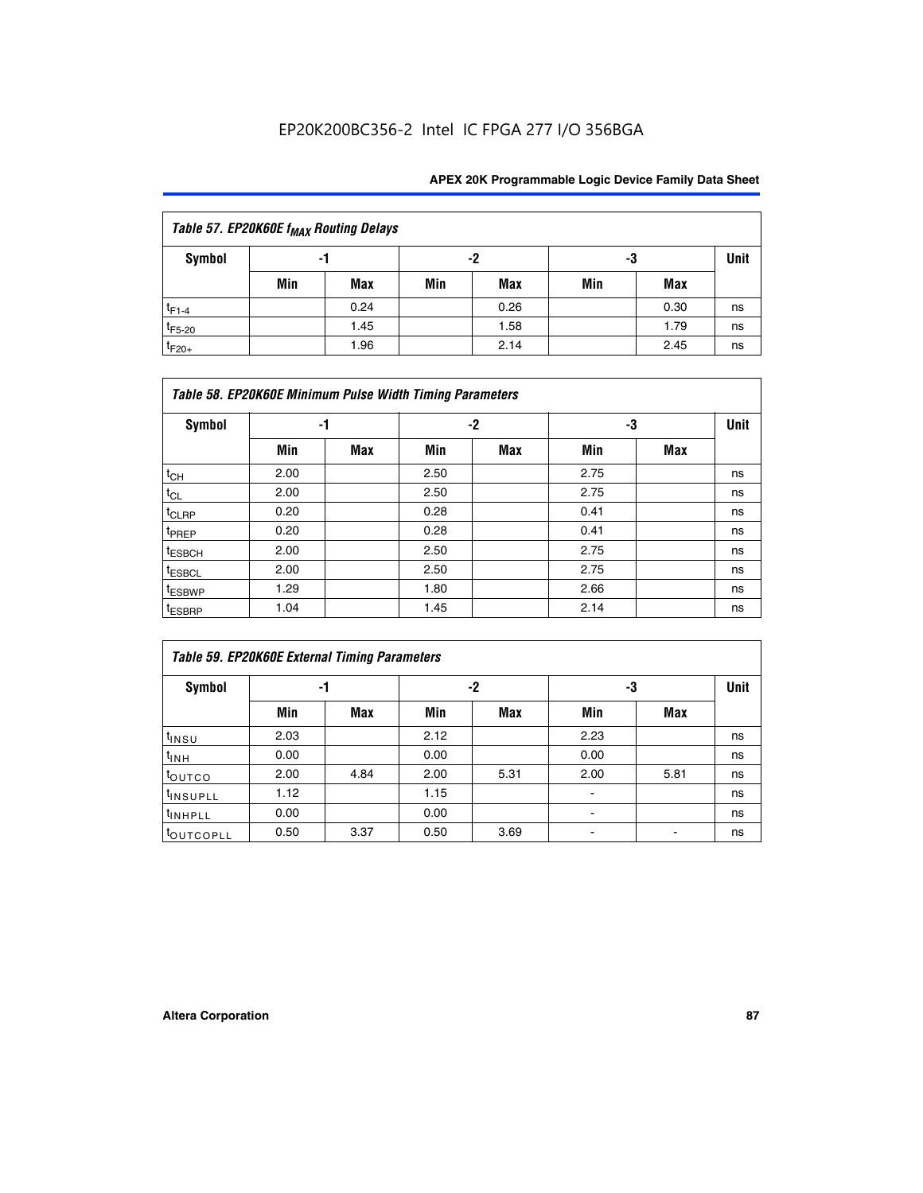| Table 57. EP20K60E $f_{MAX}$ Routing Delays | | | | | | | |
|---|---|---|---|---|---|---|---|
| Symbol | -1 | | -2 | | -3 | | Unit |
| | Min | Max | Min | Max | Min | Max | |
| $t_{F1-4}$ | | 0.24 | | 0.26 | | 0.30 | ns |
| $t_{F5-20}$ | | 1.45 | | 1.58 | | 1.79 | ns |
| $t_{F20+}$ | | 1.96 | | 2.14 | | 2.45 | ns |

| Table 58. EP20K60E Minimum Pulse Width Timing Parameters | | | | | | | |
|---|---|---|---|---|---|---|---|
| Symbol | -1 | | -2 | | -3 | | Unit |
| | Min | Max | Min | Max | Min | Max | |
| $t_{CH}$ | 2.00 | | 2.50 | | 2.75 | | ns |
| $t_{CL}$ | 2.00 | | 2.50 | | 2.75 | | ns |
| $t_{CLRP}$ | 0.20 | | 0.28 | | 0.41 | | ns |
| $t_{PREP}$ | 0.20 | | 0.28 | | 0.41 | | ns |
| $t_{ESBCH}$ | 2.00 | | 2.50 | | 2.75 | | ns |
| $t_{ESBCL}$ | 2.00 | | 2.50 | | 2.75 | | ns |
| $t_{ESBWP}$ | 1.29 | | 1.80 | | 2.66 | | ns |
| $t_{ESBRP}$ | 1.04 | | 1.45 | | 2.14 | | ns |

| Table 59. EP20K60E External Timing Parameters | | | | | | | |
|---|---|---|---|---|---|---|---|
| Symbol | -1 | | -2 | | -3 | | Unit |
| | Min | Max | Min | Max | Min | Max | |
| $t_{INSU}$ | 2.03 | | 2.12 | | 2.23 | | ns |
| $t_{INH}$ | 0.00 | | 0.00 | | 0.00 | | ns |
| $t_{OUTCO}$ | 2.00 | 4.84 | 2.00 | 5.31 | 2.00 | 5.81 | ns |
| $t_{INSUPLL}$ | 1.12 | | 1.15 | | - | | ns |
| $t_{INHPLL}$ | 0.00 | | 0.00 | | - | | ns |
| $t_{OUTCOPLL}$ | 0.50 | 3.37 | 0.50 | 3.69 | - | - | ns |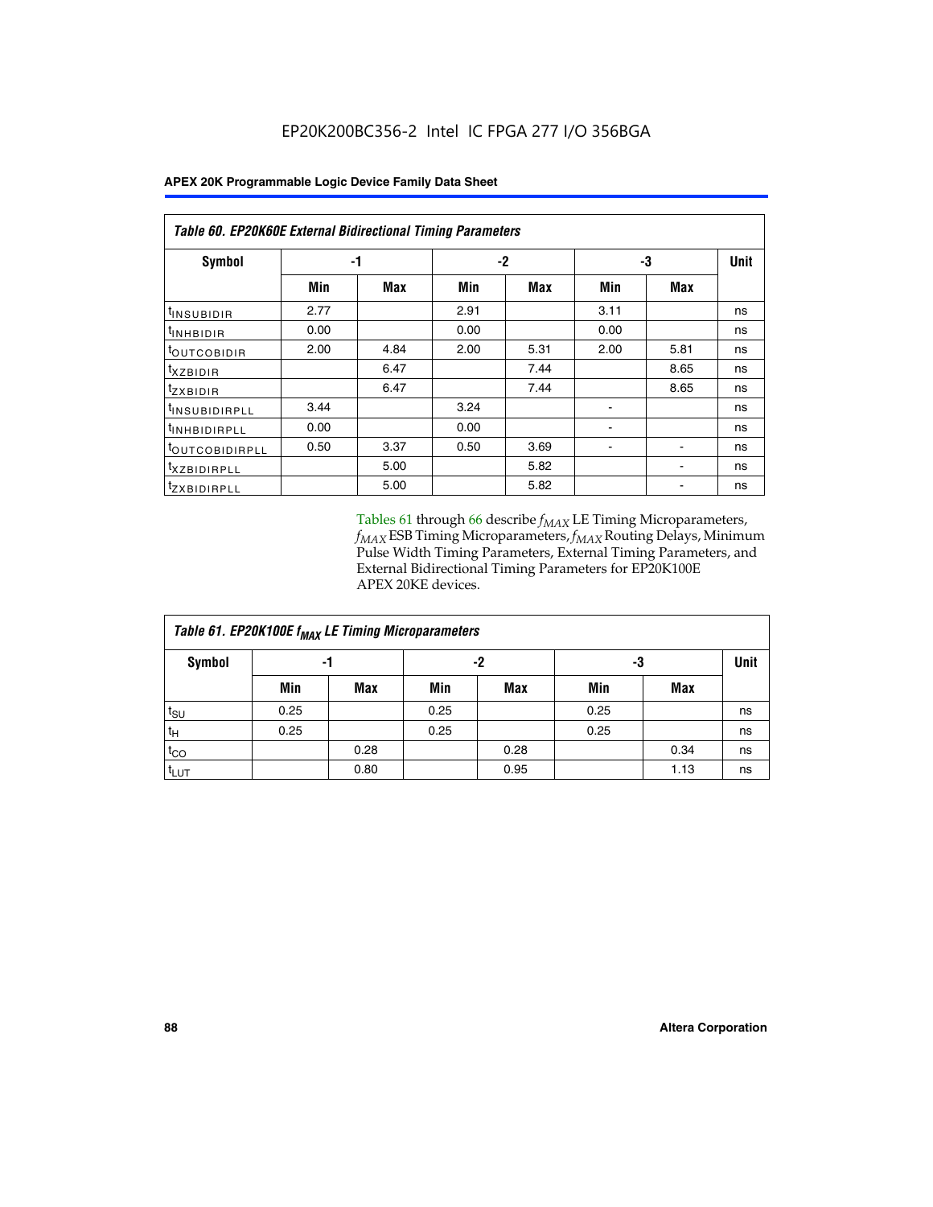**Table 60. EP20K60E External Bidirectional Timing Parameters**

| Symbol | -1 | | -2 | | -3 | | Unit |
|---|---|---|---|---|---|---|---|
| | Min | Max | Min | Max | Min | Max | |
| $t_{INSUBIDIR}$ | 2.77 | | 2.91 | | 3.11 | | ns |
| $t_{INHBIDIR}$ | 0.00 | | 0.00 | | 0.00 | | ns |
| $t_{OUTCOBIDIR}$ | 2.00 | 4.84 | 2.00 | 5.31 | 2.00 | 5.81 | ns |
| $t_{XZBIDIR}$ | | 6.47 | | 7.44 | | 8.65 | ns |
| $t_{ZXBIDIR}$ | | 6.47 | | 7.44 | | 8.65 | ns |
| $t_{INSUBIDIRPLL}$ | 3.44 | | 3.24 | | - | | ns |
| $t_{INHBIDIRPLL}$ | 0.00 | | 0.00 | | - | | ns |
| $t_{OUTCOBIDIRPLL}$ | 0.50 | 3.37 | 0.50 | 3.69 | - | - | ns |
| $t_{XZBIDIRPLL}$ | | 5.00 | | 5.82 | | - | ns |
| $t_{ZXBIDIRPLL}$ | | 5.00 | | 5.82 | | - | ns |

Tables 61 through 66 describe $f_{MAX}$ LE Timing Microparameters, $f_{MAX}$ ESB Timing Microparameters, $f_{MAX}$ Routing Delays, Minimum Pulse Width Timing Parameters, External Timing Parameters, and External Bidirectional Timing Parameters for EP20K100E APEX 20KE devices.

**Table 61. EP20K100E $f_{MAX}$ LE Timing Microparameters**

| Symbol | -1 | | -2 | | -3 | | Unit |
|---|---|---|---|---|---|---|---|
| | Min | Max | Min | Max | Min | Max | |
| $t_{SU}$ | 0.25 | | 0.25 | | 0.25 | | ns |
| $t_H$ | 0.25 | | 0.25 | | 0.25 | | ns |
| $t_{CO}$ | | 0.28 | | 0.28 | | 0.34 | ns |
| $t_{LUT}$ | | 0.80 | | 0.95 | | 1.13 | ns |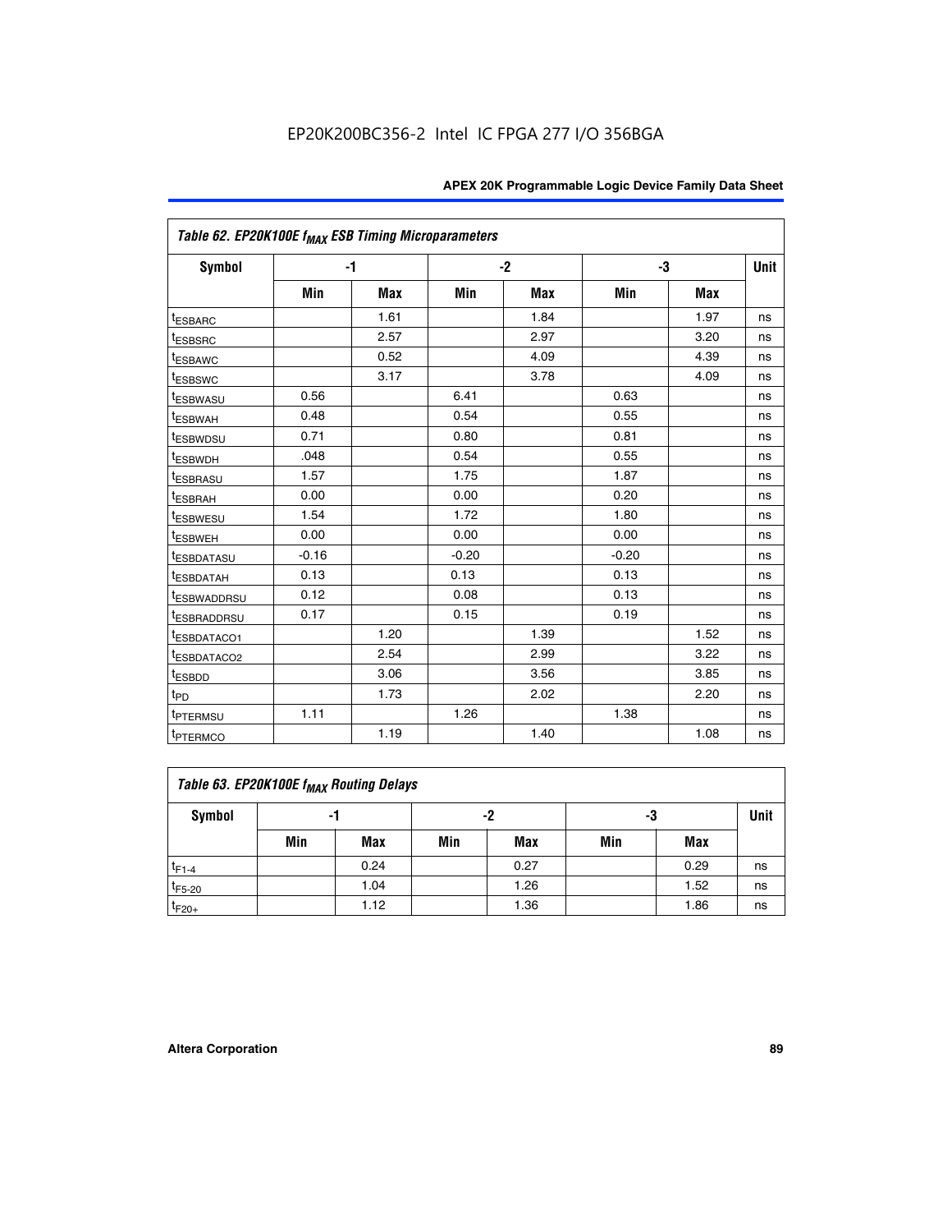EP20K200BC356-2 Intel IC FPGA 277 I/O 356BGA

| Table 62. EP20K100E $f_{MAX}$ ESB Timing Microparameters | | | | | | | |
|---|---|---|---|---|---|---|---|
| Symbol | -1 | | -2 | | -3 | | Unit |
| | Min | Max | Min | Max | Min | Max | |
| $t_{ESBARC}$ | | 1.61 | | 1.84 | | 1.97 | ns |
| $t_{ESBSRC}$ | | 2.57 | | 2.97 | | 3.20 | ns |
| $t_{ESBAWC}$ | | 0.52 | | 4.09 | | 4.39 | ns |
| $t_{ESBSWC}$ | | 3.17 | | 3.78 | | 4.09 | ns |
| $t_{ESBWASU}$ | 0.56 | | 6.41 | | 0.63 | | ns |
| $t_{ESBWAH}$ | 0.48 | | 0.54 | | 0.55 | | ns |
| $t_{ESBWDSU}$ | 0.71 | | 0.80 | | 0.81 | | ns |
| $t_{ESBWDH}$ | .048 | | 0.54 | | 0.55 | | ns |
| $t_{ESBRASU}$ | 1.57 | | 1.75 | | 1.87 | | ns |
| $t_{ESBRAH}$ | 0.00 | | 0.00 | | 0.20 | | ns |
| $t_{ESBWESU}$ | 1.54 | | 1.72 | | 1.80 | | ns |
| $t_{ESBWEH}$ | 0.00 | | 0.00 | | 0.00 | | ns |
| $t_{ESBDATASU}$ | -0.16 | | -0.20 | | -0.20 | | ns |
| $t_{ESBDATAH}$ | 0.13 | | 0.13 | | 0.13 | | ns |
| $t_{ESBWADDRSU}$ | 0.12 | | 0.08 | | 0.13 | | ns |
| $t_{ESBRADDRSU}$ | 0.17 | | 0.15 | | 0.19 | | ns |
| $t_{ESBDATACO1}$ | | 1.20 | | 1.39 | | 1.52 | ns |
| $t_{ESBDATACO2}$ | | 2.54 | | 2.99 | | 3.22 | ns |
| $t_{ESBDD}$ | | 3.06 | | 3.56 | | 3.85 | ns |
| $t_{PD}$ | | 1.73 | | 2.02 | | 2.20 | ns |
| $t_{PTERMSU}$ | 1.11 | | 1.26 | | 1.38 | | ns |
| $t_{PTERMCO}$ | | 1.19 | | 1.40 | | 1.08 | ns |

| Table 63. EP20K100E $f_{MAX}$ Routing Delays | | | | | | | |
|---|---|---|---|---|---|---|---|
| Symbol | -1 | | -2 | | -3 | | Unit |
| | Min | Max | Min | Max | Min | Max | |
| $t_{F1-4}$ | | 0.24 | | 0.27 | | 0.29 | ns |
| $t_{F5-20}$ | | 1.04 | | 1.26 | | 1.52 | ns |
| $t_{F20+}$ | | 1.12 | | 1.36 | | 1.86 | ns |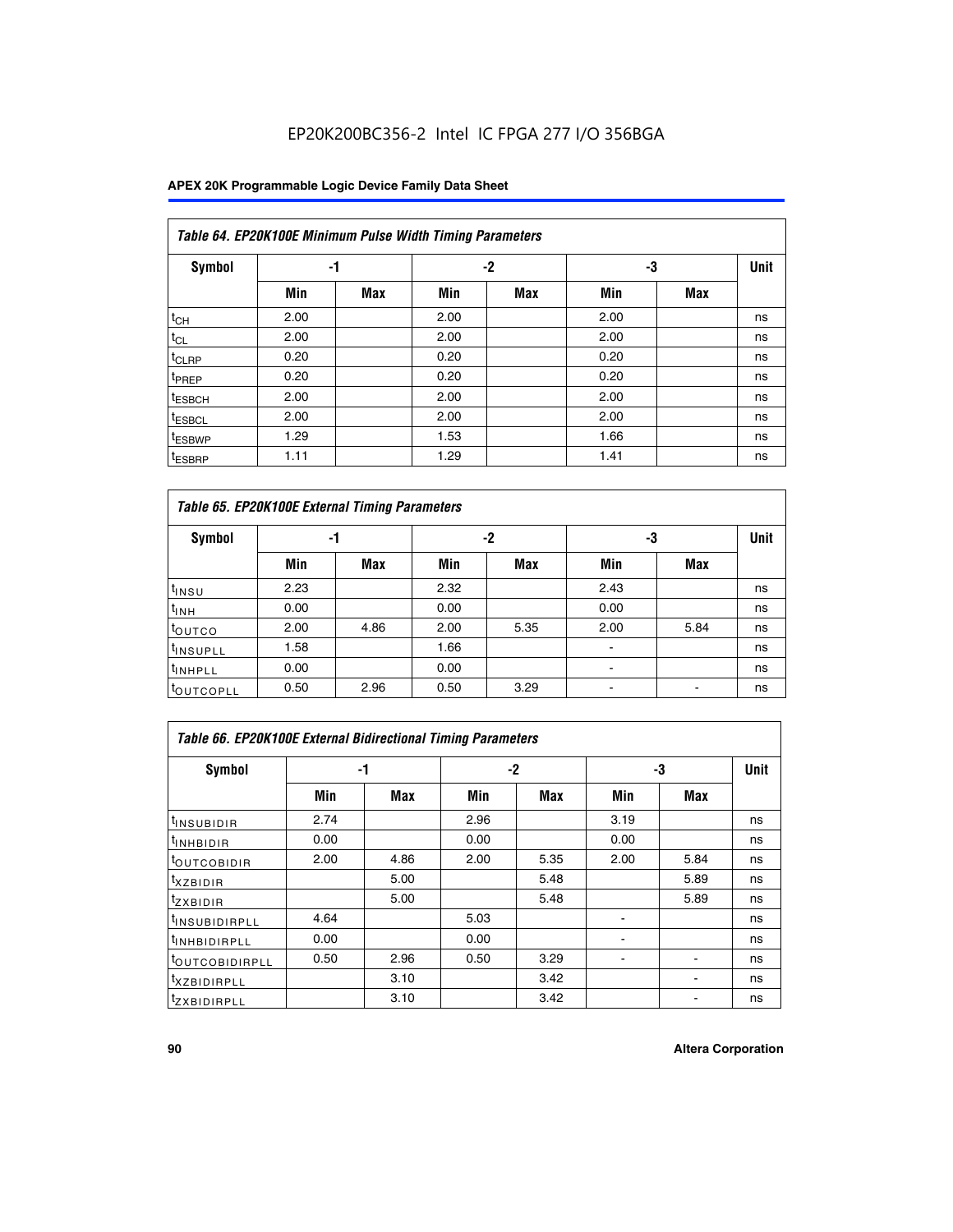EP20K200BC356-2 Intel IC FPGA 277 I/O 356BGA

| Table 64. EP20K100E Minimum Pulse Width Timing Parameters | | | | | | | |
|---|---|---|---|---|---|---|---|
| Symbol | -1 | | -2 | | -3 | | Unit |
| | Min | Max | Min | Max | Min | Max | |
| $t_{CH}$ | 2.00 | | 2.00 | | 2.00 | | ns |
| $t_{CL}$ | 2.00 | | 2.00 | | 2.00 | | ns |
| $t_{CLRP}$ | 0.20 | | 0.20 | | 0.20 | | ns |
| $t_{PREP}$ | 0.20 | | 0.20 | | 0.20 | | ns |
| $t_{ESBCH}$ | 2.00 | | 2.00 | | 2.00 | | ns |
| $t_{ESBCL}$ | 2.00 | | 2.00 | | 2.00 | | ns |
| $t_{ESBWP}$ | 1.29 | | 1.53 | | 1.66 | | ns |
| $t_{ESBRP}$ | 1.11 | | 1.29 | | 1.41 | | ns |

| Table 65. EP20K100E External Timing Parameters | | | | | | | |
|---|---|---|---|---|---|---|---|
| Symbol | -1 | | -2 | | -3 | | Unit |
| | Min | Max | Min | Max | Min | Max | |
| $t_{INSU}$ | 2.23 | | 2.32 | | 2.43 | | ns |
| $t_{INH}$ | 0.00 | | 0.00 | | 0.00 | | ns |
| $t_{OUTCO}$ | 2.00 | 4.86 | 2.00 | 5.35 | 2.00 | 5.84 | ns |
| $t_{INSUPLL}$ | 1.58 | | 1.66 | | - | | ns |
| $t_{INHPLL}$ | 0.00 | | 0.00 | | - | | ns |
| $t_{OUTCOPLL}$ | 0.50 | 2.96 | 0.50 | 3.29 | - | - | ns |

| Table 66. EP20K100E External Bidirectional Timing Parameters | | | | | | | |
|---|---|---|---|---|---|---|---|
| Symbol | -1 | | -2 | | -3 | | Unit |
| | Min | Max | Min | Max | Min | Max | |
| $t_{INSUBIDIR}$ | 2.74 | | 2.96 | | 3.19 | | ns |
| $t_{INHBIDIR}$ | 0.00 | | 0.00 | | 0.00 | | ns |
| $t_{OUTCOBIDIR}$ | 2.00 | 4.86 | 2.00 | 5.35 | 2.00 | 5.84 | ns |
| $t_{XZBIDIR}$ | | 5.00 | | 5.48 | | 5.89 | ns |
| $t_{ZXBIDIR}$ | | 5.00 | | 5.48 | | 5.89 | ns |
| $t_{INSUBIDIRPLL}$ | 4.64 | | 5.03 | | - | | ns |
| $t_{INHBIDIRPLL}$ | 0.00 | | 0.00 | | - | | ns |
| $t_{OUTCOBIDIRPLL}$ | 0.50 | 2.96 | 0.50 | 3.29 | - | - | ns |
| $t_{XZBIDIRPLL}$ | | 3.10 | | 3.42 | | - | ns |
| $t_{ZXBIDIRPLL}$ | | 3.10 | | 3.42 | | - | ns |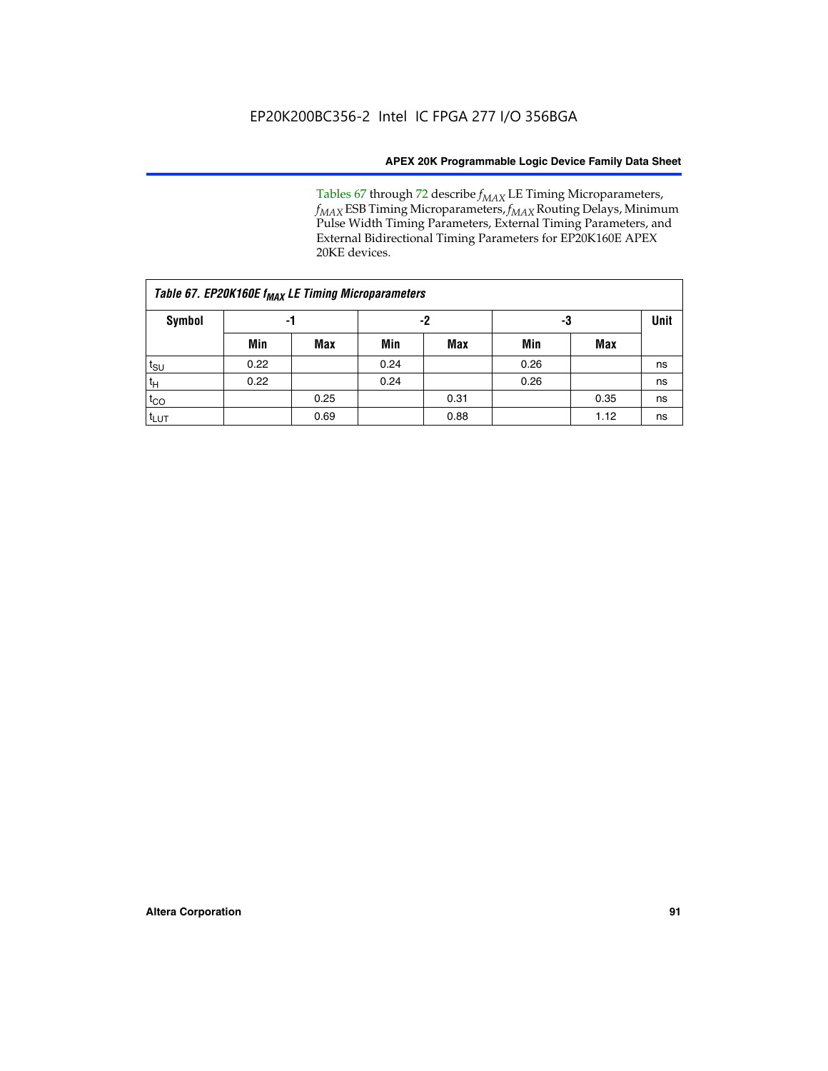Tables 67 through 72 describe $f_{MAX}$ LE Timing Microparameters, $f_{MAX}$ ESB Timing Microparameters, $f_{MAX}$ Routing Delays, Minimum Pulse Width Timing Parameters, External Timing Parameters, and External Bidirectional Timing Parameters for EP20K160E APEX 20KE devices.

| *Table 67. EP20K160E $f_{MAX}$ LE Timing Microparameters* | | | | | | | |
|---|---|---|---|---|---|---|---|
| **Symbol** | **-1** | | **-2** | | **-3** | | **Unit** |
| | **Min** | **Max** | **Min** | **Max** | **Min** | **Max** | |
| $t_{SU}$ | 0.22 | | 0.24 | | 0.26 | | ns |
| $t_H$ | 0.22 | | 0.24 | | 0.26 | | ns |
| $t_{CO}$ | | 0.25 | | 0.31 | | 0.35 | ns |
| $t_{LUT}$ | | 0.69 | | 0.88 | | 1.12 | ns |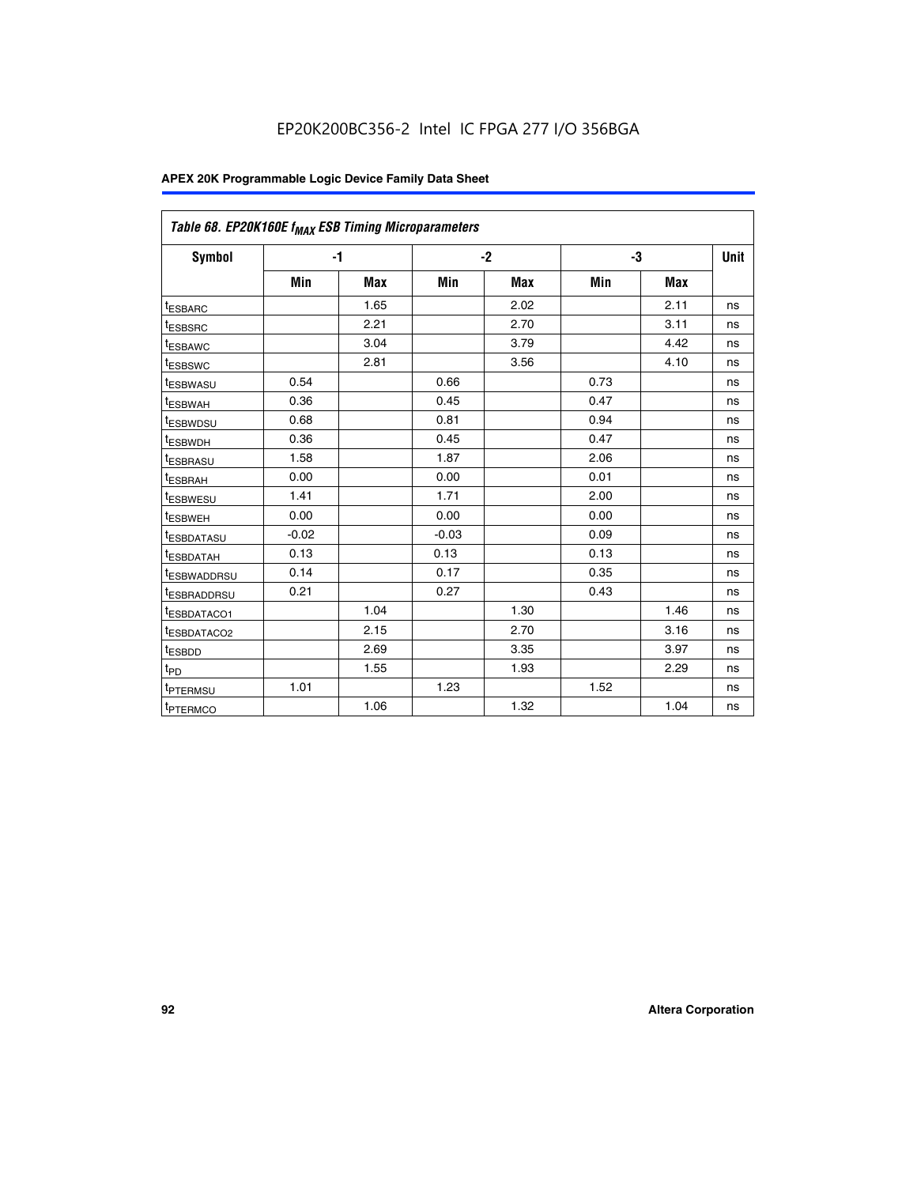EP20K200BC356-2 Intel IC FPGA 277 I/O 356BGA

**APEX 20K Programmable Logic Device Family Data Sheet**

| *Table 68. EP20K160E $f_{MAX}$ ESB Timing Microparameters* | | | | | | | |
|---|---|---|---|---|---|---|---|
| **Symbol** | **-1** | | **-2** | | **-3** | | **Unit** |
| | **Min** | **Max** | **Min** | **Max** | **Min** | **Max** | |
| $t_{ESBARC}$ | | 1.65 | | 2.02 | | 2.11 | ns |
| $t_{ESBSRC}$ | | 2.21 | | 2.70 | | 3.11 | ns |
| $t_{ESBAWC}$ | | 3.04 | | 3.79 | | 4.42 | ns |
| $t_{ESBSWC}$ | | 2.81 | | 3.56 | | 4.10 | ns |
| $t_{ESBWASU}$ | 0.54 | | 0.66 | | 0.73 | | ns |
| $t_{ESBWAH}$ | 0.36 | | 0.45 | | 0.47 | | ns |
| $t_{ESBWDSU}$ | 0.68 | | 0.81 | | 0.94 | | ns |
| $t_{ESBWDH}$ | 0.36 | | 0.45 | | 0.47 | | ns |
| $t_{ESBRASU}$ | 1.58 | | 1.87 | | 2.06 | | ns |
| $t_{ESBRAH}$ | 0.00 | | 0.00 | | 0.01 | | ns |
| $t_{ESBWESU}$ | 1.41 | | 1.71 | | 2.00 | | ns |
| $t_{ESBWEH}$ | 0.00 | | 0.00 | | 0.00 | | ns |
| $t_{ESBDATASU}$ | -0.02 | | -0.03 | | 0.09 | | ns |
| $t_{ESBDATAH}$ | 0.13 | | 0.13 | | 0.13 | | ns |
| $t_{ESBWADDRSU}$ | 0.14 | | 0.17 | | 0.35 | | ns |
| $t_{ESBRADDRSU}$ | 0.21 | | 0.27 | | 0.43 | | ns |
| $t_{ESBDATACO1}$ | | 1.04 | | 1.30 | | 1.46 | ns |
| $t_{ESBDATACO2}$ | | 2.15 | | 2.70 | | 3.16 | ns |
| $t_{ESBDD}$ | | 2.69 | | 3.35 | | 3.97 | ns |
| $t_{PD}$ | | 1.55 | | 1.93 | | 2.29 | ns |
| $t_{PTERMSU}$ | 1.01 | | 1.23 | | 1.52 | | ns |
| $t_{PTERMCO}$ | | 1.06 | | 1.32 | | 1.04 | ns |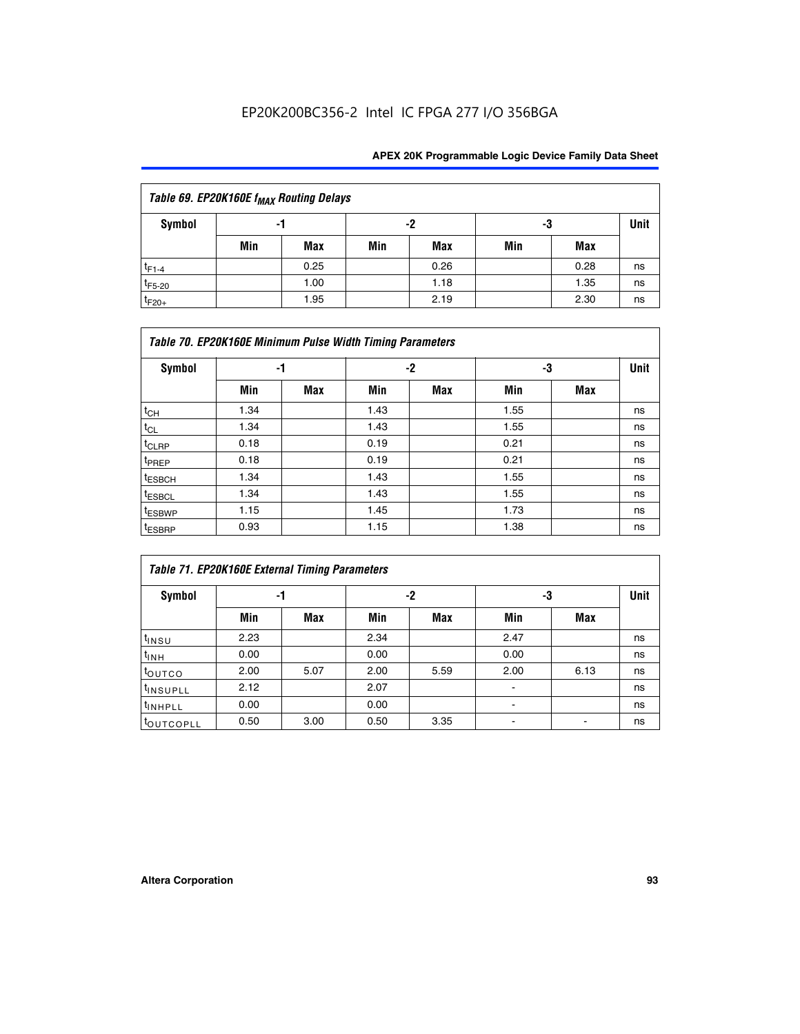| Table 69. EP20K160E $f_{MAX}$ Routing Delays | | | | | | | |
|---|---|---|---|---|---|---|---|
| Symbol | -1 | | -2 | | -3 | | Unit |
| | Min | Max | Min | Max | Min | Max | |
| $t_{F1-4}$ | | 0.25 | | 0.26 | | 0.28 | ns |
| $t_{F5-20}$ | | 1.00 | | 1.18 | | 1.35 | ns |
| $t_{F20+}$ | | 1.95 | | 2.19 | | 2.30 | ns |

| Table 70. EP20K160E Minimum Pulse Width Timing Parameters | | | | | | | |
|---|---|---|---|---|---|---|---|
| Symbol | -1 | | -2 | | -3 | | Unit |
| | Min | Max | Min | Max | Min | Max | |
| $t_{CH}$ | 1.34 | | 1.43 | | 1.55 | | ns |
| $t_{CL}$ | 1.34 | | 1.43 | | 1.55 | | ns |
| $t_{CLRP}$ | 0.18 | | 0.19 | | 0.21 | | ns |
| $t_{PREP}$ | 0.18 | | 0.19 | | 0.21 | | ns |
| $t_{ESBCH}$ | 1.34 | | 1.43 | | 1.55 | | ns |
| $t_{ESBCL}$ | 1.34 | | 1.43 | | 1.55 | | ns |
| $t_{ESBWP}$ | 1.15 | | 1.45 | | 1.73 | | ns |
| $t_{ESBRP}$ | 0.93 | | 1.15 | | 1.38 | | ns |

| Table 71. EP20K160E External Timing Parameters | | | | | | | |
|---|---|---|---|---|---|---|---|
| Symbol | -1 | | -2 | | -3 | | Unit |
| | Min | Max | Min | Max | Min | Max | |
| $t_{INSU}$ | 2.23 | | 2.34 | | 2.47 | | ns |
| $t_{INH}$ | 0.00 | | 0.00 | | 0.00 | | ns |
| $t_{OUTCO}$ | 2.00 | 5.07 | 2.00 | 5.59 | 2.00 | 6.13 | ns |
| $t_{INSUPLL}$ | 2.12 | | 2.07 | | - | | ns |
| $t_{INHPLL}$ | 0.00 | | 0.00 | | - | | ns |
| $t_{OUTCOPLL}$ | 0.50 | 3.00 | 0.50 | 3.35 | - | - | ns |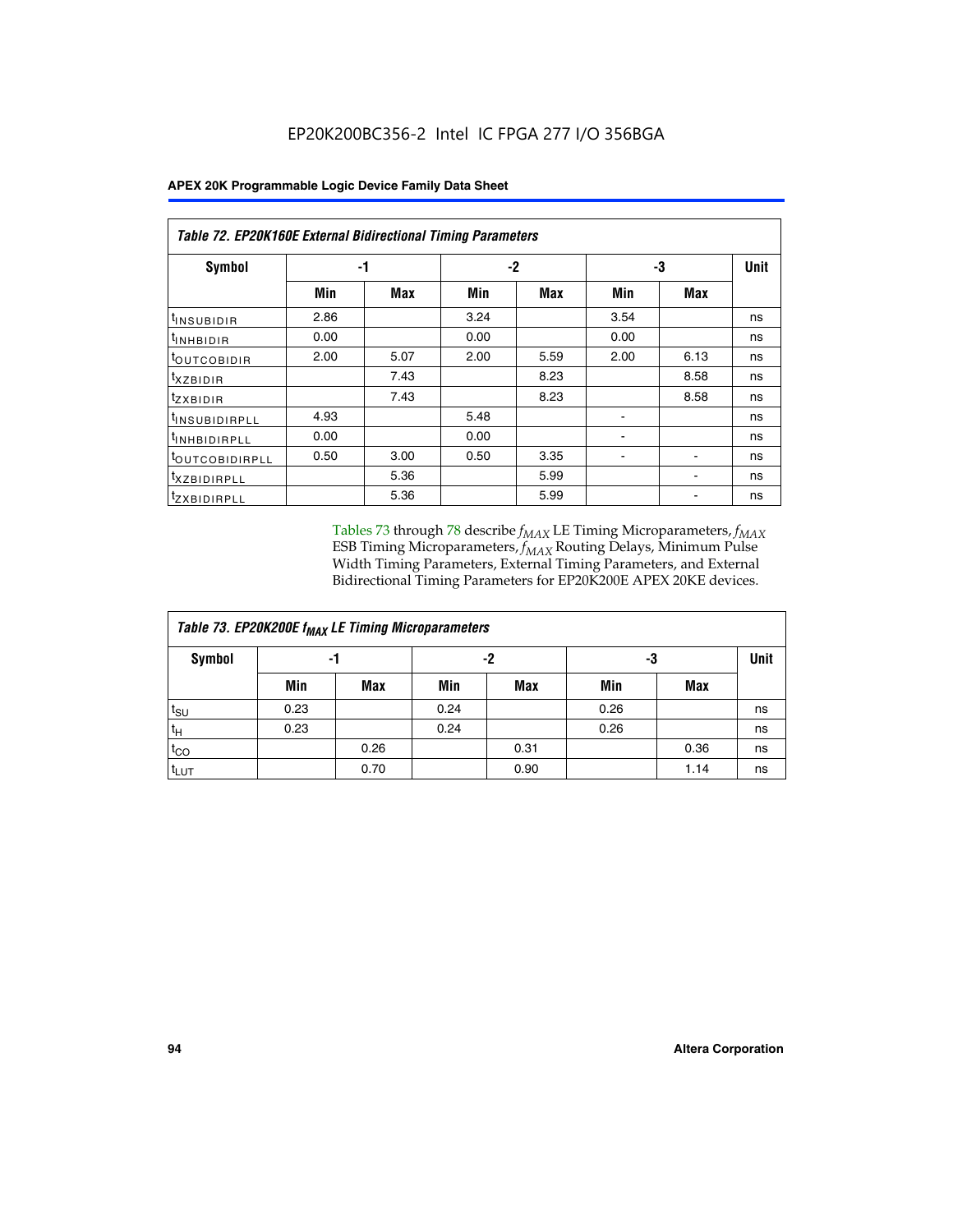EP20K200BC356-2 Intel IC FPGA 277 I/O 356BGA

| *Table 72. EP20K160E External Bidirectional Timing Parameters* | | | | | | | |
|---|---|---|---|---|---|---|---|
| Symbol | -1 | | -2 | | -3 | | Unit |
| | Min | Max | Min | Max | Min | Max | |
| $t_{INSUBIDIR}$ | 2.86 | | 3.24 | | 3.54 | | ns |
| $t_{INHBIDIR}$ | 0.00 | | 0.00 | | 0.00 | | ns |
| $t_{OUTCOBIDIR}$ | 2.00 | 5.07 | 2.00 | 5.59 | 2.00 | 6.13 | ns |
| $t_{XZBIDIR}$ | | 7.43 | | 8.23 | | 8.58 | ns |
| $t_{ZXBIDIR}$ | | 7.43 | | 8.23 | | 8.58 | ns |
| $t_{INSUBIDIRPLL}$ | 4.93 | | 5.48 | | - | | ns |
| $t_{INHBIDIRPLL}$ | 0.00 | | 0.00 | | - | | ns |
| $t_{OUTCOBIDIRPLL}$ | 0.50 | 3.00 | 0.50 | 3.35 | - | - | ns |
| $t_{XZBIDIRPLL}$ | | 5.36 | | 5.99 | | - | ns |
| $t_{ZXBIDIRPLL}$ | | 5.36 | | 5.99 | | - | ns |

Tables 73 through 78 describe $f_{MAX}$ LE Timing Microparameters, $f_{MAX}$ ESB Timing Microparameters, $f_{MAX}$ Routing Delays, Minimum Pulse Width Timing Parameters, External Timing Parameters, and External Bidirectional Timing Parameters for EP20K200E APEX 20KE devices.

| *Table 73. EP20K200E $f_{MAX}$ LE Timing Microparameters* | | | | | | | |
|---|---|---|---|---|---|---|---|
| Symbol | -1 | | -2 | | -3 | | Unit |
| | Min | Max | Min | Max | Min | Max | |
| $t_{SU}$ | 0.23 | | 0.24 | | 0.26 | | ns |
| $t_H$ | 0.23 | | 0.24 | | 0.26 | | ns |
| $t_{CO}$ | | 0.26 | | 0.31 | | 0.36 | ns |
| $t_{LUT}$ | | 0.70 | | 0.90 | | 1.14 | ns |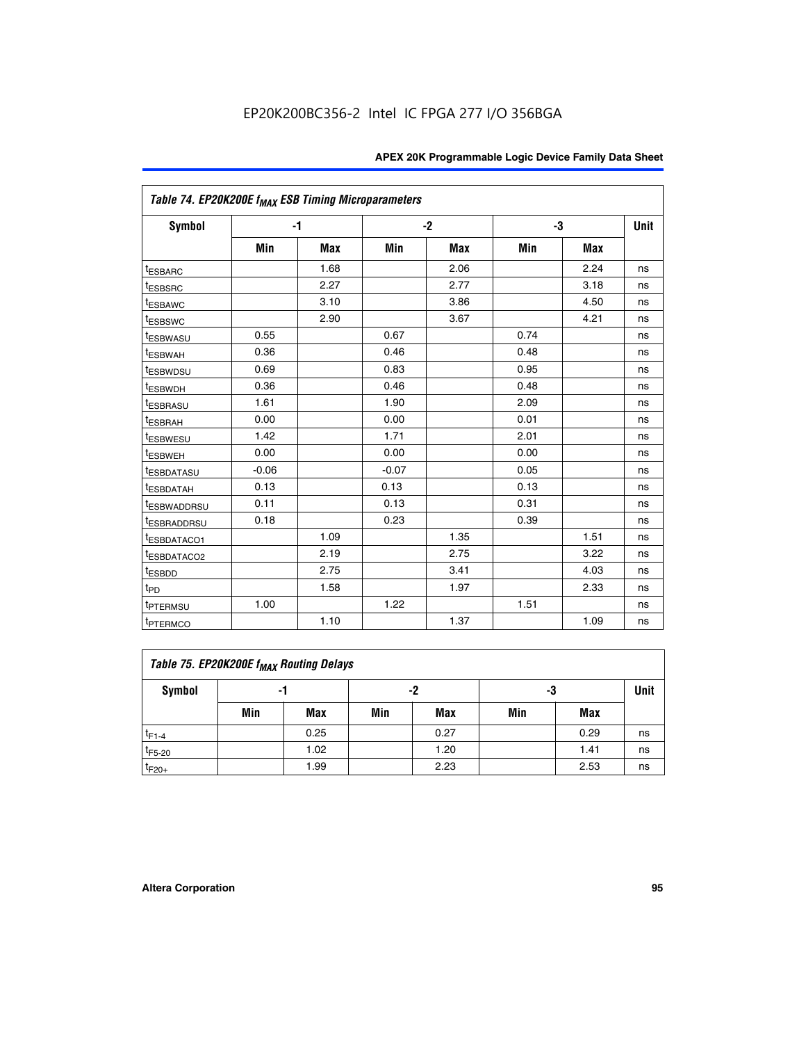EP20K200BC356-2 Intel IC FPGA 277 I/O 356BGA

| Table 74. EP20K200E $f_{MAX}$ ESB Timing Microparameters | | | | | | | |
|---|---|---|---|---|---|---|---|
| Symbol | -1 | | -2 | | -3 | | Unit |
| | Min | Max | Min | Max | Min | Max | |
| $t_{ESBARC}$ | | 1.68 | | 2.06 | | 2.24 | ns |
| $t_{ESBSRC}$ | | 2.27 | | 2.77 | | 3.18 | ns |
| $t_{ESBAWC}$ | | 3.10 | | 3.86 | | 4.50 | ns |
| $t_{ESBSWC}$ | | 2.90 | | 3.67 | | 4.21 | ns |
| $t_{ESBWASU}$ | 0.55 | | 0.67 | | 0.74 | | ns |
| $t_{ESBWAH}$ | 0.36 | | 0.46 | | 0.48 | | ns |
| $t_{ESBWDSU}$ | 0.69 | | 0.83 | | 0.95 | | ns |
| $t_{ESBWDH}$ | 0.36 | | 0.46 | | 0.48 | | ns |
| $t_{ESBRASU}$ | 1.61 | | 1.90 | | 2.09 | | ns |
| $t_{ESBRAH}$ | 0.00 | | 0.00 | | 0.01 | | ns |
| $t_{ESBWESU}$ | 1.42 | | 1.71 | | 2.01 | | ns |
| $t_{ESBWEH}$ | 0.00 | | 0.00 | | 0.00 | | ns |
| $t_{ESBDATASU}$ | -0.06 | | -0.07 | | 0.05 | | ns |
| $t_{ESBDATAH}$ | 0.13 | | 0.13 | | 0.13 | | ns |
| $t_{ESBWADDRSU}$ | 0.11 | | 0.13 | | 0.31 | | ns |
| $t_{ESBRADDRSU}$ | 0.18 | | 0.23 | | 0.39 | | ns |
| $t_{ESBDATACO1}$ | | 1.09 | | 1.35 | | 1.51 | ns |
| $t_{ESBDATACO2}$ | | 2.19 | | 2.75 | | 3.22 | ns |
| $t_{ESBDD}$ | | 2.75 | | 3.41 | | 4.03 | ns |
| $t_{PD}$ | | 1.58 | | 1.97 | | 2.33 | ns |
| $t_{PTERMSU}$ | 1.00 | | 1.22 | | 1.51 | | ns |
| $t_{PTERMCO}$ | | 1.10 | | 1.37 | | 1.09 | ns |

| Table 75. EP20K200E $f_{MAX}$ Routing Delays | | | | | | | |
|---|---|---|---|---|---|---|---|
| Symbol | -1 | | -2 | | -3 | | Unit |
| | Min | Max | Min | Max | Min | Max | |
| $t_{F1-4}$ | | 0.25 | | 0.27 | | 0.29 | ns |
| $t_{F5-20}$ | | 1.02 | | 1.20 | | 1.41 | ns |
| $t_{F20+}$ | | 1.99 | | 2.23 | | 2.53 | ns |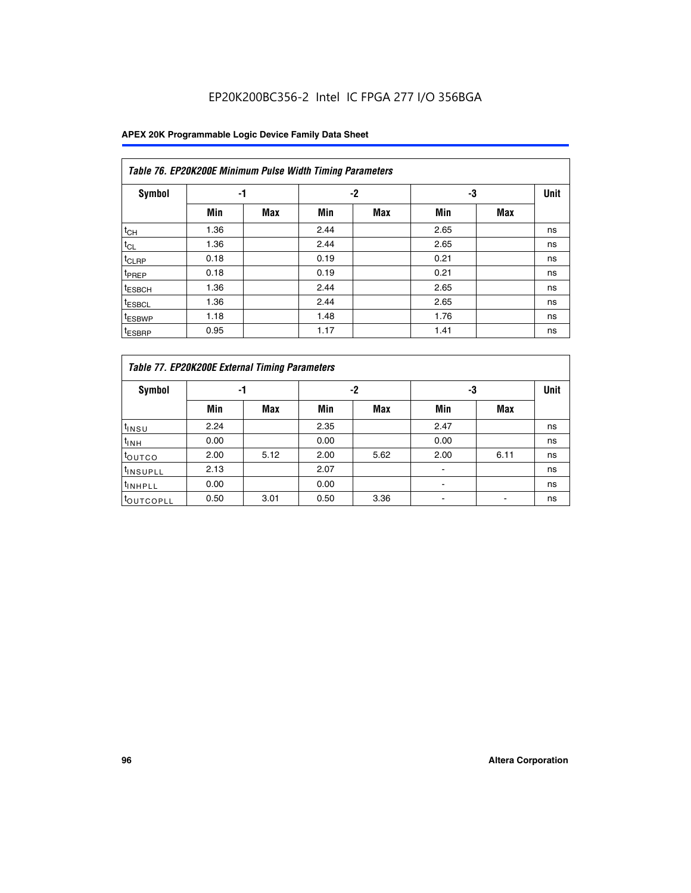EP20K200BC356-2 Intel IC FPGA 277 I/O 356BGA

| Table 76. EP20K200E Minimum Pulse Width Timing Parameters | | | | | | | |
|---|---|---|---|---|---|---|---|
| Symbol | -1 | | -2 | | -3 | | Unit |
| | Min | Max | Min | Max | Min | Max | |
| $t_{CH}$ | 1.36 | | 2.44 | | 2.65 | | ns |
| $t_{CL}$ | 1.36 | | 2.44 | | 2.65 | | ns |
| $t_{CLRP}$ | 0.18 | | 0.19 | | 0.21 | | ns |
| $t_{PREP}$ | 0.18 | | 0.19 | | 0.21 | | ns |
| $t_{ESBCH}$ | 1.36 | | 2.44 | | 2.65 | | ns |
| $t_{ESBCL}$ | 1.36 | | 2.44 | | 2.65 | | ns |
| $t_{ESBWP}$ | 1.18 | | 1.48 | | 1.76 | | ns |
| $t_{ESBRP}$ | 0.95 | | 1.17 | | 1.41 | | ns |

| Table 77. EP20K200E External Timing Parameters | | | | | | | |
|---|---|---|---|---|---|---|---|
| Symbol | -1 | | -2 | | -3 | | Unit |
| | Min | Max | Min | Max | Min | Max | |
| $t_{INSU}$ | 2.24 | | 2.35 | | 2.47 | | ns |
| $t_{INH}$ | 0.00 | | 0.00 | | 0.00 | | ns |
| $t_{OUTCO}$ | 2.00 | 5.12 | 2.00 | 5.62 | 2.00 | 6.11 | ns |
| $t_{INSUPLL}$ | 2.13 | | 2.07 | | - | | ns |
| $t_{INHPLL}$ | 0.00 | | 0.00 | | - | | ns |
| $t_{OUTCOPLL}$ | 0.50 | 3.01 | 0.50 | 3.36 | - | - | ns |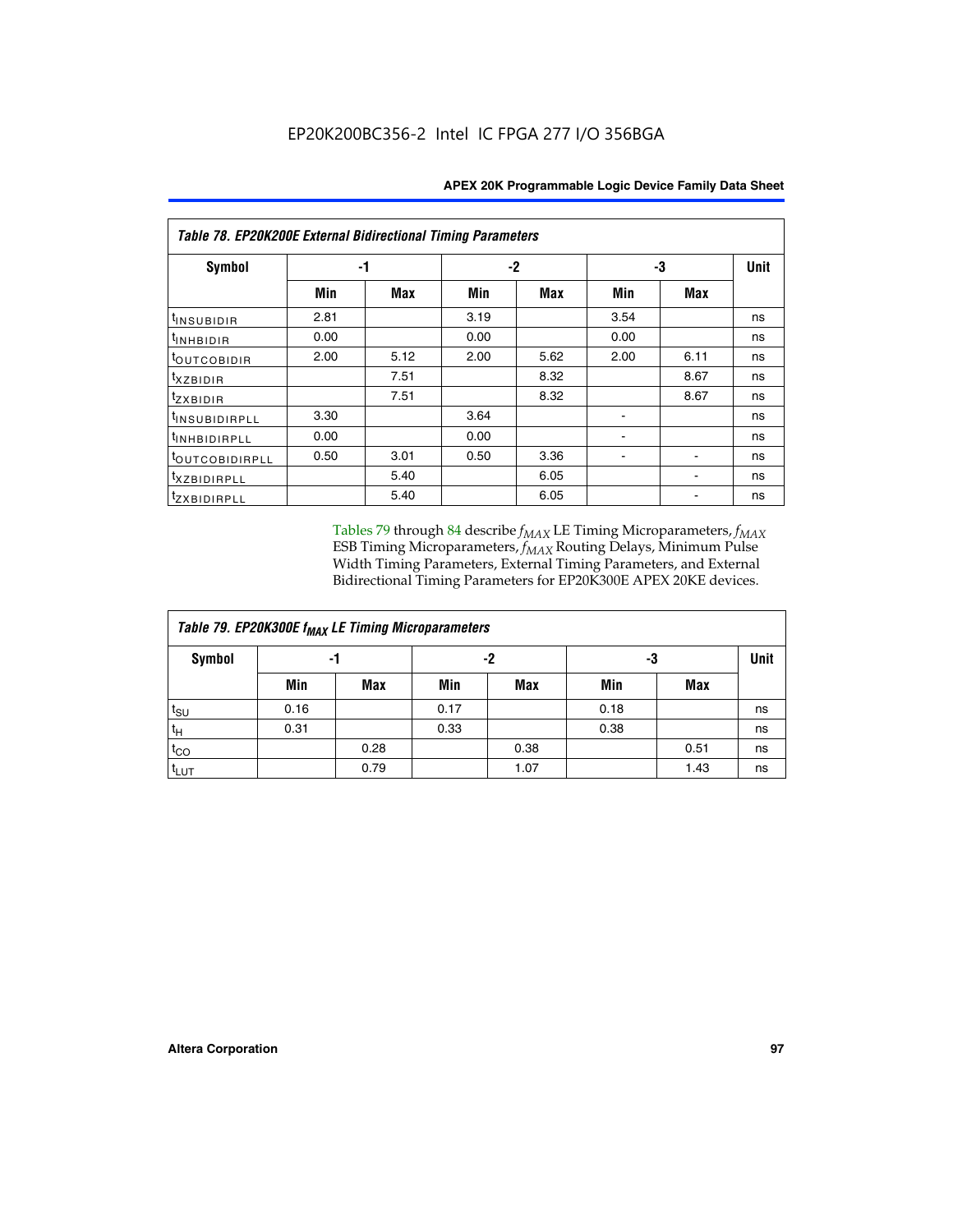**Table 78. EP20K200E External Bidirectional Timing Parameters**

| Symbol | -1 | | -2 | | -3 | | Unit |
|---|---|---|---|---|---|---|---|
| | Min | Max | Min | Max | Min | Max | |
| $t_{INSUBIDIR}$ | 2.81 | | 3.19 | | 3.54 | | ns |
| $t_{INHBIDIR}$ | 0.00 | | 0.00 | | 0.00 | | ns |
| $t_{OUTCOBIDIR}$ | 2.00 | 5.12 | 2.00 | 5.62 | 2.00 | 6.11 | ns |
| $t_{XZBIDIR}$ | | 7.51 | | 8.32 | | 8.67 | ns |
| $t_{ZXBIDIR}$ | | 7.51 | | 8.32 | | 8.67 | ns |
| $t_{INSUBIDIRPLL}$ | 3.30 | | 3.64 | | - | | ns |
| $t_{INHBIDIRPLL}$ | 0.00 | | 0.00 | | - | | ns |
| $t_{OUTCOBIDIRPLL}$ | 0.50 | 3.01 | 0.50 | 3.36 | - | - | ns |
| $t_{XZBIDIRPLL}$ | | 5.40 | | 6.05 | | - | ns |
| $t_{ZXBIDIRPLL}$ | | 5.40 | | 6.05 | | - | ns |

Tables 79 through 84 describe $f_{MAX}$ LE Timing Microparameters, $f_{MAX}$ ESB Timing Microparameters, $f_{MAX}$ Routing Delays, Minimum Pulse Width Timing Parameters, External Timing Parameters, and External Bidirectional Timing Parameters for EP20K300E APEX 20KE devices.

**Table 79. EP20K300E $f_{MAX}$ LE Timing Microparameters**

| Symbol | -1 | | -2 | | -3 | | Unit |
|---|---|---|---|---|---|---|---|
| | Min | Max | Min | Max | Min | Max | |
| $t_{SU}$ | 0.16 | | 0.17 | | 0.18 | | ns |
| $t_{H}$ | 0.31 | | 0.33 | | 0.38 | | ns |
| $t_{CO}$ | | 0.28 | | 0.38 | | 0.51 | ns |
| $t_{LUT}$ | | 0.79 | | 1.07 | | 1.43 | ns |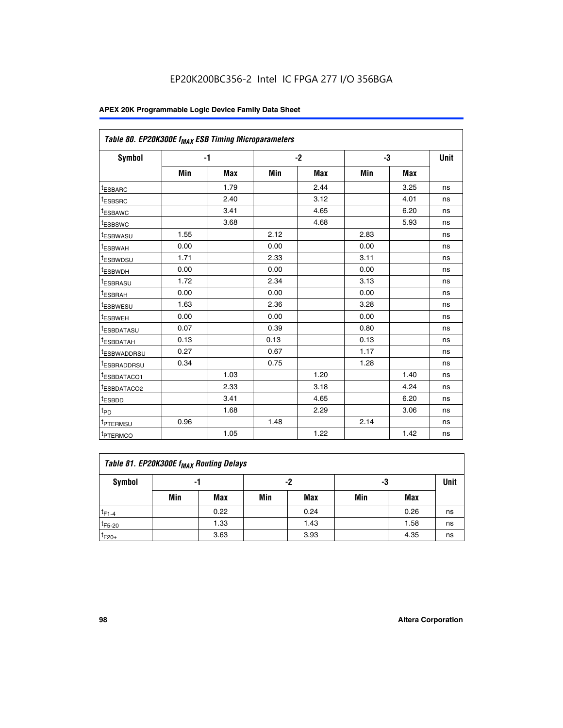EP20K200BC356-2 Intel IC FPGA 277 I/O 356BGA

| Table 80. EP20K300E $f_{MAX}$ ESB Timing Microparameters | | | | | | | |
|---|---|---|---|---|---|---|---|
| Symbol | -1 | | -2 | | -3 | | Unit |
| | Min | Max | Min | Max | Min | Max | |
| $t_{ESBARC}$ | | 1.79 | | 2.44 | | 3.25 | ns |
| $t_{ESBSRC}$ | | 2.40 | | 3.12 | | 4.01 | ns |
| $t_{ESBAWC}$ | | 3.41 | | 4.65 | | 6.20 | ns |
| $t_{ESBSWC}$ | | 3.68 | | 4.68 | | 5.93 | ns |
| $t_{ESBWASU}$ | 1.55 | | 2.12 | | 2.83 | | ns |
| $t_{ESBWAH}$ | 0.00 | | 0.00 | | 0.00 | | ns |
| $t_{ESBWDSU}$ | 1.71 | | 2.33 | | 3.11 | | ns |
| $t_{ESBWDH}$ | 0.00 | | 0.00 | | 0.00 | | ns |
| $t_{ESBRASU}$ | 1.72 | | 2.34 | | 3.13 | | ns |
| $t_{ESBRAH}$ | 0.00 | | 0.00 | | 0.00 | | ns |
| $t_{ESBWESU}$ | 1.63 | | 2.36 | | 3.28 | | ns |
| $t_{ESBWEH}$ | 0.00 | | 0.00 | | 0.00 | | ns |
| $t_{ESBDATASU}$ | 0.07 | | 0.39 | | 0.80 | | ns |
| $t_{ESBDATAH}$ | 0.13 | | 0.13 | | 0.13 | | ns |
| $t_{ESBWADDRSU}$ | 0.27 | | 0.67 | | 1.17 | | ns |
| $t_{ESBRADDRSU}$ | 0.34 | | 0.75 | | 1.28 | | ns |
| $t_{ESBDATACO1}$ | | 1.03 | | 1.20 | | 1.40 | ns |
| $t_{ESBDATACO2}$ | | 2.33 | | 3.18 | | 4.24 | ns |
| $t_{ESBDD}$ | | 3.41 | | 4.65 | | 6.20 | ns |
| $t_{PD}$ | | 1.68 | | 2.29 | | 3.06 | ns |
| $t_{PTERMSU}$ | 0.96 | | 1.48 | | 2.14 | | ns |
| $t_{PTERMCO}$ | | 1.05 | | 1.22 | | 1.42 | ns |

| Table 81. EP20K300E $f_{MAX}$ Routing Delays | | | | | | | |
|---|---|---|---|---|---|---|---|
| Symbol | -1 | | -2 | | -3 | | Unit |
| | Min | Max | Min | Max | Min | Max | |
| $t_{F1-4}$ | | 0.22 | | 0.24 | | 0.26 | ns |
| $t_{F5-20}$ | | 1.33 | | 1.43 | | 1.58 | ns |
| $t_{F20+}$ | | 3.63 | | 3.93 | | 4.35 | ns |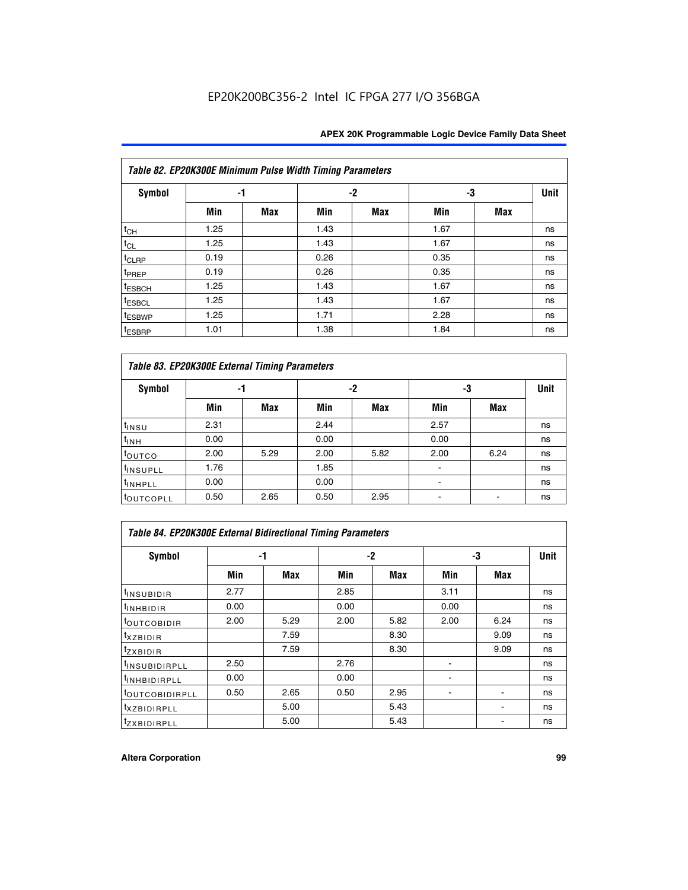| Table 82. EP20K300E Minimum Pulse Width Timing Parameters | | | | | | | |
|---|---|---|---|---|---|---|---|
| Symbol | -1 | | -2 | | -3 | | Unit |
| | Min | Max | Min | Max | Min | Max | |
| $t_{CH}$ | 1.25 | | 1.43 | | 1.67 | | ns |
| $t_{CL}$ | 1.25 | | 1.43 | | 1.67 | | ns |
| $t_{CLRP}$ | 0.19 | | 0.26 | | 0.35 | | ns |
| $t_{PREP}$ | 0.19 | | 0.26 | | 0.35 | | ns |
| $t_{ESBCH}$ | 1.25 | | 1.43 | | 1.67 | | ns |
| $t_{ESBCL}$ | 1.25 | | 1.43 | | 1.67 | | ns |
| $t_{ESBWP}$ | 1.25 | | 1.71 | | 2.28 | | ns |
| $t_{ESBRP}$ | 1.01 | | 1.38 | | 1.84 | | ns |

| Table 83. EP20K300E External Timing Parameters | | | | | | | |
|---|---|---|---|---|---|---|---|
| Symbol | -1 | | -2 | | -3 | | Unit |
| | Min | Max | Min | Max | Min | Max | |
| $t_{INSU}$ | 2.31 | | 2.44 | | 2.57 | | ns |
| $t_{INH}$ | 0.00 | | 0.00 | | 0.00 | | ns |
| $t_{OUTCO}$ | 2.00 | 5.29 | 2.00 | 5.82 | 2.00 | 6.24 | ns |
| $t_{INSUPLL}$ | 1.76 | | 1.85 | | - | | ns |
| $t_{INHPLL}$ | 0.00 | | 0.00 | | - | | ns |
| $t_{OUTCOPLL}$ | 0.50 | 2.65 | 0.50 | 2.95 | - | - | ns |

| Table 84. EP20K300E External Bidirectional Timing Parameters | | | | | | | |
|---|---|---|---|---|---|---|---|
| Symbol | -1 | | -2 | | -3 | | Unit |
| | Min | Max | Min | Max | Min | Max | |
| $t_{INSUBIDIR}$ | 2.77 | | 2.85 | | 3.11 | | ns |
| $t_{INHBIDIR}$ | 0.00 | | 0.00 | | 0.00 | | ns |
| $t_{OUTCOBIDIR}$ | 2.00 | 5.29 | 2.00 | 5.82 | 2.00 | 6.24 | ns |
| $t_{XZBIDIR}$ | | 7.59 | | 8.30 | | 9.09 | ns |
| $t_{ZXBIDIR}$ | | 7.59 | | 8.30 | | 9.09 | ns |
| $t_{INSUBIDIRPLL}$ | 2.50 | | 2.76 | | - | | ns |
| $t_{INHBIDIRPLL}$ | 0.00 | | 0.00 | | - | | ns |
| $t_{OUTCOBIDIRPLL}$ | 0.50 | 2.65 | 0.50 | 2.95 | - | - | ns |
| $t_{XZBIDIRPLL}$ | | 5.00 | | 5.43 | | - | ns |
| $t_{ZXBIDIRPLL}$ | | 5.00 | | 5.43 | | - | ns |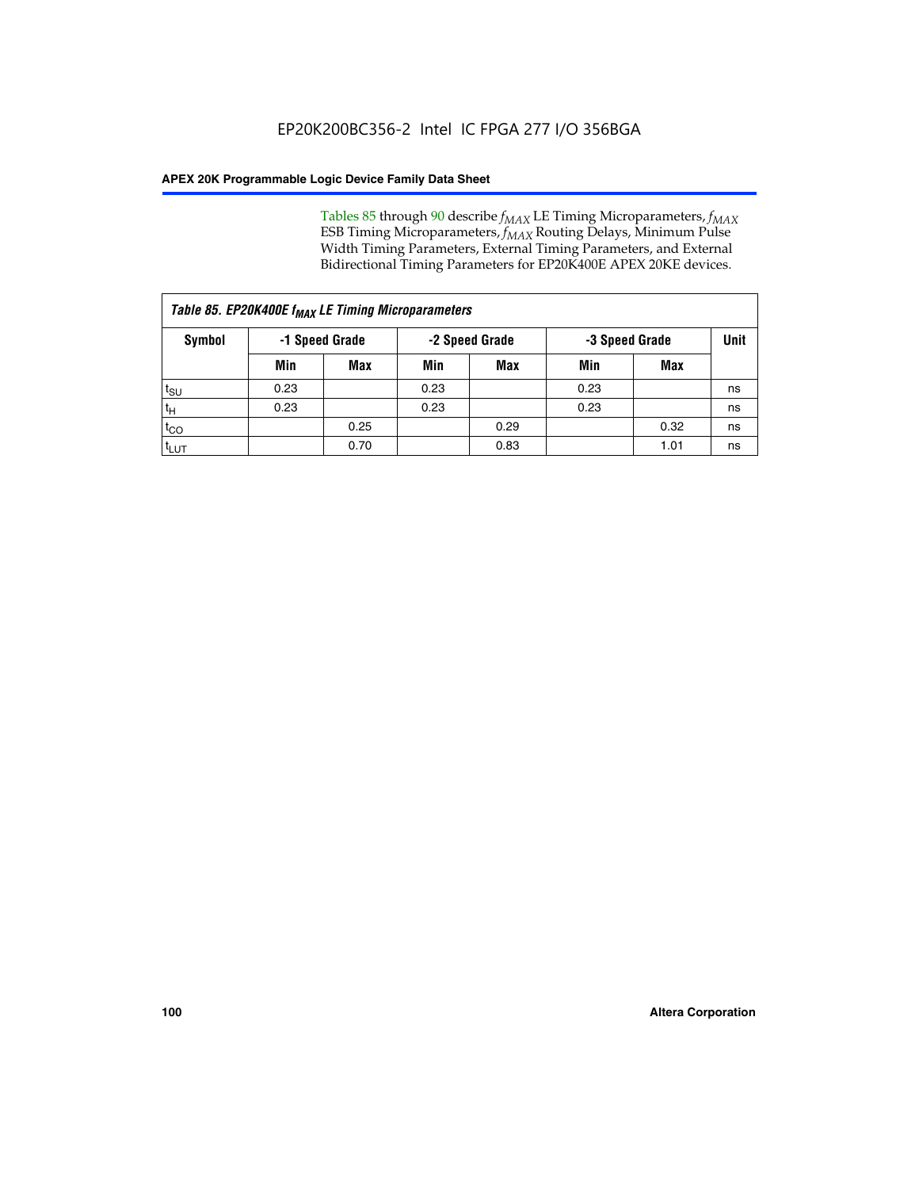Tables 85 through 90 describe $f_{MAX}$ LE Timing Microparameters, $f_{MAX}$ ESB Timing Microparameters, $f_{MAX}$ Routing Delays, Minimum Pulse Width Timing Parameters, External Timing Parameters, and External Bidirectional Timing Parameters for EP20K400E APEX 20KE devices.

| *Table 85. EP20K400E $f_{MAX}$ LE Timing Microparameters* | | | | | | | |
|---|---|---|---|---|---|---|---|
| **Symbol** | **-1 Speed Grade** | | **-2 Speed Grade** | | **-3 Speed Grade** | | **Unit** |
| | **Min** | **Max** | **Min** | **Max** | **Min** | **Max** | |
| $t_{SU}$ | 0.23 | | 0.23 | | 0.23 | | ns |
| $t_H$ | 0.23 | | 0.23 | | 0.23 | | ns |
| $t_{CO}$ | | 0.25 | | 0.29 | | 0.32 | ns |
| $t_{LUT}$ | | 0.70 | | 0.83 | | 1.01 | ns |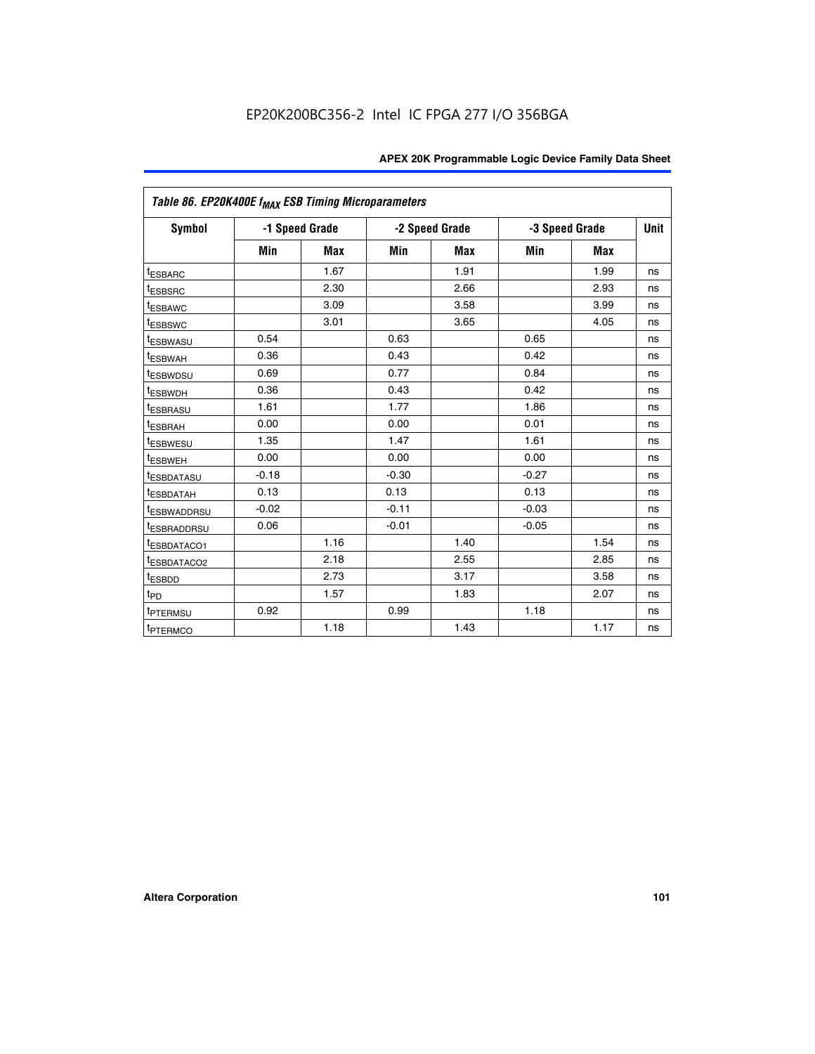EP20K200BC356-2 Intel IC FPGA 277 I/O 356BGA

| Table 86. EP20K400E $f_{MAX}$ ESB Timing Microparameters | | | | | | | |
|---|---|---|---|---|---|---|---|
| Symbol | -1 Speed Grade | | -2 Speed Grade | | -3 Speed Grade | | Unit |
| | Min | Max | Min | Max | Min | Max | |
| $t_{ESBARC}$ | | 1.67 | | 1.91 | | 1.99 | ns |
| $t_{ESBSRC}$ | | 2.30 | | 2.66 | | 2.93 | ns |
| $t_{ESBAWC}$ | | 3.09 | | 3.58 | | 3.99 | ns |
| $t_{ESBSWC}$ | | 3.01 | | 3.65 | | 4.05 | ns |
| $t_{ESBWASU}$ | 0.54 | | 0.63 | | 0.65 | | ns |
| $t_{ESBWAH}$ | 0.36 | | 0.43 | | 0.42 | | ns |
| $t_{ESBWDSU}$ | 0.69 | | 0.77 | | 0.84 | | ns |
| $t_{ESBWDH}$ | 0.36 | | 0.43 | | 0.42 | | ns |
| $t_{ESBRASU}$ | 1.61 | | 1.77 | | 1.86 | | ns |
| $t_{ESBRAH}$ | 0.00 | | 0.00 | | 0.01 | | ns |
| $t_{ESBWESU}$ | 1.35 | | 1.47 | | 1.61 | | ns |
| $t_{ESBWEH}$ | 0.00 | | 0.00 | | 0.00 | | ns |
| $t_{ESBDATASU}$ | -0.18 | | -0.30 | | -0.27 | | ns |
| $t_{ESBDATAH}$ | 0.13 | | 0.13 | | 0.13 | | ns |
| $t_{ESBWADDRSU}$ | -0.02 | | -0.11 | | -0.03 | | ns |
| $t_{ESBRADDRSU}$ | 0.06 | | -0.01 | | -0.05 | | ns |
| $t_{ESBDATACO1}$ | | 1.16 | | 1.40 | | 1.54 | ns |
| $t_{ESBDATACO2}$ | | 2.18 | | 2.55 | | 2.85 | ns |
| $t_{ESBDD}$ | | 2.73 | | 3.17 | | 3.58 | ns |
| $t_{PD}$ | | 1.57 | | 1.83 | | 2.07 | ns |
| $t_{PTERMSU}$ | 0.92 | | 0.99 | | 1.18 | | ns |
| $t_{PTERMCO}$ | | 1.18 | | 1.43 | | 1.17 | ns |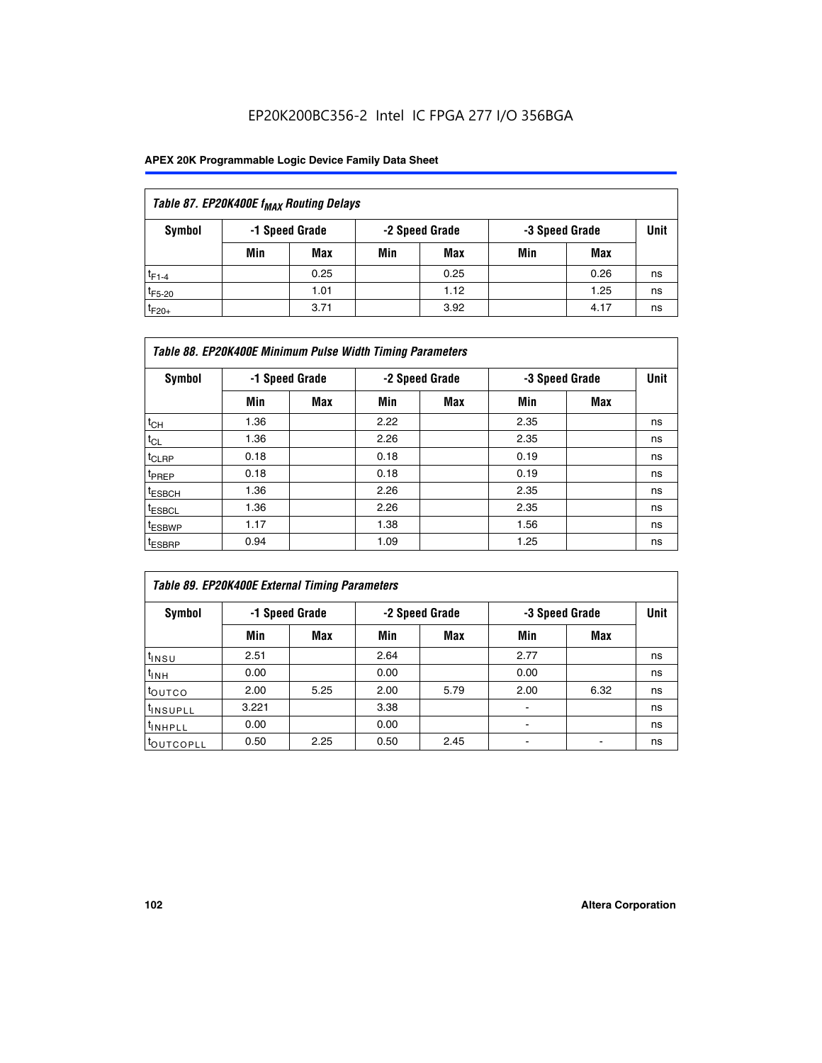**Table 87. EP20K400E $f_{MAX}$ Routing Delays**

| Symbol | -1 Speed Grade | | -2 Speed Grade | | -3 Speed Grade | | Unit |
|---|---|---|---|---|---|---|---|
| | Min | Max | Min | Max | Min | Max | |
| $t_{F1-4}$ | | 0.25 | | 0.25 | | 0.26 | ns |
| $t_{F5-20}$ | | 1.01 | | 1.12 | | 1.25 | ns |
| $t_{F20+}$ | | 3.71 | | 3.92 | | 4.17 | ns |

**Table 88. EP20K400E Minimum Pulse Width Timing Parameters**

| Symbol | -1 Speed Grade | | -2 Speed Grade | | -3 Speed Grade | | Unit |
|---|---|---|---|---|---|---|---|
| | Min | Max | Min | Max | Min | Max | |
| $t_{CH}$ | 1.36 | | 2.22 | | 2.35 | | ns |
| $t_{CL}$ | 1.36 | | 2.26 | | 2.35 | | ns |
| $t_{CLRP}$ | 0.18 | | 0.18 | | 0.19 | | ns |
| $t_{PREP}$ | 0.18 | | 0.18 | | 0.19 | | ns |
| $t_{ESBCH}$ | 1.36 | | 2.26 | | 2.35 | | ns |
| $t_{ESBCL}$ | 1.36 | | 2.26 | | 2.35 | | ns |
| $t_{ESBWP}$ | 1.17 | | 1.38 | | 1.56 | | ns |
| $t_{ESBRP}$ | 0.94 | | 1.09 | | 1.25 | | ns |

**Table 89. EP20K400E External Timing Parameters**

| Symbol | -1 Speed Grade | | -2 Speed Grade | | -3 Speed Grade | | Unit |
|---|---|---|---|---|---|---|---|
| | Min | Max | Min | Max | Min | Max | |
| $t_{INSU}$ | 2.51 | | 2.64 | | 2.77 | | ns |
| $t_{INH}$ | 0.00 | | 0.00 | | 0.00 | | ns |
| $t_{OUTCO}$ | 2.00 | 5.25 | 2.00 | 5.79 | 2.00 | 6.32 | ns |
| $t_{INSUPLL}$ | 3.221 | | 3.38 | | - | | ns |
| $t_{INHPLL}$ | 0.00 | | 0.00 | | - | | ns |
| $t_{OUTCOPLL}$ | 0.50 | 2.25 | 0.50 | 2.45 | - | - | ns |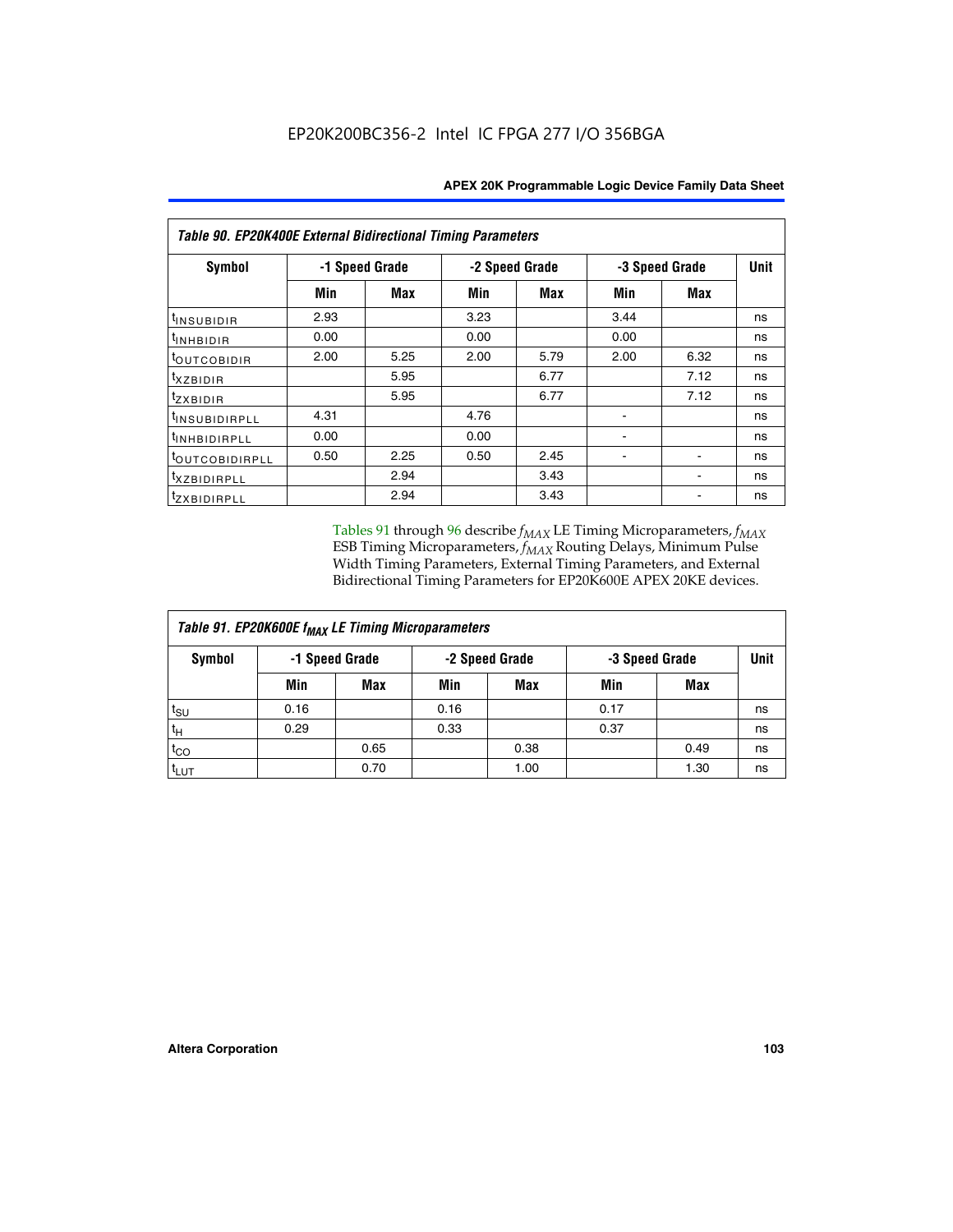| Table 90. EP20K400E External Bidirectional Timing Parameters | | | | | | | |
|---|---|---|---|---|---|---|---|
| Symbol | -1 Speed Grade | | -2 Speed Grade | | -3 Speed Grade | | Unit |
| | Min | Max | Min | Max | Min | Max | |
| $t_{INSUBIDIR}$ | 2.93 | | 3.23 | | 3.44 | | ns |
| $t_{INHBIDIR}$ | 0.00 | | 0.00 | | 0.00 | | ns |
| $t_{OUTCOBIDIR}$ | 2.00 | 5.25 | 2.00 | 5.79 | 2.00 | 6.32 | ns |
| $t_{XZBIDIR}$ | | 5.95 | | 6.77 | | 7.12 | ns |
| $t_{ZXBIDIR}$ | | 5.95 | | 6.77 | | 7.12 | ns |
| $t_{INSUBIDIRPLL}$ | 4.31 | | 4.76 | | - | | ns |
| $t_{INHBIDIRPLL}$ | 0.00 | | 0.00 | | - | | ns |
| $t_{OUTCOBIDIRPLL}$ | 0.50 | 2.25 | 0.50 | 2.45 | - | - | ns |
| $t_{XZBIDIRPLL}$ | | 2.94 | | 3.43 | | - | ns |
| $t_{ZXBIDIRPLL}$ | | 2.94 | | 3.43 | | - | ns |

Tables 91 through 96 describe $f_{MAX}$ LE Timing Microparameters, $f_{MAX}$ ESB Timing Microparameters, $f_{MAX}$ Routing Delays, Minimum Pulse Width Timing Parameters, External Timing Parameters, and External Bidirectional Timing Parameters for EP20K600E APEX 20KE devices.

| Table 91. EP20K600E $f_{MAX}$ LE Timing Microparameters | | | | | | | |
|---|---|---|---|---|---|---|---|
| Symbol | -1 Speed Grade | | -2 Speed Grade | | -3 Speed Grade | | Unit |
| | Min | Max | Min | Max | Min | Max | |
| $t_{SU}$ | 0.16 | | 0.16 | | 0.17 | | ns |
| $t_{H}$ | 0.29 | | 0.33 | | 0.37 | | ns |
| $t_{CO}$ | | 0.65 | | 0.38 | | 0.49 | ns |
| $t_{LUT}$ | | 0.70 | | 1.00 | | 1.30 | ns |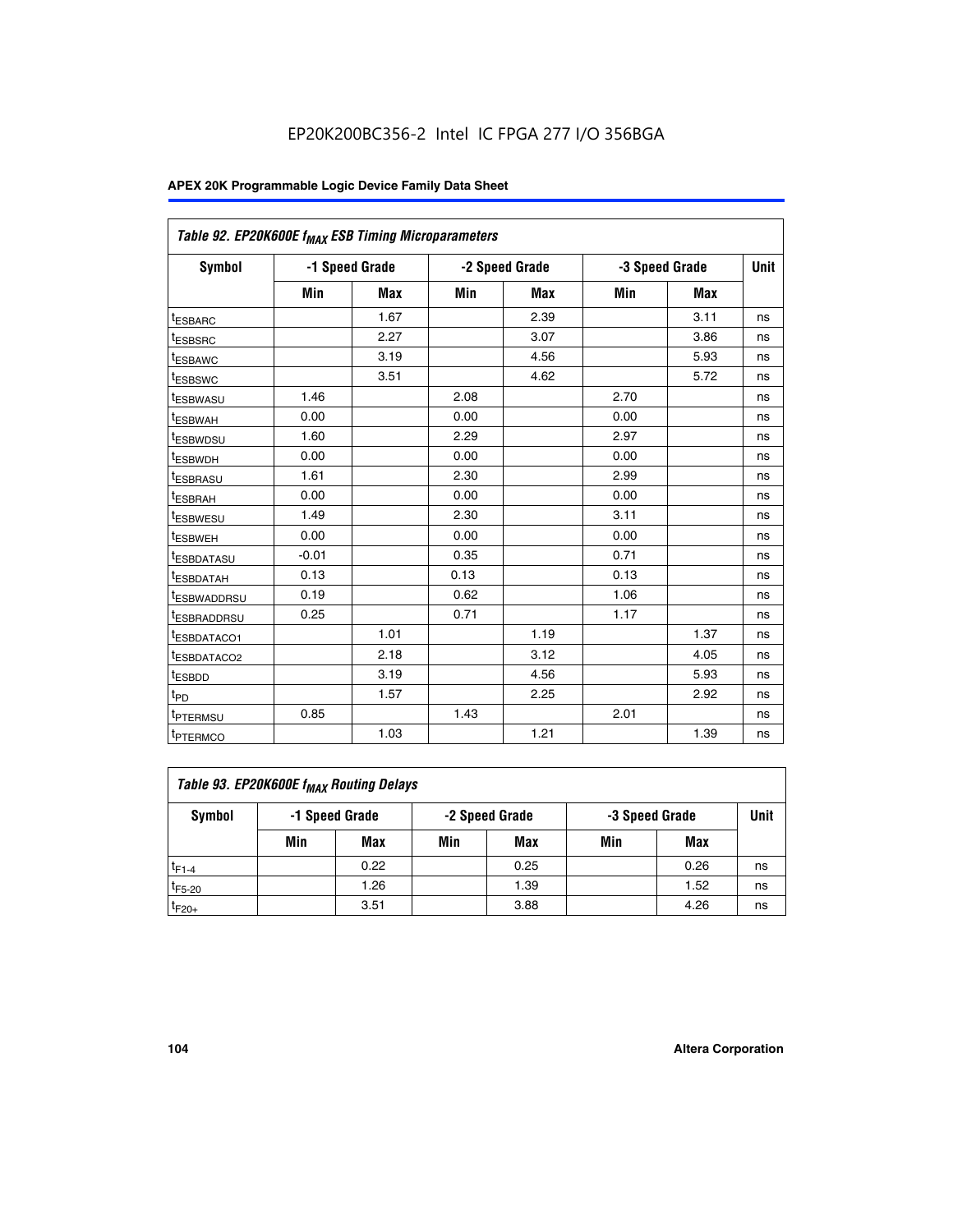Table 92. EP20K600E $f_{MAX}$ ESB Timing Microparameters

| Symbol | -1 Speed Grade | | -2 Speed Grade | | -3 Speed Grade | | Unit |
|---|---|---|---|---|---|---|---|
| | Min | Max | Min | Max | Min | Max | |
| $t_{ESBARC}$ | | 1.67 | | 2.39 | | 3.11 | ns |
| $t_{ESBSRC}$ | | 2.27 | | 3.07 | | 3.86 | ns |
| $t_{ESBAWC}$ | | 3.19 | | 4.56 | | 5.93 | ns |
| $t_{ESBSWC}$ | | 3.51 | | 4.62 | | 5.72 | ns |
| $t_{ESBWASU}$ | 1.46 | | 2.08 | | 2.70 | | ns |
| $t_{ESBWAH}$ | 0.00 | | 0.00 | | 0.00 | | ns |
| $t_{ESBWDSU}$ | 1.60 | | 2.29 | | 2.97 | | ns |
| $t_{ESBWDH}$ | 0.00 | | 0.00 | | 0.00 | | ns |
| $t_{ESBRASU}$ | 1.61 | | 2.30 | | 2.99 | | ns |
| $t_{ESBRAH}$ | 0.00 | | 0.00 | | 0.00 | | ns |
| $t_{ESBWESU}$ | 1.49 | | 2.30 | | 3.11 | | ns |
| $t_{ESBWEH}$ | 0.00 | | 0.00 | | 0.00 | | ns |
| $t_{ESBDATASU}$ | -0.01 | | 0.35 | | 0.71 | | ns |
| $t_{ESBDATAH}$ | 0.13 | | 0.13 | | 0.13 | | ns |
| $t_{ESBWADDRSU}$ | 0.19 | | 0.62 | | 1.06 | | ns |
| $t_{ESBRADDRSU}$ | 0.25 | | 0.71 | | 1.17 | | ns |
| $t_{ESBDATACO1}$ | | 1.01 | | 1.19 | | 1.37 | ns |
| $t_{ESBDATACO2}$ | | 2.18 | | 3.12 | | 4.05 | ns |
| $t_{ESBDD}$ | | 3.19 | | 4.56 | | 5.93 | ns |
| $t_{PD}$ | | 1.57 | | 2.25 | | 2.92 | ns |
| $t_{PTERMSU}$ | 0.85 | | 1.43 | | 2.01 | | ns |
| $t_{PTERMCO}$ | | 1.03 | | 1.21 | | 1.39 | ns |

Table 93. EP20K600E $f_{MAX}$ Routing Delays

| Symbol | -1 Speed Grade | | -2 Speed Grade | | -3 Speed Grade | | Unit |
|---|---|---|---|---|---|---|---|
| | Min | Max | Min | Max | Min | Max | |
| $t_{F1-4}$ | | 0.22 | | 0.25 | | 0.26 | ns |
| $t_{F5-20}$ | | 1.26 | | 1.39 | | 1.52 | ns |
| $t_{F20+}$ | | 3.51 | | 3.88 | | 4.26 | ns |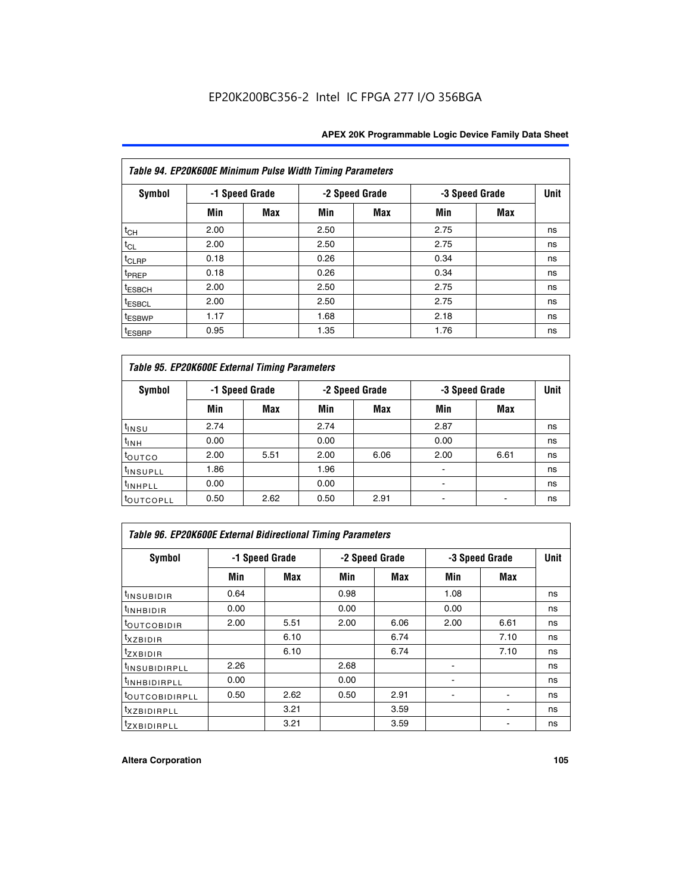*Table 94. EP20K600E Minimum Pulse Width Timing Parameters*

| Symbol | -1 Speed Grade | | -2 Speed Grade | | -3 Speed Grade | | Unit |
|---|---|---|---|---|---|---|---|
| | Min | Max | Min | Max | Min | Max | |
| $t_{CH}$ | 2.00 | | 2.50 | | 2.75 | | ns |
| $t_{CL}$ | 2.00 | | 2.50 | | 2.75 | | ns |
| $t_{CLRP}$ | 0.18 | | 0.26 | | 0.34 | | ns |
| $t_{PREP}$ | 0.18 | | 0.26 | | 0.34 | | ns |
| $t_{ESBCH}$ | 2.00 | | 2.50 | | 2.75 | | ns |
| $t_{ESBCL}$ | 2.00 | | 2.50 | | 2.75 | | ns |
| $t_{ESBWP}$ | 1.17 | | 1.68 | | 2.18 | | ns |
| $t_{ESBRP}$ | 0.95 | | 1.35 | | 1.76 | | ns |

*Table 95. EP20K600E External Timing Parameters*

| Symbol | -1 Speed Grade | | -2 Speed Grade | | -3 Speed Grade | | Unit |
|---|---|---|---|---|---|---|---|
| | Min | Max | Min | Max | Min | Max | |
| $t_{INSU}$ | 2.74 | | 2.74 | | 2.87 | | ns |
| $t_{INH}$ | 0.00 | | 0.00 | | 0.00 | | ns |
| $t_{OUTCO}$ | 2.00 | 5.51 | 2.00 | 6.06 | 2.00 | 6.61 | ns |
| $t_{INSUPLL}$ | 1.86 | | 1.96 | | - | | ns |
| $t_{INHPLL}$ | 0.00 | | 0.00 | | - | | ns |
| $t_{OUTCOPLL}$ | 0.50 | 2.62 | 0.50 | 2.91 | - | - | ns |

*Table 96. EP20K600E External Bidirectional Timing Parameters*

| Symbol | -1 Speed Grade | | -2 Speed Grade | | -3 Speed Grade | | Unit |
|---|---|---|---|---|---|---|---|
| | Min | Max | Min | Max | Min | Max | |
| $t_{INSUBIDIR}$ | 0.64 | | 0.98 | | 1.08 | | ns |
| $t_{INHBIDIR}$ | 0.00 | | 0.00 | | 0.00 | | ns |
| $t_{OUTCOBIDIR}$ | 2.00 | 5.51 | 2.00 | 6.06 | 2.00 | 6.61 | ns |
| $t_{XZBIDIR}$ | | 6.10 | | 6.74 | | 7.10 | ns |
| $t_{ZXBIDIR}$ | | 6.10 | | 6.74 | | 7.10 | ns |
| $t_{INSUBIDIRPLL}$ | 2.26 | | 2.68 | | - | | ns |
| $t_{INHBIDIRPLL}$ | 0.00 | | 0.00 | | - | | ns |
| $t_{OUTCOBIDIRPLL}$ | 0.50 | 2.62 | 0.50 | 2.91 | - | - | ns |
| $t_{XZBIDIRPLL}$ | | 3.21 | | 3.59 | | - | ns |
| $t_{ZXBIDIRPLL}$ | | 3.21 | | 3.59 | | - | ns |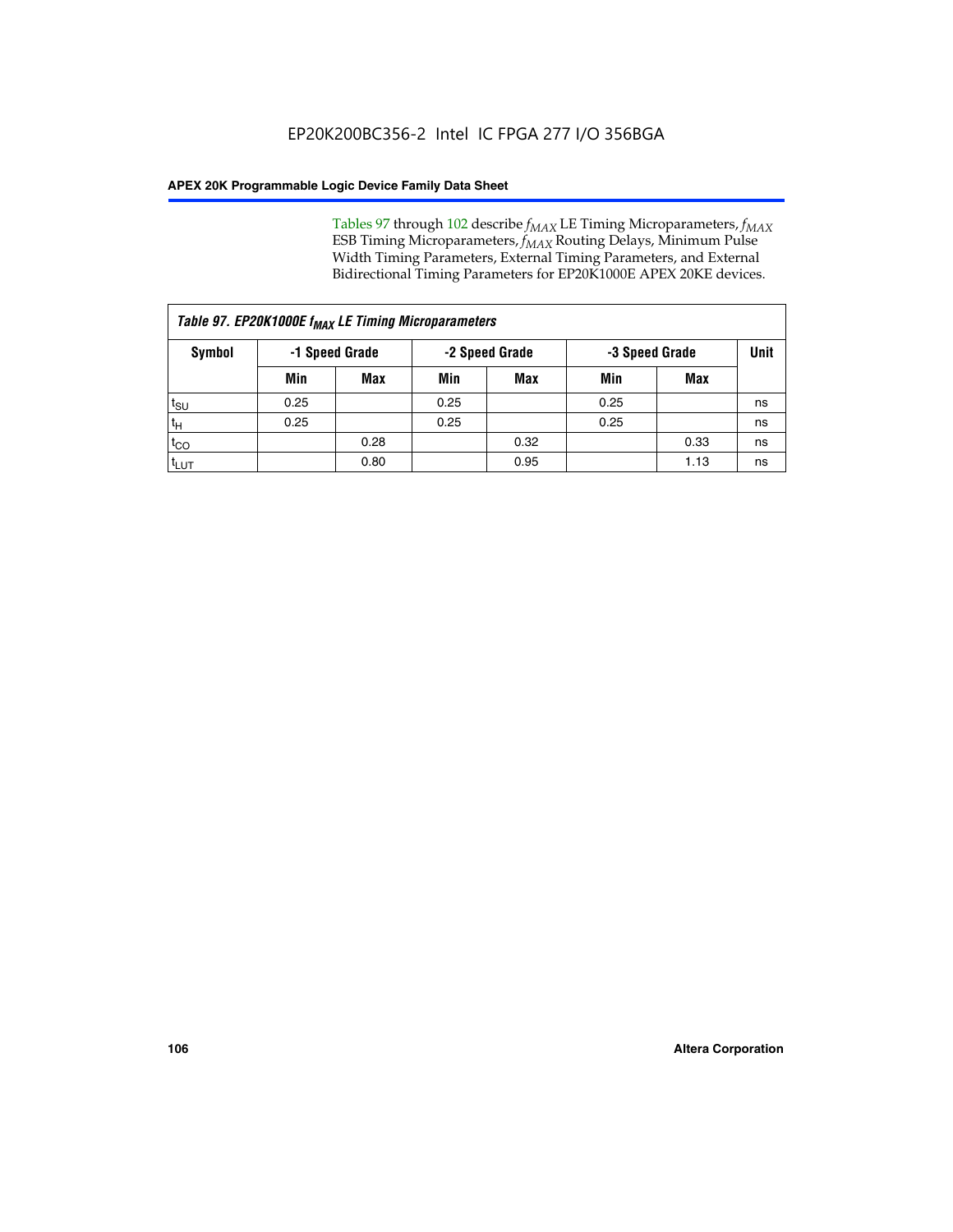Tables 97 through 102 describe $f_{MAX}$ LE Timing Microparameters, $f_{MAX}$ ESB Timing Microparameters, $f_{MAX}$ Routing Delays, Minimum Pulse Width Timing Parameters, External Timing Parameters, and External Bidirectional Timing Parameters for EP20K1000E APEX 20KE devices.

*Table 97. EP20K1000E $f_{MAX}$ LE Timing Microparameters*

| Symbol | -1 Speed Grade | | -2 Speed Grade | | -3 Speed Grade | | Unit |
|---|---|---|---|---|---|---|---|
| | Min | Max | Min | Max | Min | Max | |
| $t_{SU}$ | 0.25 | | 0.25 | | 0.25 | | ns |
| $t_H$ | 0.25 | | 0.25 | | 0.25 | | ns |
| $t_{CO}$ | | 0.28 | | 0.32 | | 0.33 | ns |
| $t_{LUT}$ | | 0.80 | | 0.95 | | 1.13 | ns |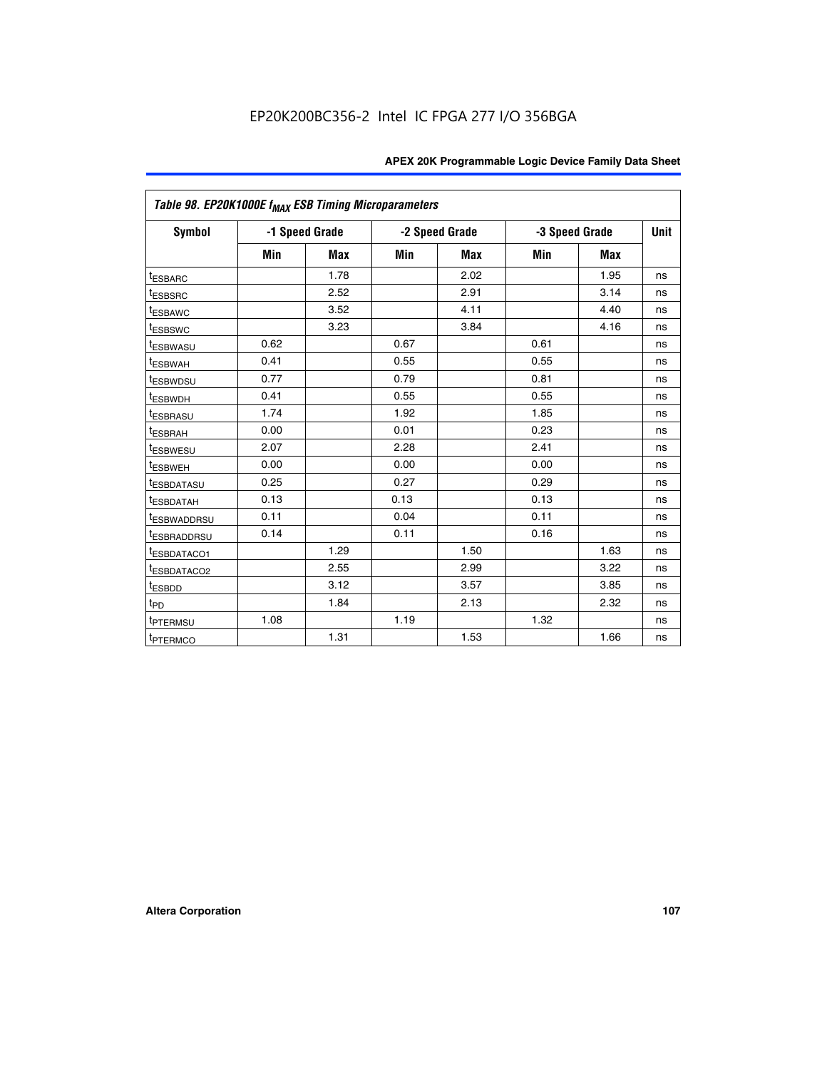EP20K200BC356-2 Intel IC FPGA 277 I/O 356BGA

| Table 98. EP20K1000E $f_{MAX}$ ESB Timing Microparameters | | | | | | | |
|---|---|---|---|---|---|---|---|
| Symbol | -1 Speed Grade | | -2 Speed Grade | | -3 Speed Grade | | Unit |
| | Min | Max | Min | Max | Min | Max | |
| $t_{ESBARC}$ | | 1.78 | | 2.02 | | 1.95 | ns |
| $t_{ESBSRC}$ | | 2.52 | | 2.91 | | 3.14 | ns |
| $t_{ESBAWC}$ | | 3.52 | | 4.11 | | 4.40 | ns |
| $t_{ESBSWC}$ | | 3.23 | | 3.84 | | 4.16 | ns |
| $t_{ESBWASU}$ | 0.62 | | 0.67 | | 0.61 | | ns |
| $t_{ESBWAH}$ | 0.41 | | 0.55 | | 0.55 | | ns |
| $t_{ESBWDSU}$ | 0.77 | | 0.79 | | 0.81 | | ns |
| $t_{ESBWDH}$ | 0.41 | | 0.55 | | 0.55 | | ns |
| $t_{ESBRASU}$ | 1.74 | | 1.92 | | 1.85 | | ns |
| $t_{ESBRAH}$ | 0.00 | | 0.01 | | 0.23 | | ns |
| $t_{ESBWESU}$ | 2.07 | | 2.28 | | 2.41 | | ns |
| $t_{ESBWEH}$ | 0.00 | | 0.00 | | 0.00 | | ns |
| $t_{ESBDATASU}$ | 0.25 | | 0.27 | | 0.29 | | ns |
| $t_{ESBDATAH}$ | 0.13 | | 0.13 | | 0.13 | | ns |
| $t_{ESBWADDRSU}$ | 0.11 | | 0.04 | | 0.11 | | ns |
| $t_{ESBRADDRSU}$ | 0.14 | | 0.11 | | 0.16 | | ns |
| $t_{ESBDATACO1}$ | | 1.29 | | 1.50 | | 1.63 | ns |
| $t_{ESBDATACO2}$ | | 2.55 | | 2.99 | | 3.22 | ns |
| $t_{ESBDD}$ | | 3.12 | | 3.57 | | 3.85 | ns |
| $t_{PD}$ | | 1.84 | | 2.13 | | 2.32 | ns |
| $t_{PTERMSU}$ | 1.08 | | 1.19 | | 1.32 | | ns |
| $t_{PTERMCO}$ | | 1.31 | | 1.53 | | 1.66 | ns |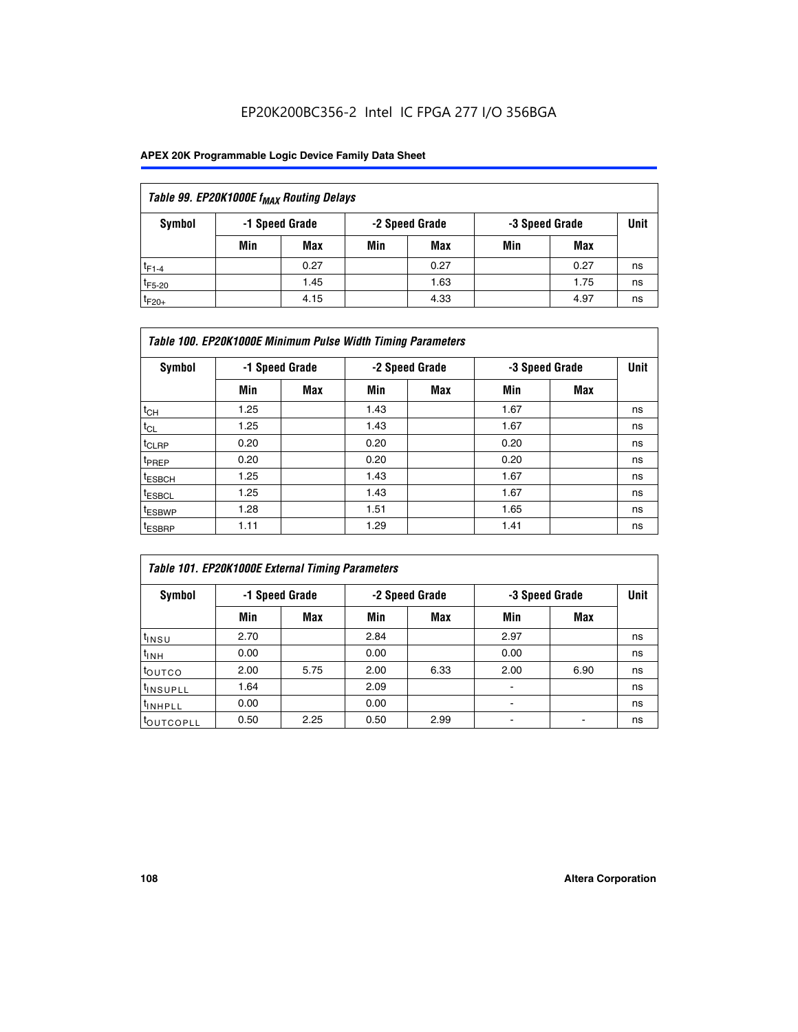| Table 99. EP20K1000E $f_{MAX}$ Routing Delays | | | | | | | |
|---|---|---|---|---|---|---|---|
| Symbol | -1 Speed Grade | | -2 Speed Grade | | -3 Speed Grade | | Unit |
| | Min | Max | Min | Max | Min | Max | |
| $t_{F1-4}$ | | 0.27 | | 0.27 | | 0.27 | ns |
| $t_{F5-20}$ | | 1.45 | | 1.63 | | 1.75 | ns |
| $t_{F20+}$ | | 4.15 | | 4.33 | | 4.97 | ns |

| Table 100. EP20K1000E Minimum Pulse Width Timing Parameters | | | | | | | |
|---|---|---|---|---|---|---|---|
| Symbol | -1 Speed Grade | | -2 Speed Grade | | -3 Speed Grade | | Unit |
| | Min | Max | Min | Max | Min | Max | |
| $t_{CH}$ | 1.25 | | 1.43 | | 1.67 | | ns |
| $t_{CL}$ | 1.25 | | 1.43 | | 1.67 | | ns |
| $t_{CLRP}$ | 0.20 | | 0.20 | | 0.20 | | ns |
| $t_{PREP}$ | 0.20 | | 0.20 | | 0.20 | | ns |
| $t_{ESBCH}$ | 1.25 | | 1.43 | | 1.67 | | ns |
| $t_{ESBCL}$ | 1.25 | | 1.43 | | 1.67 | | ns |
| $t_{ESBWP}$ | 1.28 | | 1.51 | | 1.65 | | ns |
| $t_{ESBRP}$ | 1.11 | | 1.29 | | 1.41 | | ns |

| Table 101. EP20K1000E External Timing Parameters | | | | | | | |
|---|---|---|---|---|---|---|---|
| Symbol | -1 Speed Grade | | -2 Speed Grade | | -3 Speed Grade | | Unit |
| | Min | Max | Min | Max | Min | Max | |
| $t_{INSU}$ | 2.70 | | 2.84 | | 2.97 | | ns |
| $t_{INH}$ | 0.00 | | 0.00 | | 0.00 | | ns |
| $t_{OUTCO}$ | 2.00 | 5.75 | 2.00 | 6.33 | 2.00 | 6.90 | ns |
| $t_{INSUPLL}$ | 1.64 | | 2.09 | | - | | ns |
| $t_{INHPLL}$ | 0.00 | | 0.00 | | - | | ns |
| $t_{OUTCOPLL}$ | 0.50 | 2.25 | 0.50 | 2.99 | - | - | ns |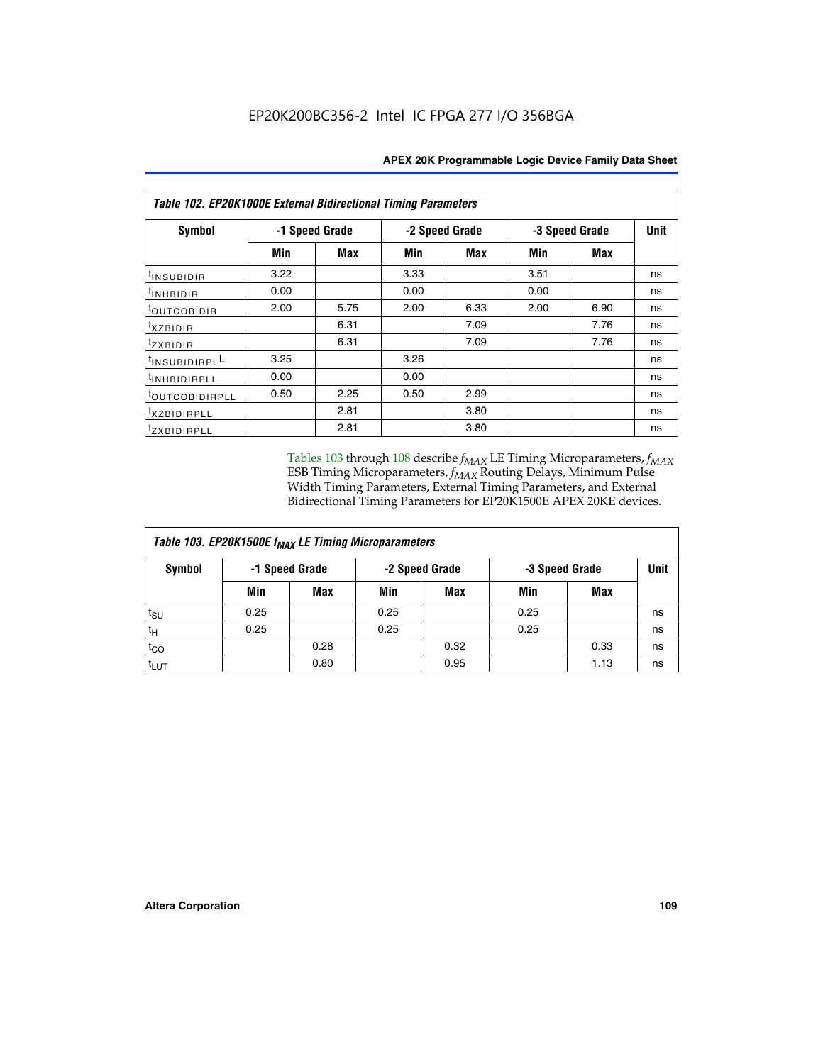| Table 102. EP20K1000E External Bidirectional Timing Parameters | | | | | | | |
|---|---|---|---|---|---|---|---|
| Symbol | -1 Speed Grade | | -2 Speed Grade | | -3 Speed Grade | | Unit |
| | Min | Max | Min | Max | Min | Max | |
| $t_{INSUBIDIR}$ | 3.22 | | 3.33 | | 3.51 | | ns |
| $t_{INHBIDIR}$ | 0.00 | | 0.00 | | 0.00 | | ns |
| $t_{OUTCOBIDIR}$ | 2.00 | 5.75 | 2.00 | 6.33 | 2.00 | 6.90 | ns |
| $t_{XZBIDIR}$ | | 6.31 | | 7.09 | | 7.76 | ns |
| $t_{ZXBIDIR}$ | | 6.31 | | 7.09 | | 7.76 | ns |
| $t_{INSUBIDIRPLL}$ | 3.25 | | 3.26 | | | | ns |
| $t_{INHBIDIRPLL}$ | 0.00 | | 0.00 | | | | ns |
| $t_{OUTCOBIDIRPLL}$ | 0.50 | 2.25 | 0.50 | 2.99 | | | ns |
| $t_{XZBIDIRPLL}$ | | 2.81 | | 3.80 | | | ns |
| $t_{ZXBIDIRPLL}$ | | 2.81 | | 3.80 | | | ns |

Tables 103 through 108 describe $f_{MAX}$ LE Timing Microparameters, $f_{MAX}$ ESB Timing Microparameters, $f_{MAX}$ Routing Delays, Minimum Pulse Width Timing Parameters, External Timing Parameters, and External Bidirectional Timing Parameters for EP20K1500E APEX 20KE devices.

| Table 103. EP20K1500E $f_{MAX}$ LE Timing Microparameters | | | | | | | |
|---|---|---|---|---|---|---|---|
| Symbol | -1 Speed Grade | | -2 Speed Grade | | -3 Speed Grade | | Unit |
| | Min | Max | Min | Max | Min | Max | |
| $t_{SU}$ | 0.25 | | 0.25 | | 0.25 | | ns |
| $t_H$ | 0.25 | | 0.25 | | 0.25 | | ns |
| $t_{CO}$ | | 0.28 | | 0.32 | | 0.33 | ns |
| $t_{LUT}$ | | 0.80 | | 0.95 | | 1.13 | ns |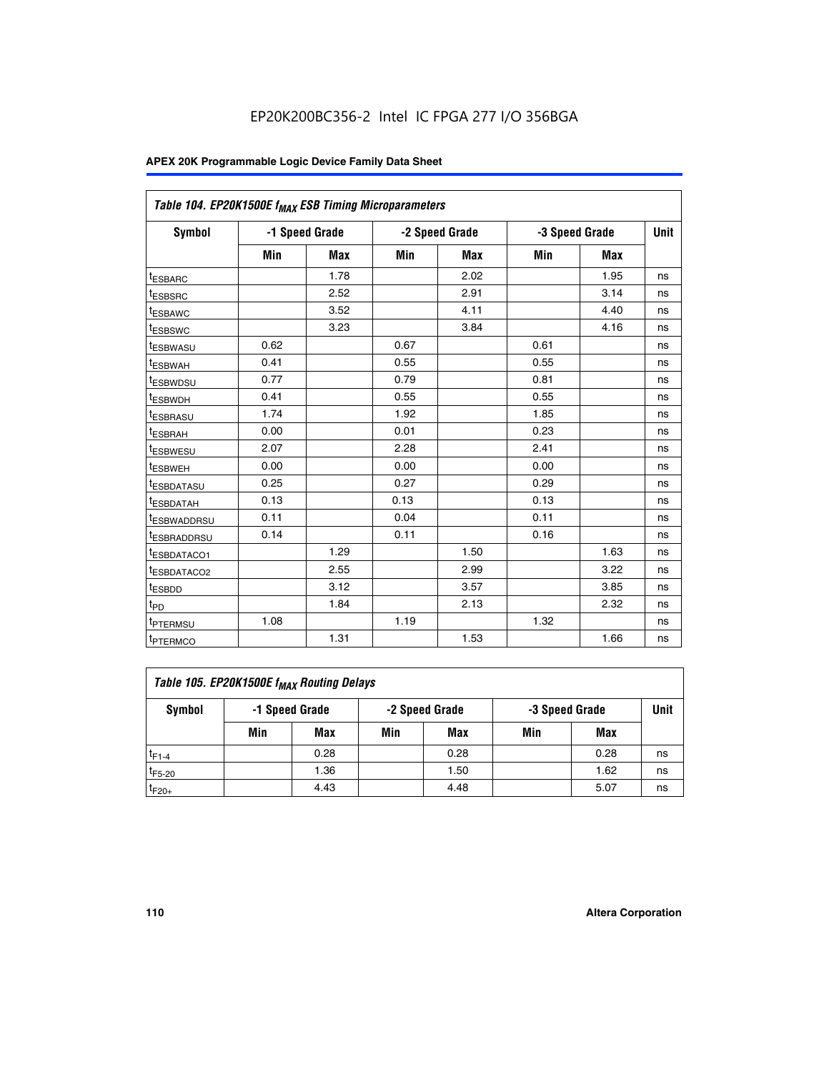Table 104. EP20K1500E $f_{MAX}$ ESB Timing Microparameters

| Symbol | -1 Speed Grade | | -2 Speed Grade | | -3 Speed Grade | | Unit |
|---|---|---|---|---|---|---|---|
| | Min | Max | Min | Max | Min | Max | |
| $t_{ESBARC}$ | | 1.78 | | 2.02 | | 1.95 | ns |
| $t_{ESBSRC}$ | | 2.52 | | 2.91 | | 3.14 | ns |
| $t_{ESBAWC}$ | | 3.52 | | 4.11 | | 4.40 | ns |
| $t_{ESBSWC}$ | | 3.23 | | 3.84 | | 4.16 | ns |
| $t_{ESBWASU}$ | 0.62 | | 0.67 | | 0.61 | | ns |
| $t_{ESBWAH}$ | 0.41 | | 0.55 | | 0.55 | | ns |
| $t_{ESBWDSU}$ | 0.77 | | 0.79 | | 0.81 | | ns |
| $t_{ESBWDH}$ | 0.41 | | 0.55 | | 0.55 | | ns |
| $t_{ESBRASU}$ | 1.74 | | 1.92 | | 1.85 | | ns |
| $t_{ESBRAH}$ | 0.00 | | 0.01 | | 0.23 | | ns |
| $t_{ESBWESU}$ | 2.07 | | 2.28 | | 2.41 | | ns |
| $t_{ESBWEH}$ | 0.00 | | 0.00 | | 0.00 | | ns |
| $t_{ESBDATASU}$ | 0.25 | | 0.27 | | 0.29 | | ns |
| $t_{ESBDATAH}$ | 0.13 | | 0.13 | | 0.13 | | ns |
| $t_{ESBWADDRSU}$ | 0.11 | | 0.04 | | 0.11 | | ns |
| $t_{ESBRADDRSU}$ | 0.14 | | 0.11 | | 0.16 | | ns |
| $t_{ESBDATACO1}$ | | 1.29 | | 1.50 | | 1.63 | ns |
| $t_{ESBDATACO2}$ | | 2.55 | | 2.99 | | 3.22 | ns |
| $t_{ESBDD}$ | | 3.12 | | 3.57 | | 3.85 | ns |
| $t_{PD}$ | | 1.84 | | 2.13 | | 2.32 | ns |
| $t_{PTERMSU}$ | 1.08 | | 1.19 | | 1.32 | | ns |
| $t_{PTERMCO}$ | | 1.31 | | 1.53 | | 1.66 | ns |

Table 105. EP20K1500E $f_{MAX}$ Routing Delays

| Symbol | -1 Speed Grade | | -2 Speed Grade | | -3 Speed Grade | | Unit |
|---|---|---|---|---|---|---|---|
| | Min | Max | Min | Max | Min | Max | |
| $t_{F1-4}$ | | 0.28 | | 0.28 | | 0.28 | ns |
| $t_{F5-20}$ | | 1.36 | | 1.50 | | 1.62 | ns |
| $t_{F20+}$ | | 4.43 | | 4.48 | | 5.07 | ns |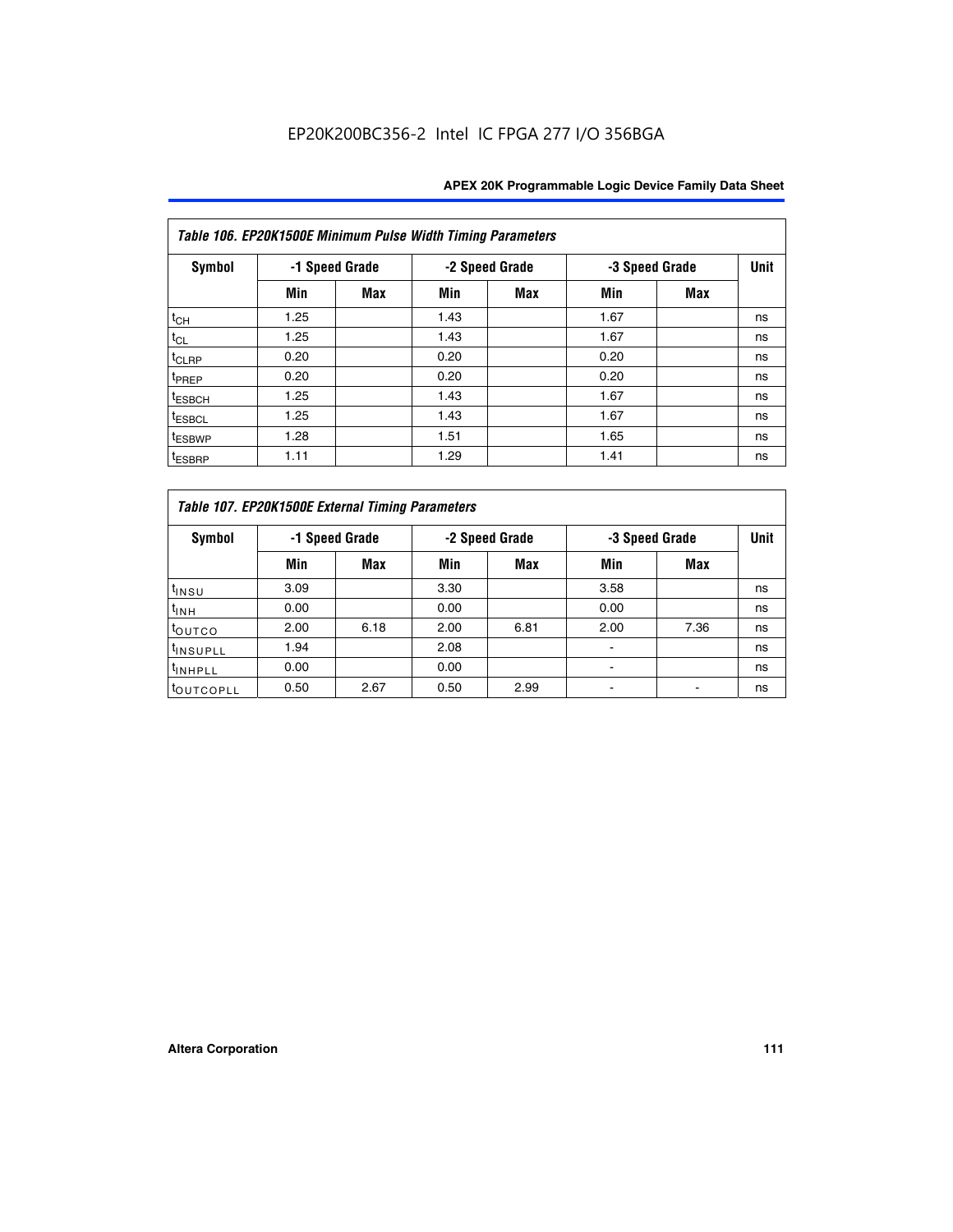| Table 106. EP20K1500E Minimum Pulse Width Timing Parameters | | | | | | | |
|---|---|---|---|---|---|---|---|
| Symbol | -1 Speed Grade | | -2 Speed Grade | | -3 Speed Grade | | Unit |
| | Min | Max | Min | Max | Min | Max | |
| $t_{CH}$ | 1.25 | | 1.43 | | 1.67 | | ns |
| $t_{CL}$ | 1.25 | | 1.43 | | 1.67 | | ns |
| $t_{CLRP}$ | 0.20 | | 0.20 | | 0.20 | | ns |
| $t_{PREP}$ | 0.20 | | 0.20 | | 0.20 | | ns |
| $t_{ESBCH}$ | 1.25 | | 1.43 | | 1.67 | | ns |
| $t_{ESBCL}$ | 1.25 | | 1.43 | | 1.67 | | ns |
| $t_{ESBWP}$ | 1.28 | | 1.51 | | 1.65 | | ns |
| $t_{ESBRP}$ | 1.11 | | 1.29 | | 1.41 | | ns |

| Table 107. EP20K1500E External Timing Parameters | | | | | | | |
|---|---|---|---|---|---|---|---|
| Symbol | -1 Speed Grade | | -2 Speed Grade | | -3 Speed Grade | | Unit |
| | Min | Max | Min | Max | Min | Max | |
| $t_{INSU}$ | 3.09 | | 3.30 | | 3.58 | | ns |
| $t_{INH}$ | 0.00 | | 0.00 | | 0.00 | | ns |
| $t_{OUTCO}$ | 2.00 | 6.18 | 2.00 | 6.81 | 2.00 | 7.36 | ns |
| $t_{INSUPLL}$ | 1.94 | | 2.08 | | - | | ns |
| $t_{INHPLL}$ | 0.00 | | 0.00 | | - | | ns |
| $t_{OUTCOPLL}$ | 0.50 | 2.67 | 0.50 | 2.99 | - | - | ns |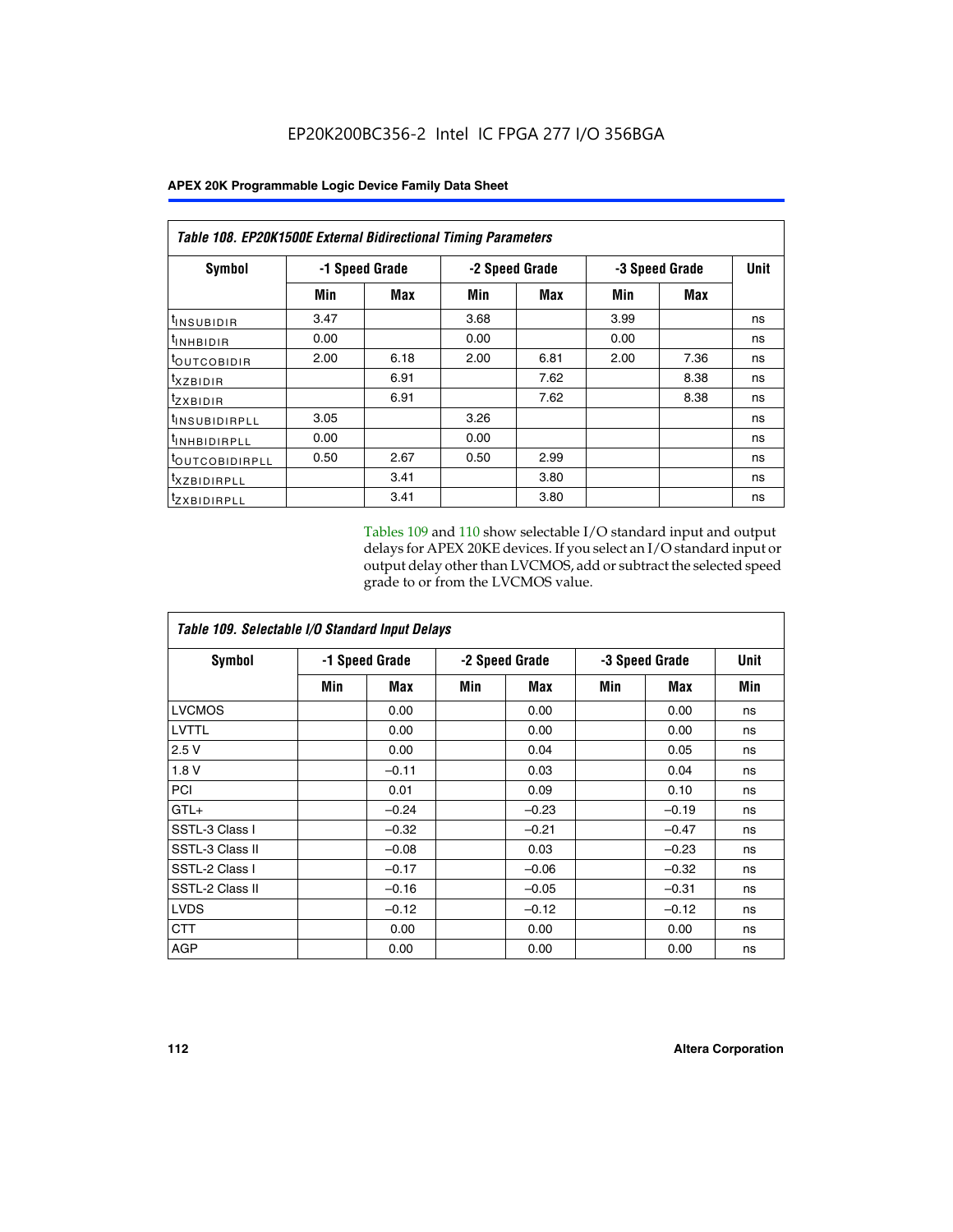EP20K200BC356-2 Intel IC FPGA 277 I/O 356BGA

| Table 108. EP20K1500E External Bidirectional Timing Parameters | | | | | | | |
|---|---|---|---|---|---|---|---|
| Symbol | -1 Speed Grade | | -2 Speed Grade | | -3 Speed Grade | | Unit |
| | Min | Max | Min | Max | Min | Max | |
| $t_{INSUBIDIR}$ | 3.47 | | 3.68 | | 3.99 | | ns |
| $t_{INHBIDIR}$ | 0.00 | | 0.00 | | 0.00 | | ns |
| $t_{OUTCOBIDIR}$ | 2.00 | 6.18 | 2.00 | 6.81 | 2.00 | 7.36 | ns |
| $t_{XZBIDIR}$ | | 6.91 | | 7.62 | | 8.38 | ns |
| $t_{ZXBIDIR}$ | | 6.91 | | 7.62 | | 8.38 | ns |
| $t_{INSUBIDIRPLL}$ | 3.05 | | 3.26 | | | | ns |
| $t_{INHBIDIRPLL}$ | 0.00 | | 0.00 | | | | ns |
| $t_{OUTCOBIDIRPLL}$ | 0.50 | 2.67 | 0.50 | 2.99 | | | ns |
| $t_{XZBIDIRPLL}$ | | 3.41 | | 3.80 | | | ns |
| $t_{ZXBIDIRPLL}$ | | 3.41 | | 3.80 | | | ns |

Tables 109 and 110 show selectable I/O standard input and output delays for APEX 20KE devices. If you select an I/O standard input or output delay other than LVCMOS, add or subtract the selected speed grade to or from the LVCMOS value.

| Table 109. Selectable I/O Standard Input Delays | | | | | | | |
|---|---|---|---|---|---|---|---|
| Symbol | -1 Speed Grade | | -2 Speed Grade | | -3 Speed Grade | | Unit |
| | Min | Max | Min | Max | Min | Max | Min |
| LVCMOS | | 0.00 | | 0.00 | | 0.00 | ns |
| LVTTL | | 0.00 | | 0.00 | | 0.00 | ns |
| 2.5 V | | 0.00 | | 0.04 | | 0.05 | ns |
| 1.8 V | | –0.11 | | 0.03 | | 0.04 | ns |
| PCI | | 0.01 | | 0.09 | | 0.10 | ns |
| GTL+ | | –0.24 | | –0.23 | | –0.19 | ns |
| SSTL-3 Class I | | –0.32 | | –0.21 | | –0.47 | ns |
| SSTL-3 Class II | | –0.08 | | 0.03 | | –0.23 | ns |
| SSTL-2 Class I | | –0.17 | | –0.06 | | –0.32 | ns |
| SSTL-2 Class II | | –0.16 | | –0.05 | | –0.31 | ns |
| LVDS | | –0.12 | | –0.12 | | –0.12 | ns |
| CTT | | 0.00 | | 0.00 | | 0.00 | ns |
| AGP | | 0.00 | | 0.00 | | 0.00 | ns |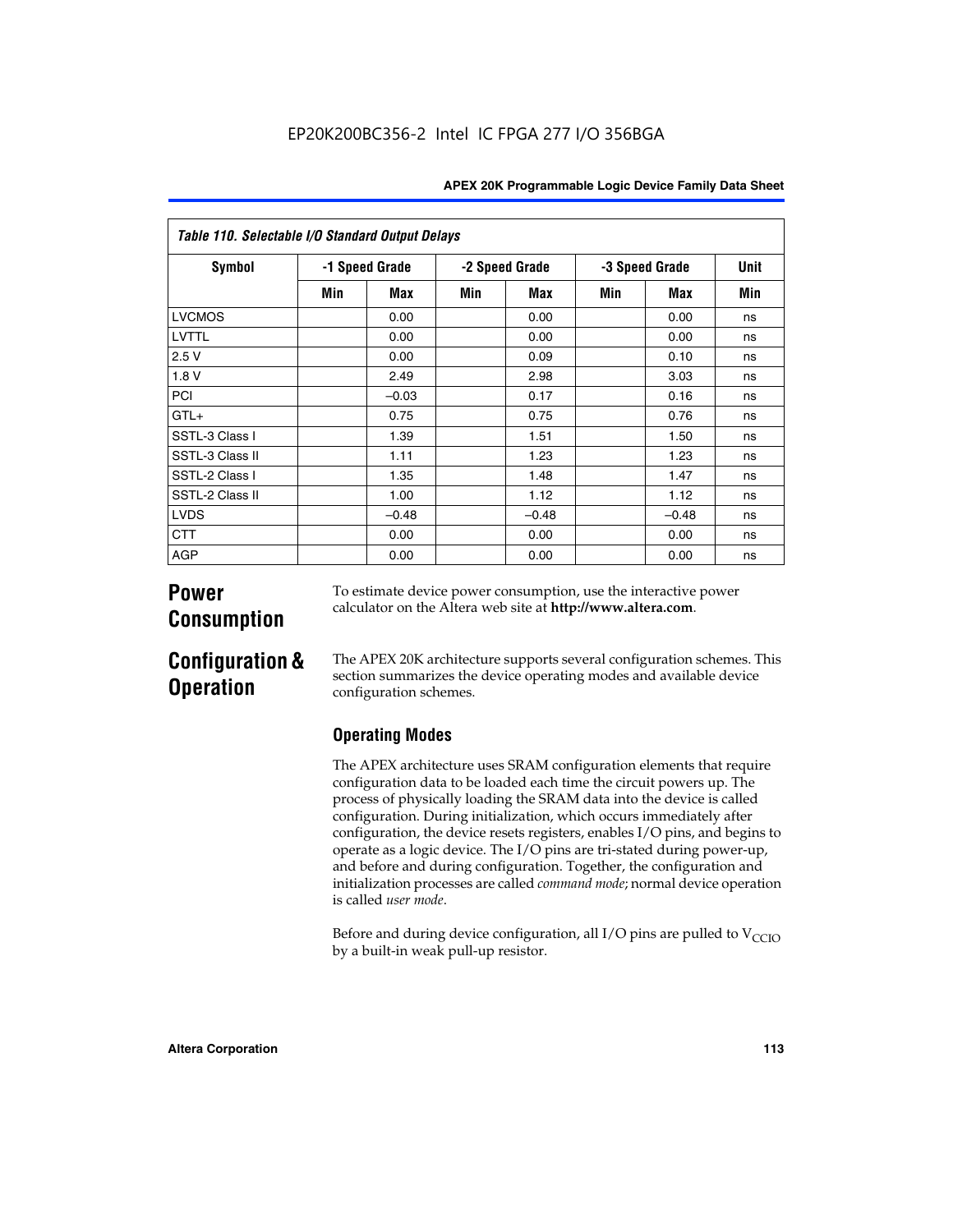| Table 110. Selectable I/O Standard Output Delays | | | | | | | |
|---|---|---|---|---|---|---|---|
| Symbol | -1 Speed Grade | | -2 Speed Grade | | -3 Speed Grade | | Unit |
| | Min | Max | Min | Max | Min | Max | Min |
| LVCMOS | | 0.00 | | 0.00 | | 0.00 | ns |
| LVTTL | | 0.00 | | 0.00 | | 0.00 | ns |
| 2.5 V | | 0.00 | | 0.09 | | 0.10 | ns |
| 1.8 V | | 2.49 | | 2.98 | | 3.03 | ns |
| PCI | | –0.03 | | 0.17 | | 0.16 | ns |
| GTL+ | | 0.75 | | 0.75 | | 0.76 | ns |
| SSTL-3 Class I | | 1.39 | | 1.51 | | 1.50 | ns |
| SSTL-3 Class II | | 1.11 | | 1.23 | | 1.23 | ns |
| SSTL-2 Class I | | 1.35 | | 1.48 | | 1.47 | ns |
| SSTL-2 Class II | | 1.00 | | 1.12 | | 1.12 | ns |
| LVDS | | –0.48 | | –0.48 | | –0.48 | ns |
| CTT | | 0.00 | | 0.00 | | 0.00 | ns |
| AGP | | 0.00 | | 0.00 | | 0.00 | ns |

# Power Consumption

To estimate device power consumption, use the interactive power calculator on the Altera web site at **http://www.altera.com**.

# Configuration & Operation

The APEX 20K architecture supports several configuration schemes. This section summarizes the device operating modes and available device configuration schemes.

## Operating Modes

The APEX architecture uses SRAM configuration elements that require configuration data to be loaded each time the circuit powers up. The process of physically loading the SRAM data into the device is called configuration. During initialization, which occurs immediately after configuration, the device resets registers, enables I/O pins, and begins to operate as a logic device. The I/O pins are tri-stated during power-up, and before and during configuration. Together, the configuration and initialization processes are called *command mode*; normal device operation is called *user mode*.

Before and during device configuration, all I/O pins are pulled to $V_{CCIO}$ by a built-in weak pull-up resistor.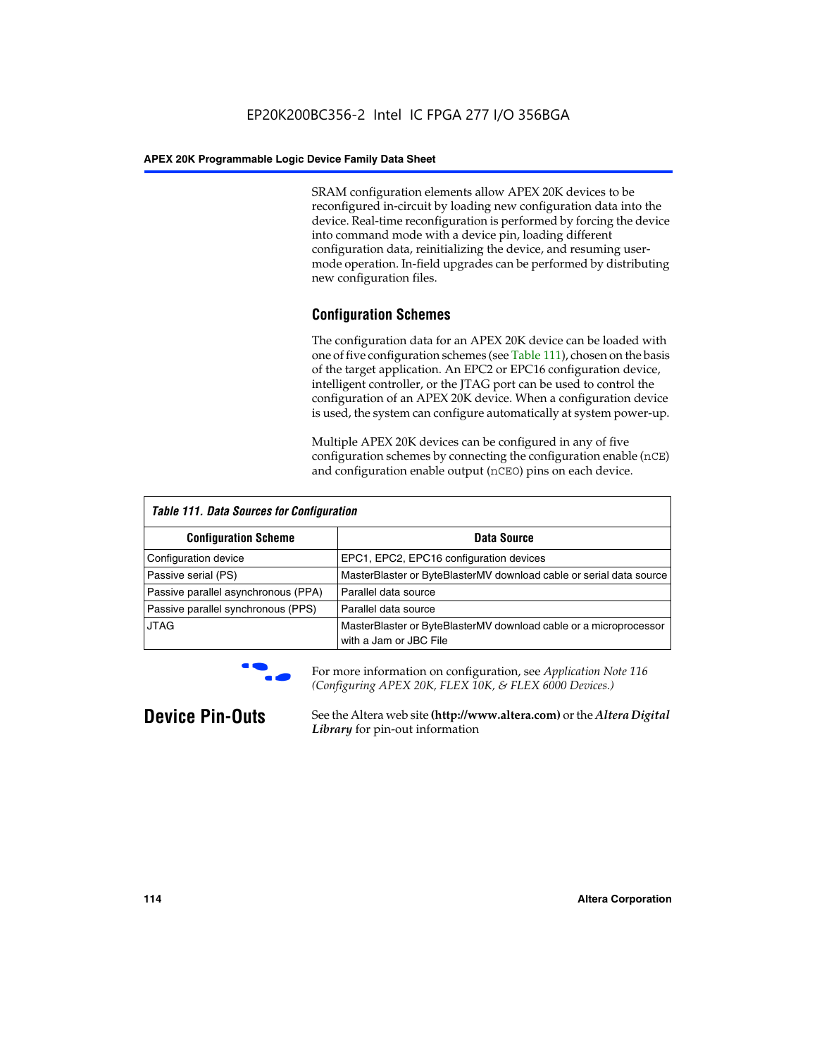SRAM configuration elements allow APEX 20K devices to be reconfigured in-circuit by loading new configuration data into the device. Real-time reconfiguration is performed by forcing the device into command mode with a device pin, loading different configuration data, reinitializing the device, and resuming user-mode operation. In-field upgrades can be performed by distributing new configuration files.

### Configuration Schemes

The configuration data for an APEX 20K device can be loaded with one of five configuration schemes (see Table 111), chosen on the basis of the target application. An EPC2 or EPC16 configuration device, intelligent controller, or the JTAG port can be used to control the configuration of an APEX 20K device. When a configuration device is used, the system can configure automatically at system power-up.

Multiple APEX 20K devices can be configured in any of five configuration schemes by connecting the configuration enable (`nCE`) and configuration enable output (`nCEO`) pins on each device.

*Table 111. Data Sources for Configuration*

| Configuration Scheme | Data Source |
|---|---|
| Configuration device | EPC1, EPC2, EPC16 configuration devices |
| Passive serial (PS) | MasterBlaster or ByteBlasterMV download cable or serial data source |
| Passive parallel asynchronous (PPA) | Parallel data source |
| Passive parallel synchronous (PPS) | Parallel data source |
| JTAG | MasterBlaster or ByteBlasterMV download cable or a microprocessor with a Jam or JBC File |

For more information on configuration, see *Application Note 116 (Configuring APEX 20K, FLEX 10K, & FLEX 6000 Devices.)*

## Device Pin-Outs

See the Altera web site **(http://www.altera.com)** or the ***Altera Digital Library*** for pin-out information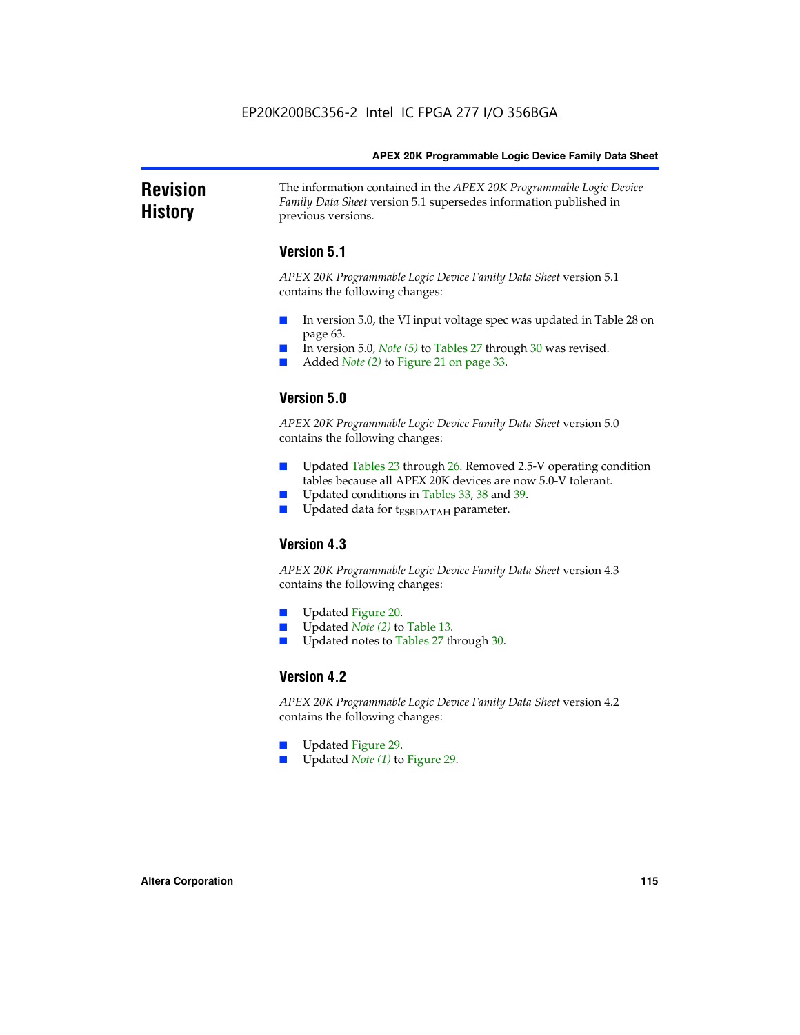## Revision History

The information contained in the *APEX 20K Programmable Logic Device Family Data Sheet* version 5.1 supersedes information published in previous versions.

### Version 5.1

*APEX 20K Programmable Logic Device Family Data Sheet* version 5.1 contains the following changes:

- In version 5.0, the VI input voltage spec was updated in Table 28 on page 63.
- In version 5.0, *Note (5)* to Tables 27 through 30 was revised.
- Added *Note (2)* to Figure 21 on page 33.

### Version 5.0

*APEX 20K Programmable Logic Device Family Data Sheet* version 5.0 contains the following changes:

- Updated Tables 23 through 26. Removed 2.5-V operating condition tables because all APEX 20K devices are now 5.0-V tolerant.
- Updated conditions in Tables 33, 38 and 39.
- Updated data for $t_{ESBDATAH}$ parameter.

### Version 4.3

*APEX 20K Programmable Logic Device Family Data Sheet* version 4.3 contains the following changes:

- Updated Figure 20.
- Updated *Note (2)* to Table 13.
- Updated notes to Tables 27 through 30.

### Version 4.2

*APEX 20K Programmable Logic Device Family Data Sheet* version 4.2 contains the following changes:

- Updated Figure 29.
- Updated *Note (1)* to Figure 29.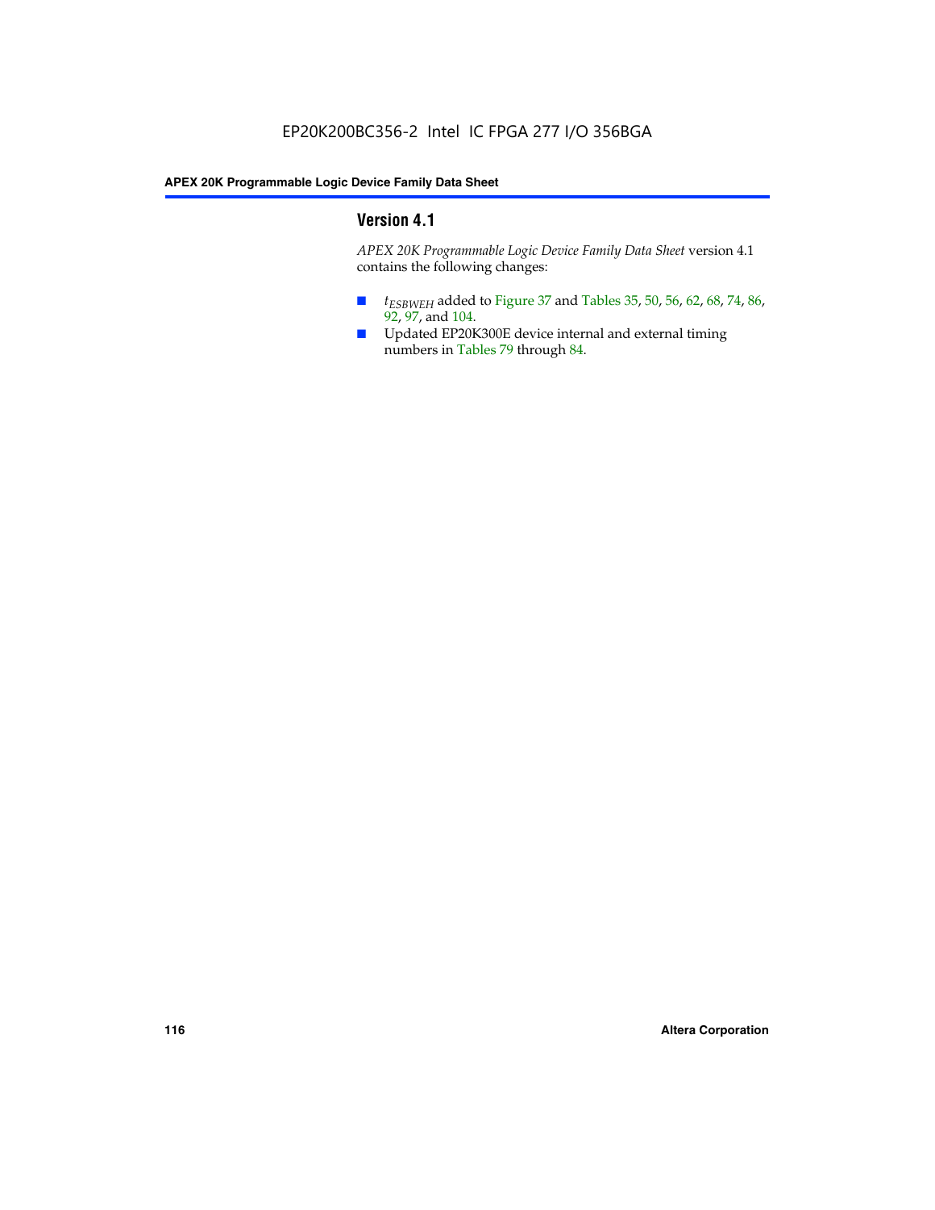## Version 4.1

*APEX 20K Programmable Logic Device Family Data Sheet* version 4.1 contains the following changes:

- $t_{ESBWEH}$ added to Figure 37 and Tables 35, 50, 56, 62, 68, 74, 86, 92, 97, and 104.
- Updated EP20K300E device internal and external timing numbers in Tables 79 through 84.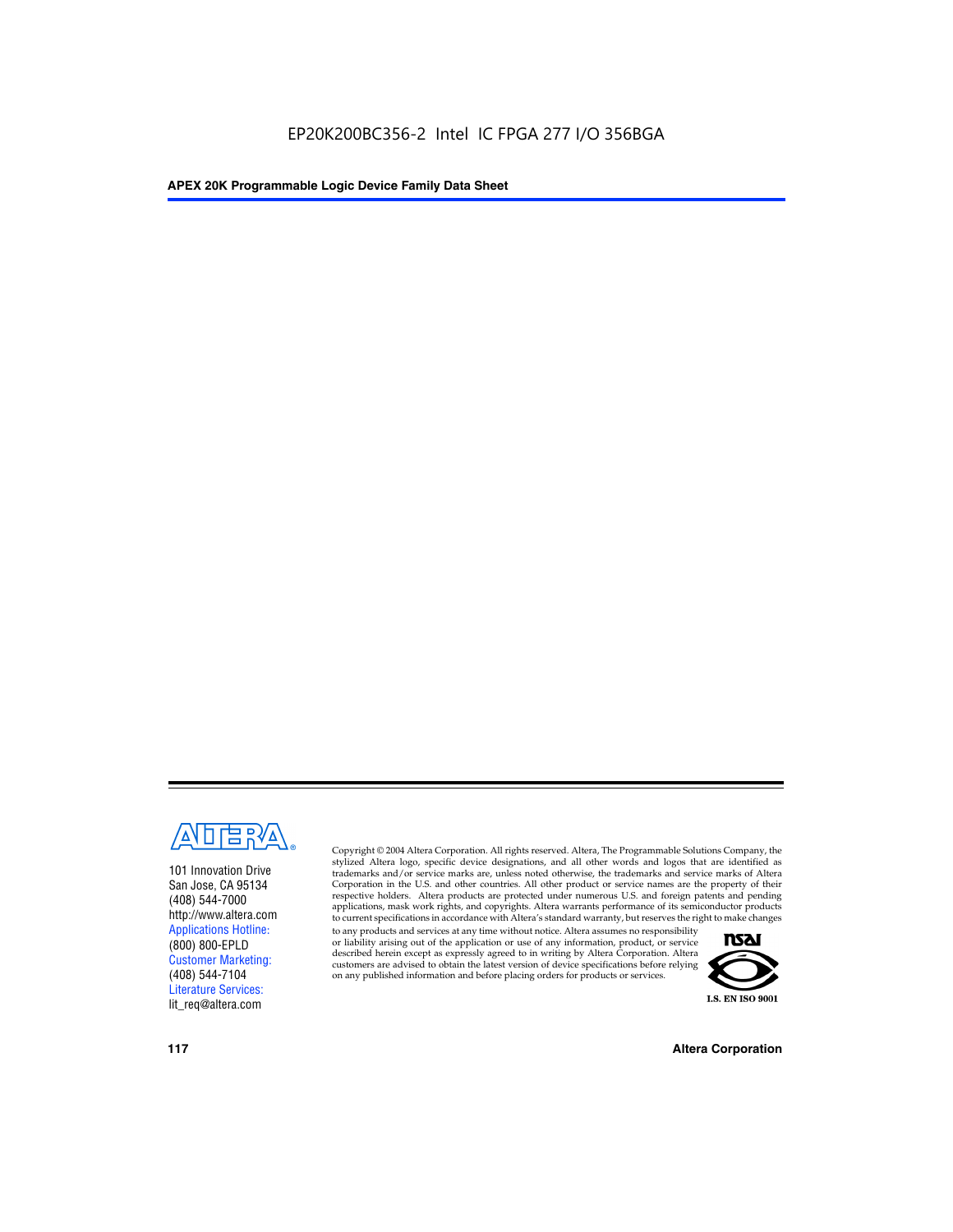101 Innovation Drive
San Jose, CA 95134
(408) 544-7000
http://www.altera.com
Applications Hotline:
(800) 800-EPLD
Customer Marketing:
(408) 544-7104
Literature Services:
lit_req@altera.com

Copyright © 2004 Altera Corporation. All rights reserved. Altera, The Programmable Solutions Company, the stylized Altera logo, specific device designations, and all other words and logos that are identified as trademarks and/or service marks are, unless noted otherwise, the trademarks and service marks of Altera Corporation in the U.S. and other countries. All other product or service names are the property of their respective holders. Altera products are protected under numerous U.S. and foreign patents and pending applications, mask work rights, and copyrights. Altera warrants performance of its semiconductor products to current specifications in accordance with Altera's standard warranty, but reserves the right to make changes to any products and services at any time without notice. Altera assumes no responsibility or liability arising out of the application or use of any information, product, or service described herein except as expressly agreed to in writing by Altera Corporation. Altera customers are advised to obtain the latest version of device specifications before relying on any published information and before placing orders for products or services.

I.S. EN ISO 9001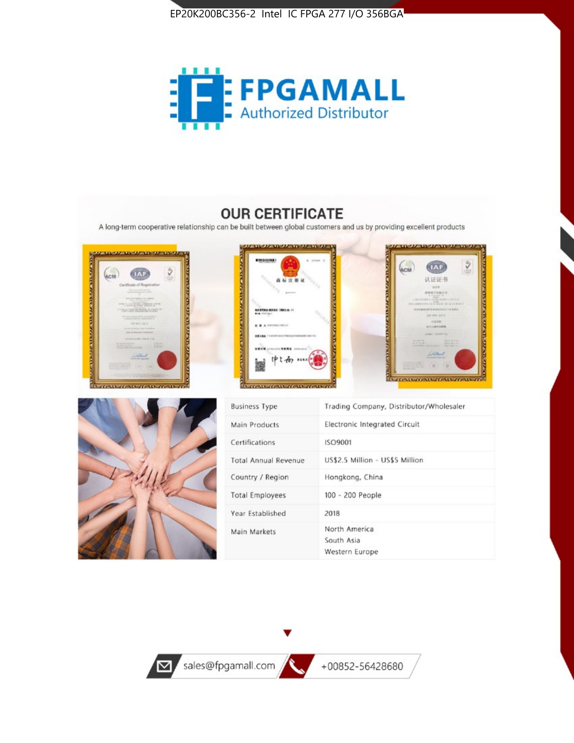FPGAMALL
Authorized Distributor

## OUR CERTIFICATE

A long-term cooperative relationship can be built between global customers and us by providing excellent products

| | |
|---|---|
| Business Type | Trading Company, Distributor/Wholesaler |
| Main Products | Electronic Integrated Circuit |
| Certifications | ISO9001 |
| Total Annual Revenue | US$2.5 Million - US$5 Million |
| Country / Region | Hongkong, China |
| Total Employees | 100 - 200 People |
| Year Established | 2018 |
| Main Markets | North America<br>South Asia<br>Western Europe |

sales@fpgamall.com

+00852-56428680